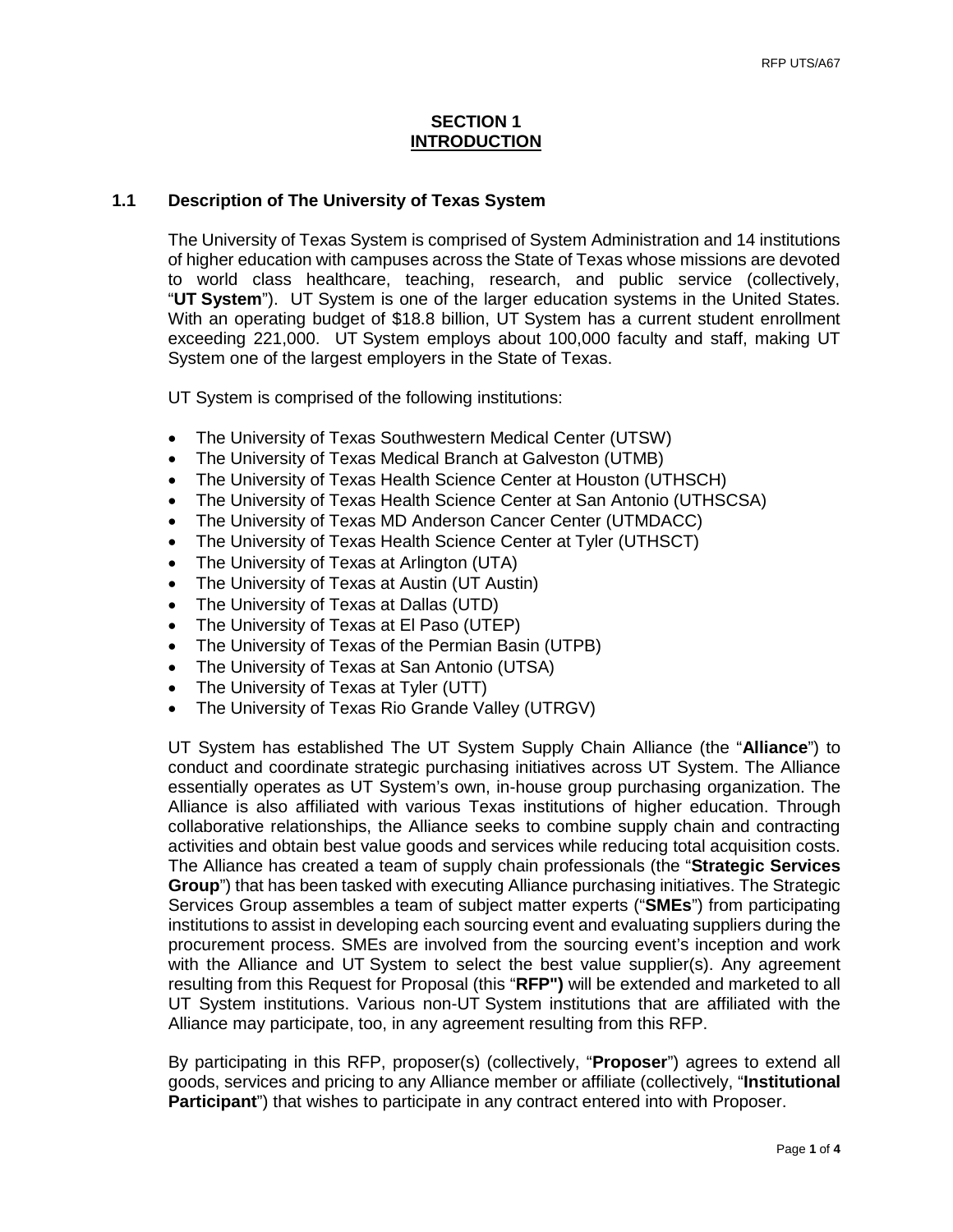# SECTION 1
## INTRODUCTION

### 1.1 Description of The University of Texas System

The University of Texas System is comprised of System Administration and 14 institutions of higher education with campuses across the State of Texas whose missions are devoted to world class healthcare, teaching, research, and public service (collectively, "**UT System**"). UT System is one of the larger education systems in the United States. With an operating budget of $18.8 billion, UT System has a current student enrollment exceeding 221,000. UT System employs about 100,000 faculty and staff, making UT System one of the largest employers in the State of Texas.

UT System is comprised of the following institutions:

- The University of Texas Southwestern Medical Center (UTSW)
- The University of Texas Medical Branch at Galveston (UTMB)
- The University of Texas Health Science Center at Houston (UTHSCH)
- The University of Texas Health Science Center at San Antonio (UTHSCSA)
- The University of Texas MD Anderson Cancer Center (UTMDACC)
- The University of Texas Health Science Center at Tyler (UTHSCT)
- The University of Texas at Arlington (UTA)
- The University of Texas at Austin (UT Austin)
- The University of Texas at Dallas (UTD)
- The University of Texas at El Paso (UTEP)
- The University of Texas of the Permian Basin (UTPB)
- The University of Texas at San Antonio (UTSA)
- The University of Texas at Tyler (UTT)
- The University of Texas Rio Grande Valley (UTRGV)

UT System has established The UT System Supply Chain Alliance (the "**Alliance**") to conduct and coordinate strategic purchasing initiatives across UT System. The Alliance essentially operates as UT System's own, in-house group purchasing organization. The Alliance is also affiliated with various Texas institutions of higher education. Through collaborative relationships, the Alliance seeks to combine supply chain and contracting activities and obtain best value goods and services while reducing total acquisition costs. The Alliance has created a team of supply chain professionals (the "**Strategic Services Group**") that has been tasked with executing Alliance purchasing initiatives. The Strategic Services Group assembles a team of subject matter experts ("**SMEs**") from participating institutions to assist in developing each sourcing event and evaluating suppliers during the procurement process. SMEs are involved from the sourcing event's inception and work with the Alliance and UT System to select the best value supplier(s). Any agreement resulting from this Request for Proposal (this "**RFP")** will be extended and marketed to all UT System institutions. Various non-UT System institutions that are affiliated with the Alliance may participate, too, in any agreement resulting from this RFP.

By participating in this RFP, proposer(s) (collectively, "**Proposer**") agrees to extend all goods, services and pricing to any Alliance member or affiliate (collectively, "**Institutional Participant**") that wishes to participate in any contract entered into with Proposer.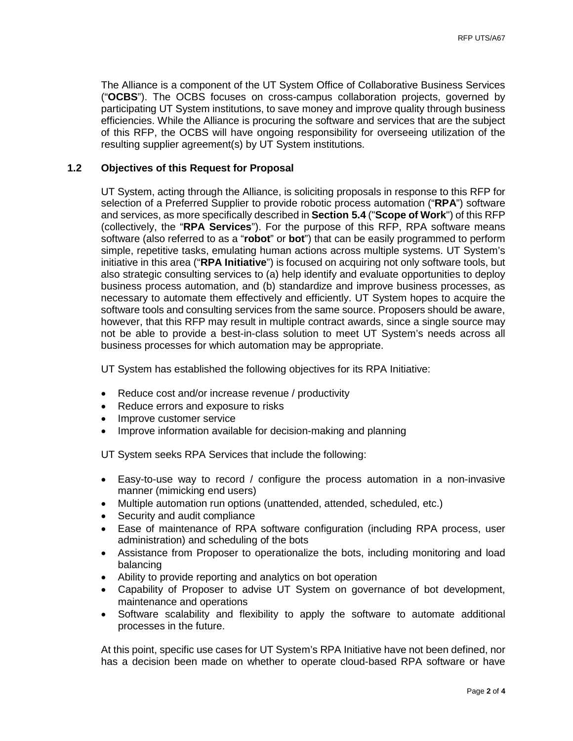The Alliance is a component of the UT System Office of Collaborative Business Services ("**OCBS**"). The OCBS focuses on cross-campus collaboration projects, governed by participating UT System institutions, to save money and improve quality through business efficiencies. While the Alliance is procuring the software and services that are the subject of this RFP, the OCBS will have ongoing responsibility for overseeing utilization of the resulting supplier agreement(s) by UT System institutions.

### 1.2 Objectives of this Request for Proposal

UT System, acting through the Alliance, is soliciting proposals in response to this RFP for selection of a Preferred Supplier to provide robotic process automation ("**RPA**") software and services, as more specifically described in **Section 5.4** ("**Scope of Work**") of this RFP (collectively, the "**RPA Services**"). For the purpose of this RFP, RPA software means software (also referred to as a "**robot**" or **bot**") that can be easily programmed to perform simple, repetitive tasks, emulating human actions across multiple systems. UT System's initiative in this area ("**RPA Initiative**") is focused on acquiring not only software tools, but also strategic consulting services to (a) help identify and evaluate opportunities to deploy business process automation, and (b) standardize and improve business processes, as necessary to automate them effectively and efficiently. UT System hopes to acquire the software tools and consulting services from the same source. Proposers should be aware, however, that this RFP may result in multiple contract awards, since a single source may not be able to provide a best-in-class solution to meet UT System's needs across all business processes for which automation may be appropriate.

UT System has established the following objectives for its RPA Initiative:

- Reduce cost and/or increase revenue / productivity
- Reduce errors and exposure to risks
- Improve customer service
- Improve information available for decision-making and planning

UT System seeks RPA Services that include the following:

- Easy-to-use way to record / configure the process automation in a non-invasive manner (mimicking end users)
- Multiple automation run options (unattended, attended, scheduled, etc.)
- Security and audit compliance
- Ease of maintenance of RPA software configuration (including RPA process, user administration) and scheduling of the bots
- Assistance from Proposer to operationalize the bots, including monitoring and load balancing
- Ability to provide reporting and analytics on bot operation
- Capability of Proposer to advise UT System on governance of bot development, maintenance and operations
- Software scalability and flexibility to apply the software to automate additional processes in the future.

At this point, specific use cases for UT System's RPA Initiative have not been defined, nor has a decision been made on whether to operate cloud-based RPA software or have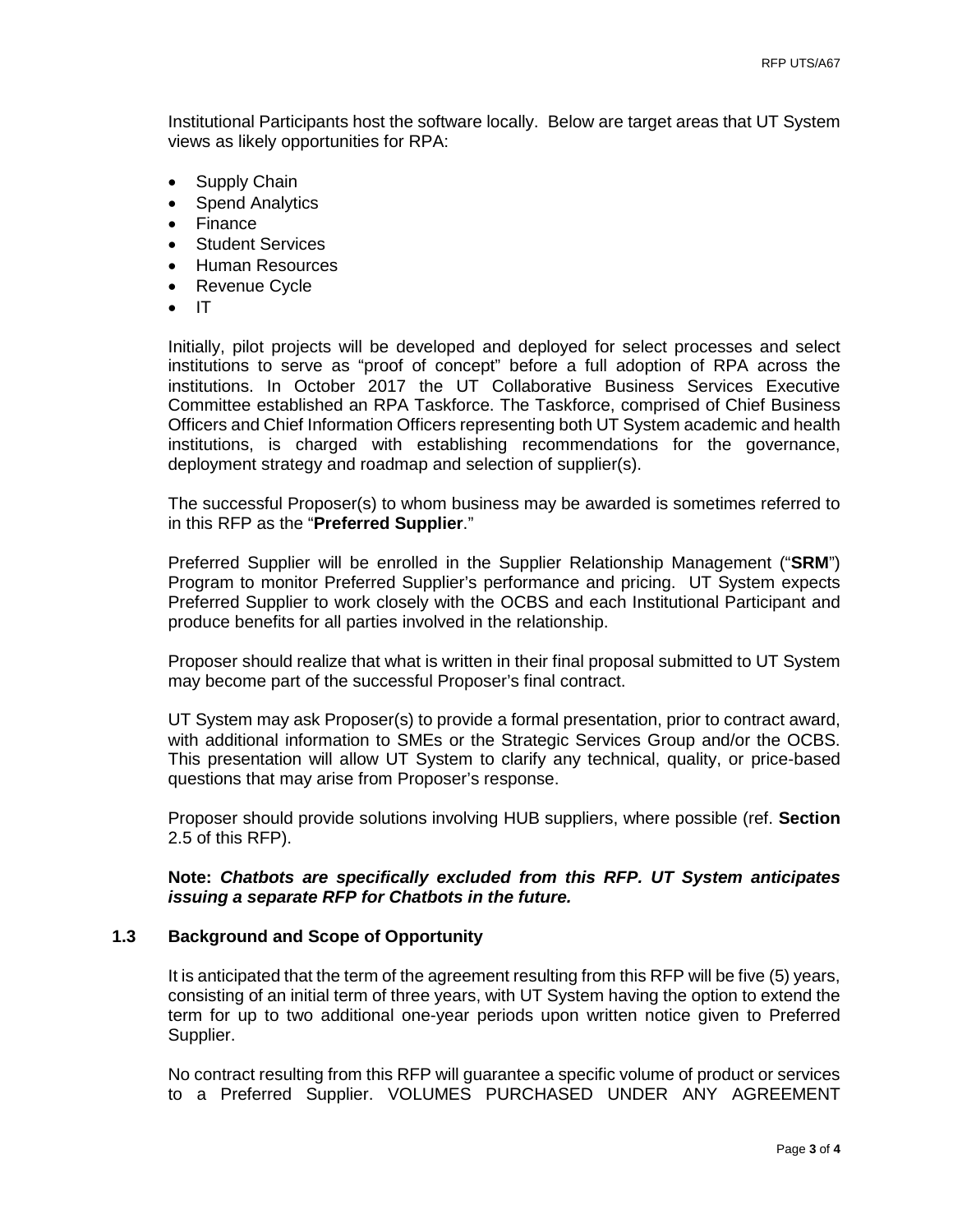Institutional Participants host the software locally. Below are target areas that UT System views as likely opportunities for RPA:

- Supply Chain
- Spend Analytics
- Finance
- Student Services
- Human Resources
- Revenue Cycle
- IT

Initially, pilot projects will be developed and deployed for select processes and select institutions to serve as "proof of concept" before a full adoption of RPA across the institutions. In October 2017 the UT Collaborative Business Services Executive Committee established an RPA Taskforce. The Taskforce, comprised of Chief Business Officers and Chief Information Officers representing both UT System academic and health institutions, is charged with establishing recommendations for the governance, deployment strategy and roadmap and selection of supplier(s).

The successful Proposer(s) to whom business may be awarded is sometimes referred to in this RFP as the "**Preferred Supplier**."

Preferred Supplier will be enrolled in the Supplier Relationship Management ("**SRM**") Program to monitor Preferred Supplier's performance and pricing. UT System expects Preferred Supplier to work closely with the OCBS and each Institutional Participant and produce benefits for all parties involved in the relationship.

Proposer should realize that what is written in their final proposal submitted to UT System may become part of the successful Proposer's final contract.

UT System may ask Proposer(s) to provide a formal presentation, prior to contract award, with additional information to SMEs or the Strategic Services Group and/or the OCBS. This presentation will allow UT System to clarify any technical, quality, or price-based questions that may arise from Proposer's response.

Proposer should provide solutions involving HUB suppliers, where possible (ref. **Section** 2.5 of this RFP).

**Note:** ***Chatbots are specifically excluded from this RFP. UT System anticipates issuing a separate RFP for Chatbots in the future.***

### 1.3 Background and Scope of Opportunity

It is anticipated that the term of the agreement resulting from this RFP will be five (5) years, consisting of an initial term of three years, with UT System having the option to extend the term for up to two additional one-year periods upon written notice given to Preferred Supplier.

No contract resulting from this RFP will guarantee a specific volume of product or services to a Preferred Supplier. VOLUMES PURCHASED UNDER ANY AGREEMENT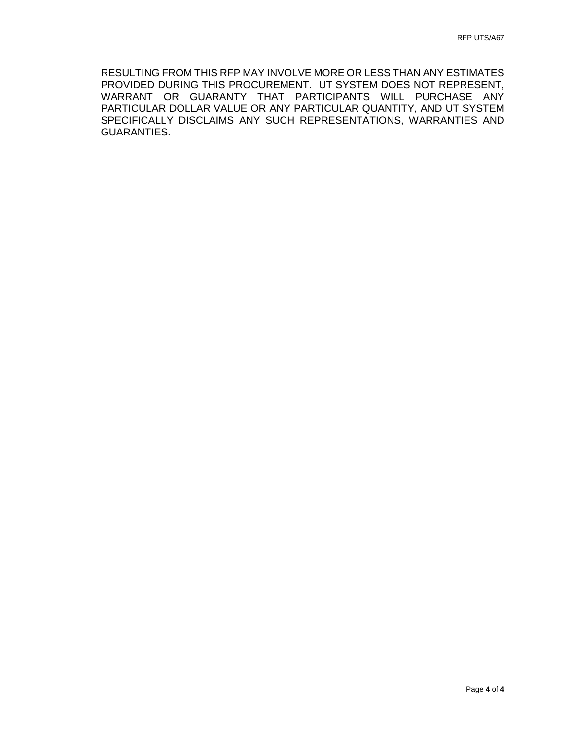RESULTING FROM THIS RFP MAY INVOLVE MORE OR LESS THAN ANY ESTIMATES PROVIDED DURING THIS PROCUREMENT. UT SYSTEM DOES NOT REPRESENT, WARRANT OR GUARANTY THAT PARTICIPANTS WILL PURCHASE ANY PARTICULAR DOLLAR VALUE OR ANY PARTICULAR QUANTITY, AND UT SYSTEM SPECIFICALLY DISCLAIMS ANY SUCH REPRESENTATIONS, WARRANTIES AND GUARANTIES.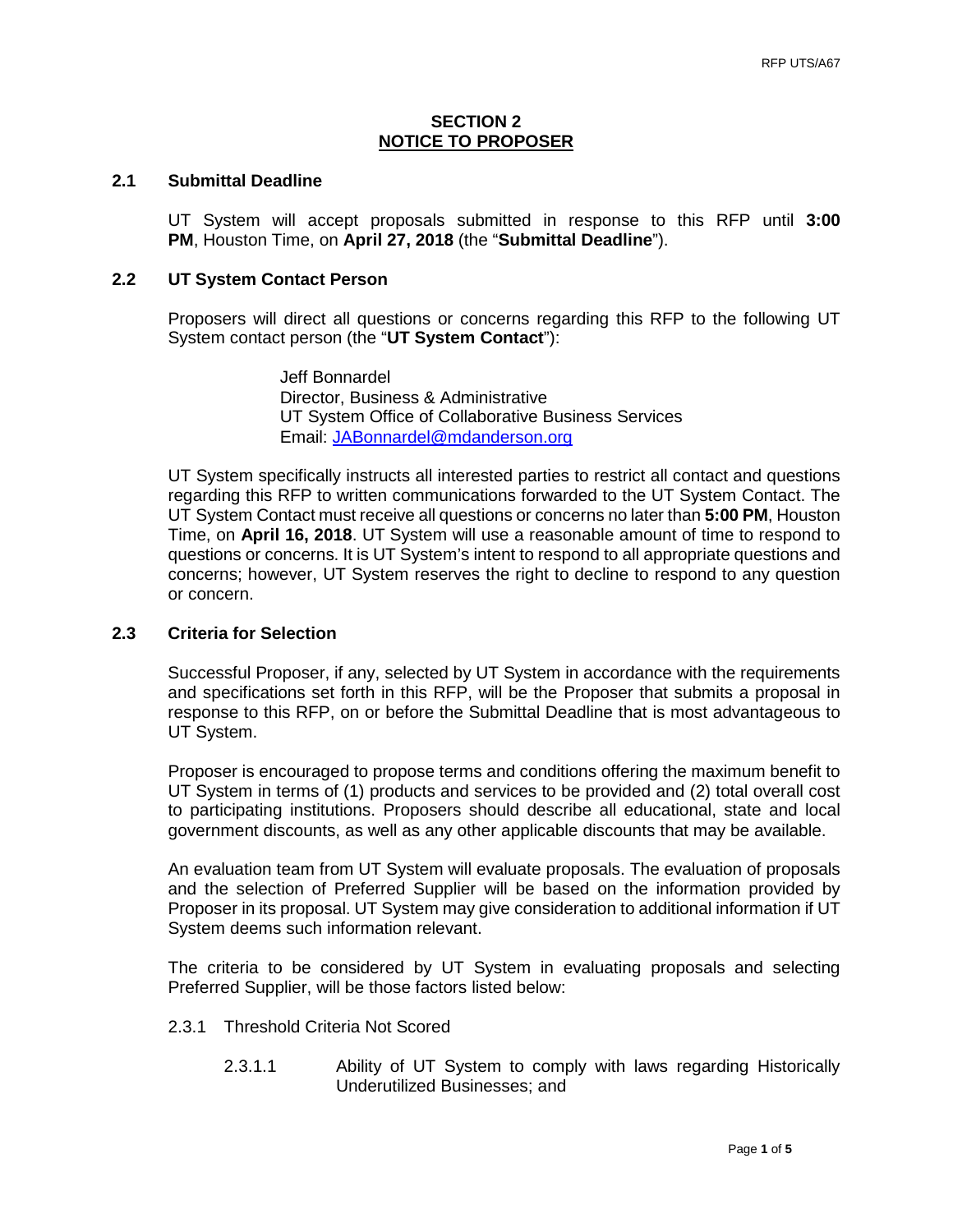# SECTION 2
## NOTICE TO PROPOSER

### 2.1 Submittal Deadline

UT System will accept proposals submitted in response to this RFP until **3:00 PM**, Houston Time, on **April 27, 2018** (the "**Submittal Deadline**").

### 2.2 UT System Contact Person

Proposers will direct all questions or concerns regarding this RFP to the following UT System contact person (the "**UT System Contact**"):

> Jeff Bonnardel
> Director, Business & Administrative
> UT System Office of Collaborative Business Services
> Email: JABonnardel@mdanderson.org

UT System specifically instructs all interested parties to restrict all contact and questions regarding this RFP to written communications forwarded to the UT System Contact. The UT System Contact must receive all questions or concerns no later than **5:00 PM**, Houston Time, on **April 16, 2018**. UT System will use a reasonable amount of time to respond to questions or concerns. It is UT System's intent to respond to all appropriate questions and concerns; however, UT System reserves the right to decline to respond to any question or concern.

### 2.3 Criteria for Selection

Successful Proposer, if any, selected by UT System in accordance with the requirements and specifications set forth in this RFP, will be the Proposer that submits a proposal in response to this RFP, on or before the Submittal Deadline that is most advantageous to UT System.

Proposer is encouraged to propose terms and conditions offering the maximum benefit to UT System in terms of (1) products and services to be provided and (2) total overall cost to participating institutions. Proposers should describe all educational, state and local government discounts, as well as any other applicable discounts that may be available.

An evaluation team from UT System will evaluate proposals. The evaluation of proposals and the selection of Preferred Supplier will be based on the information provided by Proposer in its proposal. UT System may give consideration to additional information if UT System deems such information relevant.

The criteria to be considered by UT System in evaluating proposals and selecting Preferred Supplier, will be those factors listed below:

2.3.1 Threshold Criteria Not Scored

2.3.1.1 Ability of UT System to comply with laws regarding Historically Underutilized Businesses; and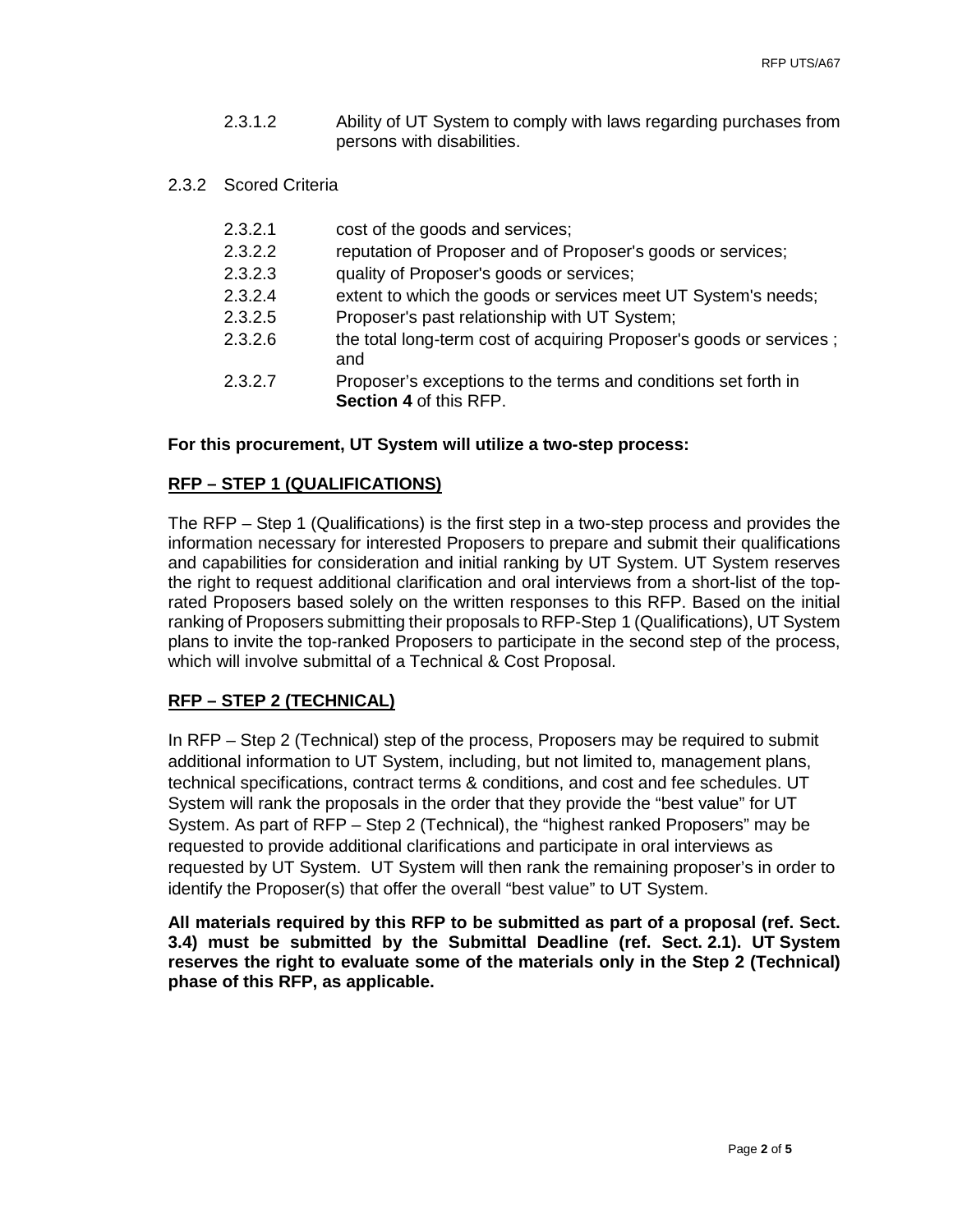2.3.1.2 Ability of UT System to comply with laws regarding purchases from persons with disabilities.

2.3.2 Scored Criteria

2.3.2.1 cost of the goods and services;

2.3.2.2 reputation of Proposer and of Proposer's goods or services;

2.3.2.3 quality of Proposer's goods or services;

2.3.2.4 extent to which the goods or services meet UT System's needs;

2.3.2.5 Proposer's past relationship with UT System;

2.3.2.6 the total long-term cost of acquiring Proposer's goods or services ; and

2.3.2.7 Proposer's exceptions to the terms and conditions set forth in **Section 4** of this RFP.

**For this procurement, UT System will utilize a two-step process:**

**RFP – STEP 1 (QUALIFICATIONS)**

The RFP – Step 1 (Qualifications) is the first step in a two-step process and provides the information necessary for interested Proposers to prepare and submit their qualifications and capabilities for consideration and initial ranking by UT System. UT System reserves the right to request additional clarification and oral interviews from a short-list of the top-rated Proposers based solely on the written responses to this RFP. Based on the initial ranking of Proposers submitting their proposals to RFP-Step 1 (Qualifications), UT System plans to invite the top-ranked Proposers to participate in the second step of the process, which will involve submittal of a Technical & Cost Proposal.

**RFP – STEP 2 (TECHNICAL)**

In RFP – Step 2 (Technical) step of the process, Proposers may be required to submit additional information to UT System, including, but not limited to, management plans, technical specifications, contract terms & conditions, and cost and fee schedules. UT System will rank the proposals in the order that they provide the "best value" for UT System. As part of RFP – Step 2 (Technical), the "highest ranked Proposers" may be requested to provide additional clarifications and participate in oral interviews as requested by UT System. UT System will then rank the remaining proposer's in order to identify the Proposer(s) that offer the overall "best value" to UT System.

**All materials required by this RFP to be submitted as part of a proposal (ref. Sect. 3.4) must be submitted by the Submittal Deadline (ref. Sect. 2.1). UT System reserves the right to evaluate some of the materials only in the Step 2 (Technical) phase of this RFP, as applicable.**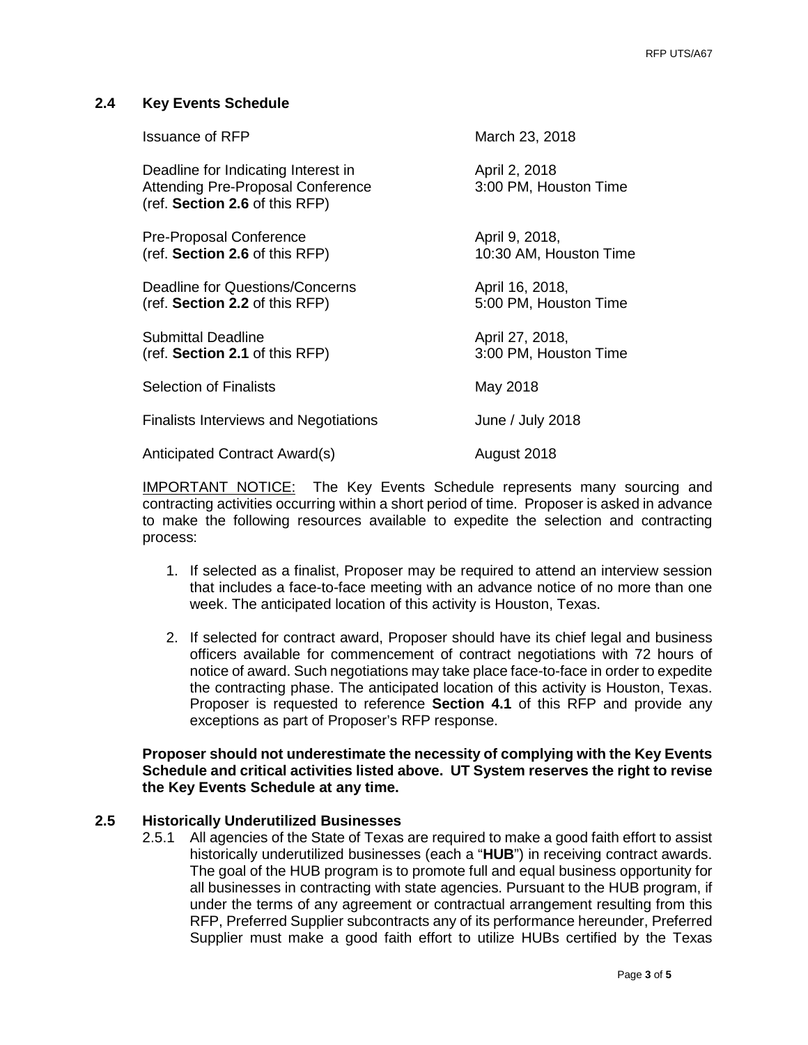### 2.4 Key Events Schedule

| | |
|---|---|
| Issuance of RFP | March 23, 2018 |
| Deadline for Indicating Interest in Attending Pre-Proposal Conference (ref. **Section 2.6** of this RFP) | April 2, 2018 3:00 PM, Houston Time |
| Pre-Proposal Conference (ref. **Section 2.6** of this RFP) | April 9, 2018, 10:30 AM, Houston Time |
| Deadline for Questions/Concerns (ref. **Section 2.2** of this RFP) | April 16, 2018, 5:00 PM, Houston Time |
| Submittal Deadline (ref. **Section 2.1** of this RFP) | April 27, 2018, 3:00 PM, Houston Time |
| Selection of Finalists | May 2018 |
| Finalists Interviews and Negotiations | June / July 2018 |
| Anticipated Contract Award(s) | August 2018 |

IMPORTANT NOTICE: The Key Events Schedule represents many sourcing and contracting activities occurring within a short period of time. Proposer is asked in advance to make the following resources available to expedite the selection and contracting process:

1. If selected as a finalist, Proposer may be required to attend an interview session that includes a face-to-face meeting with an advance notice of no more than one week. The anticipated location of this activity is Houston, Texas.
2. If selected for contract award, Proposer should have its chief legal and business officers available for commencement of contract negotiations with 72 hours of notice of award. Such negotiations may take place face-to-face in order to expedite the contracting phase. The anticipated location of this activity is Houston, Texas. Proposer is requested to reference **Section 4.1** of this RFP and provide any exceptions as part of Proposer's RFP response.

**Proposer should not underestimate the necessity of complying with the Key Events Schedule and critical activities listed above. UT System reserves the right to revise the Key Events Schedule at any time.**

### 2.5 Historically Underutilized Businesses

2.5.1 All agencies of the State of Texas are required to make a good faith effort to assist historically underutilized businesses (each a "**HUB**") in receiving contract awards. The goal of the HUB program is to promote full and equal business opportunity for all businesses in contracting with state agencies. Pursuant to the HUB program, if under the terms of any agreement or contractual arrangement resulting from this RFP, Preferred Supplier subcontracts any of its performance hereunder, Preferred Supplier must make a good faith effort to utilize HUBs certified by the Texas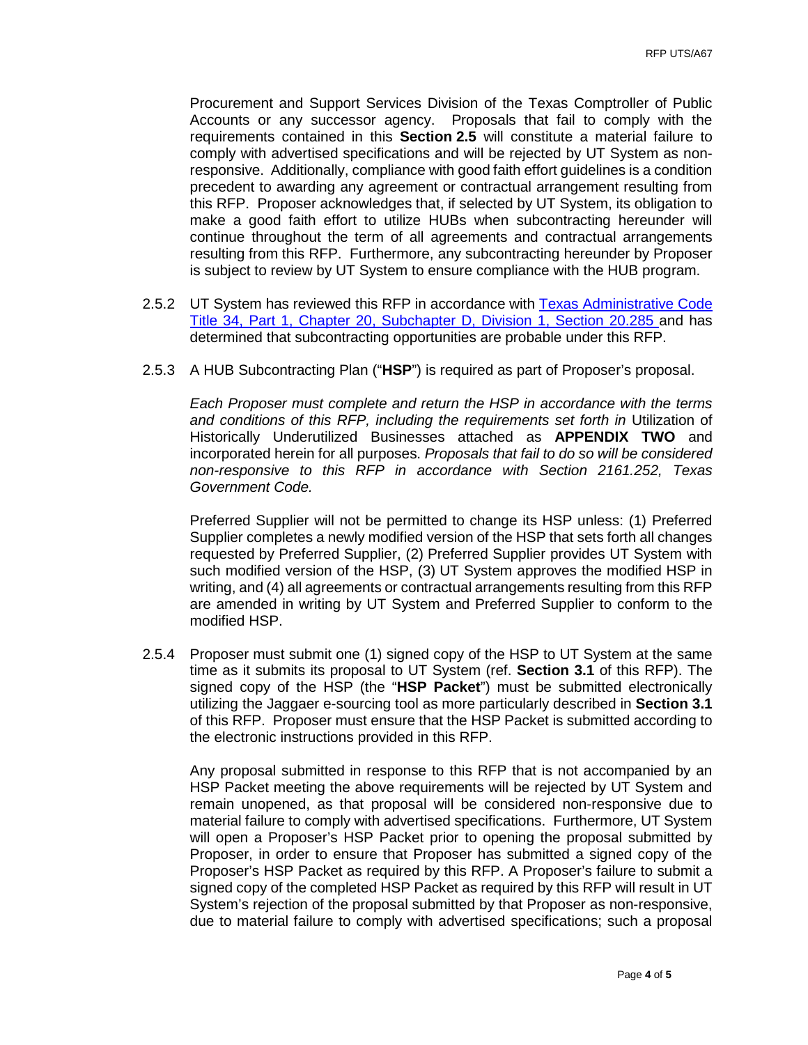Procurement and Support Services Division of the Texas Comptroller of Public Accounts or any successor agency. Proposals that fail to comply with the requirements contained in this **Section 2.5** will constitute a material failure to comply with advertised specifications and will be rejected by UT System as non-responsive. Additionally, compliance with good faith effort guidelines is a condition precedent to awarding any agreement or contractual arrangement resulting from this RFP. Proposer acknowledges that, if selected by UT System, its obligation to make a good faith effort to utilize HUBs when subcontracting hereunder will continue throughout the term of all agreements and contractual arrangements resulting from this RFP. Furthermore, any subcontracting hereunder by Proposer is subject to review by UT System to ensure compliance with the HUB program.

2.5.2 UT System has reviewed this RFP in accordance with [Texas Administrative Code Title 34, Part 1, Chapter 20, Subchapter D, Division 1, Section 20.285](#) and has determined that subcontracting opportunities are probable under this RFP.

2.5.3 A HUB Subcontracting Plan ("**HSP**") is required as part of Proposer's proposal.

*Each Proposer must complete and return the HSP in accordance with the terms and conditions of this RFP, including the requirements set forth in* Utilization of Historically Underutilized Businesses attached as **APPENDIX TWO** and incorporated herein for all purposes. *Proposals that fail to do so will be considered non-responsive to this RFP in accordance with Section 2161.252, Texas Government Code.*

Preferred Supplier will not be permitted to change its HSP unless: (1) Preferred Supplier completes a newly modified version of the HSP that sets forth all changes requested by Preferred Supplier, (2) Preferred Supplier provides UT System with such modified version of the HSP, (3) UT System approves the modified HSP in writing, and (4) all agreements or contractual arrangements resulting from this RFP are amended in writing by UT System and Preferred Supplier to conform to the modified HSP.

2.5.4 Proposer must submit one (1) signed copy of the HSP to UT System at the same time as it submits its proposal to UT System (ref. **Section 3.1** of this RFP). The signed copy of the HSP (the "**HSP Packet**") must be submitted electronically utilizing the Jaggaer e-sourcing tool as more particularly described in **Section 3.1** of this RFP. Proposer must ensure that the HSP Packet is submitted according to the electronic instructions provided in this RFP.

Any proposal submitted in response to this RFP that is not accompanied by an HSP Packet meeting the above requirements will be rejected by UT System and remain unopened, as that proposal will be considered non-responsive due to material failure to comply with advertised specifications. Furthermore, UT System will open a Proposer's HSP Packet prior to opening the proposal submitted by Proposer, in order to ensure that Proposer has submitted a signed copy of the Proposer's HSP Packet as required by this RFP. A Proposer's failure to submit a signed copy of the completed HSP Packet as required by this RFP will result in UT System's rejection of the proposal submitted by that Proposer as non-responsive, due to material failure to comply with advertised specifications; such a proposal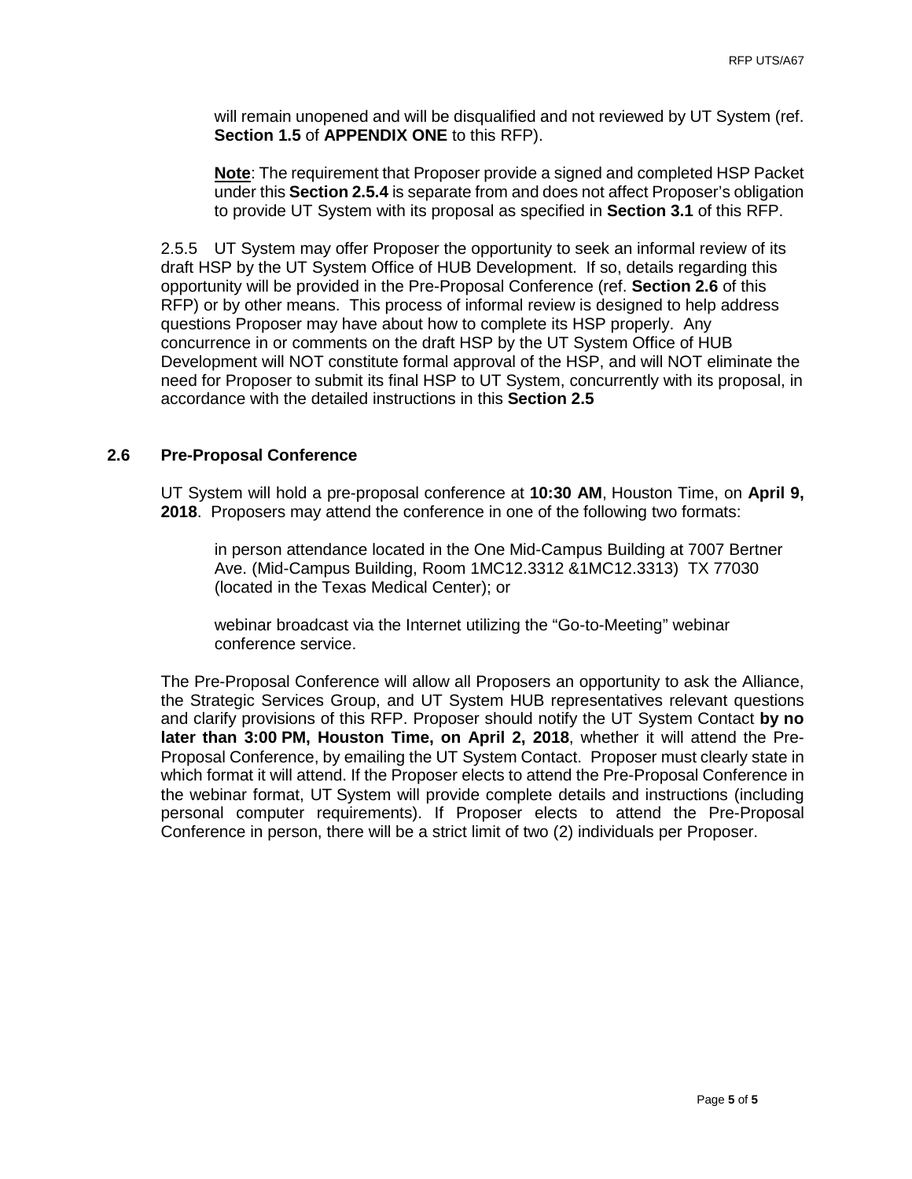will remain unopened and will be disqualified and not reviewed by UT System (ref. **Section 1.5** of **APPENDIX ONE** to this RFP).

**Note**: The requirement that Proposer provide a signed and completed HSP Packet under this **Section 2.5.4** is separate from and does not affect Proposer's obligation to provide UT System with its proposal as specified in **Section 3.1** of this RFP.

2.5.5 UT System may offer Proposer the opportunity to seek an informal review of its draft HSP by the UT System Office of HUB Development. If so, details regarding this opportunity will be provided in the Pre-Proposal Conference (ref. **Section 2.6** of this RFP) or by other means. This process of informal review is designed to help address questions Proposer may have about how to complete its HSP properly. Any concurrence in or comments on the draft HSP by the UT System Office of HUB Development will NOT constitute formal approval of the HSP, and will NOT eliminate the need for Proposer to submit its final HSP to UT System, concurrently with its proposal, in accordance with the detailed instructions in this **Section 2.5**

### 2.6 Pre-Proposal Conference

UT System will hold a pre-proposal conference at **10:30 AM**, Houston Time, on **April 9, 2018**. Proposers may attend the conference in one of the following two formats:

in person attendance located in the One Mid-Campus Building at 7007 Bertner Ave. (Mid-Campus Building, Room 1MC12.3312 &1MC12.3313) TX 77030 (located in the Texas Medical Center); or

webinar broadcast via the Internet utilizing the "Go-to-Meeting" webinar conference service.

The Pre-Proposal Conference will allow all Proposers an opportunity to ask the Alliance, the Strategic Services Group, and UT System HUB representatives relevant questions and clarify provisions of this RFP. Proposer should notify the UT System Contact **by no later than 3:00 PM, Houston Time, on April 2, 2018**, whether it will attend the Pre-Proposal Conference, by emailing the UT System Contact. Proposer must clearly state in which format it will attend. If the Proposer elects to attend the Pre-Proposal Conference in the webinar format, UT System will provide complete details and instructions (including personal computer requirements). If Proposer elects to attend the Pre-Proposal Conference in person, there will be a strict limit of two (2) individuals per Proposer.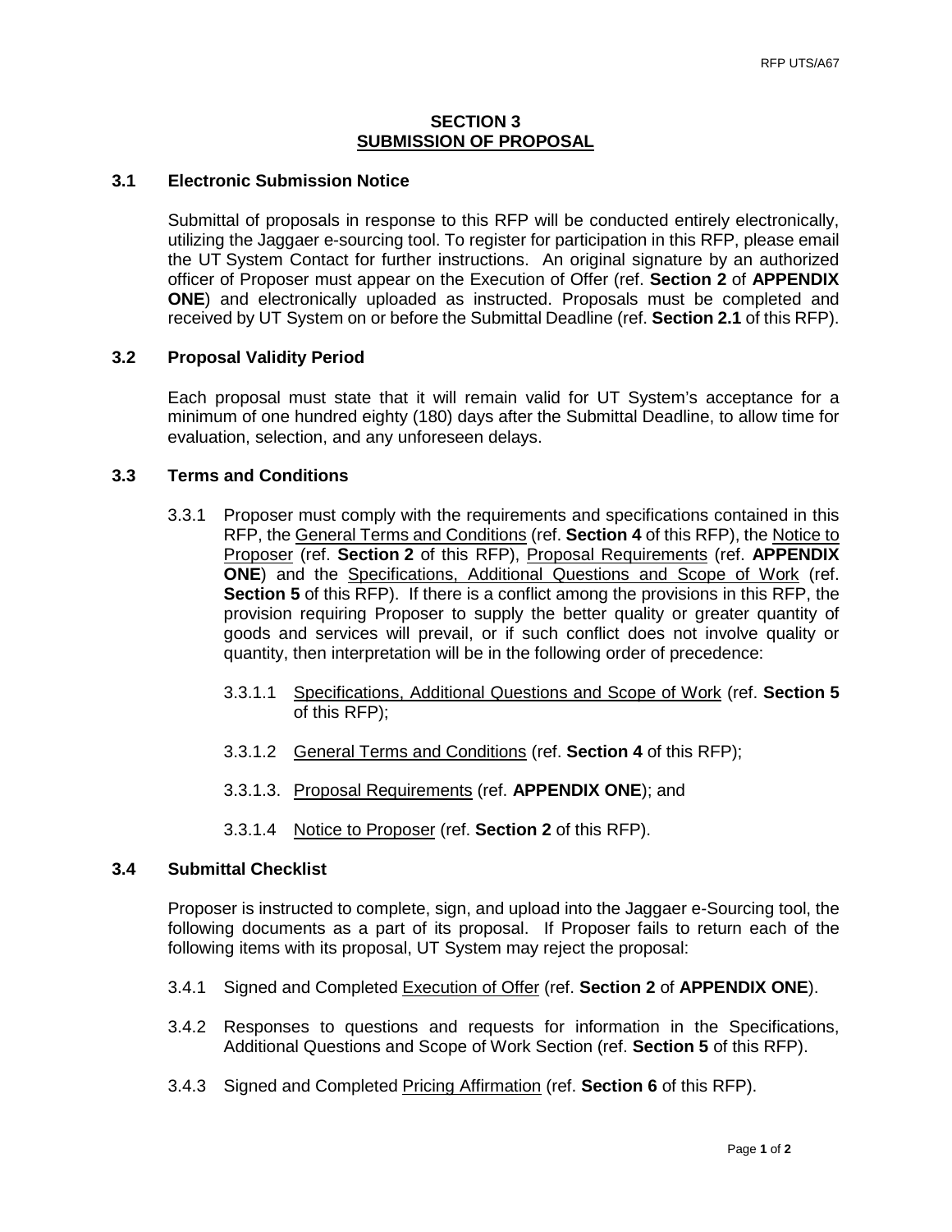## SECTION 3
## SUBMISSION OF PROPOSAL

### 3.1 Electronic Submission Notice

Submittal of proposals in response to this RFP will be conducted entirely electronically, utilizing the Jaggaer e-sourcing tool. To register for participation in this RFP, please email the UT System Contact for further instructions. An original signature by an authorized officer of Proposer must appear on the Execution of Offer (ref. **Section 2** of **APPENDIX ONE**) and electronically uploaded as instructed. Proposals must be completed and received by UT System on or before the Submittal Deadline (ref. **Section 2.1** of this RFP).

### 3.2 Proposal Validity Period

Each proposal must state that it will remain valid for UT System's acceptance for a minimum of one hundred eighty (180) days after the Submittal Deadline, to allow time for evaluation, selection, and any unforeseen delays.

### 3.3 Terms and Conditions

3.3.1 Proposer must comply with the requirements and specifications contained in this RFP, the General Terms and Conditions (ref. **Section 4** of this RFP), the Notice to Proposer (ref. **Section 2** of this RFP), Proposal Requirements (ref. **APPENDIX ONE**) and the Specifications, Additional Questions and Scope of Work (ref. **Section 5** of this RFP). If there is a conflict among the provisions in this RFP, the provision requiring Proposer to supply the better quality or greater quantity of goods and services will prevail, or if such conflict does not involve quality or quantity, then interpretation will be in the following order of precedence:

3.3.1.1 Specifications, Additional Questions and Scope of Work (ref. **Section 5** of this RFP);

3.3.1.2 General Terms and Conditions (ref. **Section 4** of this RFP);

3.3.1.3. Proposal Requirements (ref. **APPENDIX ONE**); and

3.3.1.4 Notice to Proposer (ref. **Section 2** of this RFP).

### 3.4 Submittal Checklist

Proposer is instructed to complete, sign, and upload into the Jaggaer e-Sourcing tool, the following documents as a part of its proposal. If Proposer fails to return each of the following items with its proposal, UT System may reject the proposal:

3.4.1 Signed and Completed Execution of Offer (ref. **Section 2** of **APPENDIX ONE**).

3.4.2 Responses to questions and requests for information in the Specifications, Additional Questions and Scope of Work Section (ref. **Section 5** of this RFP).

3.4.3 Signed and Completed Pricing Affirmation (ref. **Section 6** of this RFP).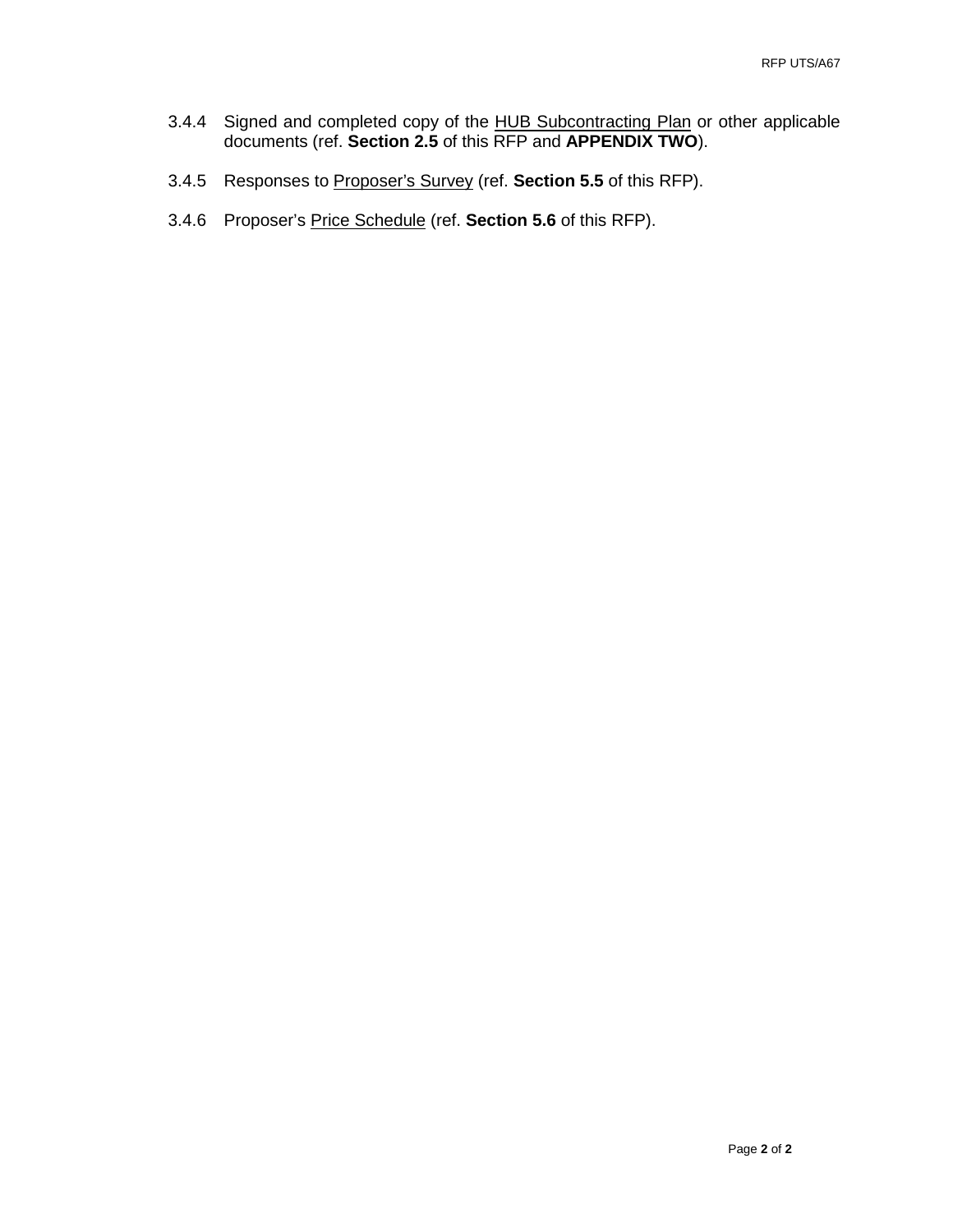3.4.4 Signed and completed copy of the HUB Subcontracting Plan or other applicable documents (ref. **Section 2.5** of this RFP and **APPENDIX TWO**).

3.4.5 Responses to Proposer's Survey (ref. **Section 5.5** of this RFP).

3.4.6 Proposer's Price Schedule (ref. **Section 5.6** of this RFP).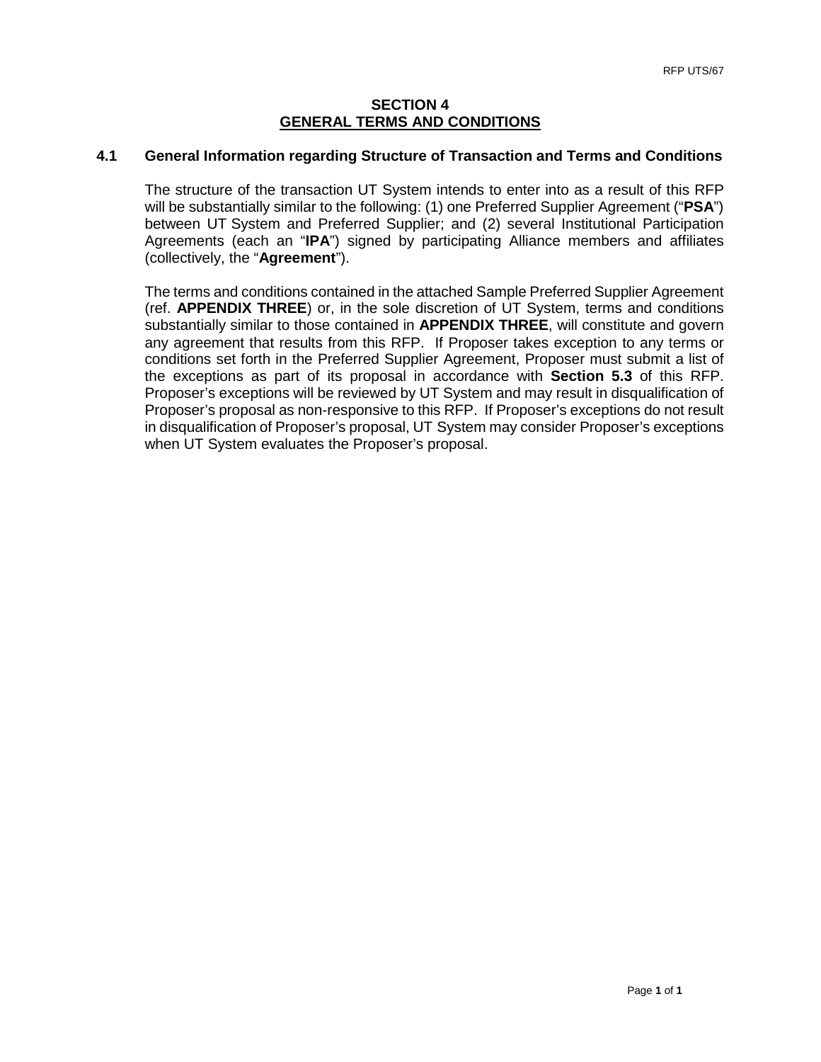# SECTION 4
## GENERAL TERMS AND CONDITIONS

### 4.1 General Information regarding Structure of Transaction and Terms and Conditions

The structure of the transaction UT System intends to enter into as a result of this RFP will be substantially similar to the following: (1) one Preferred Supplier Agreement ("**PSA**") between UT System and Preferred Supplier; and (2) several Institutional Participation Agreements (each an "**IPA**") signed by participating Alliance members and affiliates (collectively, the "**Agreement**").

The terms and conditions contained in the attached Sample Preferred Supplier Agreement (ref. **APPENDIX THREE**) or, in the sole discretion of UT System, terms and conditions substantially similar to those contained in **APPENDIX THREE**, will constitute and govern any agreement that results from this RFP. If Proposer takes exception to any terms or conditions set forth in the Preferred Supplier Agreement, Proposer must submit a list of the exceptions as part of its proposal in accordance with **Section 5.3** of this RFP. Proposer's exceptions will be reviewed by UT System and may result in disqualification of Proposer's proposal as non-responsive to this RFP. If Proposer's exceptions do not result in disqualification of Proposer's proposal, UT System may consider Proposer's exceptions when UT System evaluates the Proposer's proposal.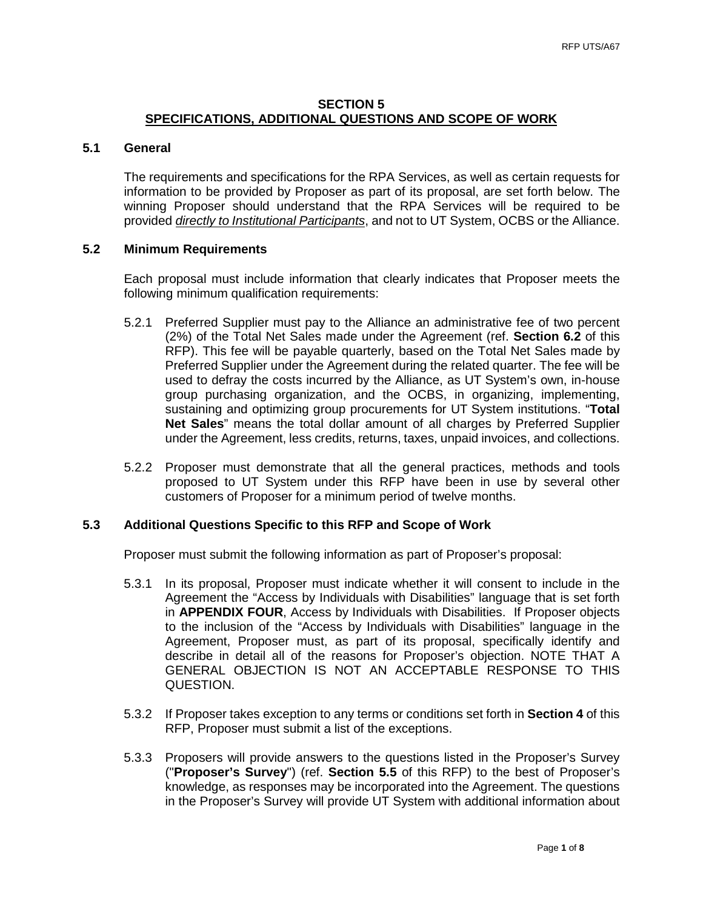# SECTION 5
## SPECIFICATIONS, ADDITIONAL QUESTIONS AND SCOPE OF WORK

### 5.1 General

The requirements and specifications for the RPA Services, as well as certain requests for information to be provided by Proposer as part of its proposal, are set forth below. The winning Proposer should understand that the RPA Services will be required to be provided *directly to Institutional Participants*, and not to UT System, OCBS or the Alliance.

### 5.2 Minimum Requirements

Each proposal must include information that clearly indicates that Proposer meets the following minimum qualification requirements:

5.2.1 Preferred Supplier must pay to the Alliance an administrative fee of two percent (2%) of the Total Net Sales made under the Agreement (ref. **Section 6.2** of this RFP). This fee will be payable quarterly, based on the Total Net Sales made by Preferred Supplier under the Agreement during the related quarter. The fee will be used to defray the costs incurred by the Alliance, as UT System's own, in-house group purchasing organization, and the OCBS, in organizing, implementing, sustaining and optimizing group procurements for UT System institutions. "**Total Net Sales**" means the total dollar amount of all charges by Preferred Supplier under the Agreement, less credits, returns, taxes, unpaid invoices, and collections.

5.2.2 Proposer must demonstrate that all the general practices, methods and tools proposed to UT System under this RFP have been in use by several other customers of Proposer for a minimum period of twelve months.

### 5.3 Additional Questions Specific to this RFP and Scope of Work

Proposer must submit the following information as part of Proposer's proposal:

5.3.1 In its proposal, Proposer must indicate whether it will consent to include in the Agreement the "Access by Individuals with Disabilities" language that is set forth in **APPENDIX FOUR**, Access by Individuals with Disabilities. If Proposer objects to the inclusion of the "Access by Individuals with Disabilities" language in the Agreement, Proposer must, as part of its proposal, specifically identify and describe in detail all of the reasons for Proposer's objection. NOTE THAT A GENERAL OBJECTION IS NOT AN ACCEPTABLE RESPONSE TO THIS QUESTION.

5.3.2 If Proposer takes exception to any terms or conditions set forth in **Section 4** of this RFP, Proposer must submit a list of the exceptions.

5.3.3 Proposers will provide answers to the questions listed in the Proposer's Survey ("**Proposer's Survey**") (ref. **Section 5.5** of this RFP) to the best of Proposer's knowledge, as responses may be incorporated into the Agreement. The questions in the Proposer's Survey will provide UT System with additional information about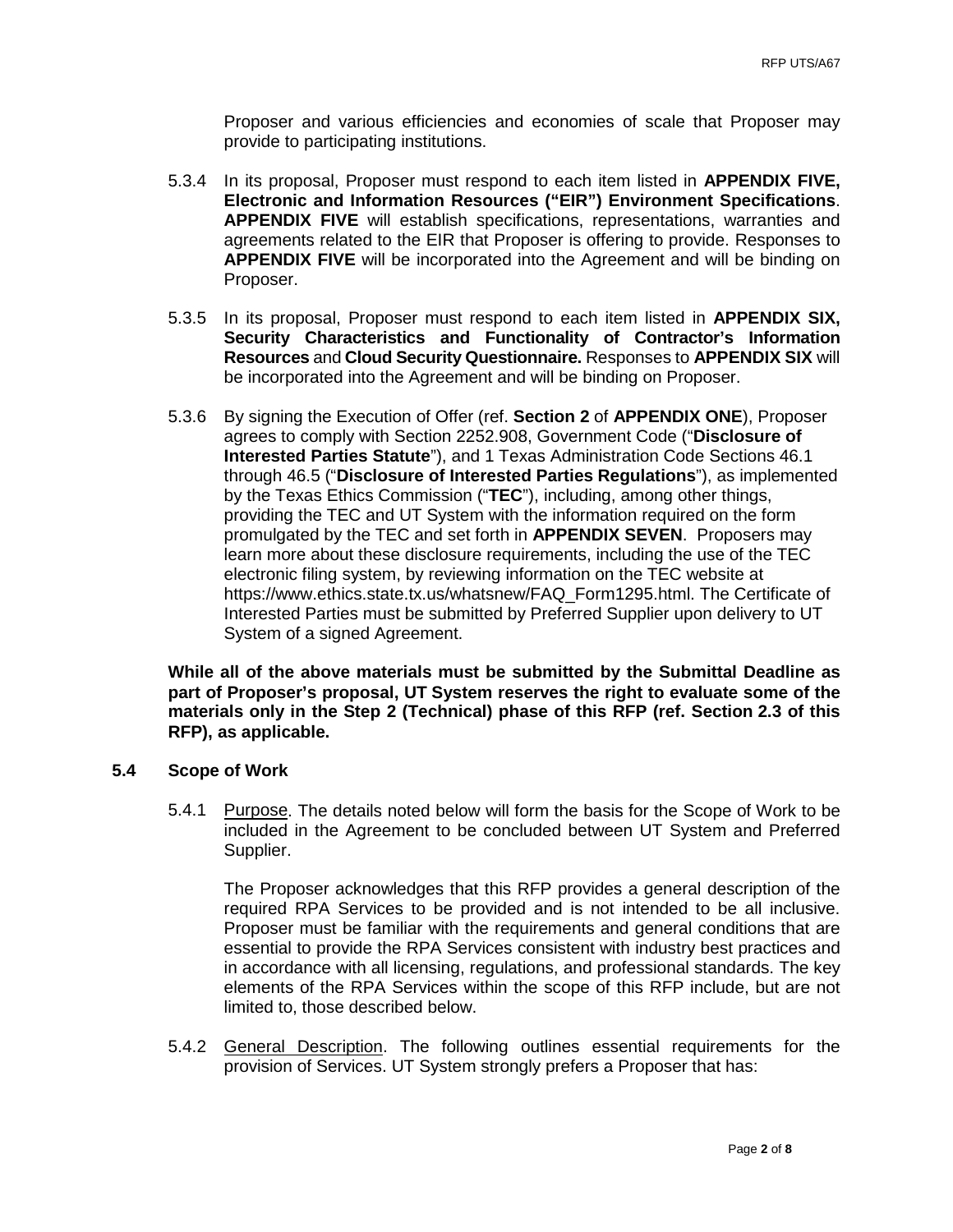Proposer and various efficiencies and economies of scale that Proposer may provide to participating institutions.

5.3.4 In its proposal, Proposer must respond to each item listed in **APPENDIX FIVE, Electronic and Information Resources ("EIR") Environment Specifications**. **APPENDIX FIVE** will establish specifications, representations, warranties and agreements related to the EIR that Proposer is offering to provide. Responses to **APPENDIX FIVE** will be incorporated into the Agreement and will be binding on Proposer.

5.3.5 In its proposal, Proposer must respond to each item listed in **APPENDIX SIX, Security Characteristics and Functionality of Contractor's Information Resources** and **Cloud Security Questionnaire.** Responses to **APPENDIX SIX** will be incorporated into the Agreement and will be binding on Proposer.

5.3.6 By signing the Execution of Offer (ref. **Section 2** of **APPENDIX ONE**), Proposer agrees to comply with Section 2252.908, Government Code ("**Disclosure of Interested Parties Statute**"), and 1 Texas Administration Code Sections 46.1 through 46.5 ("**Disclosure of Interested Parties Regulations**"), as implemented by the Texas Ethics Commission ("**TEC**"), including, among other things, providing the TEC and UT System with the information required on the form promulgated by the TEC and set forth in **APPENDIX SEVEN**. Proposers may learn more about these disclosure requirements, including the use of the TEC electronic filing system, by reviewing information on the TEC website at https://www.ethics.state.tx.us/whatsnew/FAQ_Form1295.html. The Certificate of Interested Parties must be submitted by Preferred Supplier upon delivery to UT System of a signed Agreement.

**While all of the above materials must be submitted by the Submittal Deadline as part of Proposer's proposal, UT System reserves the right to evaluate some of the materials only in the Step 2 (Technical) phase of this RFP (ref. Section 2.3 of this RFP), as applicable.**

### 5.4 Scope of Work

5.4.1 Purpose. The details noted below will form the basis for the Scope of Work to be included in the Agreement to be concluded between UT System and Preferred Supplier.

The Proposer acknowledges that this RFP provides a general description of the required RPA Services to be provided and is not intended to be all inclusive. Proposer must be familiar with the requirements and general conditions that are essential to provide the RPA Services consistent with industry best practices and in accordance with all licensing, regulations, and professional standards. The key elements of the RPA Services within the scope of this RFP include, but are not limited to, those described below.

5.4.2 General Description. The following outlines essential requirements for the provision of Services. UT System strongly prefers a Proposer that has: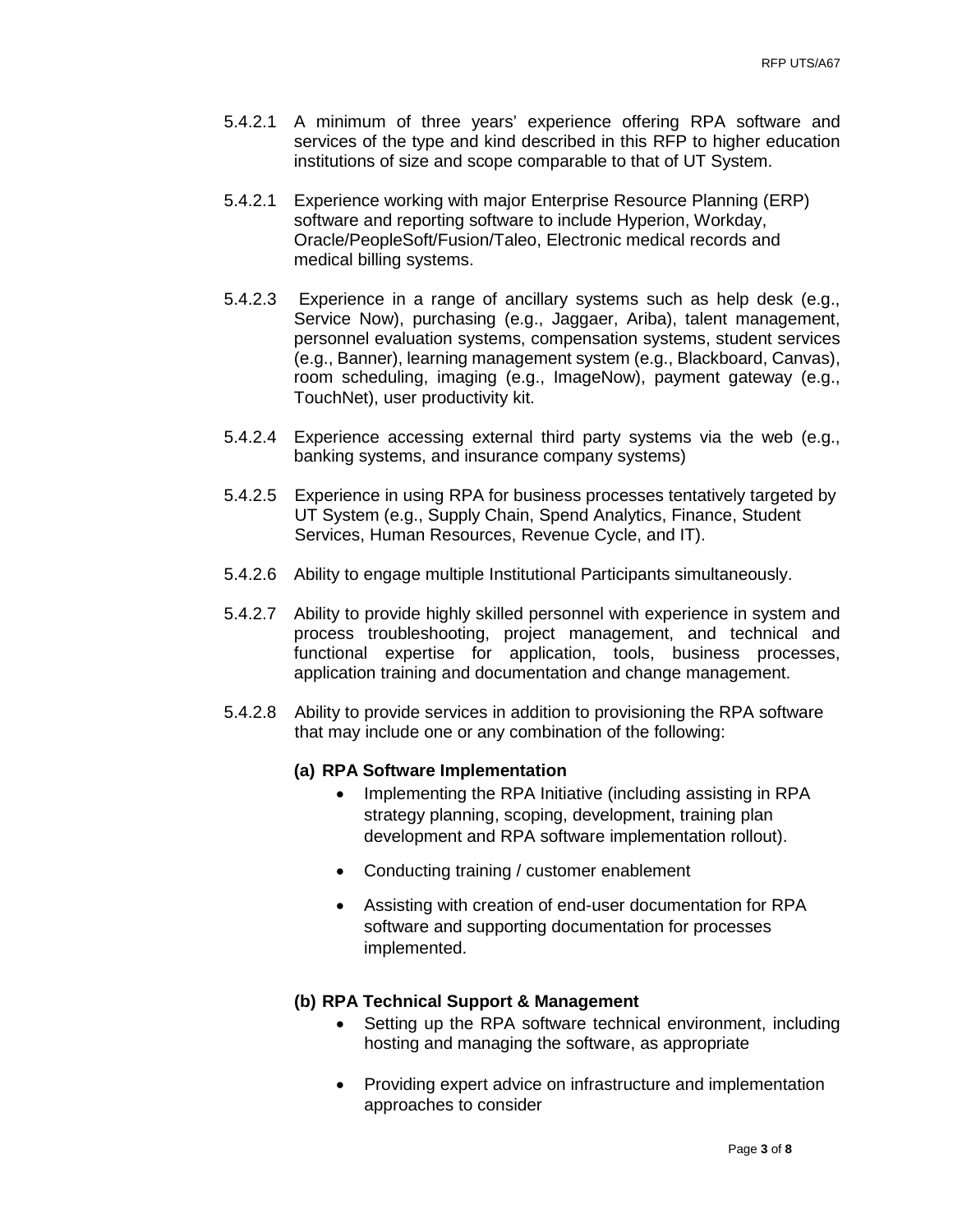5.4.2.1 A minimum of three years' experience offering RPA software and services of the type and kind described in this RFP to higher education institutions of size and scope comparable to that of UT System.

5.4.2.1 Experience working with major Enterprise Resource Planning (ERP) software and reporting software to include Hyperion, Workday, Oracle/PeopleSoft/Fusion/Taleo, Electronic medical records and medical billing systems.

5.4.2.3 Experience in a range of ancillary systems such as help desk (e.g., Service Now), purchasing (e.g., Jaggaer, Ariba), talent management, personnel evaluation systems, compensation systems, student services (e.g., Banner), learning management system (e.g., Blackboard, Canvas), room scheduling, imaging (e.g., ImageNow), payment gateway (e.g., TouchNet), user productivity kit.

5.4.2.4 Experience accessing external third party systems via the web (e.g., banking systems, and insurance company systems)

5.4.2.5 Experience in using RPA for business processes tentatively targeted by UT System (e.g., Supply Chain, Spend Analytics, Finance, Student Services, Human Resources, Revenue Cycle, and IT).

5.4.2.6 Ability to engage multiple Institutional Participants simultaneously.

5.4.2.7 Ability to provide highly skilled personnel with experience in system and process troubleshooting, project management, and technical and functional expertise for application, tools, business processes, application training and documentation and change management.

5.4.2.8 Ability to provide services in addition to provisioning the RPA software that may include one or any combination of the following:

**(a) RPA Software Implementation**

- Implementing the RPA Initiative (including assisting in RPA strategy planning, scoping, development, training plan development and RPA software implementation rollout).
- Conducting training / customer enablement
- Assisting with creation of end-user documentation for RPA software and supporting documentation for processes implemented.

**(b) RPA Technical Support & Management**

- Setting up the RPA software technical environment, including hosting and managing the software, as appropriate
- Providing expert advice on infrastructure and implementation approaches to consider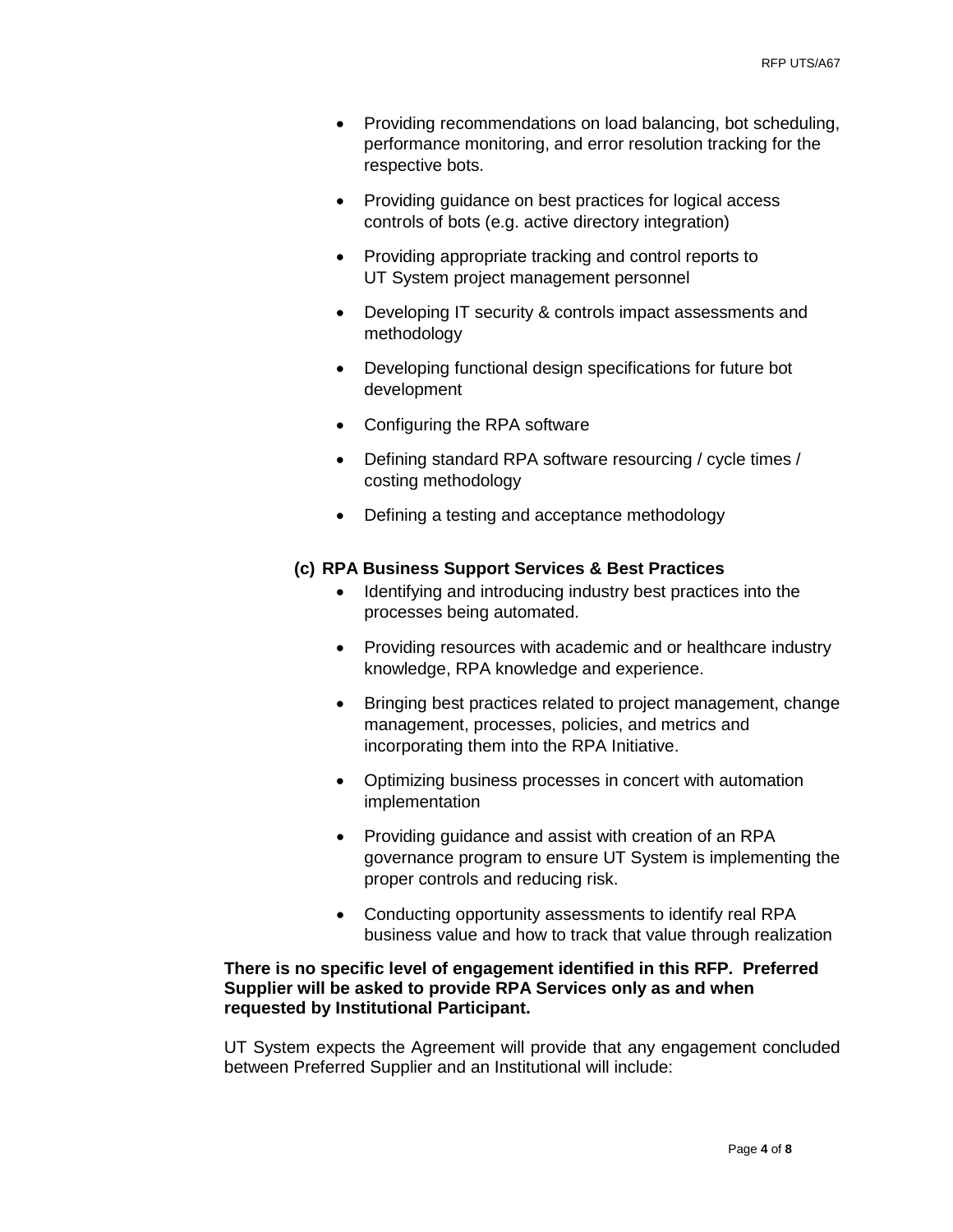- Providing recommendations on load balancing, bot scheduling, performance monitoring, and error resolution tracking for the respective bots.
- Providing guidance on best practices for logical access controls of bots (e.g. active directory integration)
- Providing appropriate tracking and control reports to UT System project management personnel
- Developing IT security & controls impact assessments and methodology
- Developing functional design specifications for future bot development
- Configuring the RPA software
- Defining standard RPA software resourcing / cycle times / costing methodology
- Defining a testing and acceptance methodology

**(c) RPA Business Support Services & Best Practices**

- Identifying and introducing industry best practices into the processes being automated.
- Providing resources with academic and or healthcare industry knowledge, RPA knowledge and experience.
- Bringing best practices related to project management, change management, processes, policies, and metrics and incorporating them into the RPA Initiative.
- Optimizing business processes in concert with automation implementation
- Providing guidance and assist with creation of an RPA governance program to ensure UT System is implementing the proper controls and reducing risk.
- Conducting opportunity assessments to identify real RPA business value and how to track that value through realization

**There is no specific level of engagement identified in this RFP. Preferred Supplier will be asked to provide RPA Services only as and when requested by Institutional Participant.**

UT System expects the Agreement will provide that any engagement concluded between Preferred Supplier and an Institutional will include: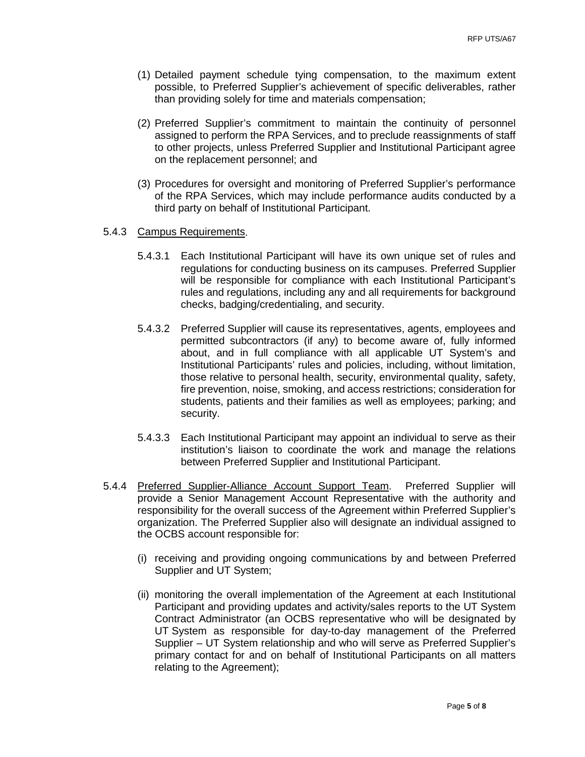(1) Detailed payment schedule tying compensation, to the maximum extent possible, to Preferred Supplier's achievement of specific deliverables, rather than providing solely for time and materials compensation;

(2) Preferred Supplier's commitment to maintain the continuity of personnel assigned to perform the RPA Services, and to preclude reassignments of staff to other projects, unless Preferred Supplier and Institutional Participant agree on the replacement personnel; and

(3) Procedures for oversight and monitoring of Preferred Supplier's performance of the RPA Services, which may include performance audits conducted by a third party on behalf of Institutional Participant.

5.4.3 Campus Requirements.

5.4.3.1 Each Institutional Participant will have its own unique set of rules and regulations for conducting business on its campuses. Preferred Supplier will be responsible for compliance with each Institutional Participant's rules and regulations, including any and all requirements for background checks, badging/credentialing, and security.

5.4.3.2 Preferred Supplier will cause its representatives, agents, employees and permitted subcontractors (if any) to become aware of, fully informed about, and in full compliance with all applicable UT System's and Institutional Participants' rules and policies, including, without limitation, those relative to personal health, security, environmental quality, safety, fire prevention, noise, smoking, and access restrictions; consideration for students, patients and their families as well as employees; parking; and security.

5.4.3.3 Each Institutional Participant may appoint an individual to serve as their institution's liaison to coordinate the work and manage the relations between Preferred Supplier and Institutional Participant.

5.4.4 Preferred Supplier-Alliance Account Support Team. Preferred Supplier will provide a Senior Management Account Representative with the authority and responsibility for the overall success of the Agreement within Preferred Supplier's organization. The Preferred Supplier also will designate an individual assigned to the OCBS account responsible for:

(i) receiving and providing ongoing communications by and between Preferred Supplier and UT System;

(ii) monitoring the overall implementation of the Agreement at each Institutional Participant and providing updates and activity/sales reports to the UT System Contract Administrator (an OCBS representative who will be designated by UT System as responsible for day-to-day management of the Preferred Supplier – UT System relationship and who will serve as Preferred Supplier's primary contact for and on behalf of Institutional Participants on all matters relating to the Agreement);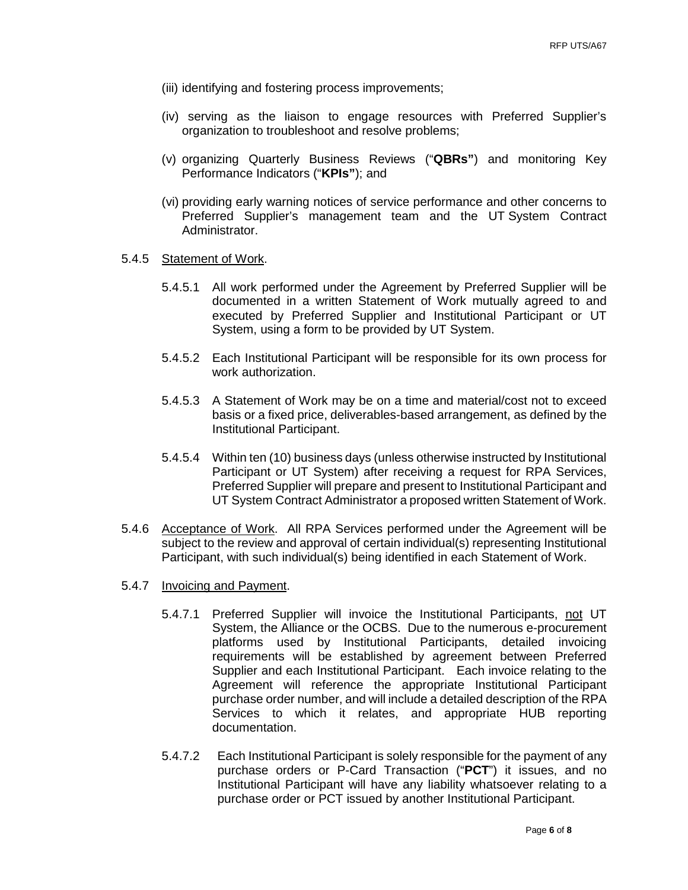(iii) identifying and fostering process improvements;

(iv) serving as the liaison to engage resources with Preferred Supplier's organization to troubleshoot and resolve problems;

(v) organizing Quarterly Business Reviews ("**QBRs"**) and monitoring Key Performance Indicators ("**KPIs"**); and

(vi) providing early warning notices of service performance and other concerns to Preferred Supplier's management team and the UT System Contract Administrator.

5.4.5 Statement of Work.

5.4.5.1 All work performed under the Agreement by Preferred Supplier will be documented in a written Statement of Work mutually agreed to and executed by Preferred Supplier and Institutional Participant or UT System, using a form to be provided by UT System.

5.4.5.2 Each Institutional Participant will be responsible for its own process for work authorization.

5.4.5.3 A Statement of Work may be on a time and material/cost not to exceed basis or a fixed price, deliverables-based arrangement, as defined by the Institutional Participant.

5.4.5.4 Within ten (10) business days (unless otherwise instructed by Institutional Participant or UT System) after receiving a request for RPA Services, Preferred Supplier will prepare and present to Institutional Participant and UT System Contract Administrator a proposed written Statement of Work.

5.4.6 Acceptance of Work. All RPA Services performed under the Agreement will be subject to the review and approval of certain individual(s) representing Institutional Participant, with such individual(s) being identified in each Statement of Work.

5.4.7 Invoicing and Payment.

5.4.7.1 Preferred Supplier will invoice the Institutional Participants, not UT System, the Alliance or the OCBS. Due to the numerous e-procurement platforms used by Institutional Participants, detailed invoicing requirements will be established by agreement between Preferred Supplier and each Institutional Participant. Each invoice relating to the Agreement will reference the appropriate Institutional Participant purchase order number, and will include a detailed description of the RPA Services to which it relates, and appropriate HUB reporting documentation.

5.4.7.2 Each Institutional Participant is solely responsible for the payment of any purchase orders or P-Card Transaction ("**PCT**") it issues, and no Institutional Participant will have any liability whatsoever relating to a purchase order or PCT issued by another Institutional Participant.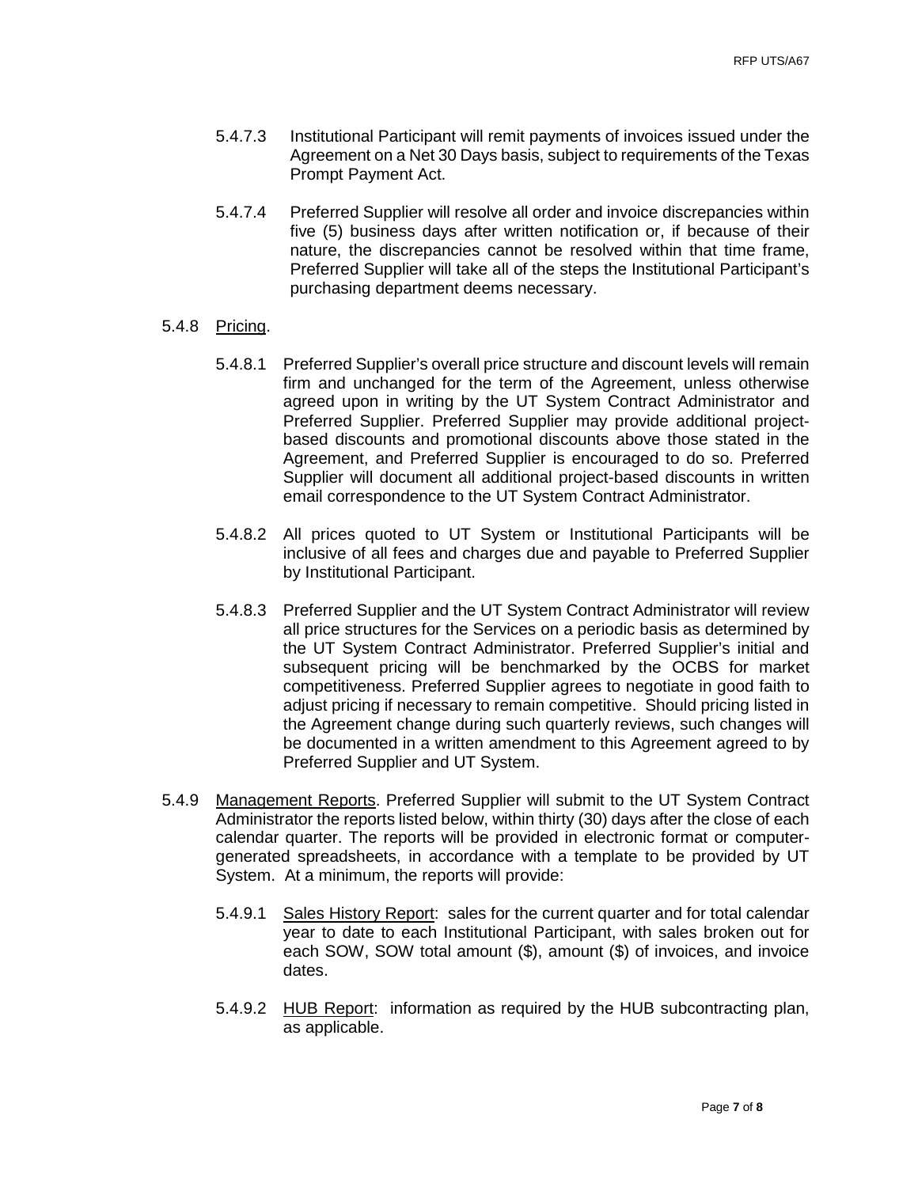5.4.7.3 Institutional Participant will remit payments of invoices issued under the Agreement on a Net 30 Days basis, subject to requirements of the Texas Prompt Payment Act.

5.4.7.4 Preferred Supplier will resolve all order and invoice discrepancies within five (5) business days after written notification or, if because of their nature, the discrepancies cannot be resolved within that time frame, Preferred Supplier will take all of the steps the Institutional Participant's purchasing department deems necessary.

5.4.8 Pricing.

5.4.8.1 Preferred Supplier's overall price structure and discount levels will remain firm and unchanged for the term of the Agreement, unless otherwise agreed upon in writing by the UT System Contract Administrator and Preferred Supplier. Preferred Supplier may provide additional project-based discounts and promotional discounts above those stated in the Agreement, and Preferred Supplier is encouraged to do so. Preferred Supplier will document all additional project-based discounts in written email correspondence to the UT System Contract Administrator.

5.4.8.2 All prices quoted to UT System or Institutional Participants will be inclusive of all fees and charges due and payable to Preferred Supplier by Institutional Participant.

5.4.8.3 Preferred Supplier and the UT System Contract Administrator will review all price structures for the Services on a periodic basis as determined by the UT System Contract Administrator. Preferred Supplier's initial and subsequent pricing will be benchmarked by the OCBS for market competitiveness. Preferred Supplier agrees to negotiate in good faith to adjust pricing if necessary to remain competitive. Should pricing listed in the Agreement change during such quarterly reviews, such changes will be documented in a written amendment to this Agreement agreed to by Preferred Supplier and UT System.

5.4.9 Management Reports. Preferred Supplier will submit to the UT System Contract Administrator the reports listed below, within thirty (30) days after the close of each calendar quarter. The reports will be provided in electronic format or computer-generated spreadsheets, in accordance with a template to be provided by UT System. At a minimum, the reports will provide:

5.4.9.1 Sales History Report: sales for the current quarter and for total calendar year to date to each Institutional Participant, with sales broken out for each SOW, SOW total amount ($), amount ($) of invoices, and invoice dates.

5.4.9.2 HUB Report: information as required by the HUB subcontracting plan, as applicable.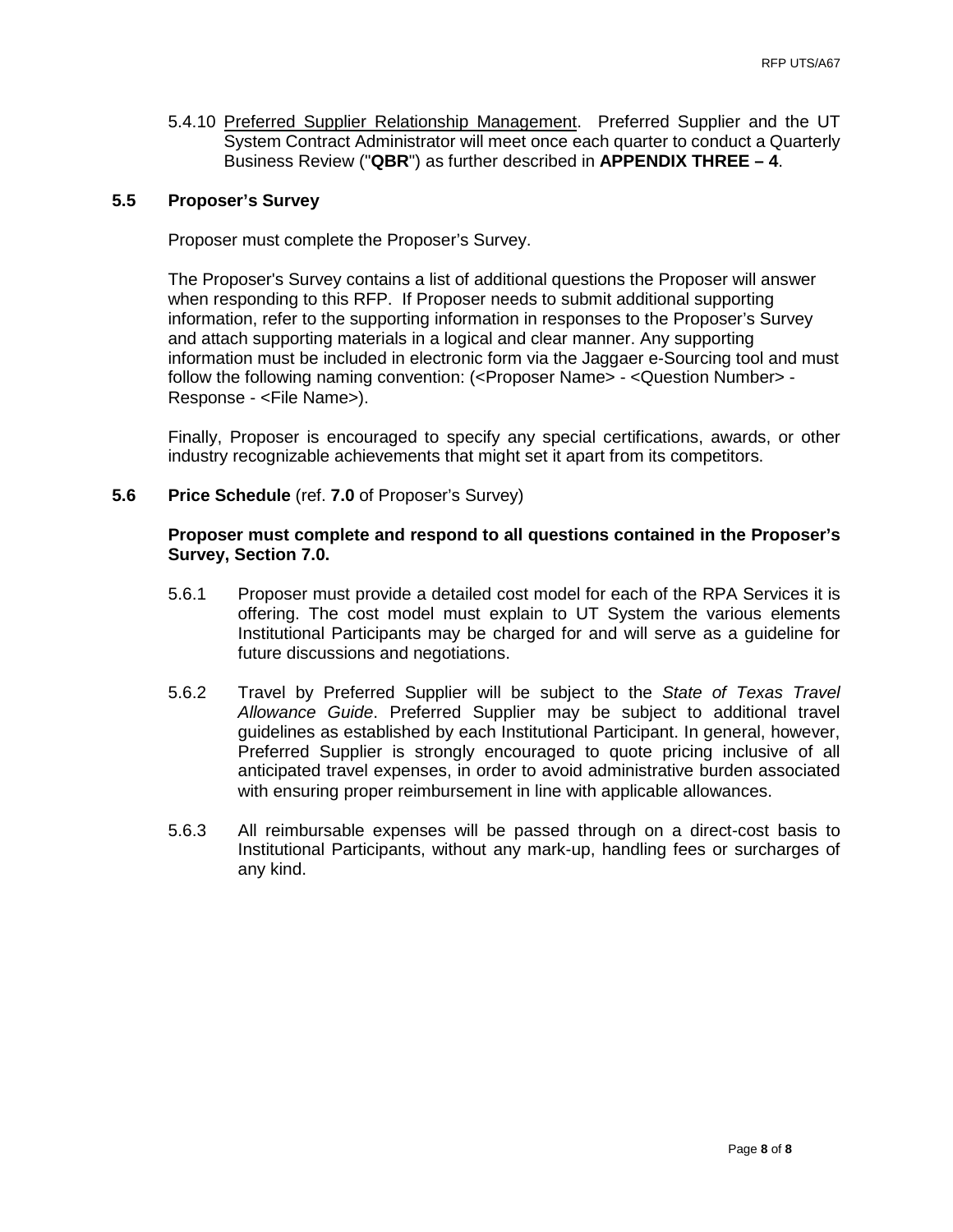5.4.10 Preferred Supplier Relationship Management. Preferred Supplier and the UT System Contract Administrator will meet once each quarter to conduct a Quarterly Business Review ("**QBR**") as further described in **APPENDIX THREE – 4**.

### 5.5 Proposer's Survey

Proposer must complete the Proposer's Survey.

The Proposer's Survey contains a list of additional questions the Proposer will answer when responding to this RFP. If Proposer needs to submit additional supporting information, refer to the supporting information in responses to the Proposer's Survey and attach supporting materials in a logical and clear manner. Any supporting information must be included in electronic form via the Jaggaer e-Sourcing tool and must follow the following naming convention: (<Proposer Name> - <Question Number> - Response - <File Name>).

Finally, Proposer is encouraged to specify any special certifications, awards, or other industry recognizable achievements that might set it apart from its competitors.

### 5.6 Price Schedule (ref. **7.0** of Proposer's Survey)

**Proposer must complete and respond to all questions contained in the Proposer's Survey, Section 7.0.**

5.6.1 Proposer must provide a detailed cost model for each of the RPA Services it is offering. The cost model must explain to UT System the various elements Institutional Participants may be charged for and will serve as a guideline for future discussions and negotiations.

5.6.2 Travel by Preferred Supplier will be subject to the *State of Texas Travel Allowance Guide*. Preferred Supplier may be subject to additional travel guidelines as established by each Institutional Participant. In general, however, Preferred Supplier is strongly encouraged to quote pricing inclusive of all anticipated travel expenses, in order to avoid administrative burden associated with ensuring proper reimbursement in line with applicable allowances.

5.6.3 All reimbursable expenses will be passed through on a direct-cost basis to Institutional Participants, without any mark-up, handling fees or surcharges of any kind.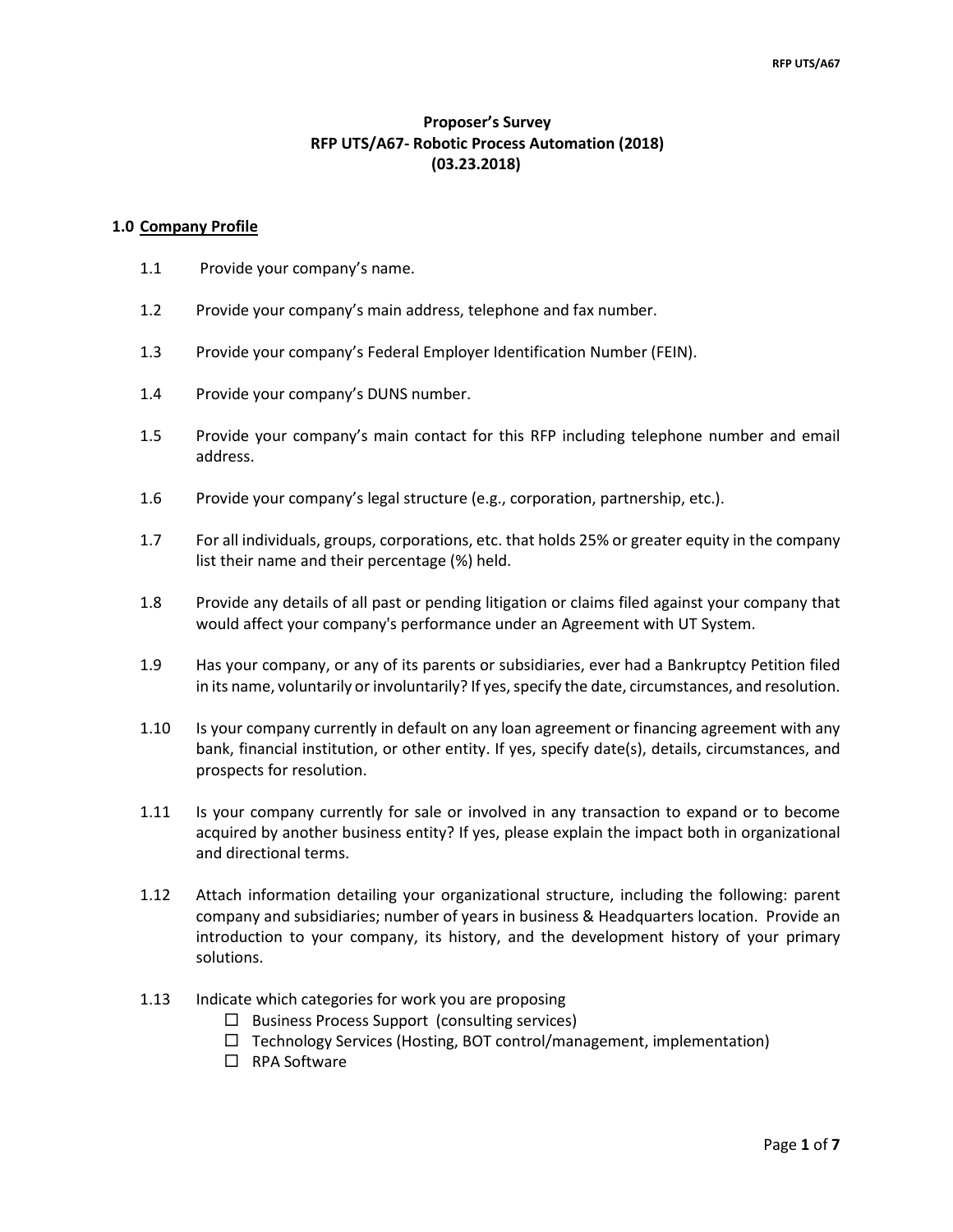**Proposer's Survey**
**RFP UTS/A67- Robotic Process Automation (2018)**
**(03.23.2018)**

## 1.0 Company Profile

1.1 Provide your company's name.

1.2 Provide your company's main address, telephone and fax number.

1.3 Provide your company's Federal Employer Identification Number (FEIN).

1.4 Provide your company's DUNS number.

1.5 Provide your company's main contact for this RFP including telephone number and email address.

1.6 Provide your company's legal structure (e.g., corporation, partnership, etc.).

1.7 For all individuals, groups, corporations, etc. that holds 25% or greater equity in the company list their name and their percentage (%) held.

1.8 Provide any details of all past or pending litigation or claims filed against your company that would affect your company's performance under an Agreement with UT System.

1.9 Has your company, or any of its parents or subsidiaries, ever had a Bankruptcy Petition filed in its name, voluntarily or involuntarily? If yes, specify the date, circumstances, and resolution.

1.10 Is your company currently in default on any loan agreement or financing agreement with any bank, financial institution, or other entity. If yes, specify date(s), details, circumstances, and prospects for resolution.

1.11 Is your company currently for sale or involved in any transaction to expand or to become acquired by another business entity? If yes, please explain the impact both in organizational and directional terms.

1.12 Attach information detailing your organizational structure, including the following: parent company and subsidiaries; number of years in business & Headquarters location. Provide an introduction to your company, its history, and the development history of your primary solutions.

1.13 Indicate which categories for work you are proposing

- ☐ Business Process Support (consulting services)
- ☐ Technology Services (Hosting, BOT control/management, implementation)
- ☐ RPA Software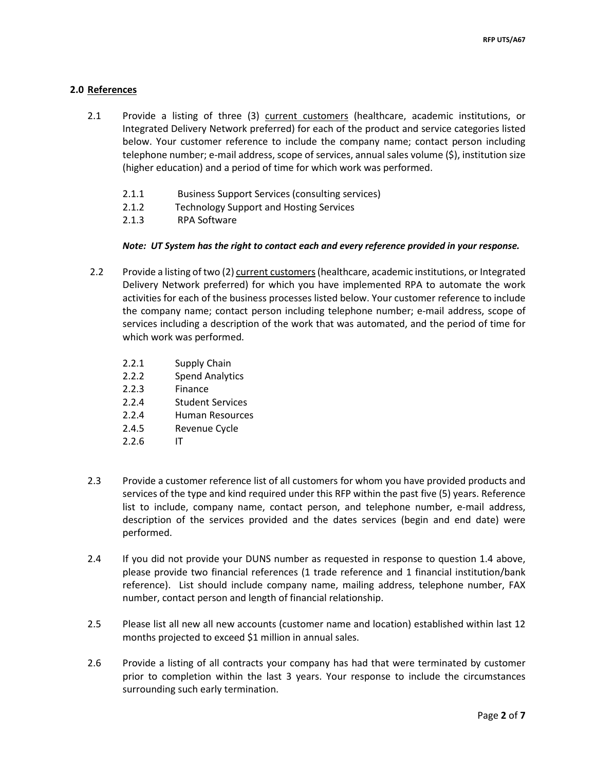## 2.0 <u>References</u>

2.1 Provide a listing of three (3) <u>current customers</u> (healthcare, academic institutions, or Integrated Delivery Network preferred) for each of the product and service categories listed below. Your customer reference to include the company name; contact person including telephone number; e-mail address, scope of services, annual sales volume ($), institution size (higher education) and a period of time for which work was performed.

- 2.1.1 Business Support Services (consulting services)
- 2.1.2 Technology Support and Hosting Services
- 2.1.3 RPA Software

***Note: UT System has the right to contact each and every reference provided in your response.***

2.2 Provide a listing of two (2) <u>current customers</u> (healthcare, academic institutions, or Integrated Delivery Network preferred) for which you have implemented RPA to automate the work activities for each of the business processes listed below. Your customer reference to include the company name; contact person including telephone number; e-mail address, scope of services including a description of the work that was automated, and the period of time for which work was performed.

- 2.2.1 Supply Chain
- 2.2.2 Spend Analytics
- 2.2.3 Finance
- 2.2.4 Student Services
- 2.2.4 Human Resources
- 2.4.5 Revenue Cycle
- 2.2.6 IT

2.3 Provide a customer reference list of all customers for whom you have provided products and services of the type and kind required under this RFP within the past five (5) years. Reference list to include, company name, contact person, and telephone number, e-mail address, description of the services provided and the dates services (begin and end date) were performed.

2.4 If you did not provide your DUNS number as requested in response to question 1.4 above, please provide two financial references (1 trade reference and 1 financial institution/bank reference). List should include company name, mailing address, telephone number, FAX number, contact person and length of financial relationship.

2.5 Please list all new all new accounts (customer name and location) established within last 12 months projected to exceed $1 million in annual sales.

2.6 Provide a listing of all contracts your company has had that were terminated by customer prior to completion within the last 3 years. Your response to include the circumstances surrounding such early termination.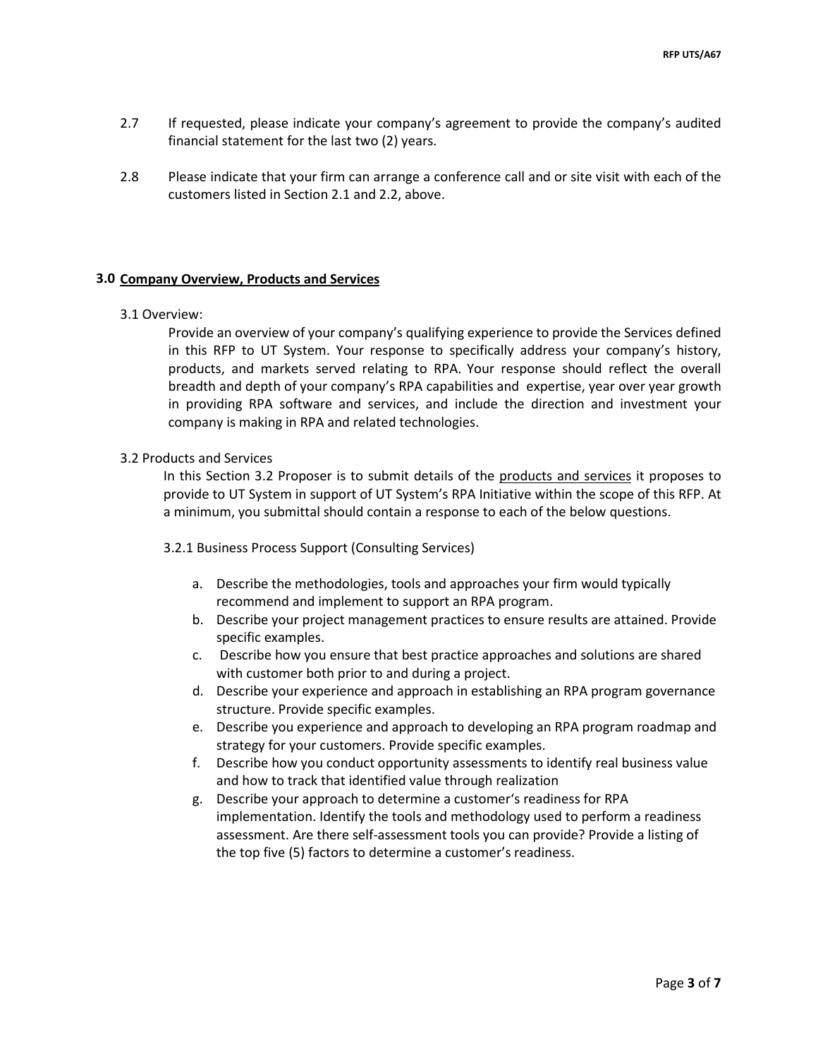2.7 If requested, please indicate your company's agreement to provide the company's audited financial statement for the last two (2) years.

2.8 Please indicate that your firm can arrange a conference call and or site visit with each of the customers listed in Section 2.1 and 2.2, above.

## 3.0 Company Overview, Products and Services

3.1 Overview:

Provide an overview of your company's qualifying experience to provide the Services defined in this RFP to UT System. Your response to specifically address your company's history, products, and markets served relating to RPA. Your response should reflect the overall breadth and depth of your company's RPA capabilities and expertise, year over year growth in providing RPA software and services, and include the direction and investment your company is making in RPA and related technologies.

3.2 Products and Services

In this Section 3.2 Proposer is to submit details of the products and services it proposes to provide to UT System in support of UT System's RPA Initiative within the scope of this RFP. At a minimum, you submittal should contain a response to each of the below questions.

3.2.1 Business Process Support (Consulting Services)

a. Describe the methodologies, tools and approaches your firm would typically recommend and implement to support an RPA program.
b. Describe your project management practices to ensure results are attained. Provide specific examples.
c. Describe how you ensure that best practice approaches and solutions are shared with customer both prior to and during a project.
d. Describe your experience and approach in establishing an RPA program governance structure. Provide specific examples.
e. Describe you experience and approach to developing an RPA program roadmap and strategy for your customers. Provide specific examples.
f. Describe how you conduct opportunity assessments to identify real business value and how to track that identified value through realization
g. Describe your approach to determine a customer's readiness for RPA implementation. Identify the tools and methodology used to perform a readiness assessment. Are there self-assessment tools you can provide? Provide a listing of the top five (5) factors to determine a customer's readiness.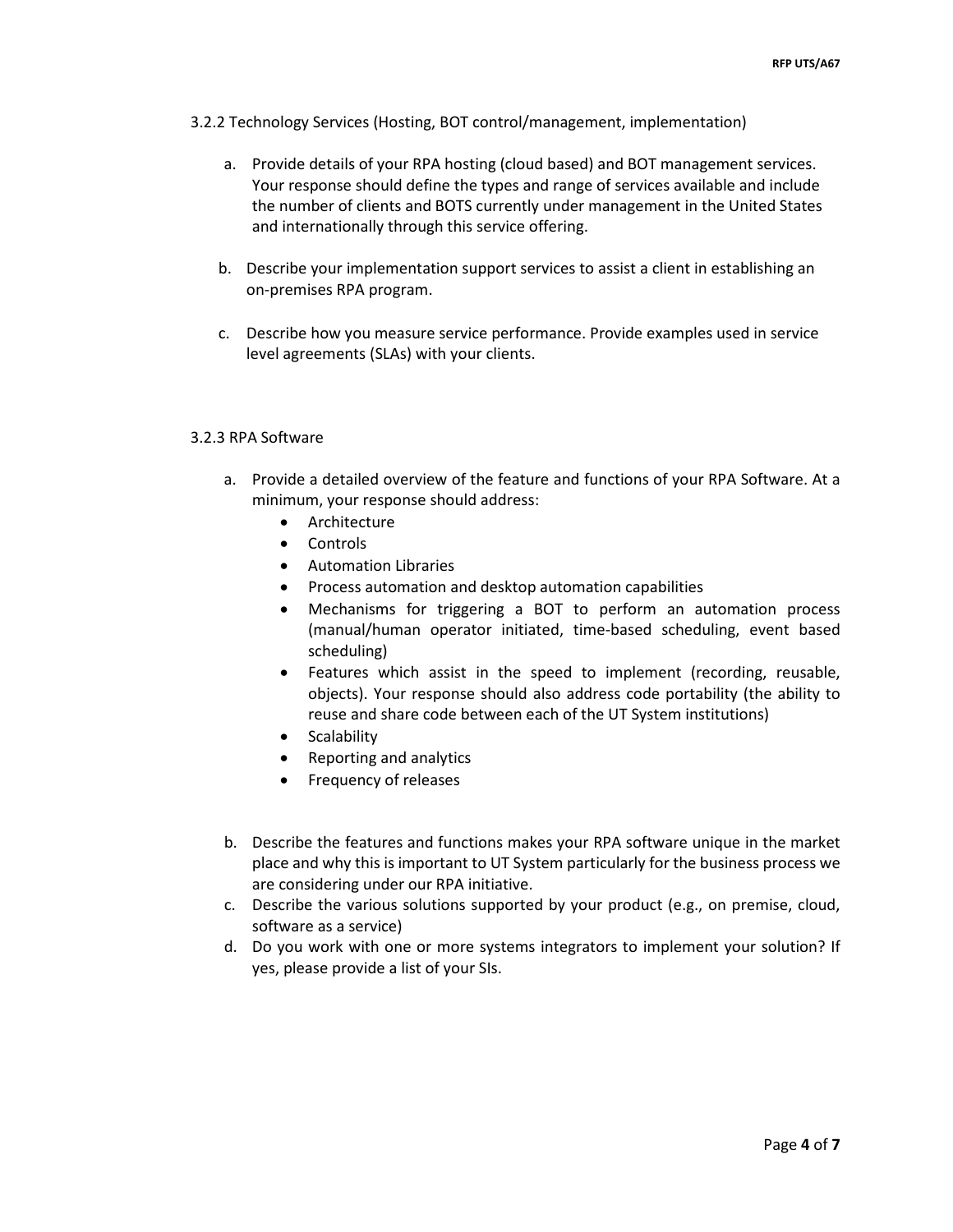3.2.2 Technology Services (Hosting, BOT control/management, implementation)

a. Provide details of your RPA hosting (cloud based) and BOT management services. Your response should define the types and range of services available and include the number of clients and BOTS currently under management in the United States and internationally through this service offering.

b. Describe your implementation support services to assist a client in establishing an on-premises RPA program.

c. Describe how you measure service performance. Provide examples used in service level agreements (SLAs) with your clients.

3.2.3 RPA Software

a. Provide a detailed overview of the feature and functions of your RPA Software. At a minimum, your response should address:
   - Architecture
   - Controls
   - Automation Libraries
   - Process automation and desktop automation capabilities
   - Mechanisms for triggering a BOT to perform an automation process (manual/human operator initiated, time-based scheduling, event based scheduling)
   - Features which assist in the speed to implement (recording, reusable, objects). Your response should also address code portability (the ability to reuse and share code between each of the UT System institutions)
   - Scalability
   - Reporting and analytics
   - Frequency of releases

b. Describe the features and functions makes your RPA software unique in the market place and why this is important to UT System particularly for the business process we are considering under our RPA initiative.
c. Describe the various solutions supported by your product (e.g., on premise, cloud, software as a service)
d. Do you work with one or more systems integrators to implement your solution? If yes, please provide a list of your SIs.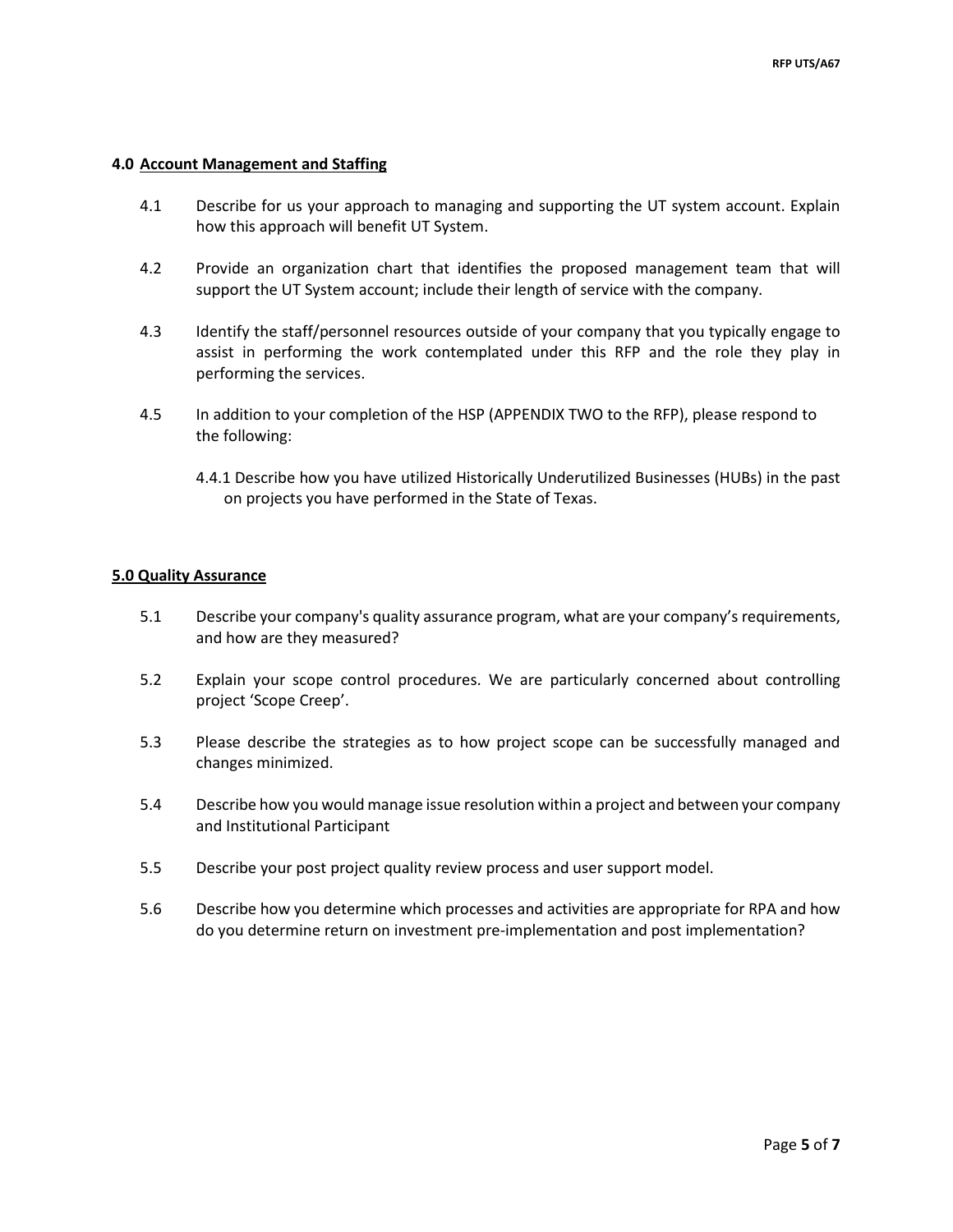## 4.0 Account Management and Staffing

4.1 Describe for us your approach to managing and supporting the UT system account. Explain how this approach will benefit UT System.

4.2 Provide an organization chart that identifies the proposed management team that will support the UT System account; include their length of service with the company.

4.3 Identify the staff/personnel resources outside of your company that you typically engage to assist in performing the work contemplated under this RFP and the role they play in performing the services.

4.5 In addition to your completion of the HSP (APPENDIX TWO to the RFP), please respond to the following:

4.4.1 Describe how you have utilized Historically Underutilized Businesses (HUBs) in the past on projects you have performed in the State of Texas.

## 5.0 Quality Assurance

5.1 Describe your company's quality assurance program, what are your company's requirements, and how are they measured?

5.2 Explain your scope control procedures. We are particularly concerned about controlling project 'Scope Creep'.

5.3 Please describe the strategies as to how project scope can be successfully managed and changes minimized.

5.4 Describe how you would manage issue resolution within a project and between your company and Institutional Participant

5.5 Describe your post project quality review process and user support model.

5.6 Describe how you determine which processes and activities are appropriate for RPA and how do you determine return on investment pre-implementation and post implementation?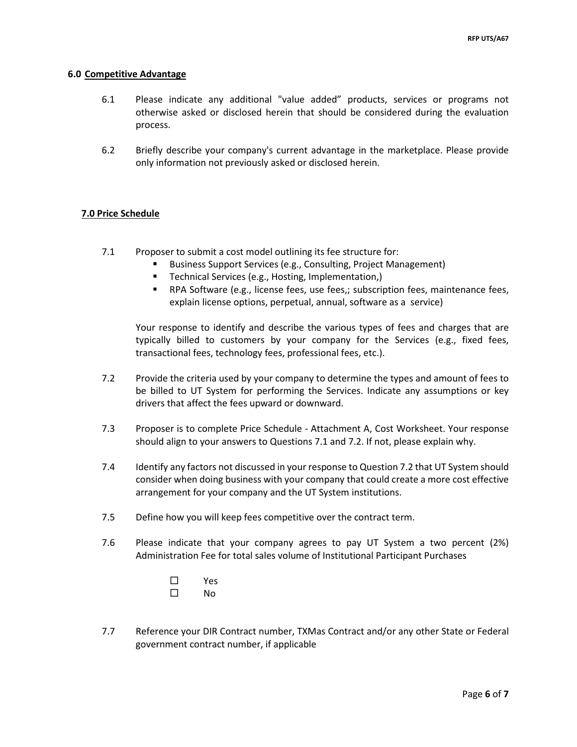### 6.0 Competitive Advantage

6.1 Please indicate any additional "value added" products, services or programs not otherwise asked or disclosed herein that should be considered during the evaluation process.

6.2 Briefly describe your company's current advantage in the marketplace. Please provide only information not previously asked or disclosed herein.

### 7.0 Price Schedule

7.1 Proposer to submit a cost model outlining its fee structure for:

- Business Support Services (e.g., Consulting, Project Management)
- Technical Services (e.g., Hosting, Implementation,)
- RPA Software (e.g., license fees, use fees,; subscription fees, maintenance fees, explain license options, perpetual, annual, software as a service)

Your response to identify and describe the various types of fees and charges that are typically billed to customers by your company for the Services (e.g., fixed fees, transactional fees, technology fees, professional fees, etc.).

7.2 Provide the criteria used by your company to determine the types and amount of fees to be billed to UT System for performing the Services. Indicate any assumptions or key drivers that affect the fees upward or downward.

7.3 Proposer is to complete Price Schedule - Attachment A, Cost Worksheet. Your response should align to your answers to Questions 7.1 and 7.2. If not, please explain why.

7.4 Identify any factors not discussed in your response to Question 7.2 that UT System should consider when doing business with your company that could create a more cost effective arrangement for your company and the UT System institutions.

7.5 Define how you will keep fees competitive over the contract term.

7.6 Please indicate that your company agrees to pay UT System a two percent (2%) Administration Fee for total sales volume of Institutional Participant Purchases

☐ Yes
☐ No

7.7 Reference your DIR Contract number, TXMas Contract and/or any other State or Federal government contract number, if applicable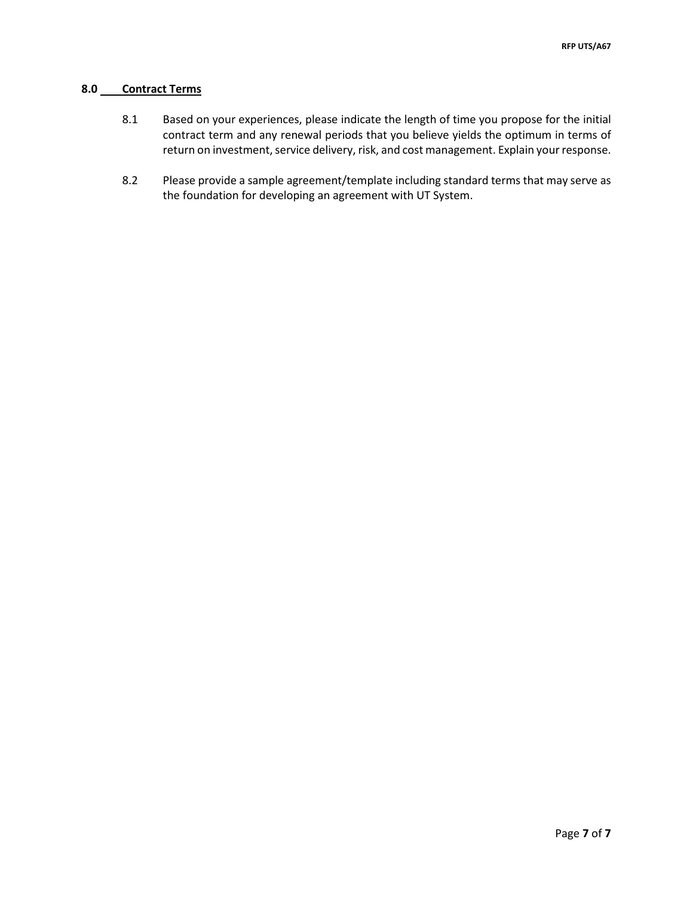## 8.0 Contract Terms

8.1 Based on your experiences, please indicate the length of time you propose for the initial contract term and any renewal periods that you believe yields the optimum in terms of return on investment, service delivery, risk, and cost management. Explain your response.

8.2 Please provide a sample agreement/template including standard terms that may serve as the foundation for developing an agreement with UT System.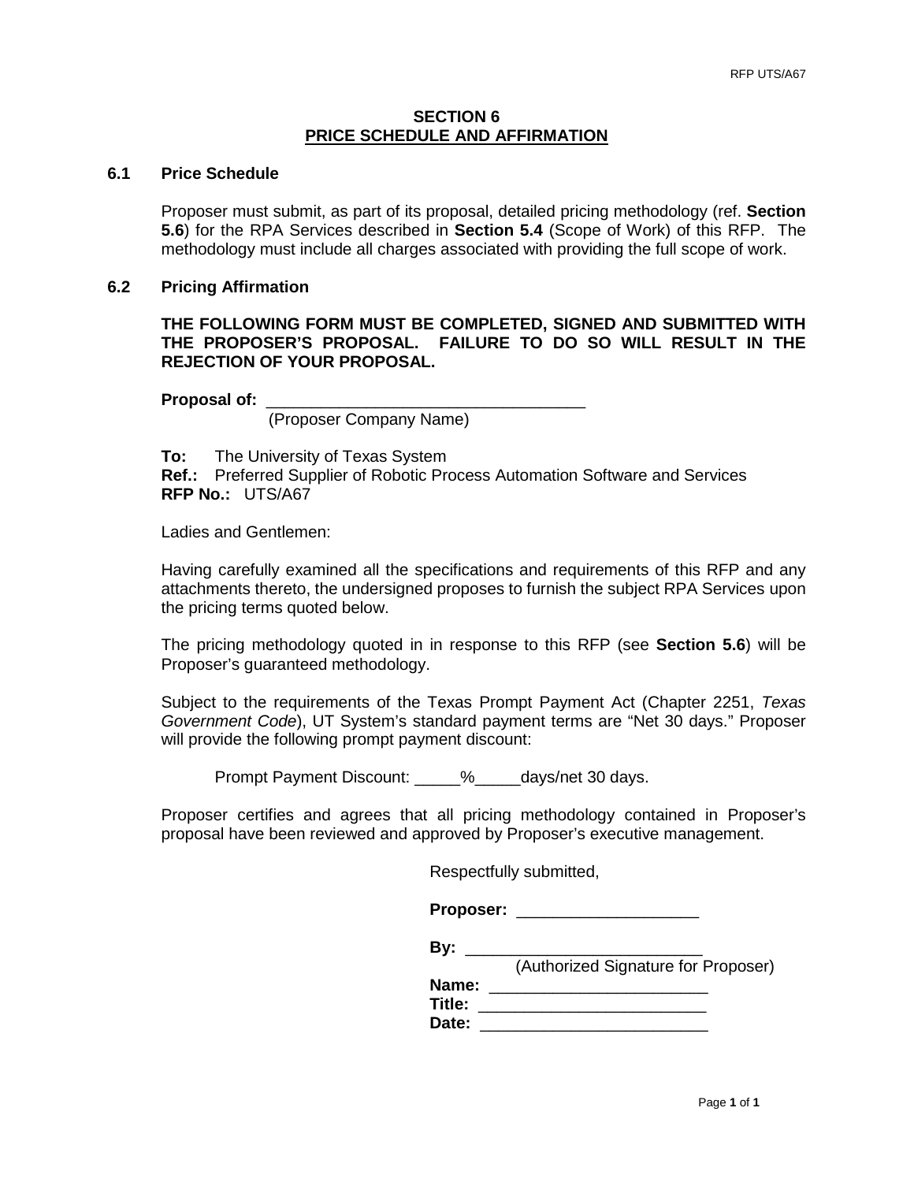# SECTION 6
# PRICE SCHEDULE AND AFFIRMATION

## 6.1 Price Schedule

Proposer must submit, as part of its proposal, detailed pricing methodology (ref. **Section 5.6**) for the RPA Services described in **Section 5.4** (Scope of Work) of this RFP. The methodology must include all charges associated with providing the full scope of work.

## 6.2 Pricing Affirmation

**THE FOLLOWING FORM MUST BE COMPLETED, SIGNED AND SUBMITTED WITH THE PROPOSER'S PROPOSAL. FAILURE TO DO SO WILL RESULT IN THE REJECTION OF YOUR PROPOSAL.**

**Proposal of:** ___________________________________
(Proposer Company Name)

**To:** The University of Texas System
**Ref.:** Preferred Supplier of Robotic Process Automation Software and Services
**RFP No.:** UTS/A67

Ladies and Gentlemen:

Having carefully examined all the specifications and requirements of this RFP and any attachments thereto, the undersigned proposes to furnish the subject RPA Services upon the pricing terms quoted below.

The pricing methodology quoted in in response to this RFP (see **Section 5.6**) will be Proposer's guaranteed methodology.

Subject to the requirements of the Texas Prompt Payment Act (Chapter 2251, *Texas Government Code*), UT System's standard payment terms are "Net 30 days." Proposer will provide the following prompt payment discount:

Prompt Payment Discount: _____%_____days/net 30 days.

Proposer certifies and agrees that all pricing methodology contained in Proposer's proposal have been reviewed and approved by Proposer's executive management.

Respectfully submitted,

**Proposer:** ____________________

**By:** __________________________
(Authorized Signature for Proposer)

**Name:** ________________________
**Title:** _________________________
**Date:** _________________________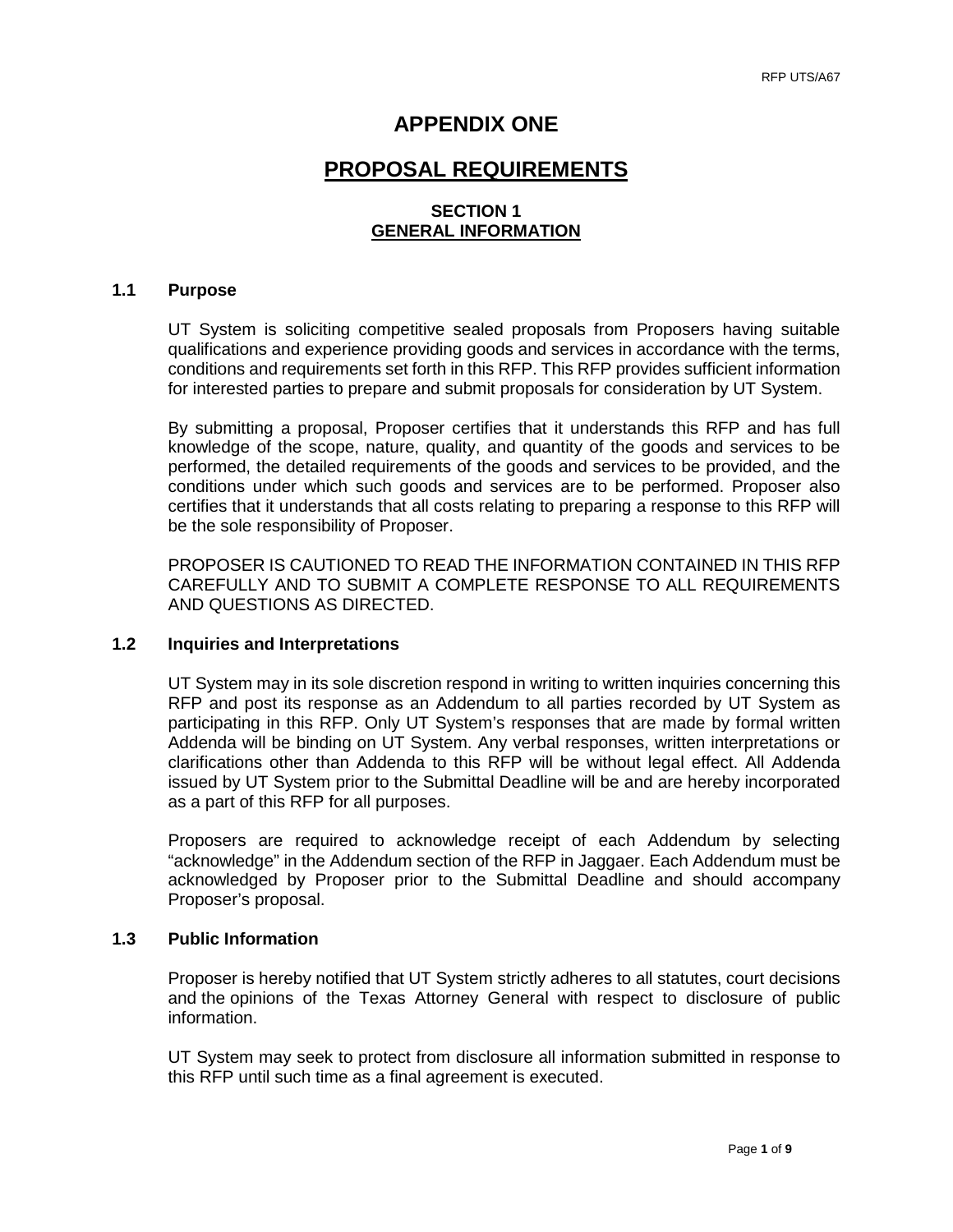# APPENDIX ONE

# PROPOSAL REQUIREMENTS

## SECTION 1
## GENERAL INFORMATION

### 1.1 Purpose

UT System is soliciting competitive sealed proposals from Proposers having suitable qualifications and experience providing goods and services in accordance with the terms, conditions and requirements set forth in this RFP. This RFP provides sufficient information for interested parties to prepare and submit proposals for consideration by UT System.

By submitting a proposal, Proposer certifies that it understands this RFP and has full knowledge of the scope, nature, quality, and quantity of the goods and services to be performed, the detailed requirements of the goods and services to be provided, and the conditions under which such goods and services are to be performed. Proposer also certifies that it understands that all costs relating to preparing a response to this RFP will be the sole responsibility of Proposer.

PROPOSER IS CAUTIONED TO READ THE INFORMATION CONTAINED IN THIS RFP CAREFULLY AND TO SUBMIT A COMPLETE RESPONSE TO ALL REQUIREMENTS AND QUESTIONS AS DIRECTED.

### 1.2 Inquiries and Interpretations

UT System may in its sole discretion respond in writing to written inquiries concerning this RFP and post its response as an Addendum to all parties recorded by UT System as participating in this RFP. Only UT System's responses that are made by formal written Addenda will be binding on UT System. Any verbal responses, written interpretations or clarifications other than Addenda to this RFP will be without legal effect. All Addenda issued by UT System prior to the Submittal Deadline will be and are hereby incorporated as a part of this RFP for all purposes.

Proposers are required to acknowledge receipt of each Addendum by selecting "acknowledge" in the Addendum section of the RFP in Jaggaer. Each Addendum must be acknowledged by Proposer prior to the Submittal Deadline and should accompany Proposer's proposal.

### 1.3 Public Information

Proposer is hereby notified that UT System strictly adheres to all statutes, court decisions and the opinions of the Texas Attorney General with respect to disclosure of public information.

UT System may seek to protect from disclosure all information submitted in response to this RFP until such time as a final agreement is executed.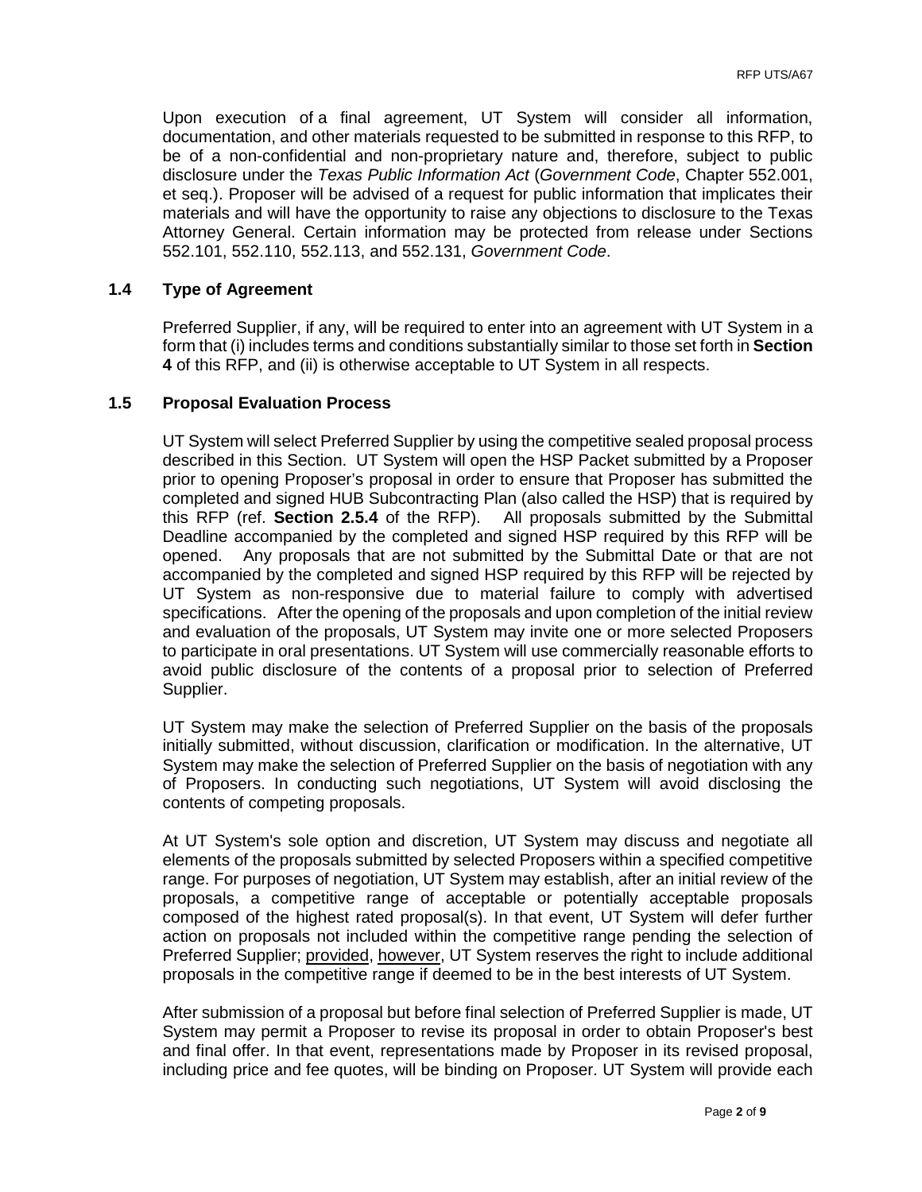Upon execution of a final agreement, UT System will consider all information, documentation, and other materials requested to be submitted in response to this RFP, to be of a non-confidential and non-proprietary nature and, therefore, subject to public disclosure under the *Texas Public Information Act* (*Government Code*, Chapter 552.001, et seq.). Proposer will be advised of a request for public information that implicates their materials and will have the opportunity to raise any objections to disclosure to the Texas Attorney General. Certain information may be protected from release under Sections 552.101, 552.110, 552.113, and 552.131, *Government Code*.

### 1.4 Type of Agreement

Preferred Supplier, if any, will be required to enter into an agreement with UT System in a form that (i) includes terms and conditions substantially similar to those set forth in **Section 4** of this RFP, and (ii) is otherwise acceptable to UT System in all respects.

### 1.5 Proposal Evaluation Process

UT System will select Preferred Supplier by using the competitive sealed proposal process described in this Section. UT System will open the HSP Packet submitted by a Proposer prior to opening Proposer's proposal in order to ensure that Proposer has submitted the completed and signed HUB Subcontracting Plan (also called the HSP) that is required by this RFP (ref. **Section 2.5.4** of the RFP). All proposals submitted by the Submittal Deadline accompanied by the completed and signed HSP required by this RFP will be opened. Any proposals that are not submitted by the Submittal Date or that are not accompanied by the completed and signed HSP required by this RFP will be rejected by UT System as non-responsive due to material failure to comply with advertised specifications. After the opening of the proposals and upon completion of the initial review and evaluation of the proposals, UT System may invite one or more selected Proposers to participate in oral presentations. UT System will use commercially reasonable efforts to avoid public disclosure of the contents of a proposal prior to selection of Preferred Supplier.

UT System may make the selection of Preferred Supplier on the basis of the proposals initially submitted, without discussion, clarification or modification. In the alternative, UT System may make the selection of Preferred Supplier on the basis of negotiation with any of Proposers. In conducting such negotiations, UT System will avoid disclosing the contents of competing proposals.

At UT System's sole option and discretion, UT System may discuss and negotiate all elements of the proposals submitted by selected Proposers within a specified competitive range. For purposes of negotiation, UT System may establish, after an initial review of the proposals, a competitive range of acceptable or potentially acceptable proposals composed of the highest rated proposal(s). In that event, UT System will defer further action on proposals not included within the competitive range pending the selection of Preferred Supplier; provided, however, UT System reserves the right to include additional proposals in the competitive range if deemed to be in the best interests of UT System.

After submission of a proposal but before final selection of Preferred Supplier is made, UT System may permit a Proposer to revise its proposal in order to obtain Proposer's best and final offer. In that event, representations made by Proposer in its revised proposal, including price and fee quotes, will be binding on Proposer. UT System will provide each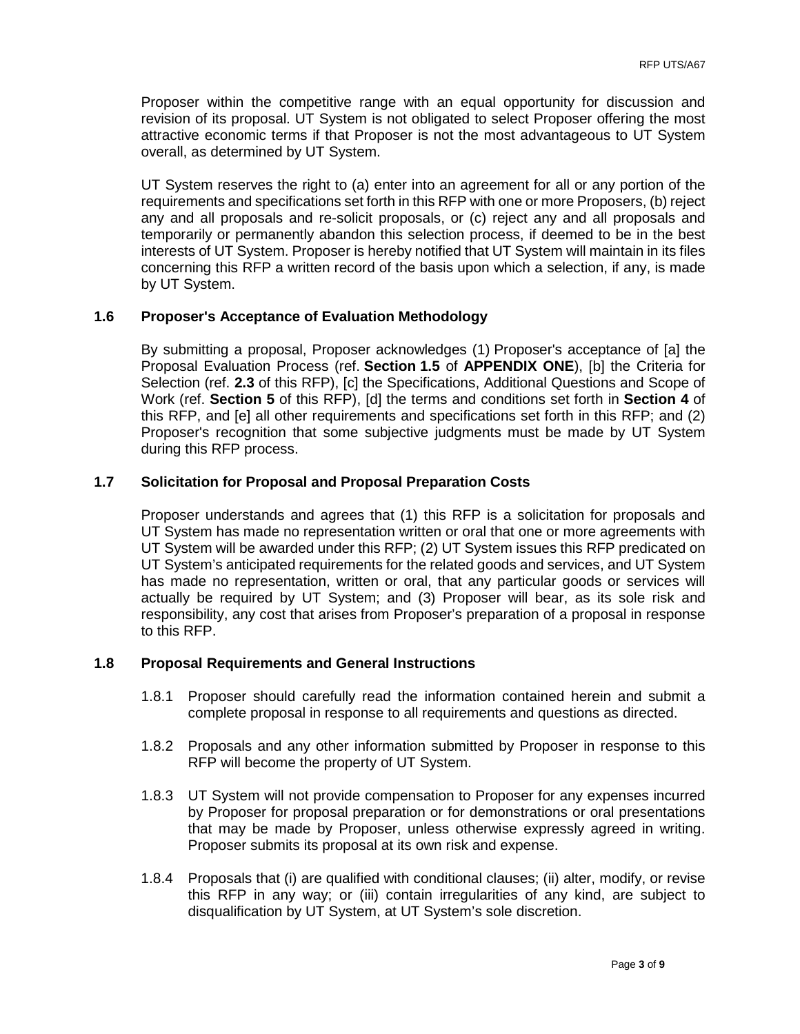Proposer within the competitive range with an equal opportunity for discussion and revision of its proposal. UT System is not obligated to select Proposer offering the most attractive economic terms if that Proposer is not the most advantageous to UT System overall, as determined by UT System.

UT System reserves the right to (a) enter into an agreement for all or any portion of the requirements and specifications set forth in this RFP with one or more Proposers, (b) reject any and all proposals and re-solicit proposals, or (c) reject any and all proposals and temporarily or permanently abandon this selection process, if deemed to be in the best interests of UT System. Proposer is hereby notified that UT System will maintain in its files concerning this RFP a written record of the basis upon which a selection, if any, is made by UT System.

### 1.6 Proposer's Acceptance of Evaluation Methodology

By submitting a proposal, Proposer acknowledges (1) Proposer's acceptance of [a] the Proposal Evaluation Process (ref. **Section 1.5** of **APPENDIX ONE**), [b] the Criteria for Selection (ref. **2.3** of this RFP), [c] the Specifications, Additional Questions and Scope of Work (ref. **Section 5** of this RFP), [d] the terms and conditions set forth in **Section 4** of this RFP, and [e] all other requirements and specifications set forth in this RFP; and (2) Proposer's recognition that some subjective judgments must be made by UT System during this RFP process.

### 1.7 Solicitation for Proposal and Proposal Preparation Costs

Proposer understands and agrees that (1) this RFP is a solicitation for proposals and UT System has made no representation written or oral that one or more agreements with UT System will be awarded under this RFP; (2) UT System issues this RFP predicated on UT System's anticipated requirements for the related goods and services, and UT System has made no representation, written or oral, that any particular goods or services will actually be required by UT System; and (3) Proposer will bear, as its sole risk and responsibility, any cost that arises from Proposer's preparation of a proposal in response to this RFP.

### 1.8 Proposal Requirements and General Instructions

1.8.1 Proposer should carefully read the information contained herein and submit a complete proposal in response to all requirements and questions as directed.

1.8.2 Proposals and any other information submitted by Proposer in response to this RFP will become the property of UT System.

1.8.3 UT System will not provide compensation to Proposer for any expenses incurred by Proposer for proposal preparation or for demonstrations or oral presentations that may be made by Proposer, unless otherwise expressly agreed in writing. Proposer submits its proposal at its own risk and expense.

1.8.4 Proposals that (i) are qualified with conditional clauses; (ii) alter, modify, or revise this RFP in any way; or (iii) contain irregularities of any kind, are subject to disqualification by UT System, at UT System's sole discretion.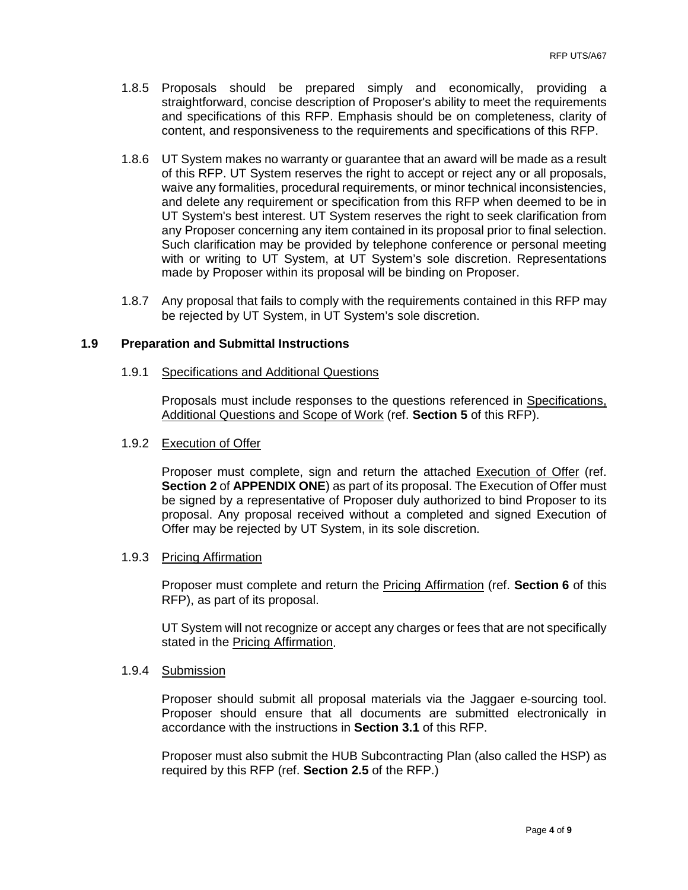1.8.5 Proposals should be prepared simply and economically, providing a straightforward, concise description of Proposer's ability to meet the requirements and specifications of this RFP. Emphasis should be on completeness, clarity of content, and responsiveness to the requirements and specifications of this RFP.

1.8.6 UT System makes no warranty or guarantee that an award will be made as a result of this RFP. UT System reserves the right to accept or reject any or all proposals, waive any formalities, procedural requirements, or minor technical inconsistencies, and delete any requirement or specification from this RFP when deemed to be in UT System's best interest. UT System reserves the right to seek clarification from any Proposer concerning any item contained in its proposal prior to final selection. Such clarification may be provided by telephone conference or personal meeting with or writing to UT System, at UT System's sole discretion. Representations made by Proposer within its proposal will be binding on Proposer.

1.8.7 Any proposal that fails to comply with the requirements contained in this RFP may be rejected by UT System, in UT System's sole discretion.

### 1.9 Preparation and Submittal Instructions

1.9.1 Specifications and Additional Questions

Proposals must include responses to the questions referenced in Specifications, Additional Questions and Scope of Work (ref. **Section 5** of this RFP).

1.9.2 Execution of Offer

Proposer must complete, sign and return the attached Execution of Offer (ref. **Section 2** of **APPENDIX ONE**) as part of its proposal. The Execution of Offer must be signed by a representative of Proposer duly authorized to bind Proposer to its proposal. Any proposal received without a completed and signed Execution of Offer may be rejected by UT System, in its sole discretion.

1.9.3 Pricing Affirmation

Proposer must complete and return the Pricing Affirmation (ref. **Section 6** of this RFP), as part of its proposal.

UT System will not recognize or accept any charges or fees that are not specifically stated in the Pricing Affirmation.

1.9.4 Submission

Proposer should submit all proposal materials via the Jaggaer e-sourcing tool. Proposer should ensure that all documents are submitted electronically in accordance with the instructions in **Section 3.1** of this RFP.

Proposer must also submit the HUB Subcontracting Plan (also called the HSP) as required by this RFP (ref. **Section 2.5** of the RFP.)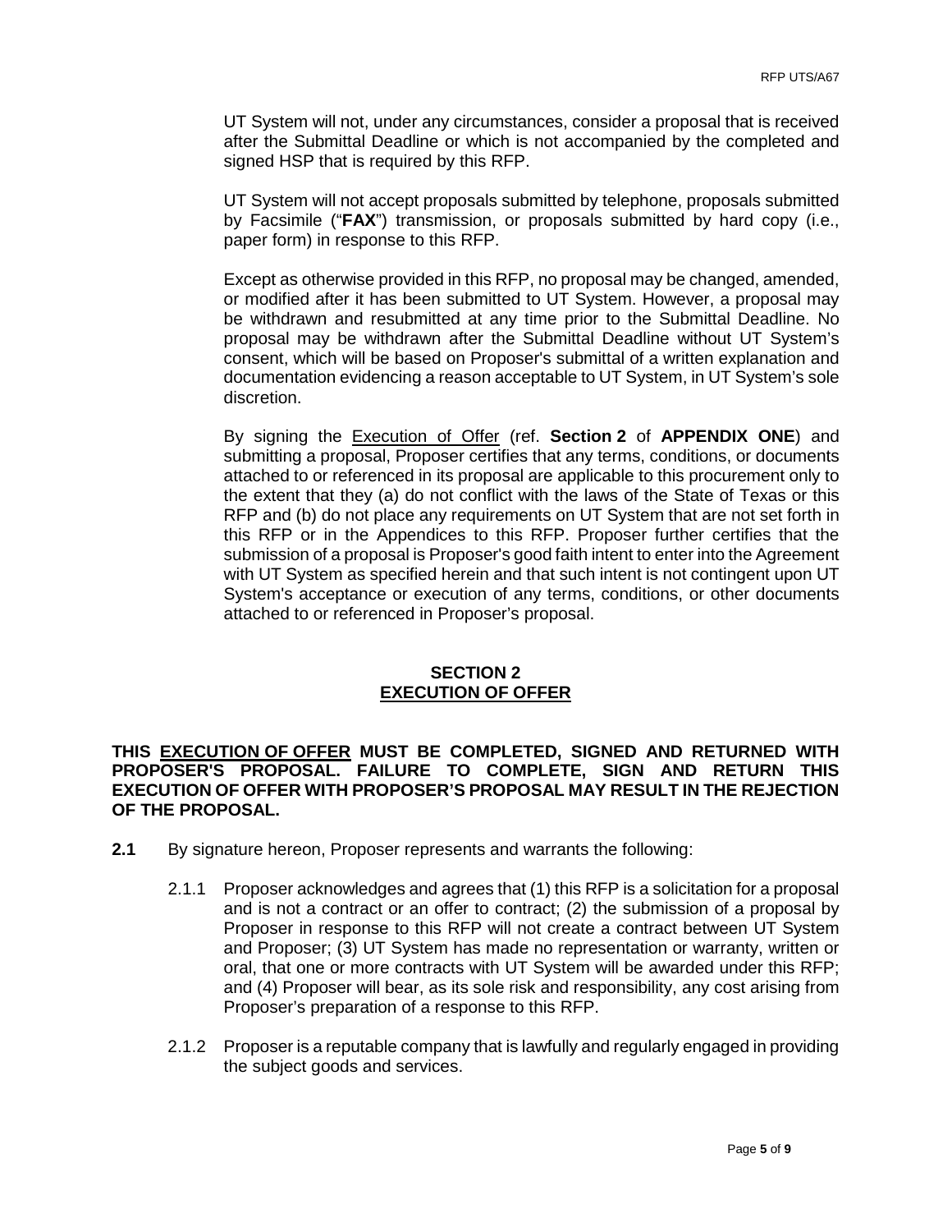UT System will not, under any circumstances, consider a proposal that is received after the Submittal Deadline or which is not accompanied by the completed and signed HSP that is required by this RFP.

UT System will not accept proposals submitted by telephone, proposals submitted by Facsimile ("**FAX**") transmission, or proposals submitted by hard copy (i.e., paper form) in response to this RFP.

Except as otherwise provided in this RFP, no proposal may be changed, amended, or modified after it has been submitted to UT System. However, a proposal may be withdrawn and resubmitted at any time prior to the Submittal Deadline. No proposal may be withdrawn after the Submittal Deadline without UT System's consent, which will be based on Proposer's submittal of a written explanation and documentation evidencing a reason acceptable to UT System, in UT System's sole discretion.

By signing the Execution of Offer (ref. **Section 2** of **APPENDIX ONE**) and submitting a proposal, Proposer certifies that any terms, conditions, or documents attached to or referenced in its proposal are applicable to this procurement only to the extent that they (a) do not conflict with the laws of the State of Texas or this RFP and (b) do not place any requirements on UT System that are not set forth in this RFP or in the Appendices to this RFP. Proposer further certifies that the submission of a proposal is Proposer's good faith intent to enter into the Agreement with UT System as specified herein and that such intent is not contingent upon UT System's acceptance or execution of any terms, conditions, or other documents attached to or referenced in Proposer's proposal.

## SECTION 2
## EXECUTION OF OFFER

**THIS EXECUTION OF OFFER MUST BE COMPLETED, SIGNED AND RETURNED WITH PROPOSER'S PROPOSAL. FAILURE TO COMPLETE, SIGN AND RETURN THIS EXECUTION OF OFFER WITH PROPOSER'S PROPOSAL MAY RESULT IN THE REJECTION OF THE PROPOSAL.**

**2.1** By signature hereon, Proposer represents and warrants the following:

2.1.1 Proposer acknowledges and agrees that (1) this RFP is a solicitation for a proposal and is not a contract or an offer to contract; (2) the submission of a proposal by Proposer in response to this RFP will not create a contract between UT System and Proposer; (3) UT System has made no representation or warranty, written or oral, that one or more contracts with UT System will be awarded under this RFP; and (4) Proposer will bear, as its sole risk and responsibility, any cost arising from Proposer's preparation of a response to this RFP.

2.1.2 Proposer is a reputable company that is lawfully and regularly engaged in providing the subject goods and services.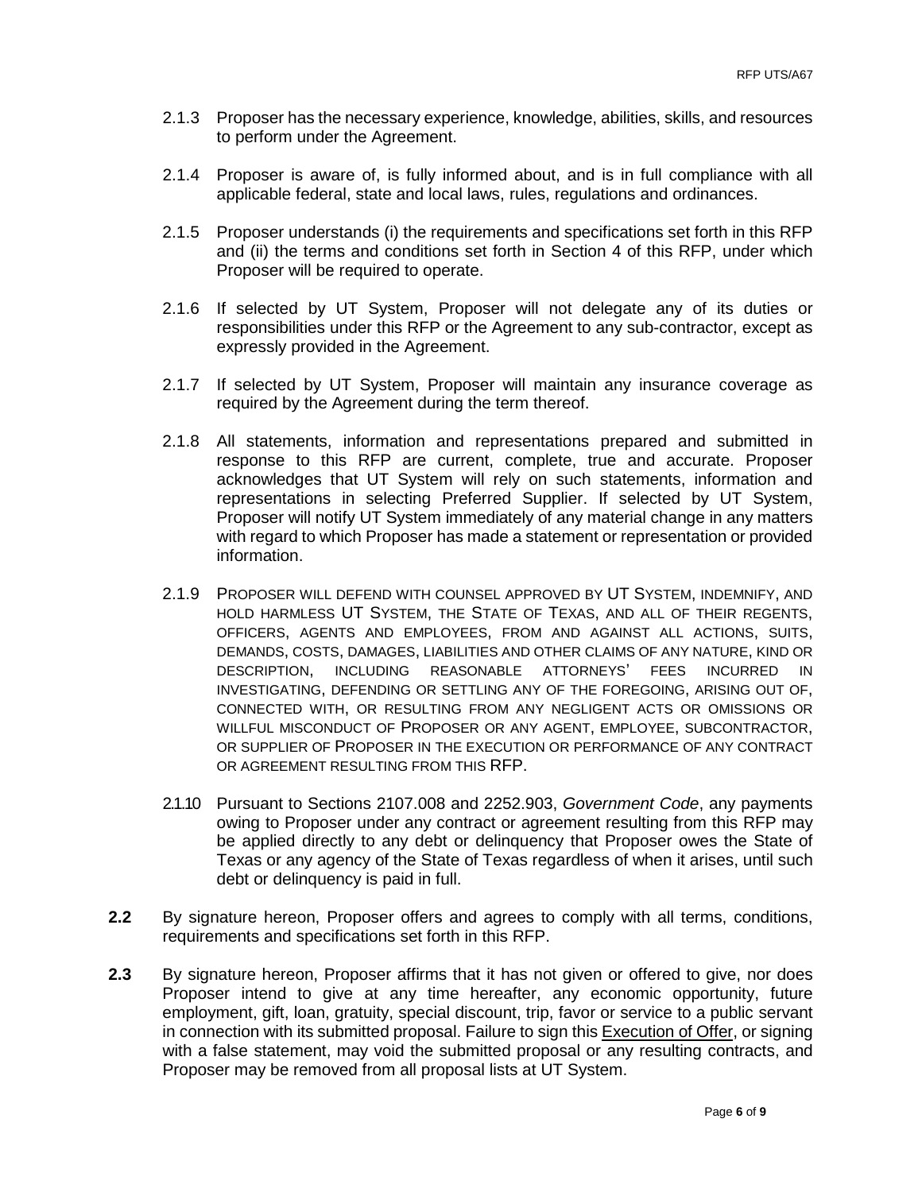2.1.3 Proposer has the necessary experience, knowledge, abilities, skills, and resources to perform under the Agreement.

2.1.4 Proposer is aware of, is fully informed about, and is in full compliance with all applicable federal, state and local laws, rules, regulations and ordinances.

2.1.5 Proposer understands (i) the requirements and specifications set forth in this RFP and (ii) the terms and conditions set forth in Section 4 of this RFP, under which Proposer will be required to operate.

2.1.6 If selected by UT System, Proposer will not delegate any of its duties or responsibilities under this RFP or the Agreement to any sub-contractor, except as expressly provided in the Agreement.

2.1.7 If selected by UT System, Proposer will maintain any insurance coverage as required by the Agreement during the term thereof.

2.1.8 All statements, information and representations prepared and submitted in response to this RFP are current, complete, true and accurate. Proposer acknowledges that UT System will rely on such statements, information and representations in selecting Preferred Supplier. If selected by UT System, Proposer will notify UT System immediately of any material change in any matters with regard to which Proposer has made a statement or representation or provided information.

2.1.9 PROPOSER WILL DEFEND WITH COUNSEL APPROVED BY UT SYSTEM, INDEMNIFY, AND HOLD HARMLESS UT SYSTEM, THE STATE OF TEXAS, AND ALL OF THEIR REGENTS, OFFICERS, AGENTS AND EMPLOYEES, FROM AND AGAINST ALL ACTIONS, SUITS, DEMANDS, COSTS, DAMAGES, LIABILITIES AND OTHER CLAIMS OF ANY NATURE, KIND OR DESCRIPTION, INCLUDING REASONABLE ATTORNEYS' FEES INCURRED IN INVESTIGATING, DEFENDING OR SETTLING ANY OF THE FOREGOING, ARISING OUT OF, CONNECTED WITH, OR RESULTING FROM ANY NEGLIGENT ACTS OR OMISSIONS OR WILLFUL MISCONDUCT OF PROPOSER OR ANY AGENT, EMPLOYEE, SUBCONTRACTOR, OR SUPPLIER OF PROPOSER IN THE EXECUTION OR PERFORMANCE OF ANY CONTRACT OR AGREEMENT RESULTING FROM THIS RFP.

2.1.10 Pursuant to Sections 2107.008 and 2252.903, *Government Code*, any payments owing to Proposer under any contract or agreement resulting from this RFP may be applied directly to any debt or delinquency that Proposer owes the State of Texas or any agency of the State of Texas regardless of when it arises, until such debt or delinquency is paid in full.

**2.2** By signature hereon, Proposer offers and agrees to comply with all terms, conditions, requirements and specifications set forth in this RFP.

**2.3** By signature hereon, Proposer affirms that it has not given or offered to give, nor does Proposer intend to give at any time hereafter, any economic opportunity, future employment, gift, loan, gratuity, special discount, trip, favor or service to a public servant in connection with its submitted proposal. Failure to sign this Execution of Offer, or signing with a false statement, may void the submitted proposal or any resulting contracts, and Proposer may be removed from all proposal lists at UT System.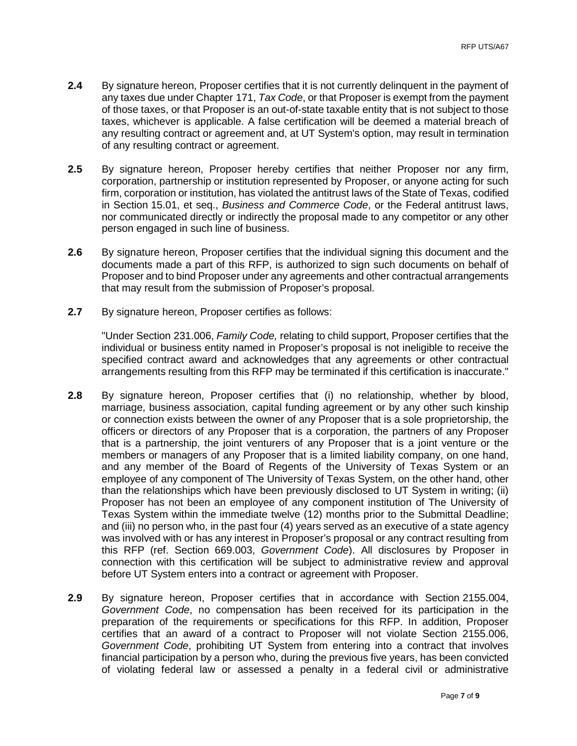**2.4** By signature hereon, Proposer certifies that it is not currently delinquent in the payment of any taxes due under Chapter 171, *Tax Code*, or that Proposer is exempt from the payment of those taxes, or that Proposer is an out-of-state taxable entity that is not subject to those taxes, whichever is applicable. A false certification will be deemed a material breach of any resulting contract or agreement and, at UT System's option, may result in termination of any resulting contract or agreement.

**2.5** By signature hereon, Proposer hereby certifies that neither Proposer nor any firm, corporation, partnership or institution represented by Proposer, or anyone acting for such firm, corporation or institution, has violated the antitrust laws of the State of Texas, codified in Section 15.01, et seq., *Business and Commerce Code*, or the Federal antitrust laws, nor communicated directly or indirectly the proposal made to any competitor or any other person engaged in such line of business.

**2.6** By signature hereon, Proposer certifies that the individual signing this document and the documents made a part of this RFP, is authorized to sign such documents on behalf of Proposer and to bind Proposer under any agreements and other contractual arrangements that may result from the submission of Proposer's proposal.

**2.7** By signature hereon, Proposer certifies as follows:

"Under Section 231.006, *Family Code,* relating to child support, Proposer certifies that the individual or business entity named in Proposer's proposal is not ineligible to receive the specified contract award and acknowledges that any agreements or other contractual arrangements resulting from this RFP may be terminated if this certification is inaccurate."

**2.8** By signature hereon, Proposer certifies that (i) no relationship, whether by blood, marriage, business association, capital funding agreement or by any other such kinship or connection exists between the owner of any Proposer that is a sole proprietorship, the officers or directors of any Proposer that is a corporation, the partners of any Proposer that is a partnership, the joint venturers of any Proposer that is a joint venture or the members or managers of any Proposer that is a limited liability company, on one hand, and any member of the Board of Regents of the University of Texas System or an employee of any component of The University of Texas System, on the other hand, other than the relationships which have been previously disclosed to UT System in writing; (ii) Proposer has not been an employee of any component institution of The University of Texas System within the immediate twelve (12) months prior to the Submittal Deadline; and (iii) no person who, in the past four (4) years served as an executive of a state agency was involved with or has any interest in Proposer's proposal or any contract resulting from this RFP (ref. Section 669.003, *Government Code*). All disclosures by Proposer in connection with this certification will be subject to administrative review and approval before UT System enters into a contract or agreement with Proposer.

**2.9** By signature hereon, Proposer certifies that in accordance with Section 2155.004, *Government Code*, no compensation has been received for its participation in the preparation of the requirements or specifications for this RFP. In addition, Proposer certifies that an award of a contract to Proposer will not violate Section 2155.006, *Government Code*, prohibiting UT System from entering into a contract that involves financial participation by a person who, during the previous five years, has been convicted of violating federal law or assessed a penalty in a federal civil or administrative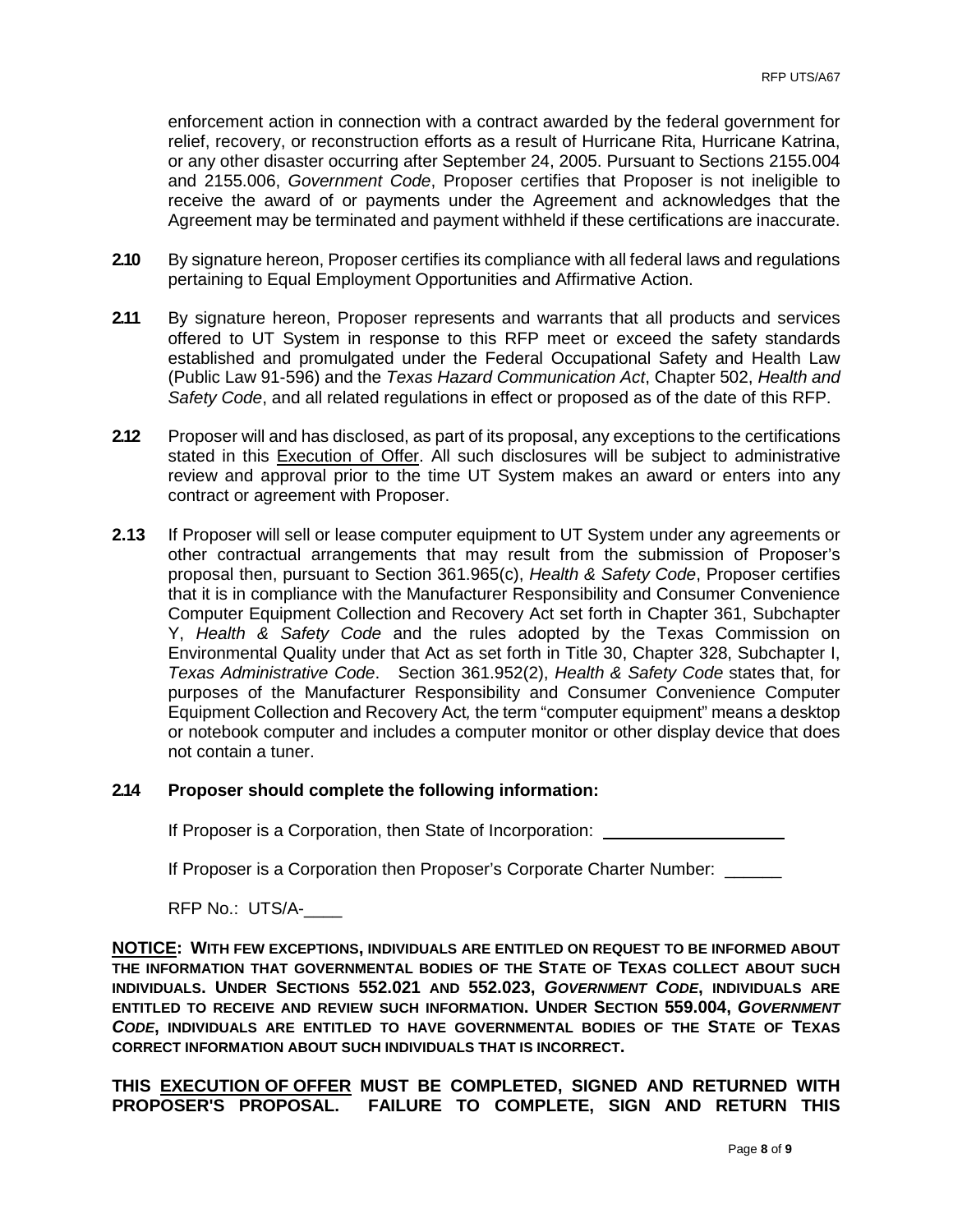enforcement action in connection with a contract awarded by the federal government for relief, recovery, or reconstruction efforts as a result of Hurricane Rita, Hurricane Katrina, or any other disaster occurring after September 24, 2005. Pursuant to Sections 2155.004 and 2155.006, *Government Code*, Proposer certifies that Proposer is not ineligible to receive the award of or payments under the Agreement and acknowledges that the Agreement may be terminated and payment withheld if these certifications are inaccurate.

**2.10** By signature hereon, Proposer certifies its compliance with all federal laws and regulations pertaining to Equal Employment Opportunities and Affirmative Action.

**2.11** By signature hereon, Proposer represents and warrants that all products and services offered to UT System in response to this RFP meet or exceed the safety standards established and promulgated under the Federal Occupational Safety and Health Law (Public Law 91-596) and the *Texas Hazard Communication Act*, Chapter 502, *Health and Safety Code*, and all related regulations in effect or proposed as of the date of this RFP.

**2.12** Proposer will and has disclosed, as part of its proposal, any exceptions to the certifications stated in this <u>Execution of Offer</u>. All such disclosures will be subject to administrative review and approval prior to the time UT System makes an award or enters into any contract or agreement with Proposer.

**2.13** If Proposer will sell or lease computer equipment to UT System under any agreements or other contractual arrangements that may result from the submission of Proposer's proposal then, pursuant to Section 361.965(c), *Health & Safety Code*, Proposer certifies that it is in compliance with the Manufacturer Responsibility and Consumer Convenience Computer Equipment Collection and Recovery Act set forth in Chapter 361, Subchapter Y, *Health & Safety Code* and the rules adopted by the Texas Commission on Environmental Quality under that Act as set forth in Title 30, Chapter 328, Subchapter I, *Texas Administrative Code*. Section 361.952(2), *Health & Safety Code* states that, for purposes of the Manufacturer Responsibility and Consumer Convenience Computer Equipment Collection and Recovery Act, the term "computer equipment" means a desktop or notebook computer and includes a computer monitor or other display device that does not contain a tuner.

**2.14 Proposer should complete the following information:**

If Proposer is a Corporation, then State of Incorporation: ____________________

If Proposer is a Corporation then Proposer's Corporate Charter Number: ______

RFP No.: UTS/A-____

**<u>NOTICE</u>: WITH FEW EXCEPTIONS, INDIVIDUALS ARE ENTITLED ON REQUEST TO BE INFORMED ABOUT THE INFORMATION THAT GOVERNMENTAL BODIES OF THE STATE OF TEXAS COLLECT ABOUT SUCH INDIVIDUALS. UNDER SECTIONS 552.021 AND 552.023, *GOVERNMENT CODE*, INDIVIDUALS ARE ENTITLED TO RECEIVE AND REVIEW SUCH INFORMATION. UNDER SECTION 559.004, *GOVERNMENT CODE*, INDIVIDUALS ARE ENTITLED TO HAVE GOVERNMENTAL BODIES OF THE STATE OF TEXAS CORRECT INFORMATION ABOUT SUCH INDIVIDUALS THAT IS INCORRECT.**

**THIS <u>EXECUTION OF OFFER</u> MUST BE COMPLETED, SIGNED AND RETURNED WITH PROPOSER'S PROPOSAL. FAILURE TO COMPLETE, SIGN AND RETURN THIS**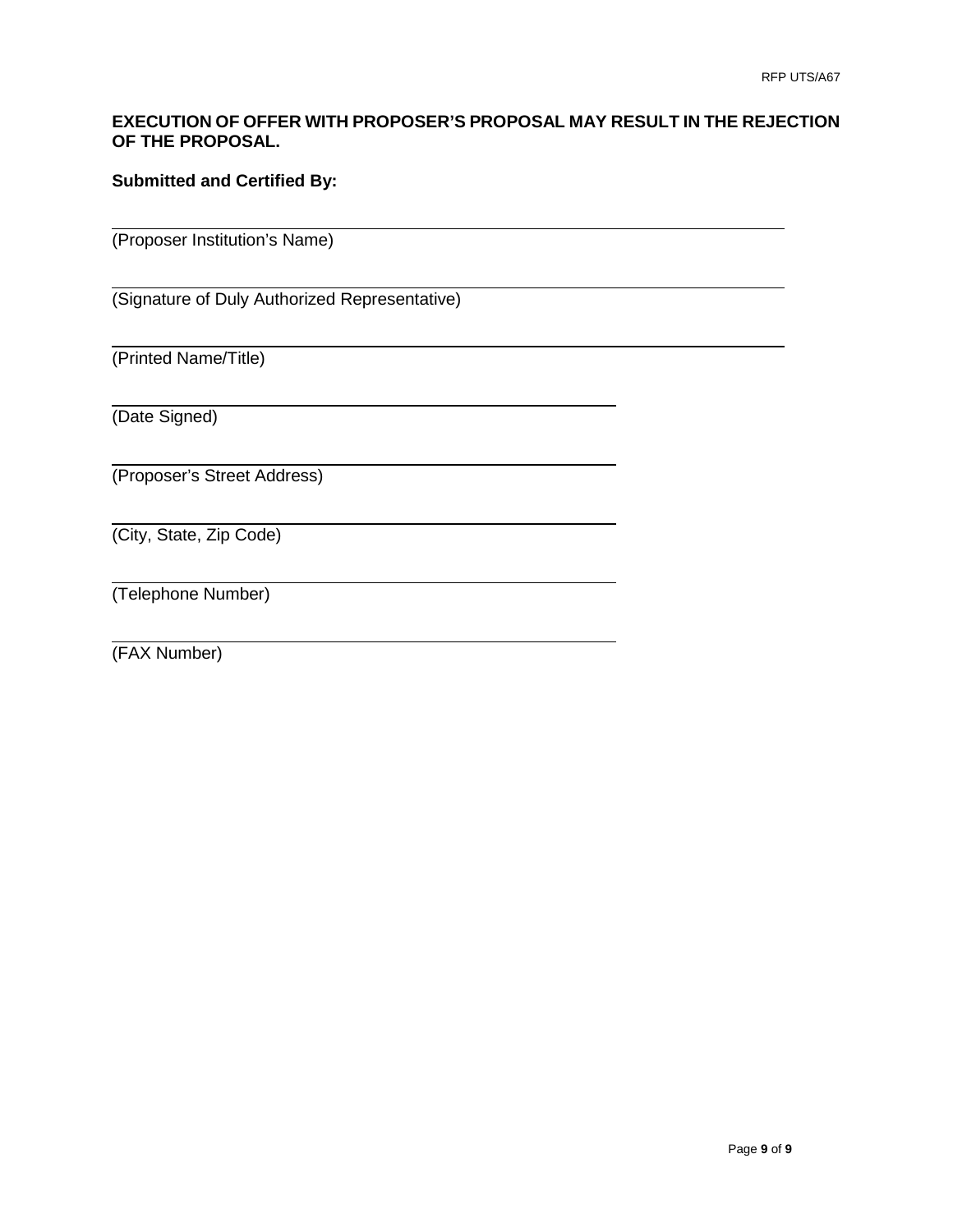**EXECUTION OF OFFER WITH PROPOSER'S PROPOSAL MAY RESULT IN THE REJECTION OF THE PROPOSAL.**

**Submitted and Certified By:**

\_\_\_\_\_\_\_\_\_\_\_\_\_\_\_\_\_\_\_\_\_\_\_\_\_\_\_\_\_\_\_\_\_\_\_\_\_\_\_\_\_\_\_\_\_\_\_\_\_\_\_\_\_\_\_\_
(Proposer Institution's Name)

\_\_\_\_\_\_\_\_\_\_\_\_\_\_\_\_\_\_\_\_\_\_\_\_\_\_\_\_\_\_\_\_\_\_\_\_\_\_\_\_\_\_\_\_\_\_\_\_\_\_\_\_\_\_\_\_
(Signature of Duly Authorized Representative)

\_\_\_\_\_\_\_\_\_\_\_\_\_\_\_\_\_\_\_\_\_\_\_\_\_\_\_\_\_\_\_\_\_\_\_\_\_\_\_\_\_\_\_\_\_\_\_\_\_\_\_\_\_\_\_\_
(Printed Name/Title)

\_\_\_\_\_\_\_\_\_\_\_\_\_\_\_\_\_\_\_\_\_\_\_\_\_\_\_\_\_\_\_\_\_\_\_\_\_\_\_\_
(Date Signed)

\_\_\_\_\_\_\_\_\_\_\_\_\_\_\_\_\_\_\_\_\_\_\_\_\_\_\_\_\_\_\_\_\_\_\_\_\_\_\_\_
(Proposer's Street Address)

\_\_\_\_\_\_\_\_\_\_\_\_\_\_\_\_\_\_\_\_\_\_\_\_\_\_\_\_\_\_\_\_\_\_\_\_\_\_\_\_
(City, State, Zip Code)

\_\_\_\_\_\_\_\_\_\_\_\_\_\_\_\_\_\_\_\_\_\_\_\_\_\_\_\_\_\_\_\_\_\_\_\_\_\_\_\_
(Telephone Number)

\_\_\_\_\_\_\_\_\_\_\_\_\_\_\_\_\_\_\_\_\_\_\_\_\_\_\_\_\_\_\_\_\_\_\_\_\_\_\_\_
(FAX Number)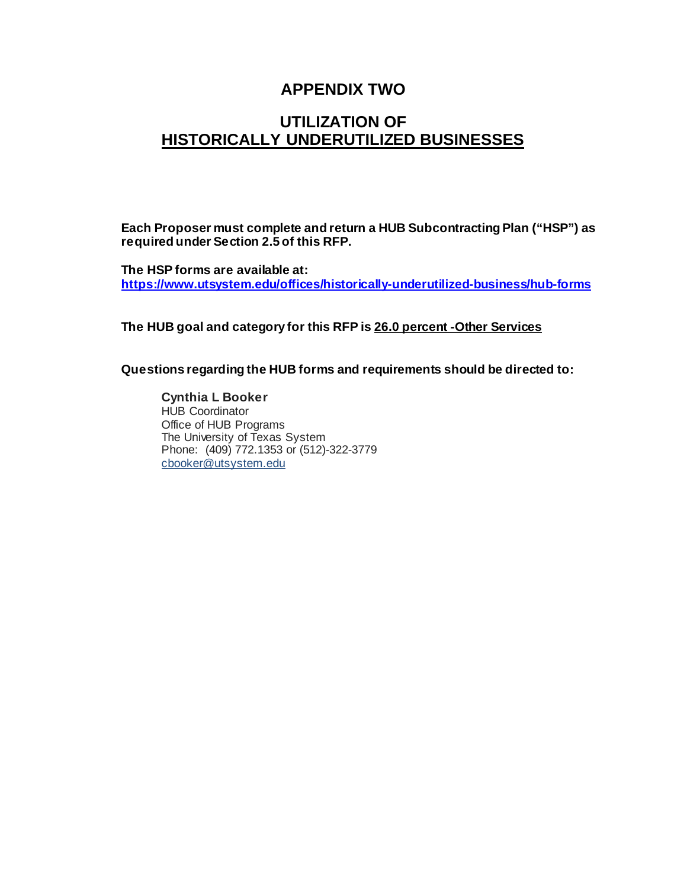# APPENDIX TWO

## UTILIZATION OF HISTORICALLY UNDERUTILIZED BUSINESSES

**Each Proposer must complete and return a HUB Subcontracting Plan ("HSP") as required under Section 2.5 of this RFP.**

**The HSP forms are available at:**
**https://www.utsystem.edu/offices/historically-underutilized-business/hub-forms**

**The HUB goal and category for this RFP is 26.0 percent -Other Services**

**Questions regarding the HUB forms and requirements should be directed to:**

**Cynthia L Booker**
HUB Coordinator
Office of HUB Programs
The University of Texas System
Phone: (409) 772.1353 or (512)-322-3779
cbooker@utsystem.edu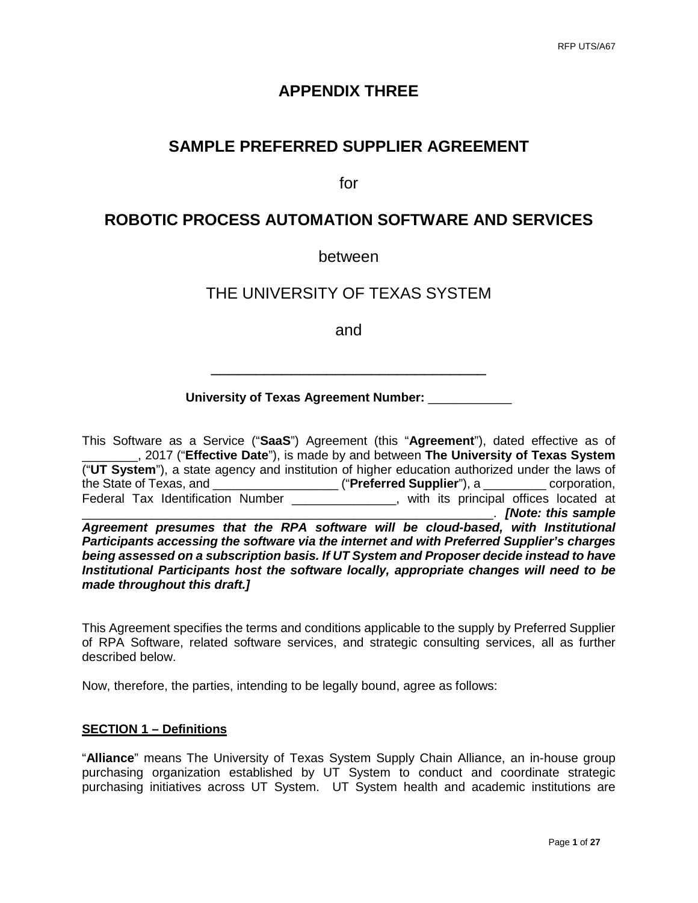# APPENDIX THREE

## SAMPLE PREFERRED SUPPLIER AGREEMENT

for

## ROBOTIC PROCESS AUTOMATION SOFTWARE AND SERVICES

between

THE UNIVERSITY OF TEXAS SYSTEM

and

_____________________________________

**University of Texas Agreement Number:** ____________

This Software as a Service ("**SaaS**") Agreement (this "**Agreement**"), dated effective as of ________, 2017 ("**Effective Date**"), is made by and between **The University of Texas System** ("**UT System**"), a state agency and institution of higher education authorized under the laws of the State of Texas, and __________________ ("**Preferred Supplier**"), a _________ corporation, Federal Tax Identification Number _______________, with its principal offices located at ___________________________________________________________. ***[Note: this sample Agreement presumes that the RPA software will be cloud-based, with Institutional Participants accessing the software via the internet and with Preferred Supplier's charges being assessed on a subscription basis. If UT System and Proposer decide instead to have Institutional Participants host the software locally, appropriate changes will need to be made throughout this draft.]***

This Agreement specifies the terms and conditions applicable to the supply by Preferred Supplier of RPA Software, related software services, and strategic consulting services, all as further described below.

Now, therefore, the parties, intending to be legally bound, agree as follows:

**SECTION 1 – Definitions**

"**Alliance**" means The University of Texas System Supply Chain Alliance, an in-house group purchasing organization established by UT System to conduct and coordinate strategic purchasing initiatives across UT System. UT System health and academic institutions are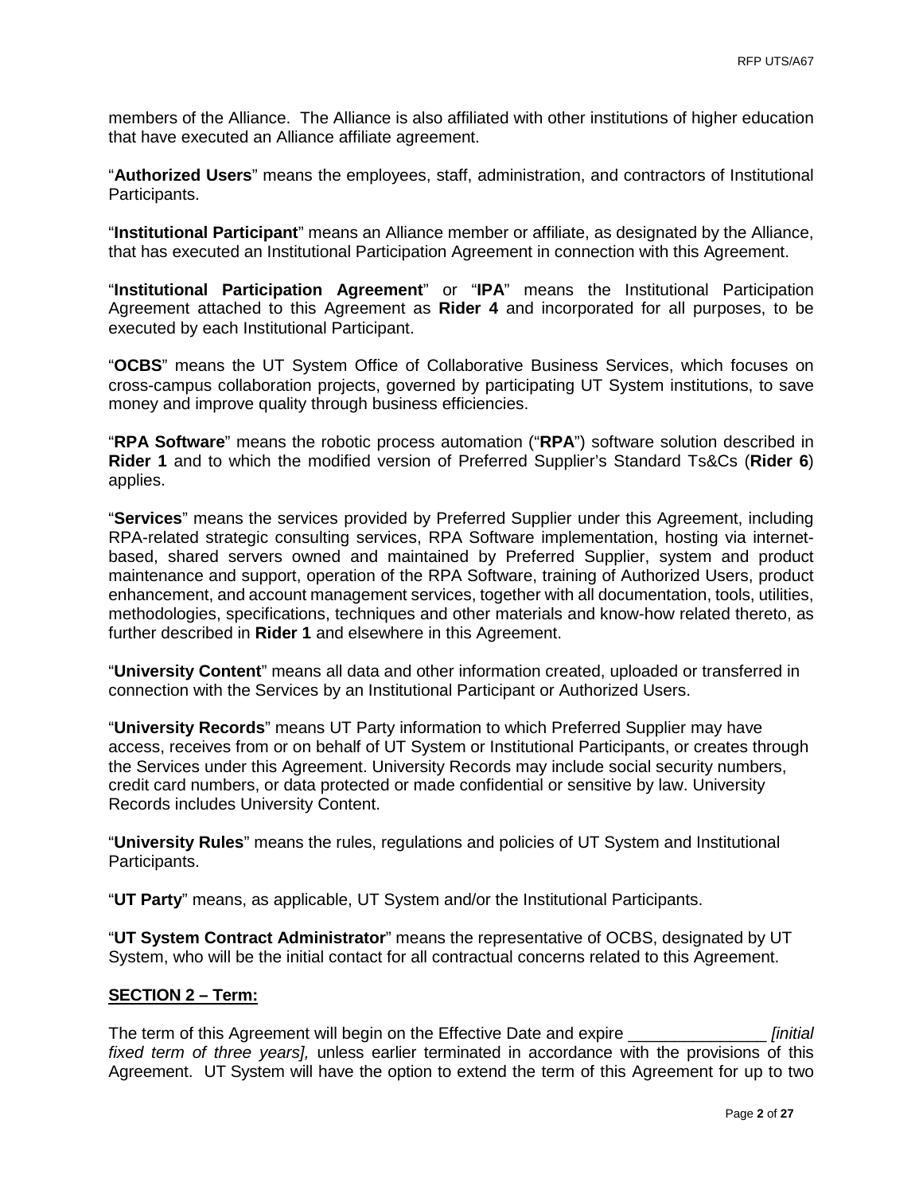members of the Alliance. The Alliance is also affiliated with other institutions of higher education that have executed an Alliance affiliate agreement.

"**Authorized Users**" means the employees, staff, administration, and contractors of Institutional Participants.

"**Institutional Participant**" means an Alliance member or affiliate, as designated by the Alliance, that has executed an Institutional Participation Agreement in connection with this Agreement.

"**Institutional Participation Agreement**" or "**IPA**" means the Institutional Participation Agreement attached to this Agreement as **Rider 4** and incorporated for all purposes, to be executed by each Institutional Participant.

"**OCBS**" means the UT System Office of Collaborative Business Services, which focuses on cross-campus collaboration projects, governed by participating UT System institutions, to save money and improve quality through business efficiencies.

"**RPA Software**" means the robotic process automation ("**RPA**") software solution described in **Rider 1** and to which the modified version of Preferred Supplier's Standard Ts&Cs (**Rider 6**) applies.

"**Services**" means the services provided by Preferred Supplier under this Agreement, including RPA-related strategic consulting services, RPA Software implementation, hosting via internet-based, shared servers owned and maintained by Preferred Supplier, system and product maintenance and support, operation of the RPA Software, training of Authorized Users, product enhancement, and account management services, together with all documentation, tools, utilities, methodologies, specifications, techniques and other materials and know-how related thereto, as further described in **Rider 1** and elsewhere in this Agreement.

"**University Content**" means all data and other information created, uploaded or transferred in connection with the Services by an Institutional Participant or Authorized Users.

"**University Records**" means UT Party information to which Preferred Supplier may have access, receives from or on behalf of UT System or Institutional Participants, or creates through the Services under this Agreement. University Records may include social security numbers, credit card numbers, or data protected or made confidential or sensitive by law. University Records includes University Content.

"**University Rules**" means the rules, regulations and policies of UT System and Institutional Participants.

"**UT Party**" means, as applicable, UT System and/or the Institutional Participants.

"**UT System Contract Administrator**" means the representative of OCBS, designated by UT System, who will be the initial contact for all contractual concerns related to this Agreement.

**SECTION 2 – Term:**

The term of this Agreement will begin on the Effective Date and expire _______________ *[initial fixed term of three years],* unless earlier terminated in accordance with the provisions of this Agreement. UT System will have the option to extend the term of this Agreement for up to two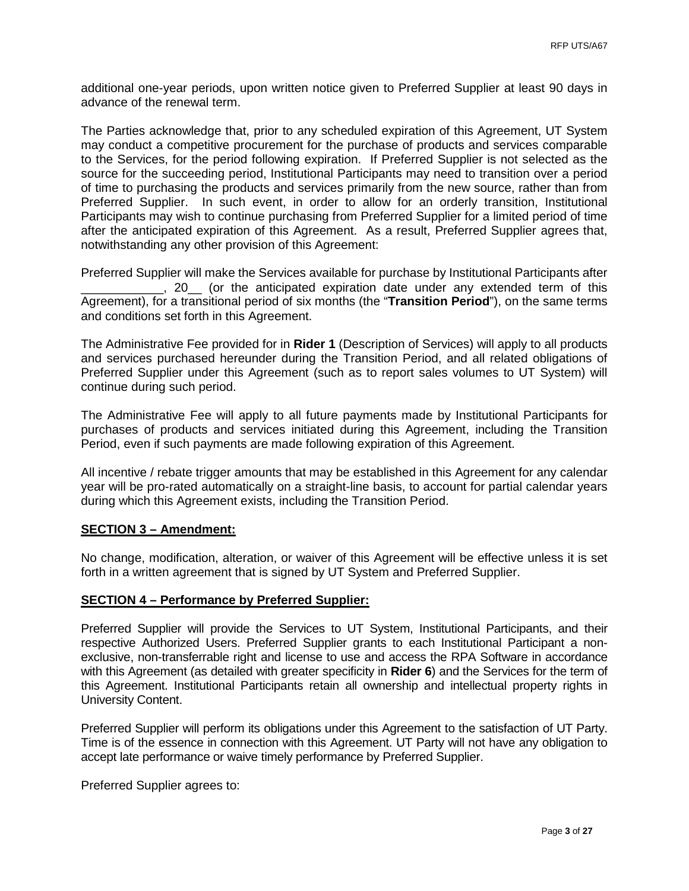additional one-year periods, upon written notice given to Preferred Supplier at least 90 days in advance of the renewal term.

The Parties acknowledge that, prior to any scheduled expiration of this Agreement, UT System may conduct a competitive procurement for the purchase of products and services comparable to the Services, for the period following expiration. If Preferred Supplier is not selected as the source for the succeeding period, Institutional Participants may need to transition over a period of time to purchasing the products and services primarily from the new source, rather than from Preferred Supplier. In such event, in order to allow for an orderly transition, Institutional Participants may wish to continue purchasing from Preferred Supplier for a limited period of time after the anticipated expiration of this Agreement. As a result, Preferred Supplier agrees that, notwithstanding any other provision of this Agreement:

Preferred Supplier will make the Services available for purchase by Institutional Participants after ____________, 20__ (or the anticipated expiration date under any extended term of this Agreement), for a transitional period of six months (the "**Transition Period**"), on the same terms and conditions set forth in this Agreement.

The Administrative Fee provided for in **Rider 1** (Description of Services) will apply to all products and services purchased hereunder during the Transition Period, and all related obligations of Preferred Supplier under this Agreement (such as to report sales volumes to UT System) will continue during such period.

The Administrative Fee will apply to all future payments made by Institutional Participants for purchases of products and services initiated during this Agreement, including the Transition Period, even if such payments are made following expiration of this Agreement.

All incentive / rebate trigger amounts that may be established in this Agreement for any calendar year will be pro-rated automatically on a straight-line basis, to account for partial calendar years during which this Agreement exists, including the Transition Period.

**SECTION 3 – Amendment:**

No change, modification, alteration, or waiver of this Agreement will be effective unless it is set forth in a written agreement that is signed by UT System and Preferred Supplier.

**SECTION 4 – Performance by Preferred Supplier:**

Preferred Supplier will provide the Services to UT System, Institutional Participants, and their respective Authorized Users. Preferred Supplier grants to each Institutional Participant a non-exclusive, non-transferrable right and license to use and access the RPA Software in accordance with this Agreement (as detailed with greater specificity in **Rider 6**) and the Services for the term of this Agreement. Institutional Participants retain all ownership and intellectual property rights in University Content.

Preferred Supplier will perform its obligations under this Agreement to the satisfaction of UT Party. Time is of the essence in connection with this Agreement. UT Party will not have any obligation to accept late performance or waive timely performance by Preferred Supplier.

Preferred Supplier agrees to: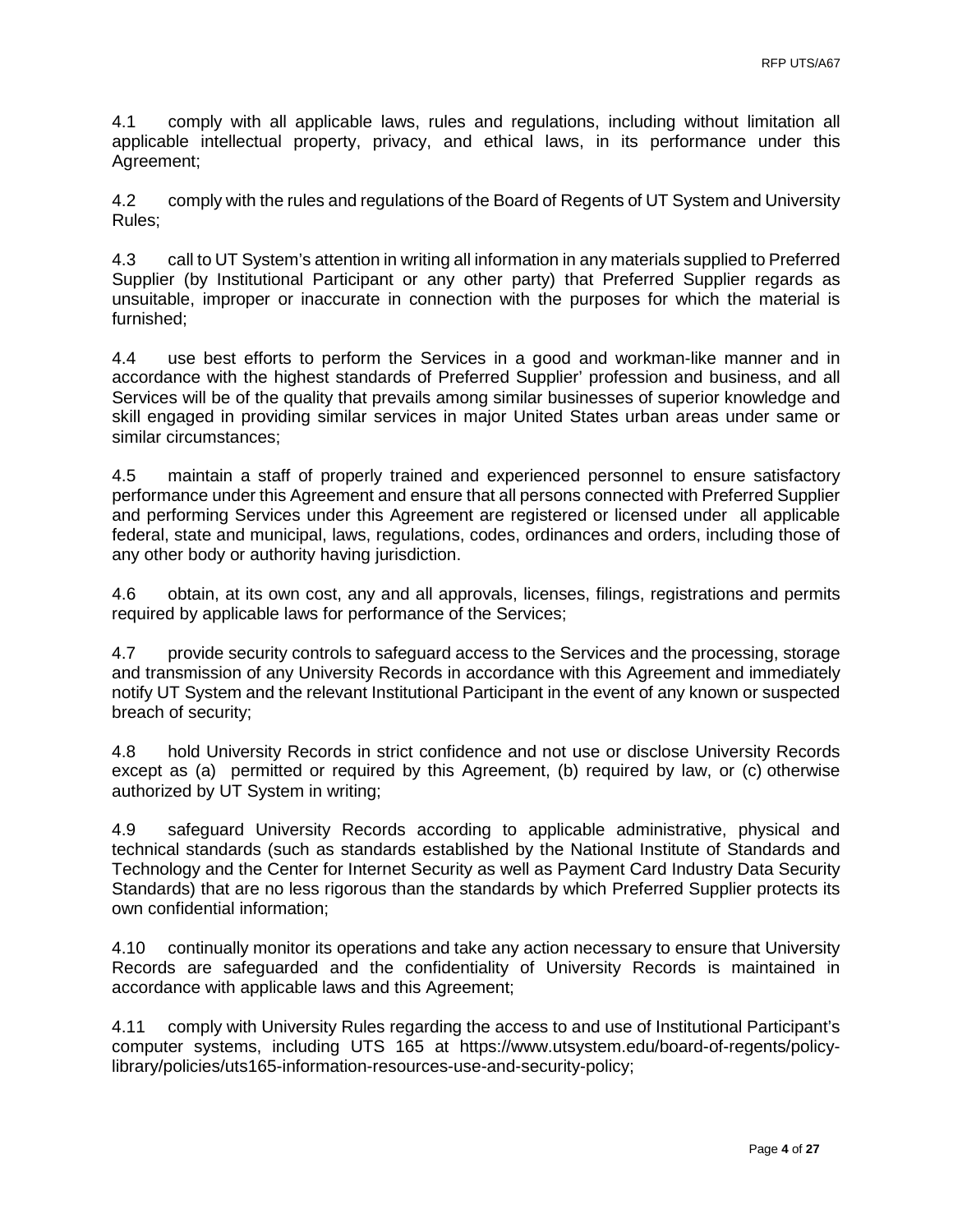4.1 comply with all applicable laws, rules and regulations, including without limitation all applicable intellectual property, privacy, and ethical laws, in its performance under this Agreement;

4.2 comply with the rules and regulations of the Board of Regents of UT System and University Rules;

4.3 call to UT System's attention in writing all information in any materials supplied to Preferred Supplier (by Institutional Participant or any other party) that Preferred Supplier regards as unsuitable, improper or inaccurate in connection with the purposes for which the material is furnished;

4.4 use best efforts to perform the Services in a good and workman-like manner and in accordance with the highest standards of Preferred Supplier' profession and business, and all Services will be of the quality that prevails among similar businesses of superior knowledge and skill engaged in providing similar services in major United States urban areas under same or similar circumstances;

4.5 maintain a staff of properly trained and experienced personnel to ensure satisfactory performance under this Agreement and ensure that all persons connected with Preferred Supplier and performing Services under this Agreement are registered or licensed under all applicable federal, state and municipal, laws, regulations, codes, ordinances and orders, including those of any other body or authority having jurisdiction.

4.6 obtain, at its own cost, any and all approvals, licenses, filings, registrations and permits required by applicable laws for performance of the Services;

4.7 provide security controls to safeguard access to the Services and the processing, storage and transmission of any University Records in accordance with this Agreement and immediately notify UT System and the relevant Institutional Participant in the event of any known or suspected breach of security;

4.8 hold University Records in strict confidence and not use or disclose University Records except as (a) permitted or required by this Agreement, (b) required by law, or (c) otherwise authorized by UT System in writing;

4.9 safeguard University Records according to applicable administrative, physical and technical standards (such as standards established by the National Institute of Standards and Technology and the Center for Internet Security as well as Payment Card Industry Data Security Standards) that are no less rigorous than the standards by which Preferred Supplier protects its own confidential information;

4.10 continually monitor its operations and take any action necessary to ensure that University Records are safeguarded and the confidentiality of University Records is maintained in accordance with applicable laws and this Agreement;

4.11 comply with University Rules regarding the access to and use of Institutional Participant's computer systems, including UTS 165 at https://www.utsystem.edu/board-of-regents/policy-library/policies/uts165-information-resources-use-and-security-policy;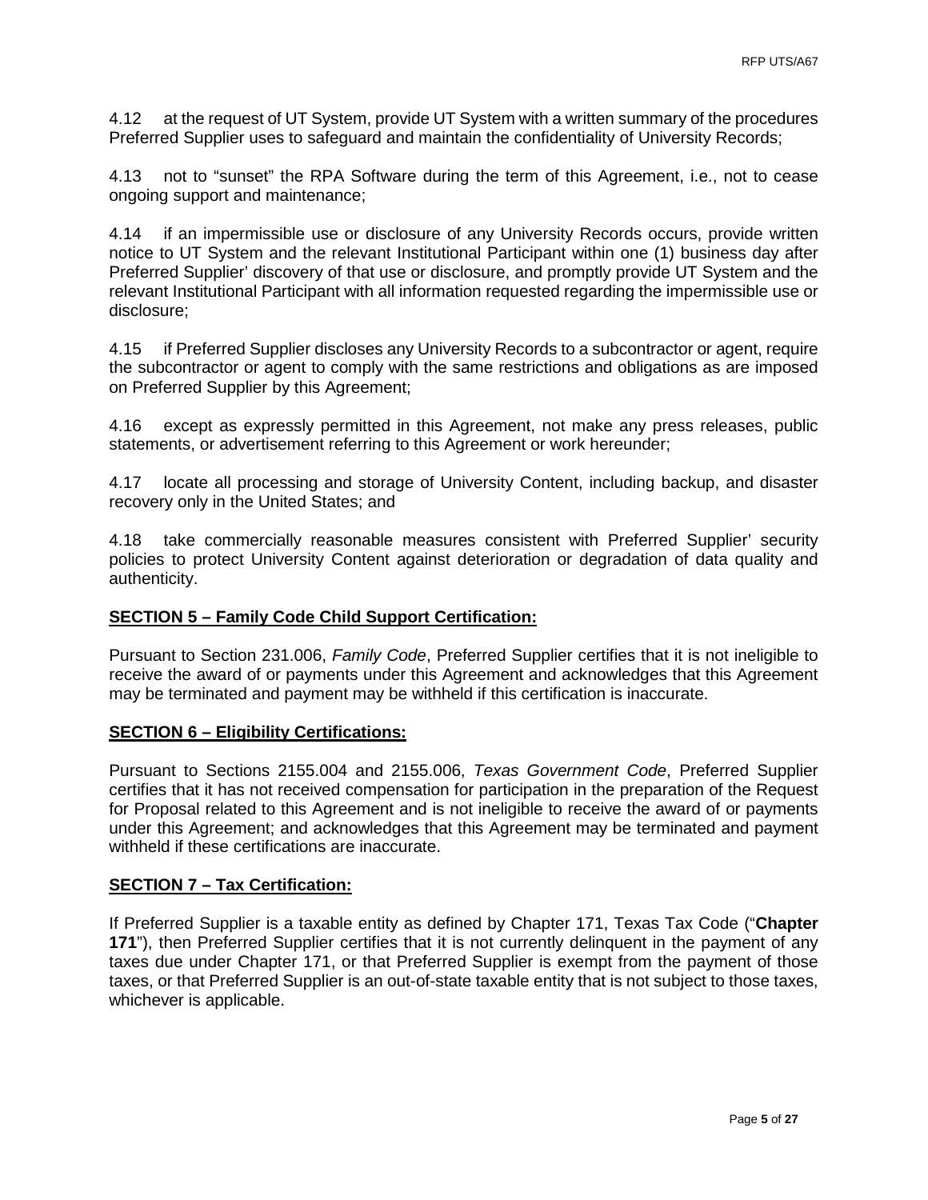4.12 at the request of UT System, provide UT System with a written summary of the procedures Preferred Supplier uses to safeguard and maintain the confidentiality of University Records;

4.13 not to "sunset" the RPA Software during the term of this Agreement, i.e., not to cease ongoing support and maintenance;

4.14 if an impermissible use or disclosure of any University Records occurs, provide written notice to UT System and the relevant Institutional Participant within one (1) business day after Preferred Supplier' discovery of that use or disclosure, and promptly provide UT System and the relevant Institutional Participant with all information requested regarding the impermissible use or disclosure;

4.15 if Preferred Supplier discloses any University Records to a subcontractor or agent, require the subcontractor or agent to comply with the same restrictions and obligations as are imposed on Preferred Supplier by this Agreement;

4.16 except as expressly permitted in this Agreement, not make any press releases, public statements, or advertisement referring to this Agreement or work hereunder;

4.17 locate all processing and storage of University Content, including backup, and disaster recovery only in the United States; and

4.18 take commercially reasonable measures consistent with Preferred Supplier' security policies to protect University Content against deterioration or degradation of data quality and authenticity.

**SECTION 5 – Family Code Child Support Certification:**

Pursuant to Section 231.006, *Family Code*, Preferred Supplier certifies that it is not ineligible to receive the award of or payments under this Agreement and acknowledges that this Agreement may be terminated and payment may be withheld if this certification is inaccurate.

**SECTION 6 – Eligibility Certifications:**

Pursuant to Sections 2155.004 and 2155.006, *Texas Government Code*, Preferred Supplier certifies that it has not received compensation for participation in the preparation of the Request for Proposal related to this Agreement and is not ineligible to receive the award of or payments under this Agreement; and acknowledges that this Agreement may be terminated and payment withheld if these certifications are inaccurate.

**SECTION 7 – Tax Certification:**

If Preferred Supplier is a taxable entity as defined by Chapter 171, Texas Tax Code ("**Chapter 171**"), then Preferred Supplier certifies that it is not currently delinquent in the payment of any taxes due under Chapter 171, or that Preferred Supplier is exempt from the payment of those taxes, or that Preferred Supplier is an out-of-state taxable entity that is not subject to those taxes, whichever is applicable.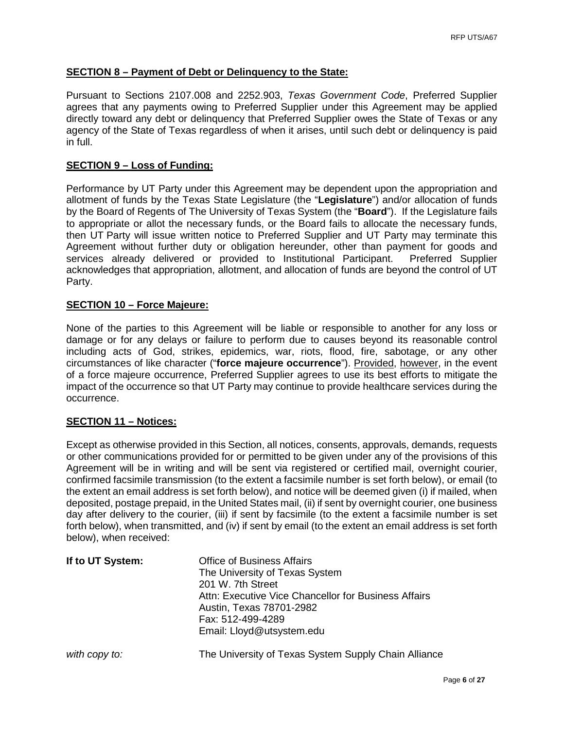**SECTION 8 – Payment of Debt or Delinquency to the State:**

Pursuant to Sections 2107.008 and 2252.903, *Texas Government Code*, Preferred Supplier agrees that any payments owing to Preferred Supplier under this Agreement may be applied directly toward any debt or delinquency that Preferred Supplier owes the State of Texas or any agency of the State of Texas regardless of when it arises, until such debt or delinquency is paid in full.

**SECTION 9 – Loss of Funding:**

Performance by UT Party under this Agreement may be dependent upon the appropriation and allotment of funds by the Texas State Legislature (the "**Legislature**") and/or allocation of funds by the Board of Regents of The University of Texas System (the "**Board**"). If the Legislature fails to appropriate or allot the necessary funds, or the Board fails to allocate the necessary funds, then UT Party will issue written notice to Preferred Supplier and UT Party may terminate this Agreement without further duty or obligation hereunder, other than payment for goods and services already delivered or provided to Institutional Participant. Preferred Supplier acknowledges that appropriation, allotment, and allocation of funds are beyond the control of UT Party.

**SECTION 10 – Force Majeure:**

None of the parties to this Agreement will be liable or responsible to another for any loss or damage or for any delays or failure to perform due to causes beyond its reasonable control including acts of God, strikes, epidemics, war, riots, flood, fire, sabotage, or any other circumstances of like character ("**force majeure occurrence**"). Provided, however, in the event of a force majeure occurrence, Preferred Supplier agrees to use its best efforts to mitigate the impact of the occurrence so that UT Party may continue to provide healthcare services during the occurrence.

**SECTION 11 – Notices:**

Except as otherwise provided in this Section, all notices, consents, approvals, demands, requests or other communications provided for or permitted to be given under any of the provisions of this Agreement will be in writing and will be sent via registered or certified mail, overnight courier, confirmed facsimile transmission (to the extent a facsimile number is set forth below), or email (to the extent an email address is set forth below), and notice will be deemed given (i) if mailed, when deposited, postage prepaid, in the United States mail, (ii) if sent by overnight courier, one business day after delivery to the courier, (iii) if sent by facsimile (to the extent a facsimile number is set forth below), when transmitted, and (iv) if sent by email (to the extent an email address is set forth below), when received:

**If to UT System:**

Office of Business Affairs
The University of Texas System
201 W. 7th Street
Attn: Executive Vice Chancellor for Business Affairs
Austin, Texas 78701-2982
Fax: 512-499-4289
Email: Lloyd@utsystem.edu

*with copy to:*

The University of Texas System Supply Chain Alliance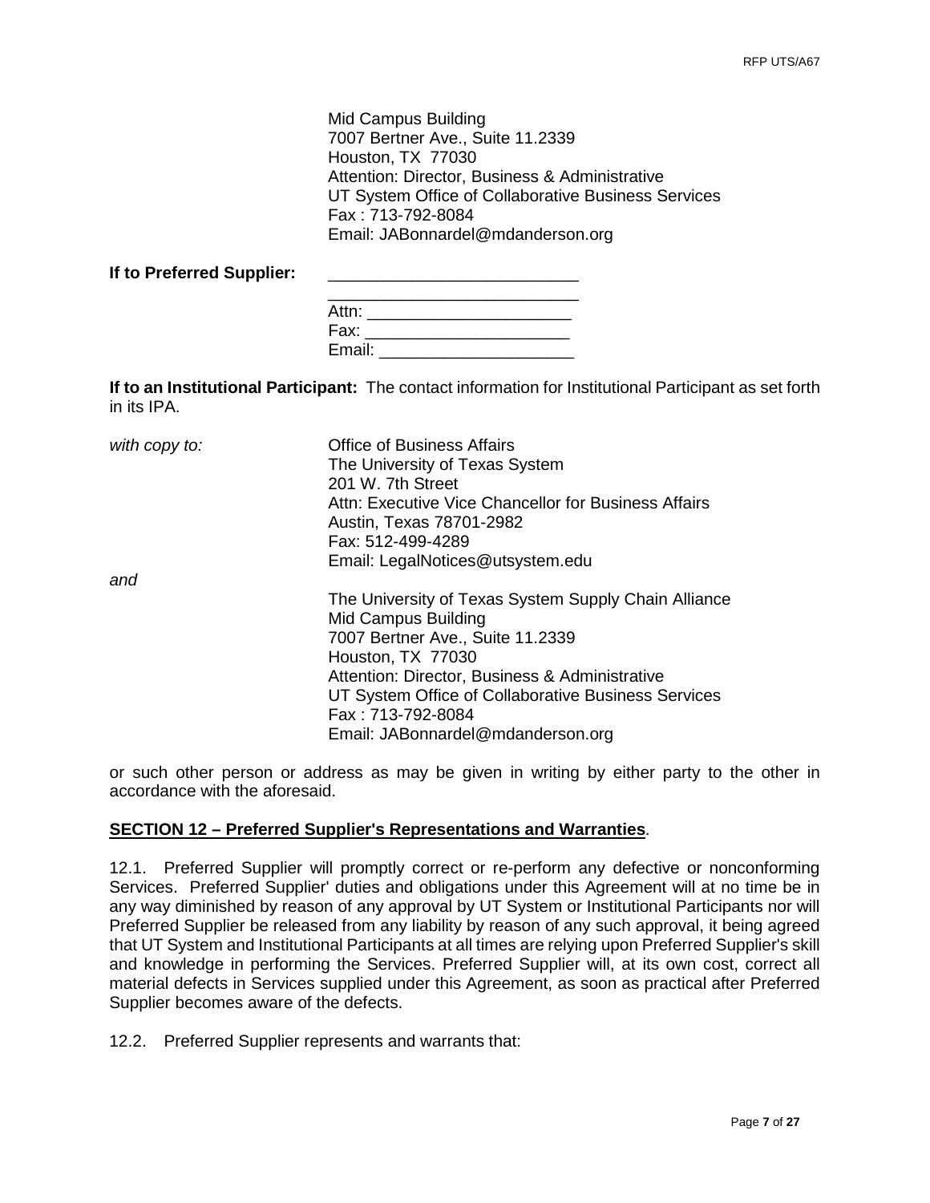Mid Campus Building
7007 Bertner Ave., Suite 11.2339
Houston, TX 77030
Attention: Director, Business & Administrative
UT System Office of Collaborative Business Services
Fax : 713-792-8084
Email: JABonnardel@mdanderson.org

**If to Preferred Supplier:** ___________________________
___________________________
Attn: ______________________
Fax: ______________________
Email: _____________________

**If to an Institutional Participant:** The contact information for Institutional Participant as set forth in its IPA.

*with copy to:*

Office of Business Affairs
The University of Texas System
201 W. 7th Street
Attn: Executive Vice Chancellor for Business Affairs
Austin, Texas 78701-2982
Fax: 512-499-4289
Email: LegalNotices@utsystem.edu

*and*

The University of Texas System Supply Chain Alliance
Mid Campus Building
7007 Bertner Ave., Suite 11.2339
Houston, TX 77030
Attention: Director, Business & Administrative
UT System Office of Collaborative Business Services
Fax : 713-792-8084
Email: JABonnardel@mdanderson.org

or such other person or address as may be given in writing by either party to the other in accordance with the aforesaid.

**SECTION 12 – Preferred Supplier's Representations and Warranties**.

12.1. Preferred Supplier will promptly correct or re-perform any defective or nonconforming Services. Preferred Supplier' duties and obligations under this Agreement will at no time be in any way diminished by reason of any approval by UT System or Institutional Participants nor will Preferred Supplier be released from any liability by reason of any such approval, it being agreed that UT System and Institutional Participants at all times are relying upon Preferred Supplier's skill and knowledge in performing the Services. Preferred Supplier will, at its own cost, correct all material defects in Services supplied under this Agreement, as soon as practical after Preferred Supplier becomes aware of the defects.

12.2. Preferred Supplier represents and warrants that: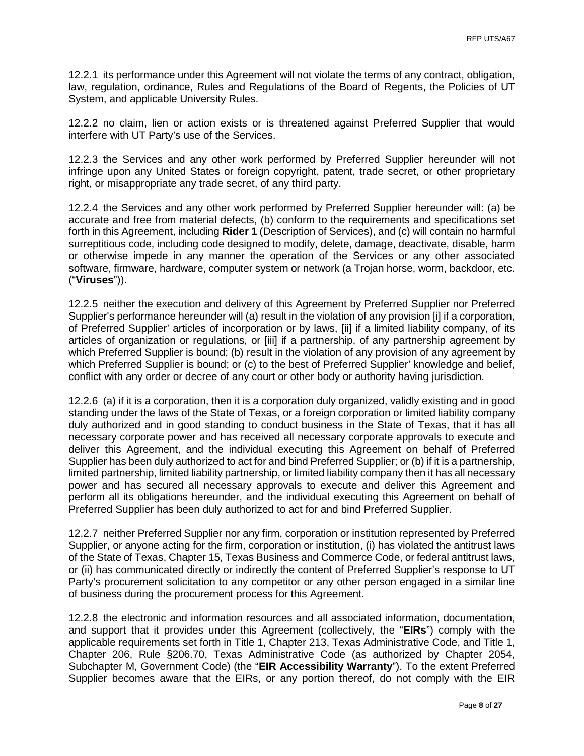12.2.1 its performance under this Agreement will not violate the terms of any contract, obligation, law, regulation, ordinance, Rules and Regulations of the Board of Regents, the Policies of UT System, and applicable University Rules.

12.2.2 no claim, lien or action exists or is threatened against Preferred Supplier that would interfere with UT Party's use of the Services.

12.2.3 the Services and any other work performed by Preferred Supplier hereunder will not infringe upon any United States or foreign copyright, patent, trade secret, or other proprietary right, or misappropriate any trade secret, of any third party.

12.2.4 the Services and any other work performed by Preferred Supplier hereunder will: (a) be accurate and free from material defects, (b) conform to the requirements and specifications set forth in this Agreement, including **Rider 1** (Description of Services), and (c) will contain no harmful surreptitious code, including code designed to modify, delete, damage, deactivate, disable, harm or otherwise impede in any manner the operation of the Services or any other associated software, firmware, hardware, computer system or network (a Trojan horse, worm, backdoor, etc. ("**Viruses**")).

12.2.5 neither the execution and delivery of this Agreement by Preferred Supplier nor Preferred Supplier's performance hereunder will (a) result in the violation of any provision [i] if a corporation, of Preferred Supplier' articles of incorporation or by laws, [ii] if a limited liability company, of its articles of organization or regulations, or [iii] if a partnership, of any partnership agreement by which Preferred Supplier is bound; (b) result in the violation of any provision of any agreement by which Preferred Supplier is bound; or (c) to the best of Preferred Supplier' knowledge and belief, conflict with any order or decree of any court or other body or authority having jurisdiction.

12.2.6 (a) if it is a corporation, then it is a corporation duly organized, validly existing and in good standing under the laws of the State of Texas, or a foreign corporation or limited liability company duly authorized and in good standing to conduct business in the State of Texas, that it has all necessary corporate power and has received all necessary corporate approvals to execute and deliver this Agreement, and the individual executing this Agreement on behalf of Preferred Supplier has been duly authorized to act for and bind Preferred Supplier; or (b) if it is a partnership, limited partnership, limited liability partnership, or limited liability company then it has all necessary power and has secured all necessary approvals to execute and deliver this Agreement and perform all its obligations hereunder, and the individual executing this Agreement on behalf of Preferred Supplier has been duly authorized to act for and bind Preferred Supplier.

12.2.7 neither Preferred Supplier nor any firm, corporation or institution represented by Preferred Supplier, or anyone acting for the firm, corporation or institution, (i) has violated the antitrust laws of the State of Texas, Chapter 15, Texas Business and Commerce Code, or federal antitrust laws, or (ii) has communicated directly or indirectly the content of Preferred Supplier's response to UT Party's procurement solicitation to any competitor or any other person engaged in a similar line of business during the procurement process for this Agreement.

12.2.8 the electronic and information resources and all associated information, documentation, and support that it provides under this Agreement (collectively, the "**EIRs**") comply with the applicable requirements set forth in Title 1, Chapter 213, Texas Administrative Code, and Title 1, Chapter 206, Rule §206.70, Texas Administrative Code (as authorized by Chapter 2054, Subchapter M, Government Code) (the "**EIR Accessibility Warranty**"). To the extent Preferred Supplier becomes aware that the EIRs, or any portion thereof, do not comply with the EIR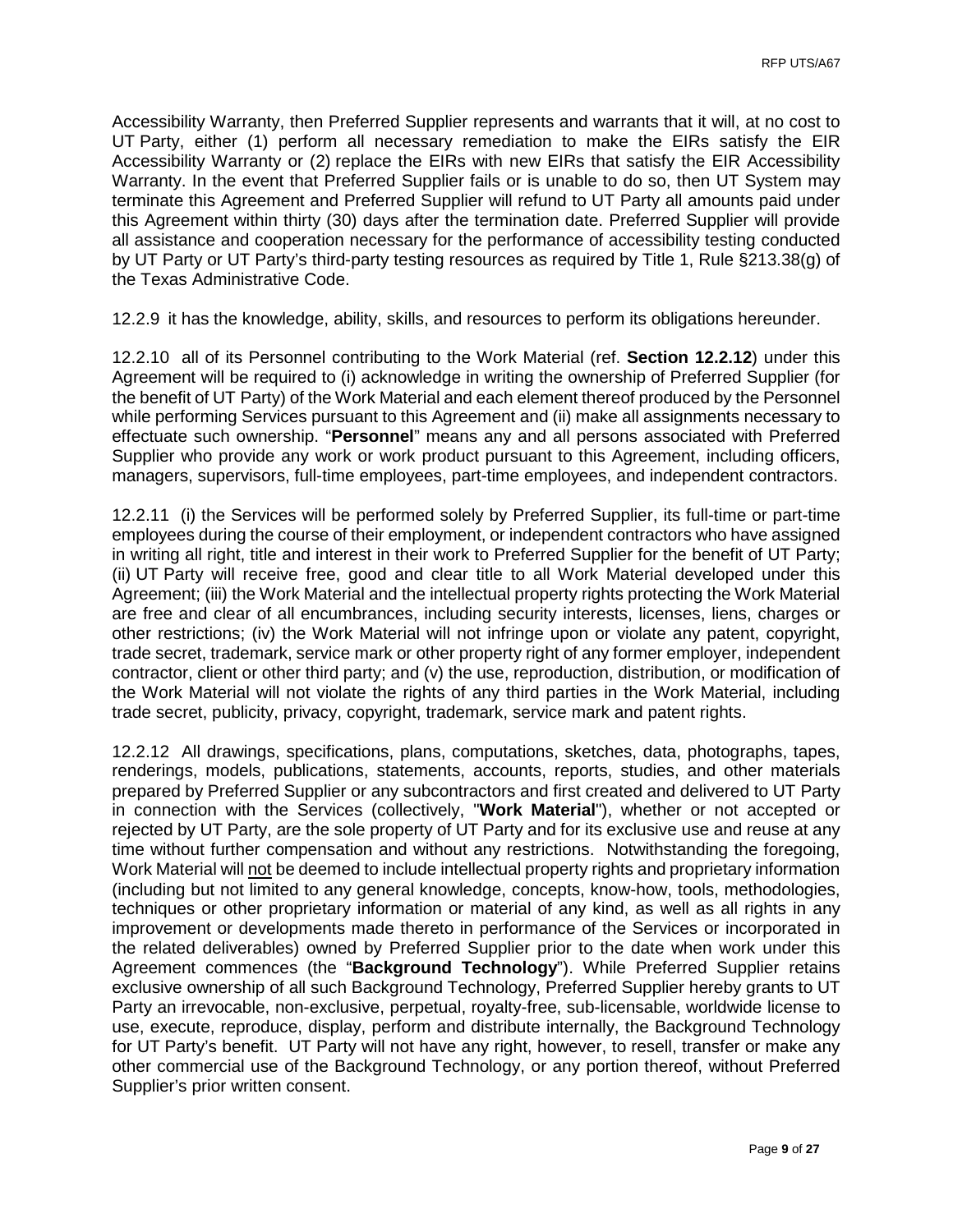Accessibility Warranty, then Preferred Supplier represents and warrants that it will, at no cost to UT Party, either (1) perform all necessary remediation to make the EIRs satisfy the EIR Accessibility Warranty or (2) replace the EIRs with new EIRs that satisfy the EIR Accessibility Warranty. In the event that Preferred Supplier fails or is unable to do so, then UT System may terminate this Agreement and Preferred Supplier will refund to UT Party all amounts paid under this Agreement within thirty (30) days after the termination date. Preferred Supplier will provide all assistance and cooperation necessary for the performance of accessibility testing conducted by UT Party or UT Party's third-party testing resources as required by Title 1, Rule §213.38(g) of the Texas Administrative Code.

12.2.9 it has the knowledge, ability, skills, and resources to perform its obligations hereunder.

12.2.10 all of its Personnel contributing to the Work Material (ref. **Section 12.2.12**) under this Agreement will be required to (i) acknowledge in writing the ownership of Preferred Supplier (for the benefit of UT Party) of the Work Material and each element thereof produced by the Personnel while performing Services pursuant to this Agreement and (ii) make all assignments necessary to effectuate such ownership. "**Personnel**" means any and all persons associated with Preferred Supplier who provide any work or work product pursuant to this Agreement, including officers, managers, supervisors, full-time employees, part-time employees, and independent contractors.

12.2.11 (i) the Services will be performed solely by Preferred Supplier, its full-time or part-time employees during the course of their employment, or independent contractors who have assigned in writing all right, title and interest in their work to Preferred Supplier for the benefit of UT Party; (ii) UT Party will receive free, good and clear title to all Work Material developed under this Agreement; (iii) the Work Material and the intellectual property rights protecting the Work Material are free and clear of all encumbrances, including security interests, licenses, liens, charges or other restrictions; (iv) the Work Material will not infringe upon or violate any patent, copyright, trade secret, trademark, service mark or other property right of any former employer, independent contractor, client or other third party; and (v) the use, reproduction, distribution, or modification of the Work Material will not violate the rights of any third parties in the Work Material, including trade secret, publicity, privacy, copyright, trademark, service mark and patent rights.

12.2.12 All drawings, specifications, plans, computations, sketches, data, photographs, tapes, renderings, models, publications, statements, accounts, reports, studies, and other materials prepared by Preferred Supplier or any subcontractors and first created and delivered to UT Party in connection with the Services (collectively, "**Work Material**"), whether or not accepted or rejected by UT Party, are the sole property of UT Party and for its exclusive use and reuse at any time without further compensation and without any restrictions. Notwithstanding the foregoing, Work Material will not be deemed to include intellectual property rights and proprietary information (including but not limited to any general knowledge, concepts, know-how, tools, methodologies, techniques or other proprietary information or material of any kind, as well as all rights in any improvement or developments made thereto in performance of the Services or incorporated in the related deliverables) owned by Preferred Supplier prior to the date when work under this Agreement commences (the "**Background Technology**"). While Preferred Supplier retains exclusive ownership of all such Background Technology, Preferred Supplier hereby grants to UT Party an irrevocable, non-exclusive, perpetual, royalty-free, sub-licensable, worldwide license to use, execute, reproduce, display, perform and distribute internally, the Background Technology for UT Party's benefit. UT Party will not have any right, however, to resell, transfer or make any other commercial use of the Background Technology, or any portion thereof, without Preferred Supplier's prior written consent.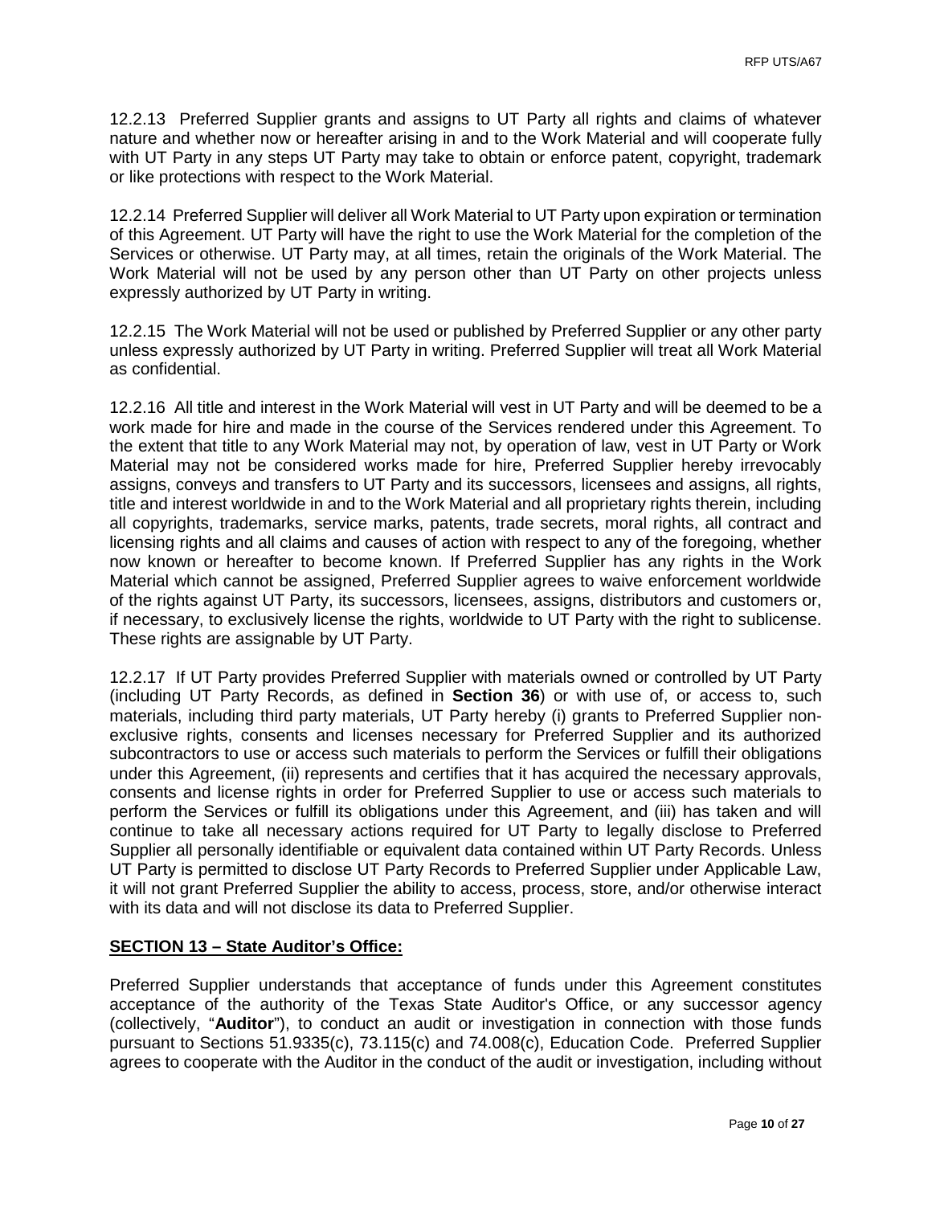12.2.13 Preferred Supplier grants and assigns to UT Party all rights and claims of whatever nature and whether now or hereafter arising in and to the Work Material and will cooperate fully with UT Party in any steps UT Party may take to obtain or enforce patent, copyright, trademark or like protections with respect to the Work Material.

12.2.14 Preferred Supplier will deliver all Work Material to UT Party upon expiration or termination of this Agreement. UT Party will have the right to use the Work Material for the completion of the Services or otherwise. UT Party may, at all times, retain the originals of the Work Material. The Work Material will not be used by any person other than UT Party on other projects unless expressly authorized by UT Party in writing.

12.2.15 The Work Material will not be used or published by Preferred Supplier or any other party unless expressly authorized by UT Party in writing. Preferred Supplier will treat all Work Material as confidential.

12.2.16 All title and interest in the Work Material will vest in UT Party and will be deemed to be a work made for hire and made in the course of the Services rendered under this Agreement. To the extent that title to any Work Material may not, by operation of law, vest in UT Party or Work Material may not be considered works made for hire, Preferred Supplier hereby irrevocably assigns, conveys and transfers to UT Party and its successors, licensees and assigns, all rights, title and interest worldwide in and to the Work Material and all proprietary rights therein, including all copyrights, trademarks, service marks, patents, trade secrets, moral rights, all contract and licensing rights and all claims and causes of action with respect to any of the foregoing, whether now known or hereafter to become known. If Preferred Supplier has any rights in the Work Material which cannot be assigned, Preferred Supplier agrees to waive enforcement worldwide of the rights against UT Party, its successors, licensees, assigns, distributors and customers or, if necessary, to exclusively license the rights, worldwide to UT Party with the right to sublicense. These rights are assignable by UT Party.

12.2.17 If UT Party provides Preferred Supplier with materials owned or controlled by UT Party (including UT Party Records, as defined in **Section 36**) or with use of, or access to, such materials, including third party materials, UT Party hereby (i) grants to Preferred Supplier non-exclusive rights, consents and licenses necessary for Preferred Supplier and its authorized subcontractors to use or access such materials to perform the Services or fulfill their obligations under this Agreement, (ii) represents and certifies that it has acquired the necessary approvals, consents and license rights in order for Preferred Supplier to use or access such materials to perform the Services or fulfill its obligations under this Agreement, and (iii) has taken and will continue to take all necessary actions required for UT Party to legally disclose to Preferred Supplier all personally identifiable or equivalent data contained within UT Party Records. Unless UT Party is permitted to disclose UT Party Records to Preferred Supplier under Applicable Law, it will not grant Preferred Supplier the ability to access, process, store, and/or otherwise interact with its data and will not disclose its data to Preferred Supplier.

**SECTION 13 – State Auditor's Office:**

Preferred Supplier understands that acceptance of funds under this Agreement constitutes acceptance of the authority of the Texas State Auditor's Office, or any successor agency (collectively, "**Auditor**"), to conduct an audit or investigation in connection with those funds pursuant to Sections 51.9335(c), 73.115(c) and 74.008(c), Education Code. Preferred Supplier agrees to cooperate with the Auditor in the conduct of the audit or investigation, including without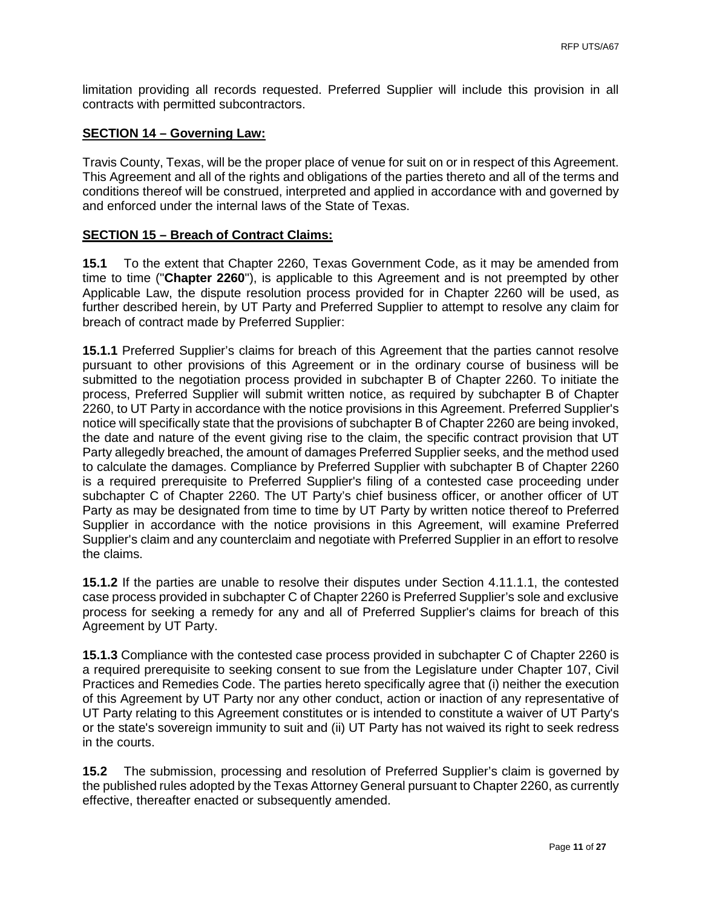limitation providing all records requested. Preferred Supplier will include this provision in all contracts with permitted subcontractors.

**SECTION 14 – Governing Law:**

Travis County, Texas, will be the proper place of venue for suit on or in respect of this Agreement. This Agreement and all of the rights and obligations of the parties thereto and all of the terms and conditions thereof will be construed, interpreted and applied in accordance with and governed by and enforced under the internal laws of the State of Texas.

**SECTION 15 – Breach of Contract Claims:**

**15.1** To the extent that Chapter 2260, Texas Government Code, as it may be amended from time to time ("**Chapter 2260**"), is applicable to this Agreement and is not preempted by other Applicable Law, the dispute resolution process provided for in Chapter 2260 will be used, as further described herein, by UT Party and Preferred Supplier to attempt to resolve any claim for breach of contract made by Preferred Supplier:

**15.1.1** Preferred Supplier's claims for breach of this Agreement that the parties cannot resolve pursuant to other provisions of this Agreement or in the ordinary course of business will be submitted to the negotiation process provided in subchapter B of Chapter 2260. To initiate the process, Preferred Supplier will submit written notice, as required by subchapter B of Chapter 2260, to UT Party in accordance with the notice provisions in this Agreement. Preferred Supplier's notice will specifically state that the provisions of subchapter B of Chapter 2260 are being invoked, the date and nature of the event giving rise to the claim, the specific contract provision that UT Party allegedly breached, the amount of damages Preferred Supplier seeks, and the method used to calculate the damages. Compliance by Preferred Supplier with subchapter B of Chapter 2260 is a required prerequisite to Preferred Supplier's filing of a contested case proceeding under subchapter C of Chapter 2260. The UT Party's chief business officer, or another officer of UT Party as may be designated from time to time by UT Party by written notice thereof to Preferred Supplier in accordance with the notice provisions in this Agreement, will examine Preferred Supplier's claim and any counterclaim and negotiate with Preferred Supplier in an effort to resolve the claims.

**15.1.2** If the parties are unable to resolve their disputes under Section 4.11.1.1, the contested case process provided in subchapter C of Chapter 2260 is Preferred Supplier's sole and exclusive process for seeking a remedy for any and all of Preferred Supplier's claims for breach of this Agreement by UT Party.

**15.1.3** Compliance with the contested case process provided in subchapter C of Chapter 2260 is a required prerequisite to seeking consent to sue from the Legislature under Chapter 107, Civil Practices and Remedies Code. The parties hereto specifically agree that (i) neither the execution of this Agreement by UT Party nor any other conduct, action or inaction of any representative of UT Party relating to this Agreement constitutes or is intended to constitute a waiver of UT Party's or the state's sovereign immunity to suit and (ii) UT Party has not waived its right to seek redress in the courts.

**15.2** The submission, processing and resolution of Preferred Supplier's claim is governed by the published rules adopted by the Texas Attorney General pursuant to Chapter 2260, as currently effective, thereafter enacted or subsequently amended.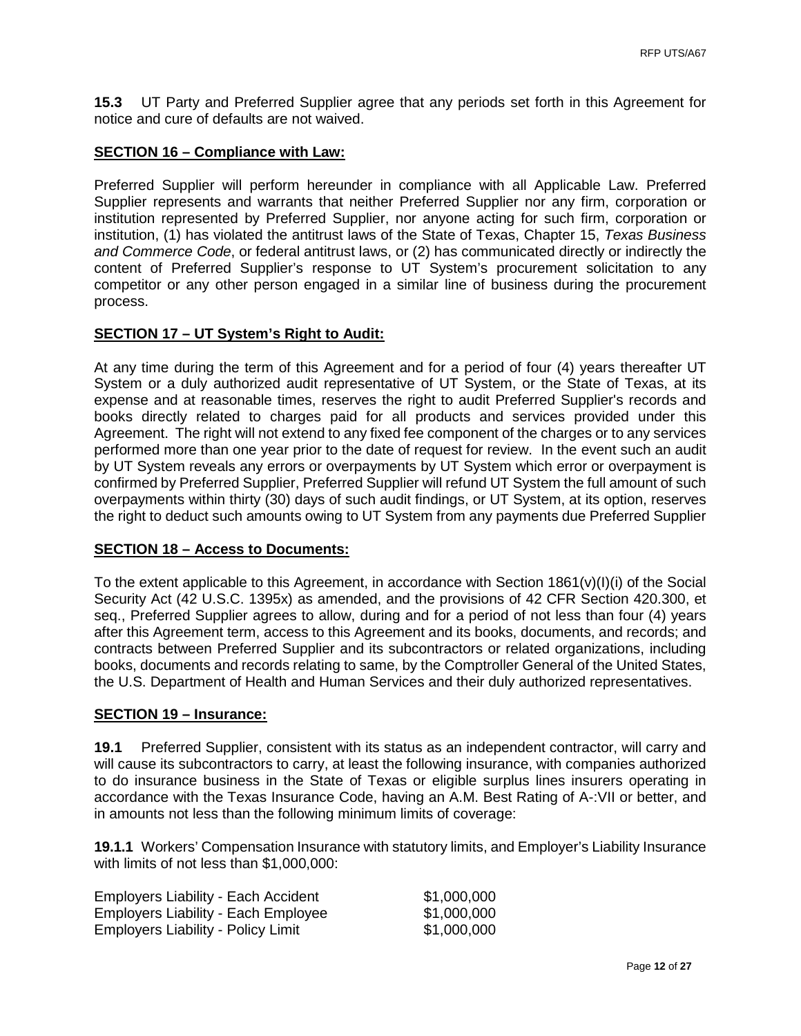**15.3** UT Party and Preferred Supplier agree that any periods set forth in this Agreement for notice and cure of defaults are not waived.

**SECTION 16 – Compliance with Law:**

Preferred Supplier will perform hereunder in compliance with all Applicable Law. Preferred Supplier represents and warrants that neither Preferred Supplier nor any firm, corporation or institution represented by Preferred Supplier, nor anyone acting for such firm, corporation or institution, (1) has violated the antitrust laws of the State of Texas, Chapter 15, *Texas Business and Commerce Code*, or federal antitrust laws, or (2) has communicated directly or indirectly the content of Preferred Supplier's response to UT System's procurement solicitation to any competitor or any other person engaged in a similar line of business during the procurement process.

**SECTION 17 – UT System's Right to Audit:**

At any time during the term of this Agreement and for a period of four (4) years thereafter UT System or a duly authorized audit representative of UT System, or the State of Texas, at its expense and at reasonable times, reserves the right to audit Preferred Supplier's records and books directly related to charges paid for all products and services provided under this Agreement. The right will not extend to any fixed fee component of the charges or to any services performed more than one year prior to the date of request for review. In the event such an audit by UT System reveals any errors or overpayments by UT System which error or overpayment is confirmed by Preferred Supplier, Preferred Supplier will refund UT System the full amount of such overpayments within thirty (30) days of such audit findings, or UT System, at its option, reserves the right to deduct such amounts owing to UT System from any payments due Preferred Supplier

**SECTION 18 – Access to Documents:**

To the extent applicable to this Agreement, in accordance with Section 1861(v)(I)(i) of the Social Security Act (42 U.S.C. 1395x) as amended, and the provisions of 42 CFR Section 420.300, et seq., Preferred Supplier agrees to allow, during and for a period of not less than four (4) years after this Agreement term, access to this Agreement and its books, documents, and records; and contracts between Preferred Supplier and its subcontractors or related organizations, including books, documents and records relating to same, by the Comptroller General of the United States, the U.S. Department of Health and Human Services and their duly authorized representatives.

**SECTION 19 – Insurance:**

**19.1** Preferred Supplier, consistent with its status as an independent contractor, will carry and will cause its subcontractors to carry, at least the following insurance, with companies authorized to do insurance business in the State of Texas or eligible surplus lines insurers operating in accordance with the Texas Insurance Code, having an A.M. Best Rating of A-:VII or better, and in amounts not less than the following minimum limits of coverage:

**19.1.1** Workers' Compensation Insurance with statutory limits, and Employer's Liability Insurance with limits of not less than $1,000,000:

| | |
|---|---|
| Employers Liability - Each Accident | $1,000,000 |
| Employers Liability - Each Employee | $1,000,000 |
| Employers Liability - Policy Limit | $1,000,000 |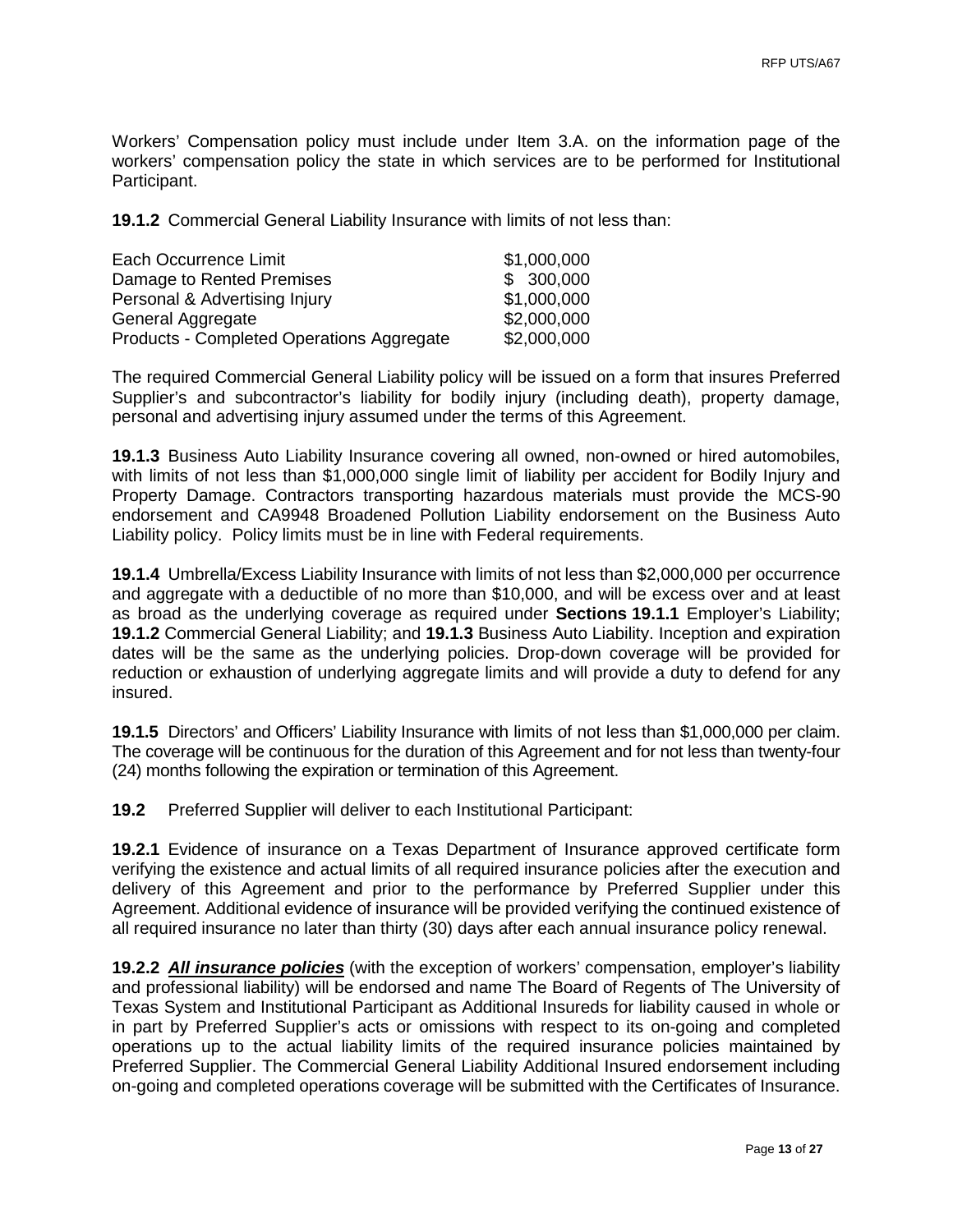Workers' Compensation policy must include under Item 3.A. on the information page of the workers' compensation policy the state in which services are to be performed for Institutional Participant.

**19.1.2** Commercial General Liability Insurance with limits of not less than:

| | |
|---|---|
| Each Occurrence Limit | $1,000,000 |
| Damage to Rented Premises | $ 300,000 |
| Personal & Advertising Injury | $1,000,000 |
| General Aggregate | $2,000,000 |
| Products - Completed Operations Aggregate | $2,000,000 |

The required Commercial General Liability policy will be issued on a form that insures Preferred Supplier's and subcontractor's liability for bodily injury (including death), property damage, personal and advertising injury assumed under the terms of this Agreement.

**19.1.3** Business Auto Liability Insurance covering all owned, non-owned or hired automobiles, with limits of not less than $1,000,000 single limit of liability per accident for Bodily Injury and Property Damage. Contractors transporting hazardous materials must provide the MCS-90 endorsement and CA9948 Broadened Pollution Liability endorsement on the Business Auto Liability policy. Policy limits must be in line with Federal requirements.

**19.1.4** Umbrella/Excess Liability Insurance with limits of not less than $2,000,000 per occurrence and aggregate with a deductible of no more than $10,000, and will be excess over and at least as broad as the underlying coverage as required under **Sections 19.1.1** Employer's Liability; **19.1.2** Commercial General Liability; and **19.1.3** Business Auto Liability. Inception and expiration dates will be the same as the underlying policies. Drop-down coverage will be provided for reduction or exhaustion of underlying aggregate limits and will provide a duty to defend for any insured.

**19.1.5** Directors' and Officers' Liability Insurance with limits of not less than $1,000,000 per claim. The coverage will be continuous for the duration of this Agreement and for not less than twenty-four (24) months following the expiration or termination of this Agreement.

**19.2** Preferred Supplier will deliver to each Institutional Participant:

**19.2.1** Evidence of insurance on a Texas Department of Insurance approved certificate form verifying the existence and actual limits of all required insurance policies after the execution and delivery of this Agreement and prior to the performance by Preferred Supplier under this Agreement. Additional evidence of insurance will be provided verifying the continued existence of all required insurance no later than thirty (30) days after each annual insurance policy renewal.

**19.2.2** ***All insurance policies*** (with the exception of workers' compensation, employer's liability and professional liability) will be endorsed and name The Board of Regents of The University of Texas System and Institutional Participant as Additional Insureds for liability caused in whole or in part by Preferred Supplier's acts or omissions with respect to its on-going and completed operations up to the actual liability limits of the required insurance policies maintained by Preferred Supplier. The Commercial General Liability Additional Insured endorsement including on-going and completed operations coverage will be submitted with the Certificates of Insurance.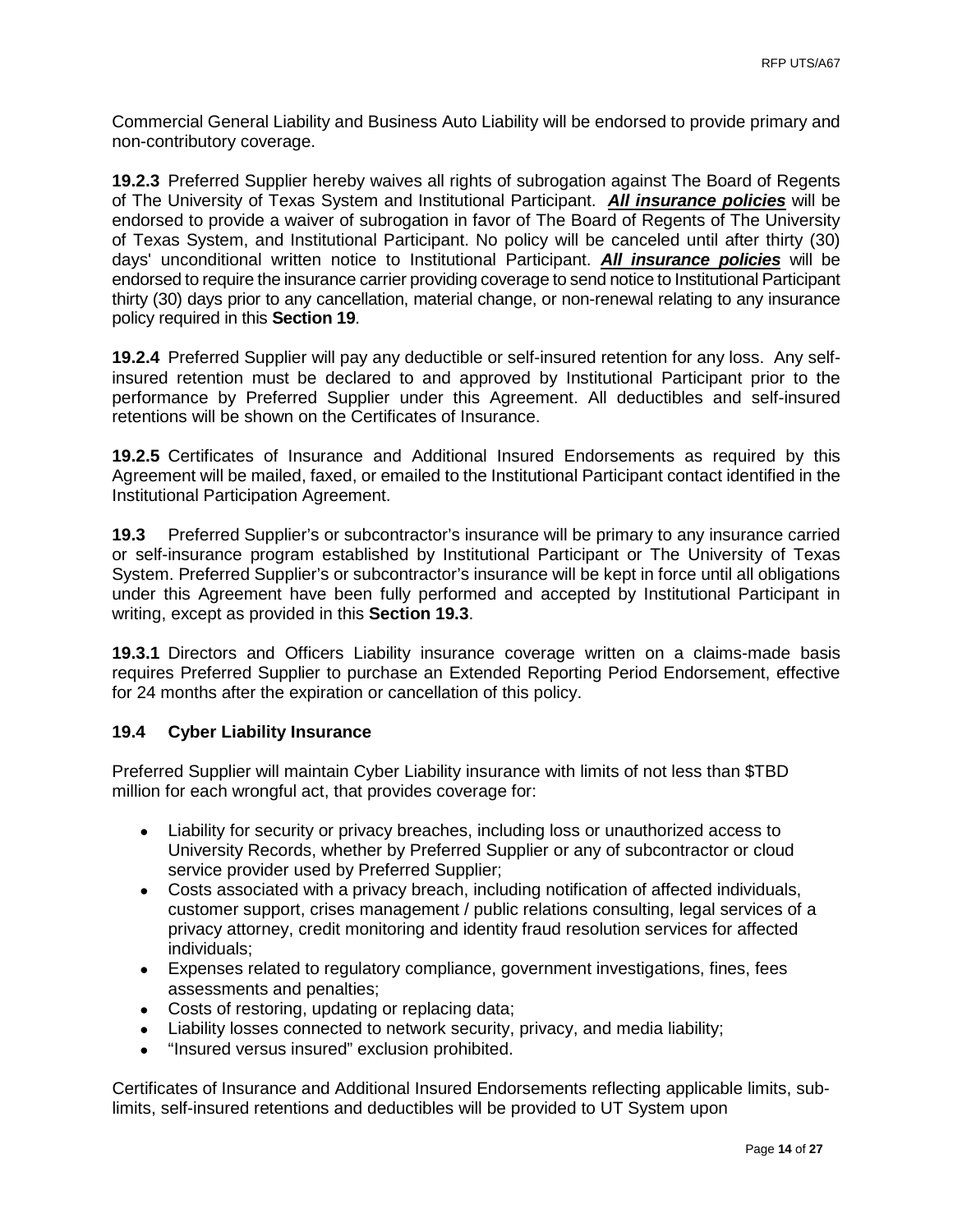Commercial General Liability and Business Auto Liability will be endorsed to provide primary and non-contributory coverage.

**19.2.3** Preferred Supplier hereby waives all rights of subrogation against The Board of Regents of The University of Texas System and Institutional Participant. ***All insurance policies*** will be endorsed to provide a waiver of subrogation in favor of The Board of Regents of The University of Texas System, and Institutional Participant. No policy will be canceled until after thirty (30) days' unconditional written notice to Institutional Participant. ***All insurance policies*** will be endorsed to require the insurance carrier providing coverage to send notice to Institutional Participant thirty (30) days prior to any cancellation, material change, or non-renewal relating to any insurance policy required in this **Section 19**.

**19.2.4** Preferred Supplier will pay any deductible or self-insured retention for any loss. Any self-insured retention must be declared to and approved by Institutional Participant prior to the performance by Preferred Supplier under this Agreement. All deductibles and self-insured retentions will be shown on the Certificates of Insurance.

**19.2.5** Certificates of Insurance and Additional Insured Endorsements as required by this Agreement will be mailed, faxed, or emailed to the Institutional Participant contact identified in the Institutional Participation Agreement.

**19.3** Preferred Supplier's or subcontractor's insurance will be primary to any insurance carried or self-insurance program established by Institutional Participant or The University of Texas System. Preferred Supplier's or subcontractor's insurance will be kept in force until all obligations under this Agreement have been fully performed and accepted by Institutional Participant in writing, except as provided in this **Section 19.3**.

**19.3.1** Directors and Officers Liability insurance coverage written on a claims-made basis requires Preferred Supplier to purchase an Extended Reporting Period Endorsement, effective for 24 months after the expiration or cancellation of this policy.

**19.4 Cyber Liability Insurance**

Preferred Supplier will maintain Cyber Liability insurance with limits of not less than $TBD million for each wrongful act, that provides coverage for:

- Liability for security or privacy breaches, including loss or unauthorized access to University Records, whether by Preferred Supplier or any of subcontractor or cloud service provider used by Preferred Supplier;
- Costs associated with a privacy breach, including notification of affected individuals, customer support, crises management / public relations consulting, legal services of a privacy attorney, credit monitoring and identity fraud resolution services for affected individuals;
- Expenses related to regulatory compliance, government investigations, fines, fees assessments and penalties;
- Costs of restoring, updating or replacing data;
- Liability losses connected to network security, privacy, and media liability;
- "Insured versus insured" exclusion prohibited.

Certificates of Insurance and Additional Insured Endorsements reflecting applicable limits, sub-limits, self-insured retentions and deductibles will be provided to UT System upon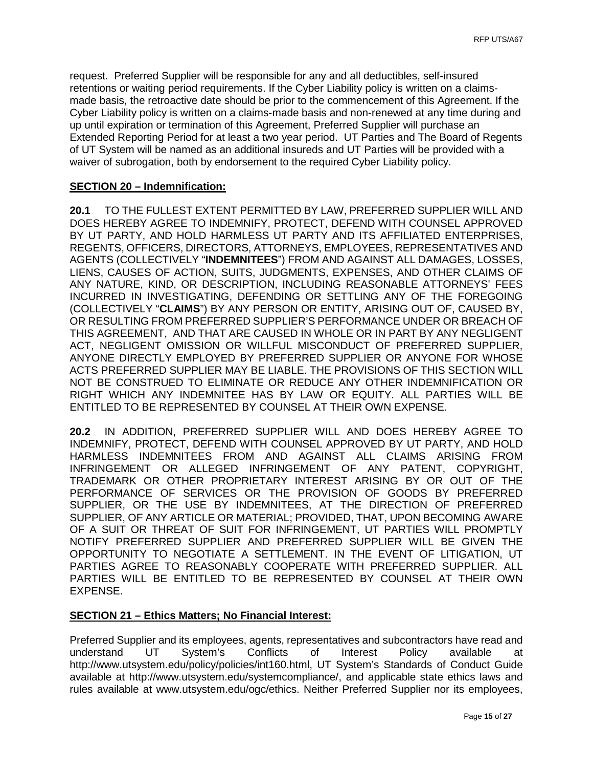request. Preferred Supplier will be responsible for any and all deductibles, self-insured retentions or waiting period requirements. If the Cyber Liability policy is written on a claims-made basis, the retroactive date should be prior to the commencement of this Agreement. If the Cyber Liability policy is written on a claims-made basis and non-renewed at any time during and up until expiration or termination of this Agreement, Preferred Supplier will purchase an Extended Reporting Period for at least a two year period. UT Parties and The Board of Regents of UT System will be named as an additional insureds and UT Parties will be provided with a waiver of subrogation, both by endorsement to the required Cyber Liability policy.

**SECTION 20 – Indemnification:**

**20.1** TO THE FULLEST EXTENT PERMITTED BY LAW, PREFERRED SUPPLIER WILL AND DOES HEREBY AGREE TO INDEMNIFY, PROTECT, DEFEND WITH COUNSEL APPROVED BY UT PARTY, AND HOLD HARMLESS UT PARTY AND ITS AFFILIATED ENTERPRISES, REGENTS, OFFICERS, DIRECTORS, ATTORNEYS, EMPLOYEES, REPRESENTATIVES AND AGENTS (COLLECTIVELY "**INDEMNITEES**") FROM AND AGAINST ALL DAMAGES, LOSSES, LIENS, CAUSES OF ACTION, SUITS, JUDGMENTS, EXPENSES, AND OTHER CLAIMS OF ANY NATURE, KIND, OR DESCRIPTION, INCLUDING REASONABLE ATTORNEYS' FEES INCURRED IN INVESTIGATING, DEFENDING OR SETTLING ANY OF THE FOREGOING (COLLECTIVELY "**CLAIMS**") BY ANY PERSON OR ENTITY, ARISING OUT OF, CAUSED BY, OR RESULTING FROM PREFERRED SUPPLIER'S PERFORMANCE UNDER OR BREACH OF THIS AGREEMENT, AND THAT ARE CAUSED IN WHOLE OR IN PART BY ANY NEGLIGENT ACT, NEGLIGENT OMISSION OR WILLFUL MISCONDUCT OF PREFERRED SUPPLIER, ANYONE DIRECTLY EMPLOYED BY PREFERRED SUPPLIER OR ANYONE FOR WHOSE ACTS PREFERRED SUPPLIER MAY BE LIABLE. THE PROVISIONS OF THIS SECTION WILL NOT BE CONSTRUED TO ELIMINATE OR REDUCE ANY OTHER INDEMNIFICATION OR RIGHT WHICH ANY INDEMNITEE HAS BY LAW OR EQUITY. ALL PARTIES WILL BE ENTITLED TO BE REPRESENTED BY COUNSEL AT THEIR OWN EXPENSE.

**20.2** IN ADDITION, PREFERRED SUPPLIER WILL AND DOES HEREBY AGREE TO INDEMNIFY, PROTECT, DEFEND WITH COUNSEL APPROVED BY UT PARTY, AND HOLD HARMLESS INDEMNITEES FROM AND AGAINST ALL CLAIMS ARISING FROM INFRINGEMENT OR ALLEGED INFRINGEMENT OF ANY PATENT, COPYRIGHT, TRADEMARK OR OTHER PROPRIETARY INTEREST ARISING BY OR OUT OF THE PERFORMANCE OF SERVICES OR THE PROVISION OF GOODS BY PREFERRED SUPPLIER, OR THE USE BY INDEMNITEES, AT THE DIRECTION OF PREFERRED SUPPLIER, OF ANY ARTICLE OR MATERIAL; PROVIDED, THAT, UPON BECOMING AWARE OF A SUIT OR THREAT OF SUIT FOR INFRINGEMENT, UT PARTIES WILL PROMPTLY NOTIFY PREFERRED SUPPLIER AND PREFERRED SUPPLIER WILL BE GIVEN THE OPPORTUNITY TO NEGOTIATE A SETTLEMENT. IN THE EVENT OF LITIGATION, UT PARTIES AGREE TO REASONABLY COOPERATE WITH PREFERRED SUPPLIER. ALL PARTIES WILL BE ENTITLED TO BE REPRESENTED BY COUNSEL AT THEIR OWN EXPENSE.

**SECTION 21 – Ethics Matters; No Financial Interest:**

Preferred Supplier and its employees, agents, representatives and subcontractors have read and understand UT System's Conflicts of Interest Policy available at http://www.utsystem.edu/policy/policies/int160.html, UT System's Standards of Conduct Guide available at http://www.utsystem.edu/systemcompliance/, and applicable state ethics laws and rules available at www.utsystem.edu/ogc/ethics. Neither Preferred Supplier nor its employees,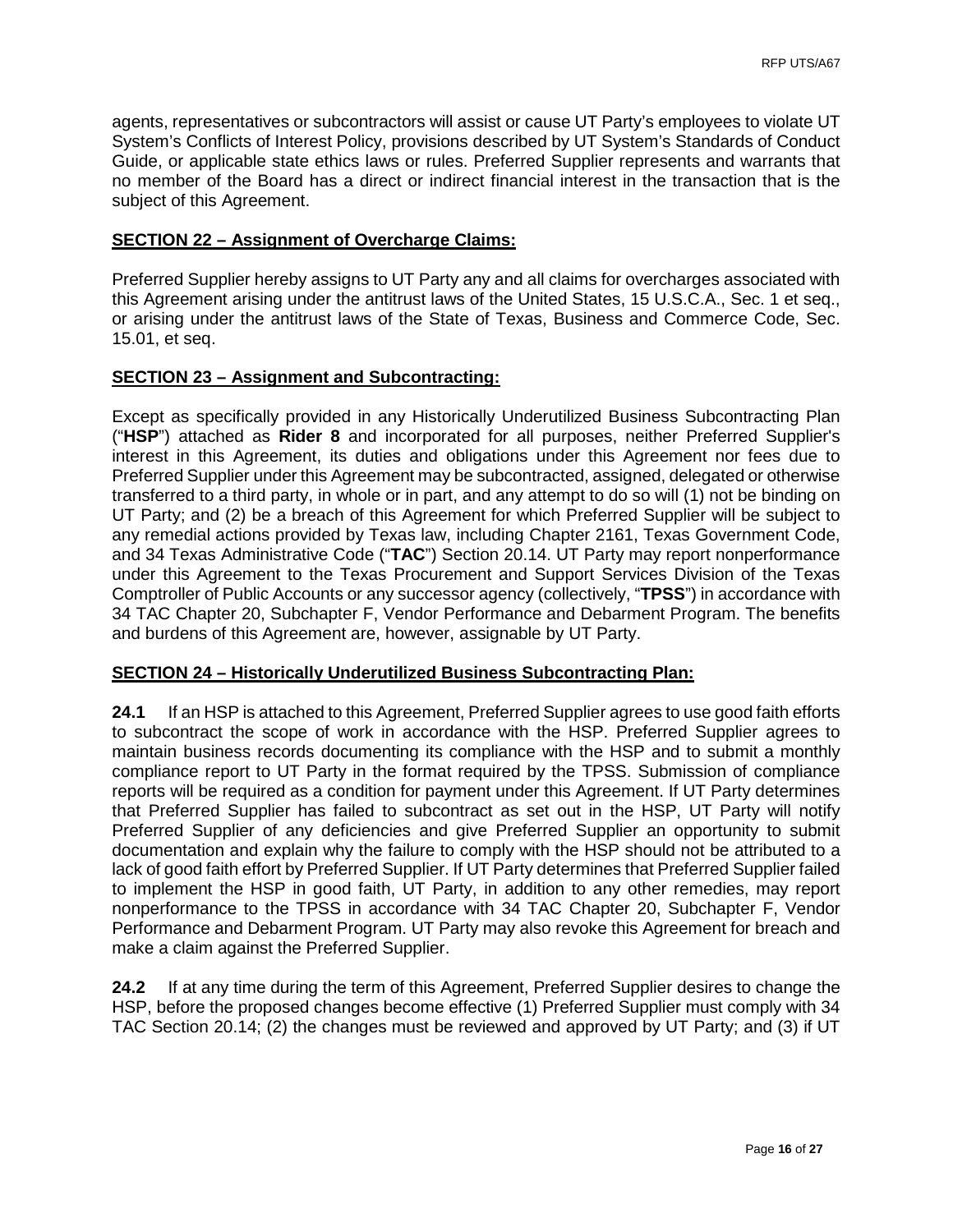agents, representatives or subcontractors will assist or cause UT Party's employees to violate UT System's Conflicts of Interest Policy, provisions described by UT System's Standards of Conduct Guide, or applicable state ethics laws or rules. Preferred Supplier represents and warrants that no member of the Board has a direct or indirect financial interest in the transaction that is the subject of this Agreement.

## SECTION 22 – Assignment of Overcharge Claims:

Preferred Supplier hereby assigns to UT Party any and all claims for overcharges associated with this Agreement arising under the antitrust laws of the United States, 15 U.S.C.A., Sec. 1 et seq., or arising under the antitrust laws of the State of Texas, Business and Commerce Code, Sec. 15.01, et seq.

## SECTION 23 – Assignment and Subcontracting:

Except as specifically provided in any Historically Underutilized Business Subcontracting Plan ("**HSP**") attached as **Rider 8** and incorporated for all purposes, neither Preferred Supplier's interest in this Agreement, its duties and obligations under this Agreement nor fees due to Preferred Supplier under this Agreement may be subcontracted, assigned, delegated or otherwise transferred to a third party, in whole or in part, and any attempt to do so will (1) not be binding on UT Party; and (2) be a breach of this Agreement for which Preferred Supplier will be subject to any remedial actions provided by Texas law, including Chapter 2161, Texas Government Code, and 34 Texas Administrative Code ("**TAC**") Section 20.14. UT Party may report nonperformance under this Agreement to the Texas Procurement and Support Services Division of the Texas Comptroller of Public Accounts or any successor agency (collectively, "**TPSS**") in accordance with 34 TAC Chapter 20, Subchapter F, Vendor Performance and Debarment Program. The benefits and burdens of this Agreement are, however, assignable by UT Party.

## SECTION 24 – Historically Underutilized Business Subcontracting Plan:

**24.1** If an HSP is attached to this Agreement, Preferred Supplier agrees to use good faith efforts to subcontract the scope of work in accordance with the HSP. Preferred Supplier agrees to maintain business records documenting its compliance with the HSP and to submit a monthly compliance report to UT Party in the format required by the TPSS. Submission of compliance reports will be required as a condition for payment under this Agreement. If UT Party determines that Preferred Supplier has failed to subcontract as set out in the HSP, UT Party will notify Preferred Supplier of any deficiencies and give Preferred Supplier an opportunity to submit documentation and explain why the failure to comply with the HSP should not be attributed to a lack of good faith effort by Preferred Supplier. If UT Party determines that Preferred Supplier failed to implement the HSP in good faith, UT Party, in addition to any other remedies, may report nonperformance to the TPSS in accordance with 34 TAC Chapter 20, Subchapter F, Vendor Performance and Debarment Program. UT Party may also revoke this Agreement for breach and make a claim against the Preferred Supplier.

**24.2** If at any time during the term of this Agreement, Preferred Supplier desires to change the HSP, before the proposed changes become effective (1) Preferred Supplier must comply with 34 TAC Section 20.14; (2) the changes must be reviewed and approved by UT Party; and (3) if UT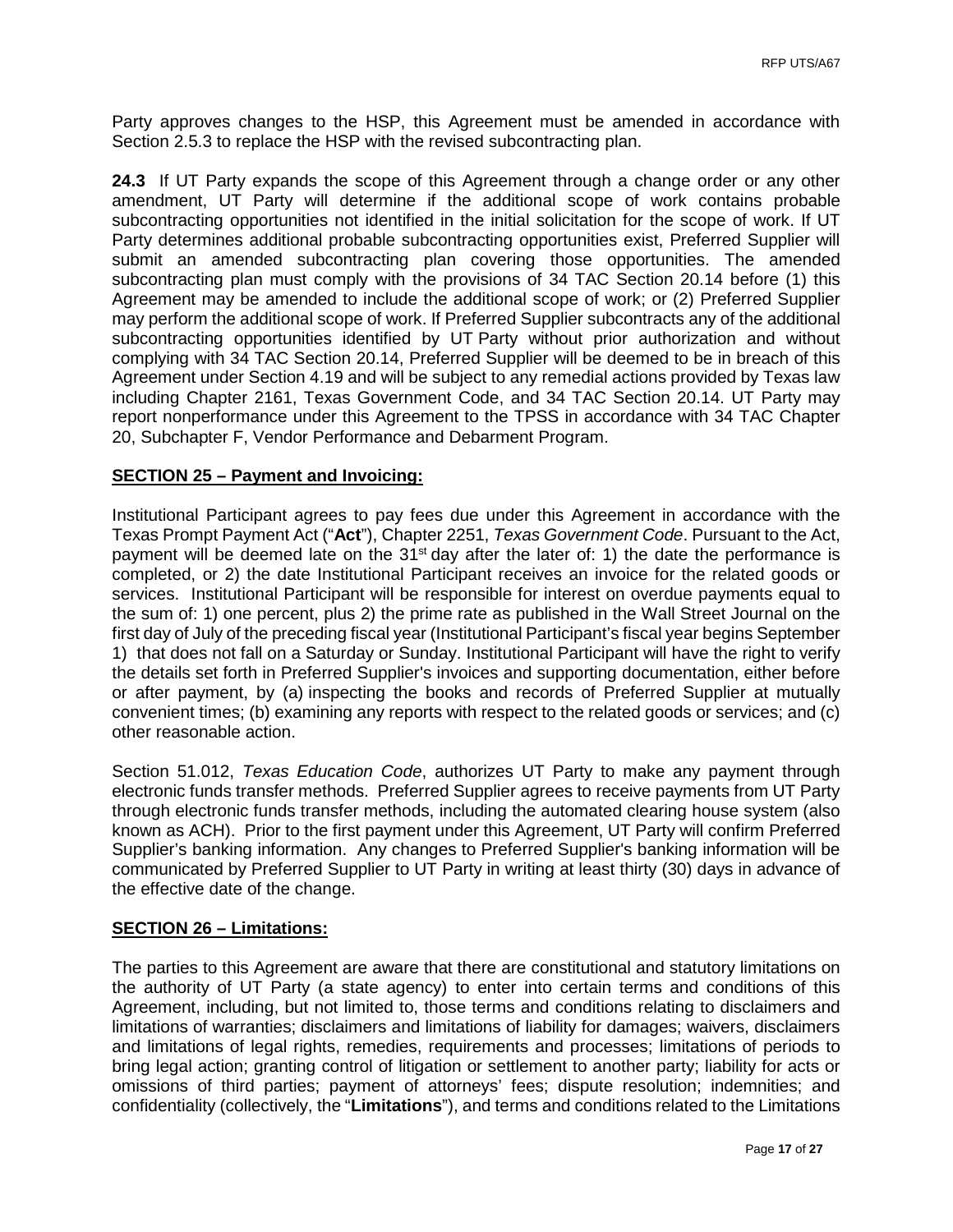Party approves changes to the HSP, this Agreement must be amended in accordance with Section 2.5.3 to replace the HSP with the revised subcontracting plan.

**24.3** If UT Party expands the scope of this Agreement through a change order or any other amendment, UT Party will determine if the additional scope of work contains probable subcontracting opportunities not identified in the initial solicitation for the scope of work. If UT Party determines additional probable subcontracting opportunities exist, Preferred Supplier will submit an amended subcontracting plan covering those opportunities. The amended subcontracting plan must comply with the provisions of 34 TAC Section 20.14 before (1) this Agreement may be amended to include the additional scope of work; or (2) Preferred Supplier may perform the additional scope of work. If Preferred Supplier subcontracts any of the additional subcontracting opportunities identified by UT Party without prior authorization and without complying with 34 TAC Section 20.14, Preferred Supplier will be deemed to be in breach of this Agreement under Section 4.19 and will be subject to any remedial actions provided by Texas law including Chapter 2161, Texas Government Code, and 34 TAC Section 20.14. UT Party may report nonperformance under this Agreement to the TPSS in accordance with 34 TAC Chapter 20, Subchapter F, Vendor Performance and Debarment Program.

**SECTION 25 – Payment and Invoicing:**

Institutional Participant agrees to pay fees due under this Agreement in accordance with the Texas Prompt Payment Act ("**Act**"), Chapter 2251, *Texas Government Code*. Pursuant to the Act, payment will be deemed late on the 31st day after the later of: 1) the date the performance is completed, or 2) the date Institutional Participant receives an invoice for the related goods or services. Institutional Participant will be responsible for interest on overdue payments equal to the sum of: 1) one percent, plus 2) the prime rate as published in the Wall Street Journal on the first day of July of the preceding fiscal year (Institutional Participant's fiscal year begins September 1) that does not fall on a Saturday or Sunday. Institutional Participant will have the right to verify the details set forth in Preferred Supplier's invoices and supporting documentation, either before or after payment, by (a) inspecting the books and records of Preferred Supplier at mutually convenient times; (b) examining any reports with respect to the related goods or services; and (c) other reasonable action.

Section 51.012, *Texas Education Code*, authorizes UT Party to make any payment through electronic funds transfer methods. Preferred Supplier agrees to receive payments from UT Party through electronic funds transfer methods, including the automated clearing house system (also known as ACH). Prior to the first payment under this Agreement, UT Party will confirm Preferred Supplier's banking information. Any changes to Preferred Supplier's banking information will be communicated by Preferred Supplier to UT Party in writing at least thirty (30) days in advance of the effective date of the change.

**SECTION 26 – Limitations:**

The parties to this Agreement are aware that there are constitutional and statutory limitations on the authority of UT Party (a state agency) to enter into certain terms and conditions of this Agreement, including, but not limited to, those terms and conditions relating to disclaimers and limitations of warranties; disclaimers and limitations of liability for damages; waivers, disclaimers and limitations of legal rights, remedies, requirements and processes; limitations of periods to bring legal action; granting control of litigation or settlement to another party; liability for acts or omissions of third parties; payment of attorneys' fees; dispute resolution; indemnities; and confidentiality (collectively, the "**Limitations**"), and terms and conditions related to the Limitations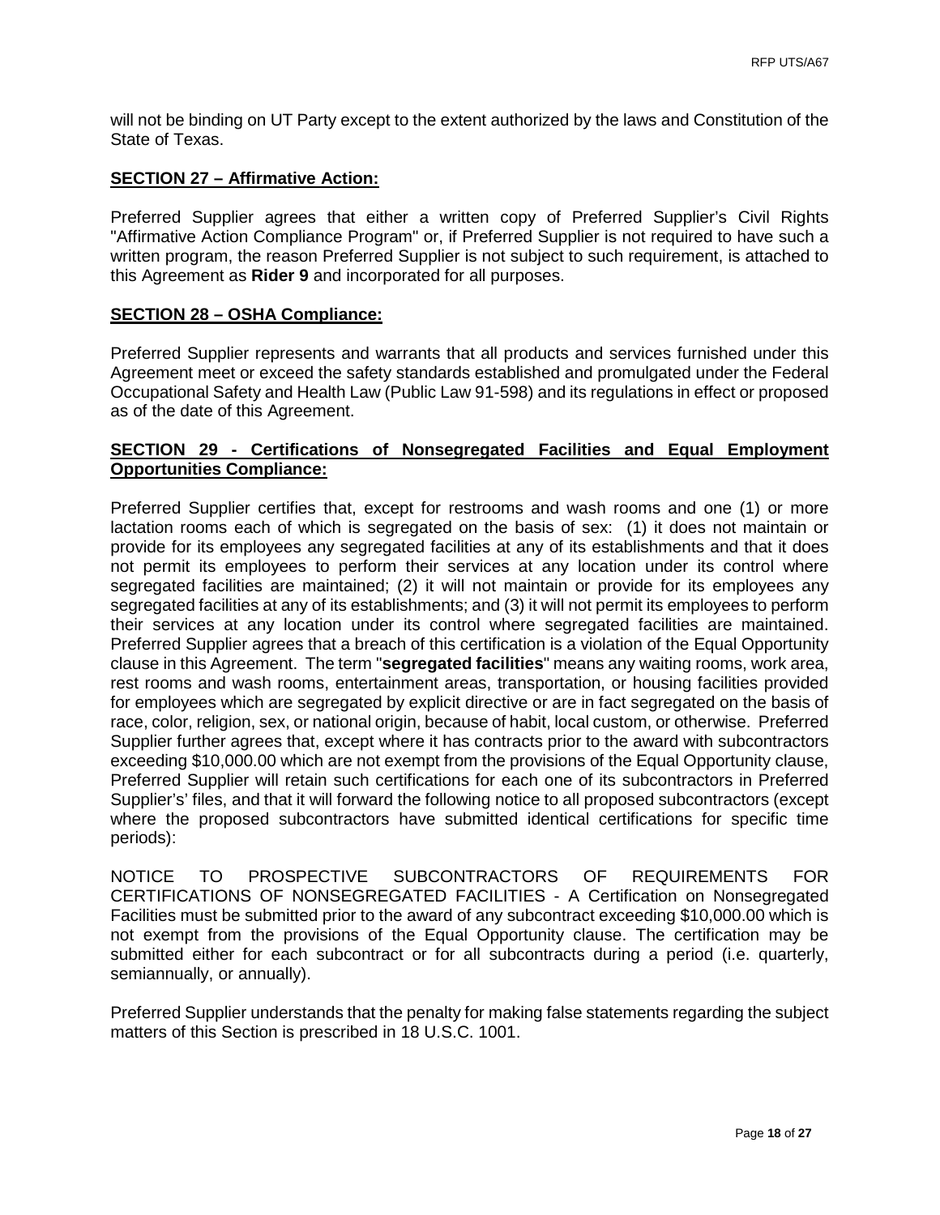will not be binding on UT Party except to the extent authorized by the laws and Constitution of the State of Texas.

**SECTION 27 – Affirmative Action:**

Preferred Supplier agrees that either a written copy of Preferred Supplier's Civil Rights "Affirmative Action Compliance Program" or, if Preferred Supplier is not required to have such a written program, the reason Preferred Supplier is not subject to such requirement, is attached to this Agreement as **Rider 9** and incorporated for all purposes.

**SECTION 28 – OSHA Compliance:**

Preferred Supplier represents and warrants that all products and services furnished under this Agreement meet or exceed the safety standards established and promulgated under the Federal Occupational Safety and Health Law (Public Law 91-598) and its regulations in effect or proposed as of the date of this Agreement.

**SECTION 29 - Certifications of Nonsegregated Facilities and Equal Employment Opportunities Compliance:**

Preferred Supplier certifies that, except for restrooms and wash rooms and one (1) or more lactation rooms each of which is segregated on the basis of sex: (1) it does not maintain or provide for its employees any segregated facilities at any of its establishments and that it does not permit its employees to perform their services at any location under its control where segregated facilities are maintained; (2) it will not maintain or provide for its employees any segregated facilities at any of its establishments; and (3) it will not permit its employees to perform their services at any location under its control where segregated facilities are maintained. Preferred Supplier agrees that a breach of this certification is a violation of the Equal Opportunity clause in this Agreement. The term "**segregated facilities**" means any waiting rooms, work area, rest rooms and wash rooms, entertainment areas, transportation, or housing facilities provided for employees which are segregated by explicit directive or are in fact segregated on the basis of race, color, religion, sex, or national origin, because of habit, local custom, or otherwise. Preferred Supplier further agrees that, except where it has contracts prior to the award with subcontractors exceeding $10,000.00 which are not exempt from the provisions of the Equal Opportunity clause, Preferred Supplier will retain such certifications for each one of its subcontractors in Preferred Supplier's' files, and that it will forward the following notice to all proposed subcontractors (except where the proposed subcontractors have submitted identical certifications for specific time periods):

NOTICE TO PROSPECTIVE SUBCONTRACTORS OF REQUIREMENTS FOR CERTIFICATIONS OF NONSEGREGATED FACILITIES - A Certification on Nonsegregated Facilities must be submitted prior to the award of any subcontract exceeding $10,000.00 which is not exempt from the provisions of the Equal Opportunity clause. The certification may be submitted either for each subcontract or for all subcontracts during a period (i.e. quarterly, semiannually, or annually).

Preferred Supplier understands that the penalty for making false statements regarding the subject matters of this Section is prescribed in 18 U.S.C. 1001.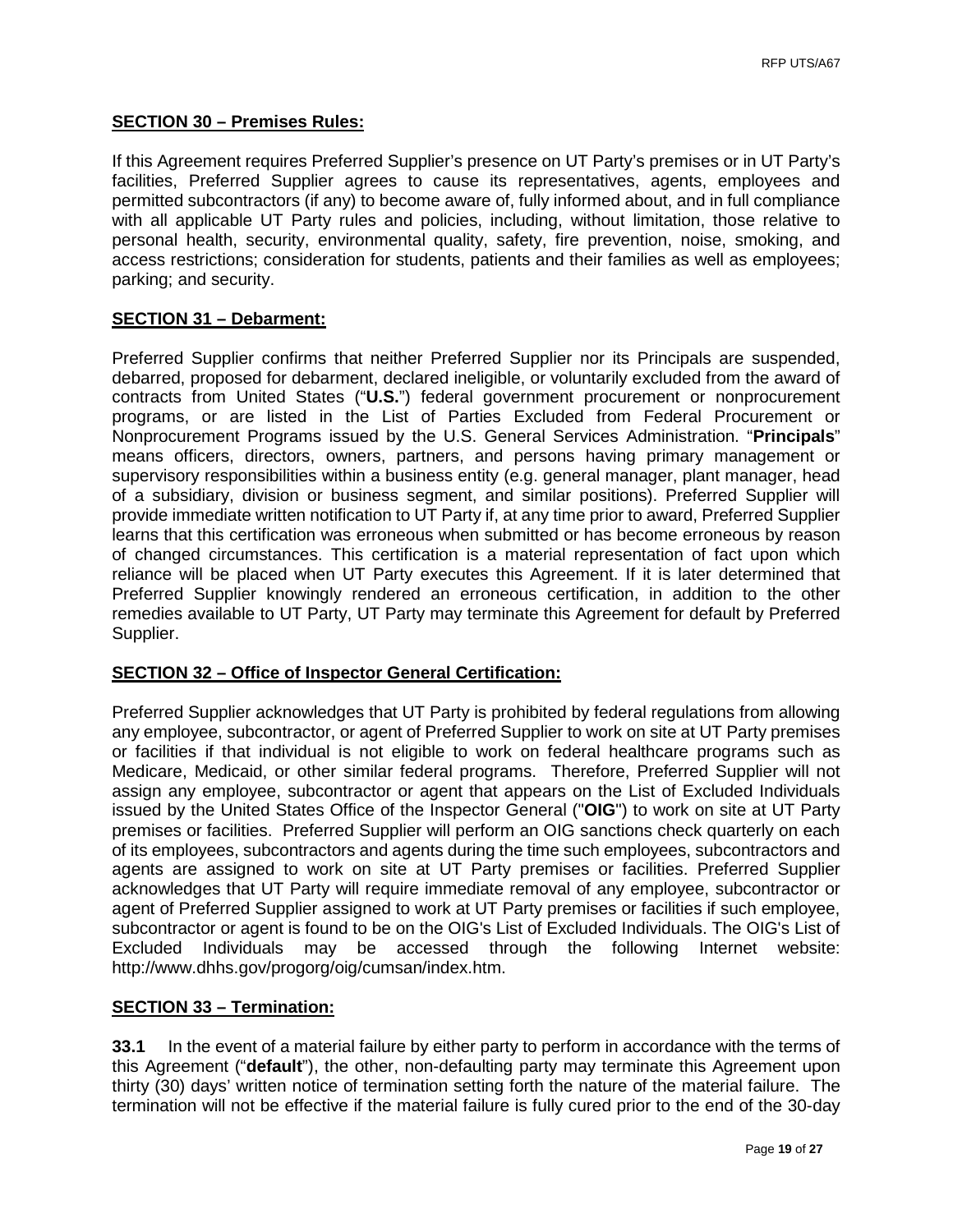**SECTION 30 – Premises Rules:**

If this Agreement requires Preferred Supplier's presence on UT Party's premises or in UT Party's facilities, Preferred Supplier agrees to cause its representatives, agents, employees and permitted subcontractors (if any) to become aware of, fully informed about, and in full compliance with all applicable UT Party rules and policies, including, without limitation, those relative to personal health, security, environmental quality, safety, fire prevention, noise, smoking, and access restrictions; consideration for students, patients and their families as well as employees; parking; and security.

**SECTION 31 – Debarment:**

Preferred Supplier confirms that neither Preferred Supplier nor its Principals are suspended, debarred, proposed for debarment, declared ineligible, or voluntarily excluded from the award of contracts from United States ("**U.S.**") federal government procurement or nonprocurement programs, or are listed in the List of Parties Excluded from Federal Procurement or Nonprocurement Programs issued by the U.S. General Services Administration. "**Principals**" means officers, directors, owners, partners, and persons having primary management or supervisory responsibilities within a business entity (e.g. general manager, plant manager, head of a subsidiary, division or business segment, and similar positions). Preferred Supplier will provide immediate written notification to UT Party if, at any time prior to award, Preferred Supplier learns that this certification was erroneous when submitted or has become erroneous by reason of changed circumstances. This certification is a material representation of fact upon which reliance will be placed when UT Party executes this Agreement. If it is later determined that Preferred Supplier knowingly rendered an erroneous certification, in addition to the other remedies available to UT Party, UT Party may terminate this Agreement for default by Preferred Supplier.

**SECTION 32 – Office of Inspector General Certification:**

Preferred Supplier acknowledges that UT Party is prohibited by federal regulations from allowing any employee, subcontractor, or agent of Preferred Supplier to work on site at UT Party premises or facilities if that individual is not eligible to work on federal healthcare programs such as Medicare, Medicaid, or other similar federal programs. Therefore, Preferred Supplier will not assign any employee, subcontractor or agent that appears on the List of Excluded Individuals issued by the United States Office of the Inspector General ("**OIG**") to work on site at UT Party premises or facilities. Preferred Supplier will perform an OIG sanctions check quarterly on each of its employees, subcontractors and agents during the time such employees, subcontractors and agents are assigned to work on site at UT Party premises or facilities. Preferred Supplier acknowledges that UT Party will require immediate removal of any employee, subcontractor or agent of Preferred Supplier assigned to work at UT Party premises or facilities if such employee, subcontractor or agent is found to be on the OIG's List of Excluded Individuals. The OIG's List of Excluded Individuals may be accessed through the following Internet website: http://www.dhhs.gov/progorg/oig/cumsan/index.htm.

**SECTION 33 – Termination:**

**33.1** In the event of a material failure by either party to perform in accordance with the terms of this Agreement ("**default**"), the other, non-defaulting party may terminate this Agreement upon thirty (30) days' written notice of termination setting forth the nature of the material failure. The termination will not be effective if the material failure is fully cured prior to the end of the 30-day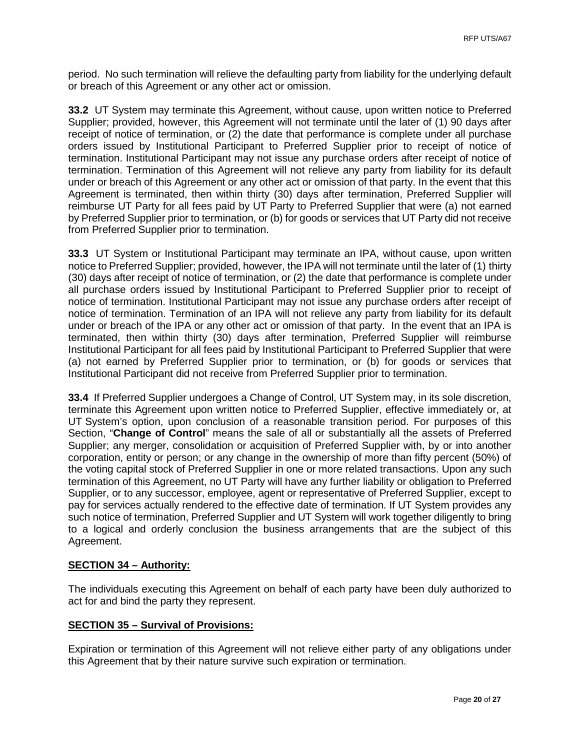period. No such termination will relieve the defaulting party from liability for the underlying default or breach of this Agreement or any other act or omission.

**33.2** UT System may terminate this Agreement, without cause, upon written notice to Preferred Supplier; provided, however, this Agreement will not terminate until the later of (1) 90 days after receipt of notice of termination, or (2) the date that performance is complete under all purchase orders issued by Institutional Participant to Preferred Supplier prior to receipt of notice of termination. Institutional Participant may not issue any purchase orders after receipt of notice of termination. Termination of this Agreement will not relieve any party from liability for its default under or breach of this Agreement or any other act or omission of that party. In the event that this Agreement is terminated, then within thirty (30) days after termination, Preferred Supplier will reimburse UT Party for all fees paid by UT Party to Preferred Supplier that were (a) not earned by Preferred Supplier prior to termination, or (b) for goods or services that UT Party did not receive from Preferred Supplier prior to termination.

**33.3** UT System or Institutional Participant may terminate an IPA, without cause, upon written notice to Preferred Supplier; provided, however, the IPA will not terminate until the later of (1) thirty (30) days after receipt of notice of termination, or (2) the date that performance is complete under all purchase orders issued by Institutional Participant to Preferred Supplier prior to receipt of notice of termination. Institutional Participant may not issue any purchase orders after receipt of notice of termination. Termination of an IPA will not relieve any party from liability for its default under or breach of the IPA or any other act or omission of that party. In the event that an IPA is terminated, then within thirty (30) days after termination, Preferred Supplier will reimburse Institutional Participant for all fees paid by Institutional Participant to Preferred Supplier that were (a) not earned by Preferred Supplier prior to termination, or (b) for goods or services that Institutional Participant did not receive from Preferred Supplier prior to termination.

**33.4** If Preferred Supplier undergoes a Change of Control, UT System may, in its sole discretion, terminate this Agreement upon written notice to Preferred Supplier, effective immediately or, at UT System's option, upon conclusion of a reasonable transition period. For purposes of this Section, "**Change of Control**" means the sale of all or substantially all the assets of Preferred Supplier; any merger, consolidation or acquisition of Preferred Supplier with, by or into another corporation, entity or person; or any change in the ownership of more than fifty percent (50%) of the voting capital stock of Preferred Supplier in one or more related transactions. Upon any such termination of this Agreement, no UT Party will have any further liability or obligation to Preferred Supplier, or to any successor, employee, agent or representative of Preferred Supplier, except to pay for services actually rendered to the effective date of termination. If UT System provides any such notice of termination, Preferred Supplier and UT System will work together diligently to bring to a logical and orderly conclusion the business arrangements that are the subject of this Agreement.

**SECTION 34 – Authority:**

The individuals executing this Agreement on behalf of each party have been duly authorized to act for and bind the party they represent.

**SECTION 35 – Survival of Provisions:**

Expiration or termination of this Agreement will not relieve either party of any obligations under this Agreement that by their nature survive such expiration or termination.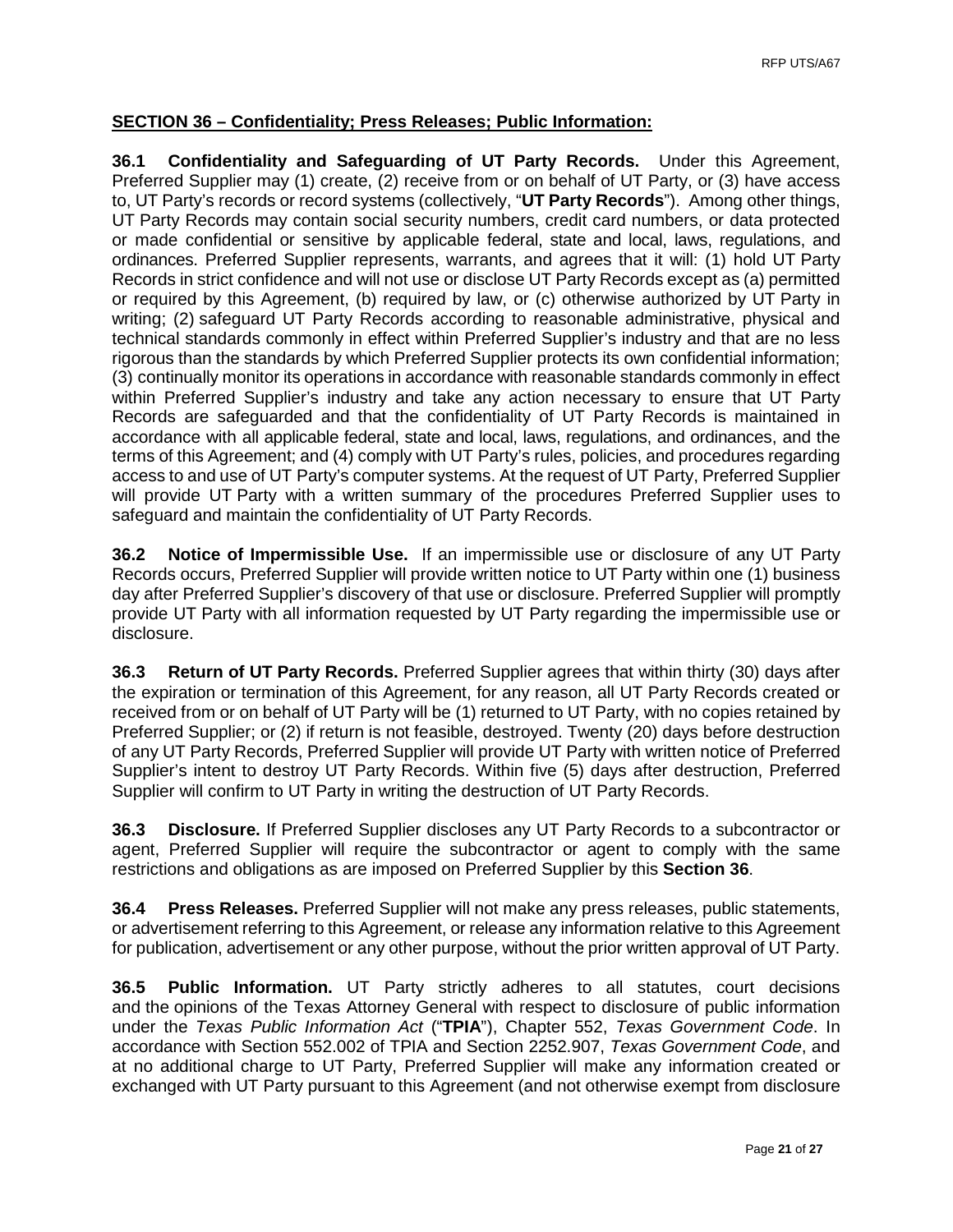**SECTION 36 – Confidentiality; Press Releases; Public Information:**

**36.1 Confidentiality and Safeguarding of UT Party Records.** Under this Agreement, Preferred Supplier may (1) create, (2) receive from or on behalf of UT Party, or (3) have access to, UT Party's records or record systems (collectively, "**UT Party Records**"). Among other things, UT Party Records may contain social security numbers, credit card numbers, or data protected or made confidential or sensitive by applicable federal, state and local, laws, regulations, and ordinances. Preferred Supplier represents, warrants, and agrees that it will: (1) hold UT Party Records in strict confidence and will not use or disclose UT Party Records except as (a) permitted or required by this Agreement, (b) required by law, or (c) otherwise authorized by UT Party in writing; (2) safeguard UT Party Records according to reasonable administrative, physical and technical standards commonly in effect within Preferred Supplier's industry and that are no less rigorous than the standards by which Preferred Supplier protects its own confidential information; (3) continually monitor its operations in accordance with reasonable standards commonly in effect within Preferred Supplier's industry and take any action necessary to ensure that UT Party Records are safeguarded and that the confidentiality of UT Party Records is maintained in accordance with all applicable federal, state and local, laws, regulations, and ordinances, and the terms of this Agreement; and (4) comply with UT Party's rules, policies, and procedures regarding access to and use of UT Party's computer systems. At the request of UT Party, Preferred Supplier will provide UT Party with a written summary of the procedures Preferred Supplier uses to safeguard and maintain the confidentiality of UT Party Records.

**36.2 Notice of Impermissible Use.** If an impermissible use or disclosure of any UT Party Records occurs, Preferred Supplier will provide written notice to UT Party within one (1) business day after Preferred Supplier's discovery of that use or disclosure. Preferred Supplier will promptly provide UT Party with all information requested by UT Party regarding the impermissible use or disclosure.

**36.3 Return of UT Party Records.** Preferred Supplier agrees that within thirty (30) days after the expiration or termination of this Agreement, for any reason, all UT Party Records created or received from or on behalf of UT Party will be (1) returned to UT Party, with no copies retained by Preferred Supplier; or (2) if return is not feasible, destroyed. Twenty (20) days before destruction of any UT Party Records, Preferred Supplier will provide UT Party with written notice of Preferred Supplier's intent to destroy UT Party Records. Within five (5) days after destruction, Preferred Supplier will confirm to UT Party in writing the destruction of UT Party Records.

**36.3 Disclosure.** If Preferred Supplier discloses any UT Party Records to a subcontractor or agent, Preferred Supplier will require the subcontractor or agent to comply with the same restrictions and obligations as are imposed on Preferred Supplier by this **Section 36**.

**36.4 Press Releases.** Preferred Supplier will not make any press releases, public statements, or advertisement referring to this Agreement, or release any information relative to this Agreement for publication, advertisement or any other purpose, without the prior written approval of UT Party.

**36.5 Public Information.** UT Party strictly adheres to all statutes, court decisions and the opinions of the Texas Attorney General with respect to disclosure of public information under the *Texas Public Information Act* ("**TPIA**"), Chapter 552, *Texas Government Code*. In accordance with Section 552.002 of TPIA and Section 2252.907, *Texas Government Code*, and at no additional charge to UT Party, Preferred Supplier will make any information created or exchanged with UT Party pursuant to this Agreement (and not otherwise exempt from disclosure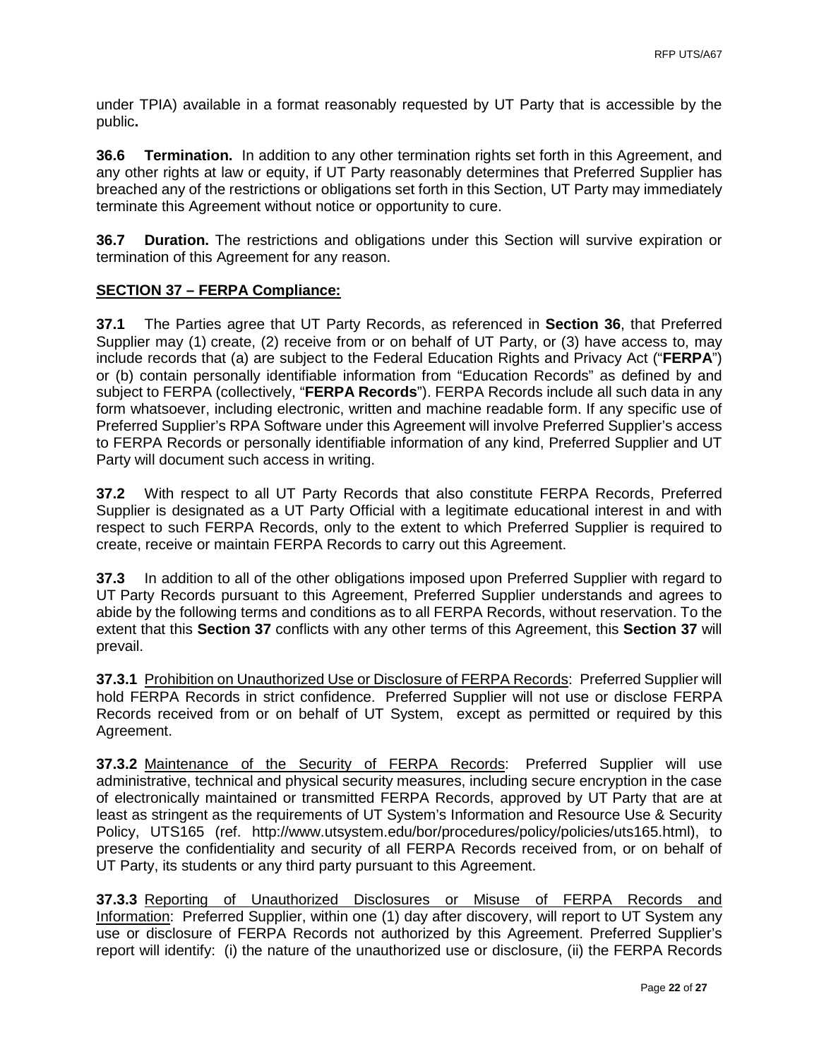under TPIA) available in a format reasonably requested by UT Party that is accessible by the public**.**

**36.6 Termination.** In addition to any other termination rights set forth in this Agreement, and any other rights at law or equity, if UT Party reasonably determines that Preferred Supplier has breached any of the restrictions or obligations set forth in this Section, UT Party may immediately terminate this Agreement without notice or opportunity to cure.

**36.7 Duration.** The restrictions and obligations under this Section will survive expiration or termination of this Agreement for any reason.

## SECTION 37 – FERPA Compliance:

**37.1** The Parties agree that UT Party Records, as referenced in **Section 36**, that Preferred Supplier may (1) create, (2) receive from or on behalf of UT Party, or (3) have access to, may include records that (a) are subject to the Federal Education Rights and Privacy Act ("**FERPA**") or (b) contain personally identifiable information from "Education Records" as defined by and subject to FERPA (collectively, "**FERPA Records**"). FERPA Records include all such data in any form whatsoever, including electronic, written and machine readable form. If any specific use of Preferred Supplier's RPA Software under this Agreement will involve Preferred Supplier's access to FERPA Records or personally identifiable information of any kind, Preferred Supplier and UT Party will document such access in writing.

**37.2** With respect to all UT Party Records that also constitute FERPA Records, Preferred Supplier is designated as a UT Party Official with a legitimate educational interest in and with respect to such FERPA Records, only to the extent to which Preferred Supplier is required to create, receive or maintain FERPA Records to carry out this Agreement.

**37.3** In addition to all of the other obligations imposed upon Preferred Supplier with regard to UT Party Records pursuant to this Agreement, Preferred Supplier understands and agrees to abide by the following terms and conditions as to all FERPA Records, without reservation. To the extent that this **Section 37** conflicts with any other terms of this Agreement, this **Section 37** will prevail.

**37.3.1** Prohibition on Unauthorized Use or Disclosure of FERPA Records: Preferred Supplier will hold FERPA Records in strict confidence. Preferred Supplier will not use or disclose FERPA Records received from or on behalf of UT System, except as permitted or required by this Agreement.

**37.3.2** Maintenance of the Security of FERPA Records: Preferred Supplier will use administrative, technical and physical security measures, including secure encryption in the case of electronically maintained or transmitted FERPA Records, approved by UT Party that are at least as stringent as the requirements of UT System's Information and Resource Use & Security Policy, UTS165 (ref. http://www.utsystem.edu/bor/procedures/policy/policies/uts165.html), to preserve the confidentiality and security of all FERPA Records received from, or on behalf of UT Party, its students or any third party pursuant to this Agreement.

**37.3.3** Reporting of Unauthorized Disclosures or Misuse of FERPA Records and Information: Preferred Supplier, within one (1) day after discovery, will report to UT System any use or disclosure of FERPA Records not authorized by this Agreement. Preferred Supplier's report will identify: (i) the nature of the unauthorized use or disclosure, (ii) the FERPA Records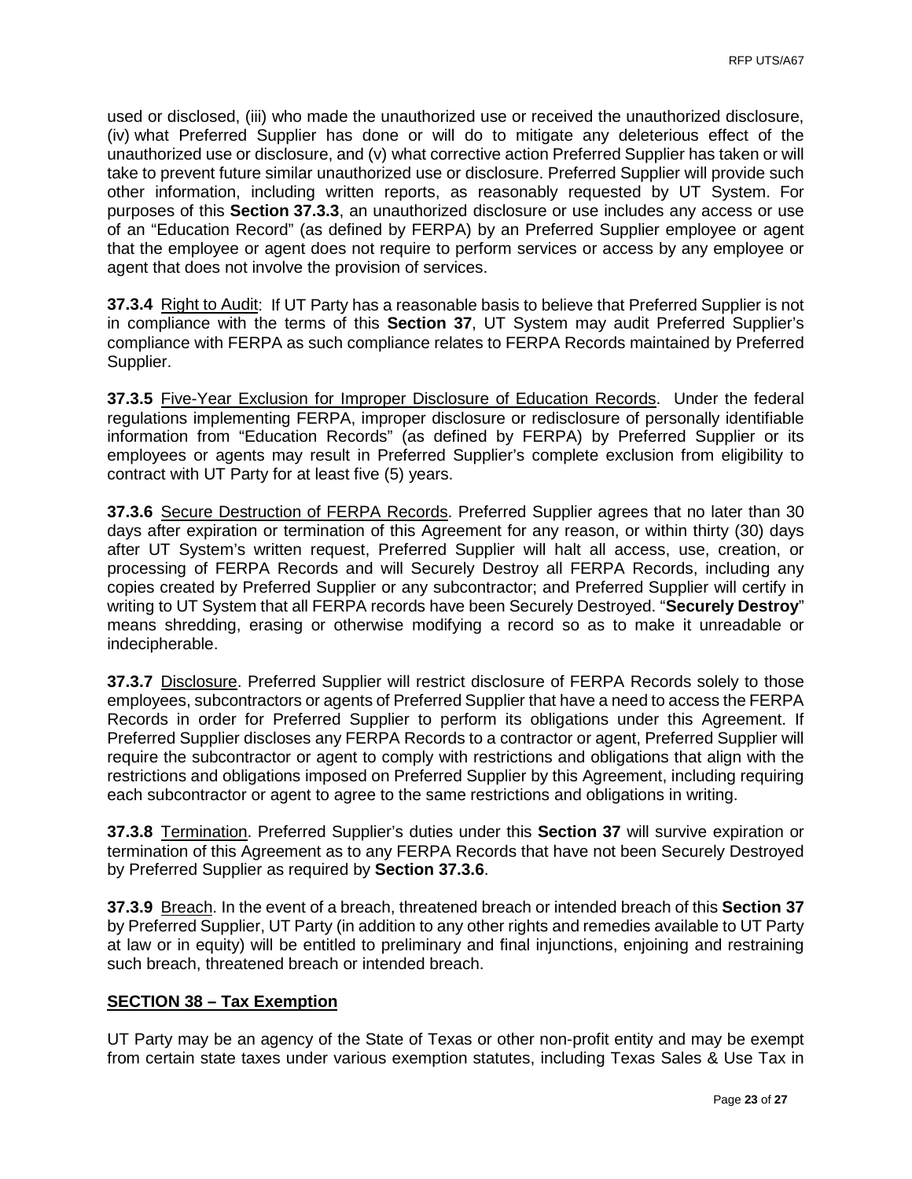used or disclosed, (iii) who made the unauthorized use or received the unauthorized disclosure, (iv) what Preferred Supplier has done or will do to mitigate any deleterious effect of the unauthorized use or disclosure, and (v) what corrective action Preferred Supplier has taken or will take to prevent future similar unauthorized use or disclosure. Preferred Supplier will provide such other information, including written reports, as reasonably requested by UT System. For purposes of this **Section 37.3.3**, an unauthorized disclosure or use includes any access or use of an "Education Record" (as defined by FERPA) by an Preferred Supplier employee or agent that the employee or agent does not require to perform services or access by any employee or agent that does not involve the provision of services.

**37.3.4** Right to Audit: If UT Party has a reasonable basis to believe that Preferred Supplier is not in compliance with the terms of this **Section 37**, UT System may audit Preferred Supplier's compliance with FERPA as such compliance relates to FERPA Records maintained by Preferred Supplier.

**37.3.5** Five-Year Exclusion for Improper Disclosure of Education Records. Under the federal regulations implementing FERPA, improper disclosure or redisclosure of personally identifiable information from "Education Records" (as defined by FERPA) by Preferred Supplier or its employees or agents may result in Preferred Supplier's complete exclusion from eligibility to contract with UT Party for at least five (5) years.

**37.3.6** Secure Destruction of FERPA Records. Preferred Supplier agrees that no later than 30 days after expiration or termination of this Agreement for any reason, or within thirty (30) days after UT System's written request, Preferred Supplier will halt all access, use, creation, or processing of FERPA Records and will Securely Destroy all FERPA Records, including any copies created by Preferred Supplier or any subcontractor; and Preferred Supplier will certify in writing to UT System that all FERPA records have been Securely Destroyed. "**Securely Destroy**" means shredding, erasing or otherwise modifying a record so as to make it unreadable or indecipherable.

**37.3.7** Disclosure. Preferred Supplier will restrict disclosure of FERPA Records solely to those employees, subcontractors or agents of Preferred Supplier that have a need to access the FERPA Records in order for Preferred Supplier to perform its obligations under this Agreement. If Preferred Supplier discloses any FERPA Records to a contractor or agent, Preferred Supplier will require the subcontractor or agent to comply with restrictions and obligations that align with the restrictions and obligations imposed on Preferred Supplier by this Agreement, including requiring each subcontractor or agent to agree to the same restrictions and obligations in writing.

**37.3.8** Termination. Preferred Supplier's duties under this **Section 37** will survive expiration or termination of this Agreement as to any FERPA Records that have not been Securely Destroyed by Preferred Supplier as required by **Section 37.3.6**.

**37.3.9** Breach. In the event of a breach, threatened breach or intended breach of this **Section 37** by Preferred Supplier, UT Party (in addition to any other rights and remedies available to UT Party at law or in equity) will be entitled to preliminary and final injunctions, enjoining and restraining such breach, threatened breach or intended breach.

## SECTION 38 – Tax Exemption

UT Party may be an agency of the State of Texas or other non-profit entity and may be exempt from certain state taxes under various exemption statutes, including Texas Sales & Use Tax in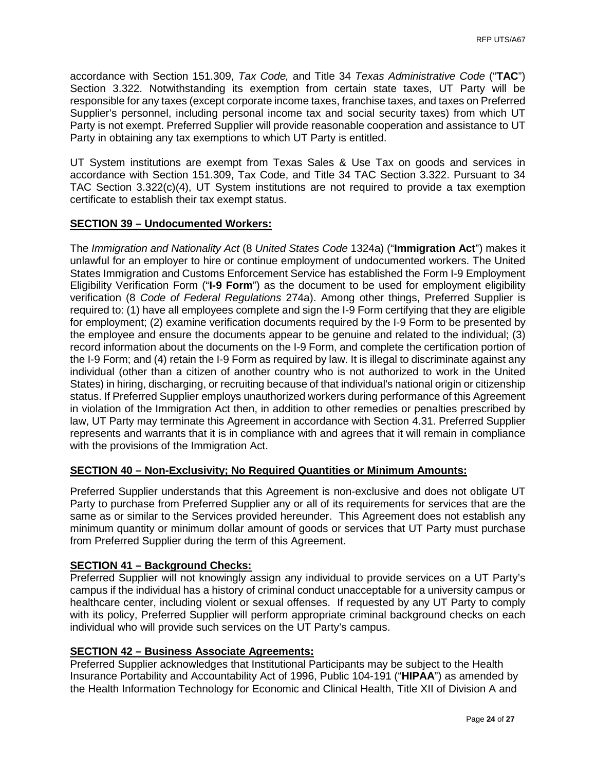accordance with Section 151.309, *Tax Code,* and Title 34 *Texas Administrative Code* ("**TAC**") Section 3.322. Notwithstanding its exemption from certain state taxes, UT Party will be responsible for any taxes (except corporate income taxes, franchise taxes, and taxes on Preferred Supplier's personnel, including personal income tax and social security taxes) from which UT Party is not exempt. Preferred Supplier will provide reasonable cooperation and assistance to UT Party in obtaining any tax exemptions to which UT Party is entitled.

UT System institutions are exempt from Texas Sales & Use Tax on goods and services in accordance with Section 151.309, Tax Code, and Title 34 TAC Section 3.322. Pursuant to 34 TAC Section 3.322(c)(4), UT System institutions are not required to provide a tax exemption certificate to establish their tax exempt status.

**SECTION 39 – Undocumented Workers:**

The *Immigration and Nationality Act* (8 *United States Code* 1324a) ("**Immigration Act**") makes it unlawful for an employer to hire or continue employment of undocumented workers. The United States Immigration and Customs Enforcement Service has established the Form I-9 Employment Eligibility Verification Form ("**I-9 Form**") as the document to be used for employment eligibility verification (8 *Code of Federal Regulations* 274a). Among other things, Preferred Supplier is required to: (1) have all employees complete and sign the I-9 Form certifying that they are eligible for employment; (2) examine verification documents required by the I-9 Form to be presented by the employee and ensure the documents appear to be genuine and related to the individual; (3) record information about the documents on the I-9 Form, and complete the certification portion of the I-9 Form; and (4) retain the I-9 Form as required by law. It is illegal to discriminate against any individual (other than a citizen of another country who is not authorized to work in the United States) in hiring, discharging, or recruiting because of that individual's national origin or citizenship status. If Preferred Supplier employs unauthorized workers during performance of this Agreement in violation of the Immigration Act then, in addition to other remedies or penalties prescribed by law, UT Party may terminate this Agreement in accordance with Section 4.31. Preferred Supplier represents and warrants that it is in compliance with and agrees that it will remain in compliance with the provisions of the Immigration Act.

**SECTION 40 – Non-Exclusivity; No Required Quantities or Minimum Amounts:**

Preferred Supplier understands that this Agreement is non-exclusive and does not obligate UT Party to purchase from Preferred Supplier any or all of its requirements for services that are the same as or similar to the Services provided hereunder. This Agreement does not establish any minimum quantity or minimum dollar amount of goods or services that UT Party must purchase from Preferred Supplier during the term of this Agreement.

**SECTION 41 – Background Checks:**

Preferred Supplier will not knowingly assign any individual to provide services on a UT Party's campus if the individual has a history of criminal conduct unacceptable for a university campus or healthcare center, including violent or sexual offenses. If requested by any UT Party to comply with its policy, Preferred Supplier will perform appropriate criminal background checks on each individual who will provide such services on the UT Party's campus.

**SECTION 42 – Business Associate Agreements:**

Preferred Supplier acknowledges that Institutional Participants may be subject to the Health Insurance Portability and Accountability Act of 1996, Public 104-191 ("**HIPAA**") as amended by the Health Information Technology for Economic and Clinical Health, Title XII of Division A and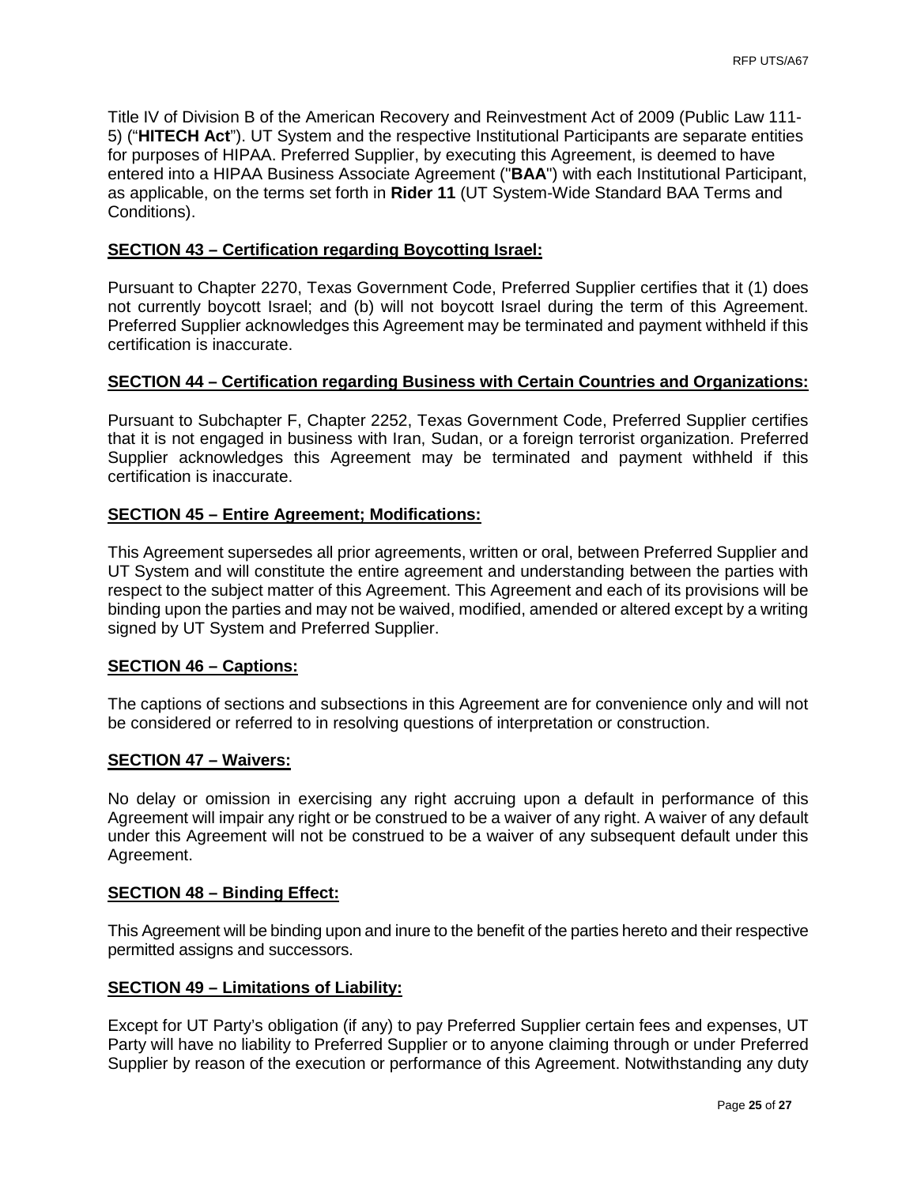Title IV of Division B of the American Recovery and Reinvestment Act of 2009 (Public Law 111-5) ("**HITECH Act**"). UT System and the respective Institutional Participants are separate entities for purposes of HIPAA. Preferred Supplier, by executing this Agreement, is deemed to have entered into a HIPAA Business Associate Agreement ("**BAA**") with each Institutional Participant, as applicable, on the terms set forth in **Rider 11** (UT System-Wide Standard BAA Terms and Conditions).

**SECTION 43 – Certification regarding Boycotting Israel:**

Pursuant to Chapter 2270, Texas Government Code, Preferred Supplier certifies that it (1) does not currently boycott Israel; and (b) will not boycott Israel during the term of this Agreement. Preferred Supplier acknowledges this Agreement may be terminated and payment withheld if this certification is inaccurate.

**SECTION 44 – Certification regarding Business with Certain Countries and Organizations:**

Pursuant to Subchapter F, Chapter 2252, Texas Government Code, Preferred Supplier certifies that it is not engaged in business with Iran, Sudan, or a foreign terrorist organization. Preferred Supplier acknowledges this Agreement may be terminated and payment withheld if this certification is inaccurate.

**SECTION 45 – Entire Agreement; Modifications:**

This Agreement supersedes all prior agreements, written or oral, between Preferred Supplier and UT System and will constitute the entire agreement and understanding between the parties with respect to the subject matter of this Agreement. This Agreement and each of its provisions will be binding upon the parties and may not be waived, modified, amended or altered except by a writing signed by UT System and Preferred Supplier.

**SECTION 46 – Captions:**

The captions of sections and subsections in this Agreement are for convenience only and will not be considered or referred to in resolving questions of interpretation or construction.

**SECTION 47 – Waivers:**

No delay or omission in exercising any right accruing upon a default in performance of this Agreement will impair any right or be construed to be a waiver of any right. A waiver of any default under this Agreement will not be construed to be a waiver of any subsequent default under this Agreement.

**SECTION 48 – Binding Effect:**

This Agreement will be binding upon and inure to the benefit of the parties hereto and their respective permitted assigns and successors.

**SECTION 49 – Limitations of Liability:**

Except for UT Party's obligation (if any) to pay Preferred Supplier certain fees and expenses, UT Party will have no liability to Preferred Supplier or to anyone claiming through or under Preferred Supplier by reason of the execution or performance of this Agreement. Notwithstanding any duty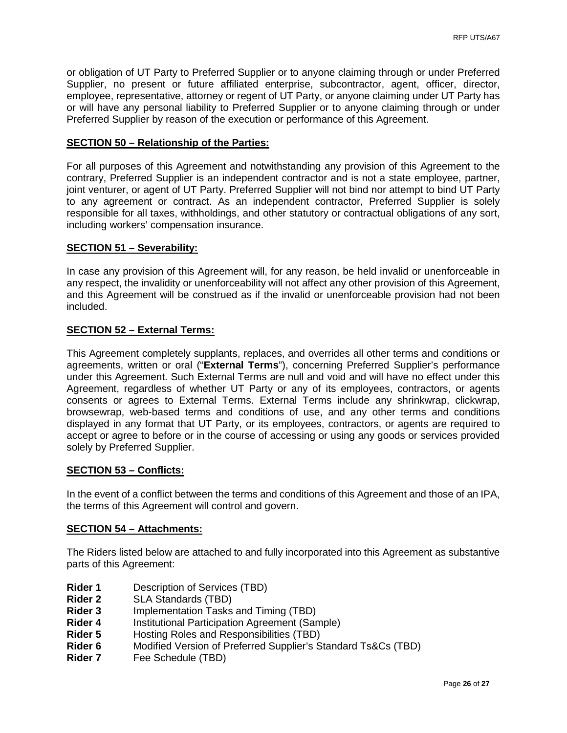or obligation of UT Party to Preferred Supplier or to anyone claiming through or under Preferred Supplier, no present or future affiliated enterprise, subcontractor, agent, officer, director, employee, representative, attorney or regent of UT Party, or anyone claiming under UT Party has or will have any personal liability to Preferred Supplier or to anyone claiming through or under Preferred Supplier by reason of the execution or performance of this Agreement.

**SECTION 50 – Relationship of the Parties:**

For all purposes of this Agreement and notwithstanding any provision of this Agreement to the contrary, Preferred Supplier is an independent contractor and is not a state employee, partner, joint venturer, or agent of UT Party. Preferred Supplier will not bind nor attempt to bind UT Party to any agreement or contract. As an independent contractor, Preferred Supplier is solely responsible for all taxes, withholdings, and other statutory or contractual obligations of any sort, including workers' compensation insurance.

**SECTION 51 – Severability:**

In case any provision of this Agreement will, for any reason, be held invalid or unenforceable in any respect, the invalidity or unenforceability will not affect any other provision of this Agreement, and this Agreement will be construed as if the invalid or unenforceable provision had not been included.

**SECTION 52 – External Terms:**

This Agreement completely supplants, replaces, and overrides all other terms and conditions or agreements, written or oral ("**External Terms**"), concerning Preferred Supplier's performance under this Agreement. Such External Terms are null and void and will have no effect under this Agreement, regardless of whether UT Party or any of its employees, contractors, or agents consents or agrees to External Terms. External Terms include any shrinkwrap, clickwrap, browsewrap, web-based terms and conditions of use, and any other terms and conditions displayed in any format that UT Party, or its employees, contractors, or agents are required to accept or agree to before or in the course of accessing or using any goods or services provided solely by Preferred Supplier.

**SECTION 53 – Conflicts:**

In the event of a conflict between the terms and conditions of this Agreement and those of an IPA, the terms of this Agreement will control and govern.

**SECTION 54 – Attachments:**

The Riders listed below are attached to and fully incorporated into this Agreement as substantive parts of this Agreement:

**Rider 1** Description of Services (TBD)
**Rider 2** SLA Standards (TBD)
**Rider 3** Implementation Tasks and Timing (TBD)
**Rider 4** Institutional Participation Agreement (Sample)
**Rider 5** Hosting Roles and Responsibilities (TBD)
**Rider 6** Modified Version of Preferred Supplier's Standard Ts&Cs (TBD)
**Rider 7** Fee Schedule (TBD)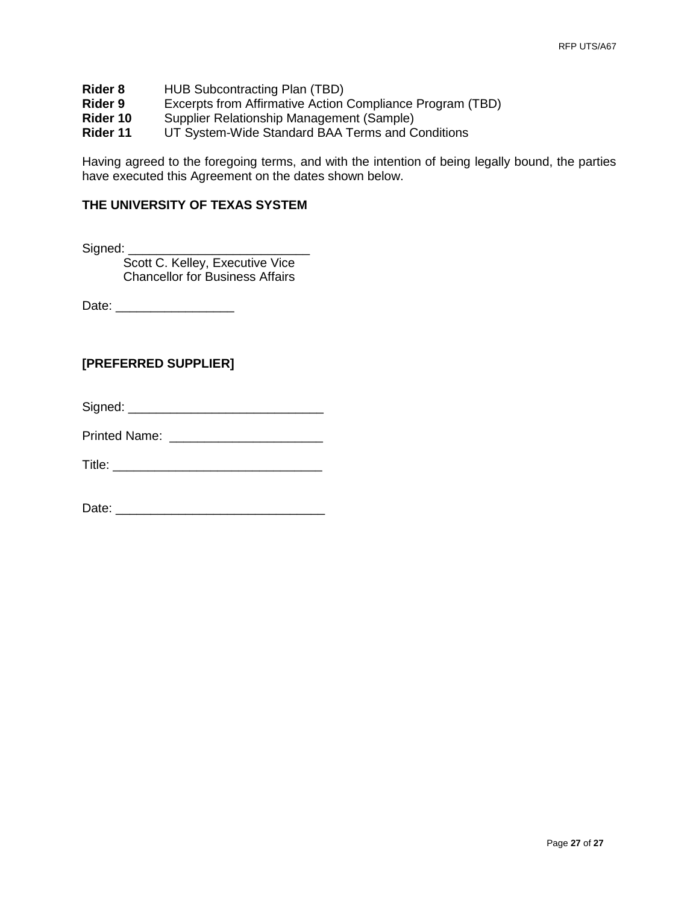**Rider 8** HUB Subcontracting Plan (TBD)
**Rider 9** Excerpts from Affirmative Action Compliance Program (TBD)
**Rider 10** Supplier Relationship Management (Sample)
**Rider 11** UT System-Wide Standard BAA Terms and Conditions

Having agreed to the foregoing terms, and with the intention of being legally bound, the parties have executed this Agreement on the dates shown below.

**THE UNIVERSITY OF TEXAS SYSTEM**

Signed: ___________________________
Scott C. Kelley, Executive Vice Chancellor for Business Affairs

Date: _________________

**[PREFERRED SUPPLIER]**

Signed: ____________________________

Printed Name: ______________________

Title: ______________________________

Date: ______________________________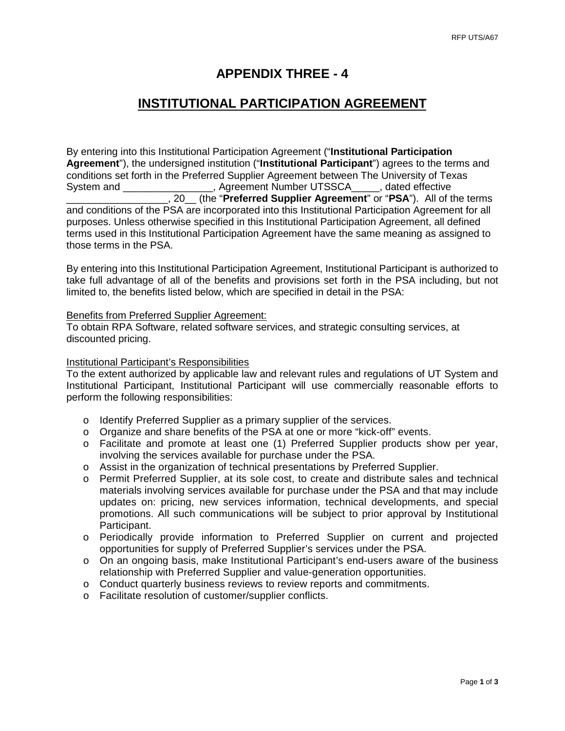# APPENDIX THREE - 4

## <u>INSTITUTIONAL PARTICIPATION AGREEMENT</u>

By entering into this Institutional Participation Agreement ("**Institutional Participation Agreement**"), the undersigned institution ("**Institutional Participant**") agrees to the terms and conditions set forth in the Preferred Supplier Agreement between The University of Texas System and ________________, Agreement Number UTSSCA_____, dated effective __________________, 20__ (the "**Preferred Supplier Agreement**" or "**PSA**"). All of the terms and conditions of the PSA are incorporated into this Institutional Participation Agreement for all purposes. Unless otherwise specified in this Institutional Participation Agreement, all defined terms used in this Institutional Participation Agreement have the same meaning as assigned to those terms in the PSA.

By entering into this Institutional Participation Agreement, Institutional Participant is authorized to take full advantage of all of the benefits and provisions set forth in the PSA including, but not limited to, the benefits listed below, which are specified in detail in the PSA:

<u>Benefits from Preferred Supplier Agreement:</u>
To obtain RPA Software, related software services, and strategic consulting services, at discounted pricing.

<u>Institutional Participant's Responsibilities</u>
To the extent authorized by applicable law and relevant rules and regulations of UT System and Institutional Participant, Institutional Participant will use commercially reasonable efforts to perform the following responsibilities:

- Identify Preferred Supplier as a primary supplier of the services.
- Organize and share benefits of the PSA at one or more "kick-off" events.
- Facilitate and promote at least one (1) Preferred Supplier products show per year, involving the services available for purchase under the PSA.
- Assist in the organization of technical presentations by Preferred Supplier.
- Permit Preferred Supplier, at its sole cost, to create and distribute sales and technical materials involving services available for purchase under the PSA and that may include updates on: pricing, new services information, technical developments, and special promotions. All such communications will be subject to prior approval by Institutional Participant.
- Periodically provide information to Preferred Supplier on current and projected opportunities for supply of Preferred Supplier's services under the PSA.
- On an ongoing basis, make Institutional Participant's end-users aware of the business relationship with Preferred Supplier and value-generation opportunities.
- Conduct quarterly business reviews to review reports and commitments.
- Facilitate resolution of customer/supplier conflicts.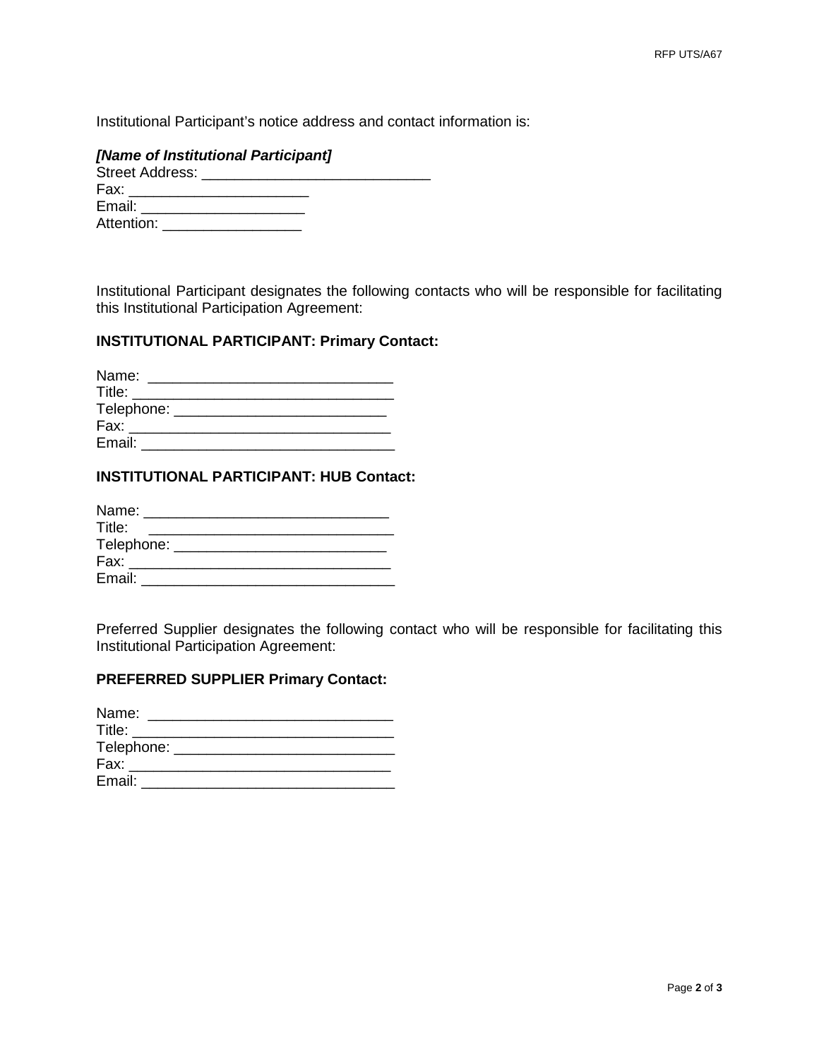Institutional Participant's notice address and contact information is:

***[Name of Institutional Participant]***
Street Address: ____________________________
Fax: ______________________
Email: ____________________
Attention: _________________

Institutional Participant designates the following contacts who will be responsible for facilitating this Institutional Participation Agreement:

**INSTITUTIONAL PARTICIPANT: Primary Contact:**

Name: ______________________________
Title: ________________________________
Telephone: __________________________
Fax: _______________________________
Email: _______________________________

**INSTITUTIONAL PARTICIPANT: HUB Contact:**

Name: ______________________________
Title: ______________________________
Telephone: __________________________
Fax: _______________________________
Email: _______________________________

Preferred Supplier designates the following contact who will be responsible for facilitating this Institutional Participation Agreement:

**PREFERRED SUPPLIER Primary Contact:**

Name: ______________________________
Title: ________________________________
Telephone: ____________________________
Fax: _______________________________
Email: _______________________________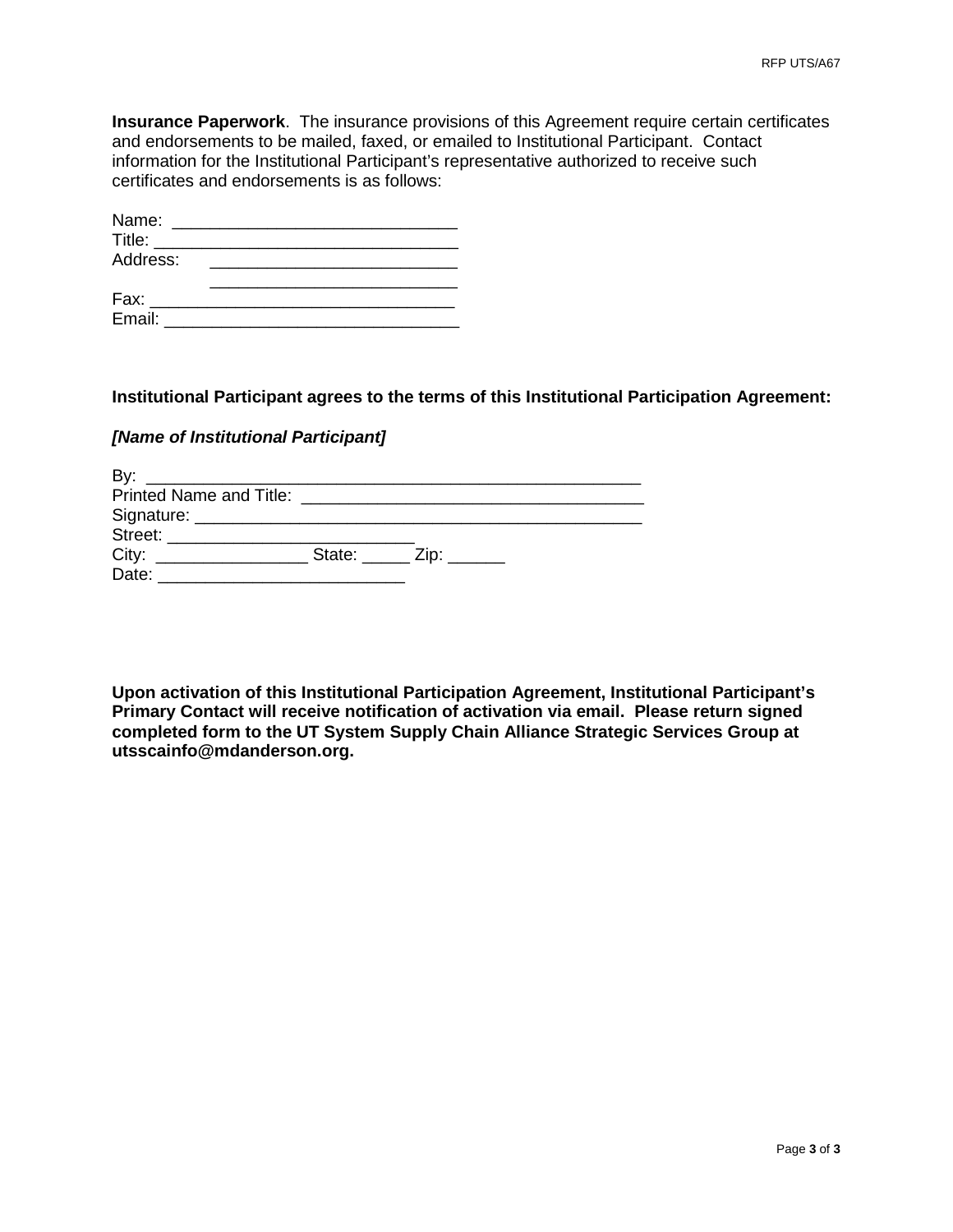**Insurance Paperwork**. The insurance provisions of this Agreement require certain certificates and endorsements to be mailed, faxed, or emailed to Institutional Participant. Contact information for the Institutional Participant's representative authorized to receive such certificates and endorsements is as follows:

Name: ______________________________
Title: _________________________________
Address: ___________________________
___________________________
Fax: ________________________________
Email: _______________________________

**Institutional Participant agrees to the terms of this Institutional Participation Agreement:**

***[Name of Institutional Participant]***

By: _____________________________________________________
Printed Name and Title: ____________________________________
Signature: _________________________________________________
Street: ___________________________
City: ________________ State: _____ Zip: ______
Date: ___________________________

**Upon activation of this Institutional Participation Agreement, Institutional Participant's Primary Contact will receive notification of activation via email. Please return signed completed form to the UT System Supply Chain Alliance Strategic Services Group at utsscainfo@mdanderson.org.**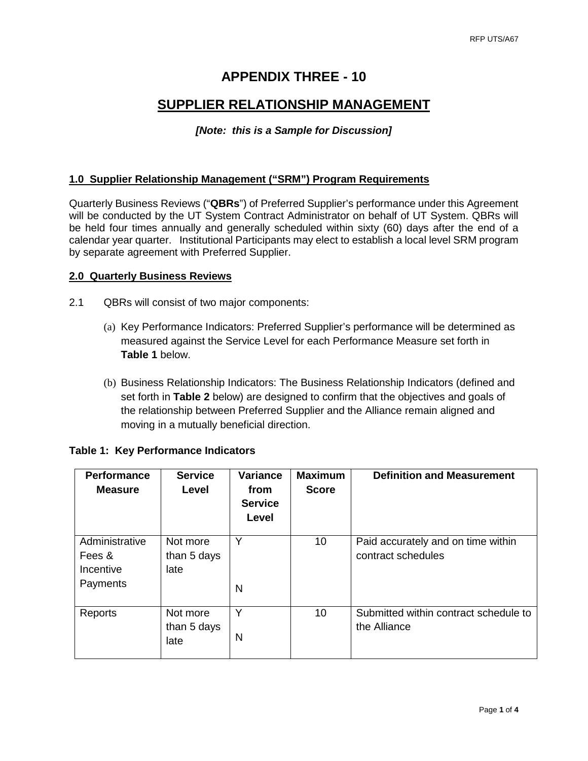# APPENDIX THREE - 10

## SUPPLIER RELATIONSHIP MANAGEMENT

***[Note: this is a Sample for Discussion]***

### 1.0 Supplier Relationship Management ("SRM") Program Requirements

Quarterly Business Reviews ("**QBRs**") of Preferred Supplier's performance under this Agreement will be conducted by the UT System Contract Administrator on behalf of UT System. QBRs will be held four times annually and generally scheduled within sixty (60) days after the end of a calendar year quarter. Institutional Participants may elect to establish a local level SRM program by separate agreement with Preferred Supplier.

### 2.0 Quarterly Business Reviews

2.1 QBRs will consist of two major components:

(a) Key Performance Indicators: Preferred Supplier's performance will be determined as measured against the Service Level for each Performance Measure set forth in **Table 1** below.

(b) Business Relationship Indicators: The Business Relationship Indicators (defined and set forth in **Table 2** below) are designed to confirm that the objectives and goals of the relationship between Preferred Supplier and the Alliance remain aligned and moving in a mutually beneficial direction.

**Table 1: Key Performance Indicators**

| Performance Measure | Service Level | Variance from Service Level | Maximum Score | Definition and Measurement |
|---|---|---|---|---|
| Administrative Fees & Incentive Payments | Not more than 5 days late | Y<br>N | 10 | Paid accurately and on time within contract schedules |
| Reports | Not more than 5 days late | Y<br>N | 10 | Submitted within contract schedule to the Alliance |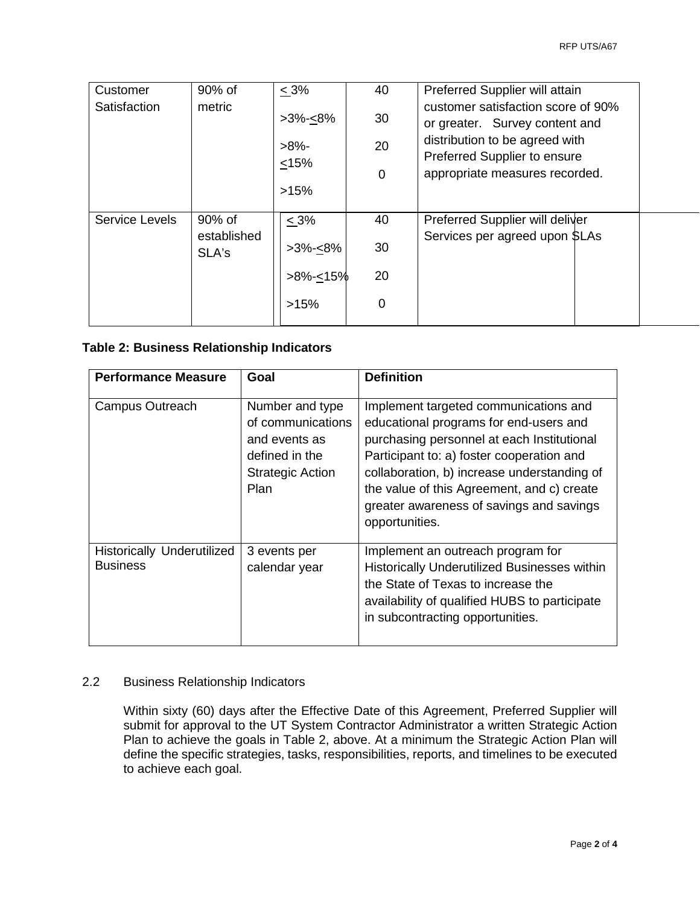| | | | | |
|---|---|---|---|---|
| Customer Satisfaction | 90% of metric | < 3%<br>>3%-<8%<br>>8%-<15%<br>>15% | 40<br>30<br>20<br>0 | Preferred Supplier will attain customer satisfaction score of 90% or greater. Survey content and distribution to be agreed with Preferred Supplier to ensure appropriate measures recorded. |
| Service Levels | 90% of established SLA's | < 3%<br>>3%-<8%<br>>8%-<15%<br>>15% | 40<br>30<br>20<br>0 | Preferred Supplier will deliver Services per agreed upon SLAs |

**Table 2: Business Relationship Indicators**

| Performance Measure | Goal | Definition |
|---|---|---|
| Campus Outreach | Number and type of communications and events as defined in the Strategic Action Plan | Implement targeted communications and educational programs for end-users and purchasing personnel at each Institutional Participant to: a) foster cooperation and collaboration, b) increase understanding of the value of this Agreement, and c) create greater awareness of savings and savings opportunities. |
| Historically Underutilized Business | 3 events per calendar year | Implement an outreach program for Historically Underutilized Businesses within the State of Texas to increase the availability of qualified HUBS to participate in subcontracting opportunities. |

2.2 Business Relationship Indicators

Within sixty (60) days after the Effective Date of this Agreement, Preferred Supplier will submit for approval to the UT System Contractor Administrator a written Strategic Action Plan to achieve the goals in Table 2, above. At a minimum the Strategic Action Plan will define the specific strategies, tasks, responsibilities, reports, and timelines to be executed to achieve each goal.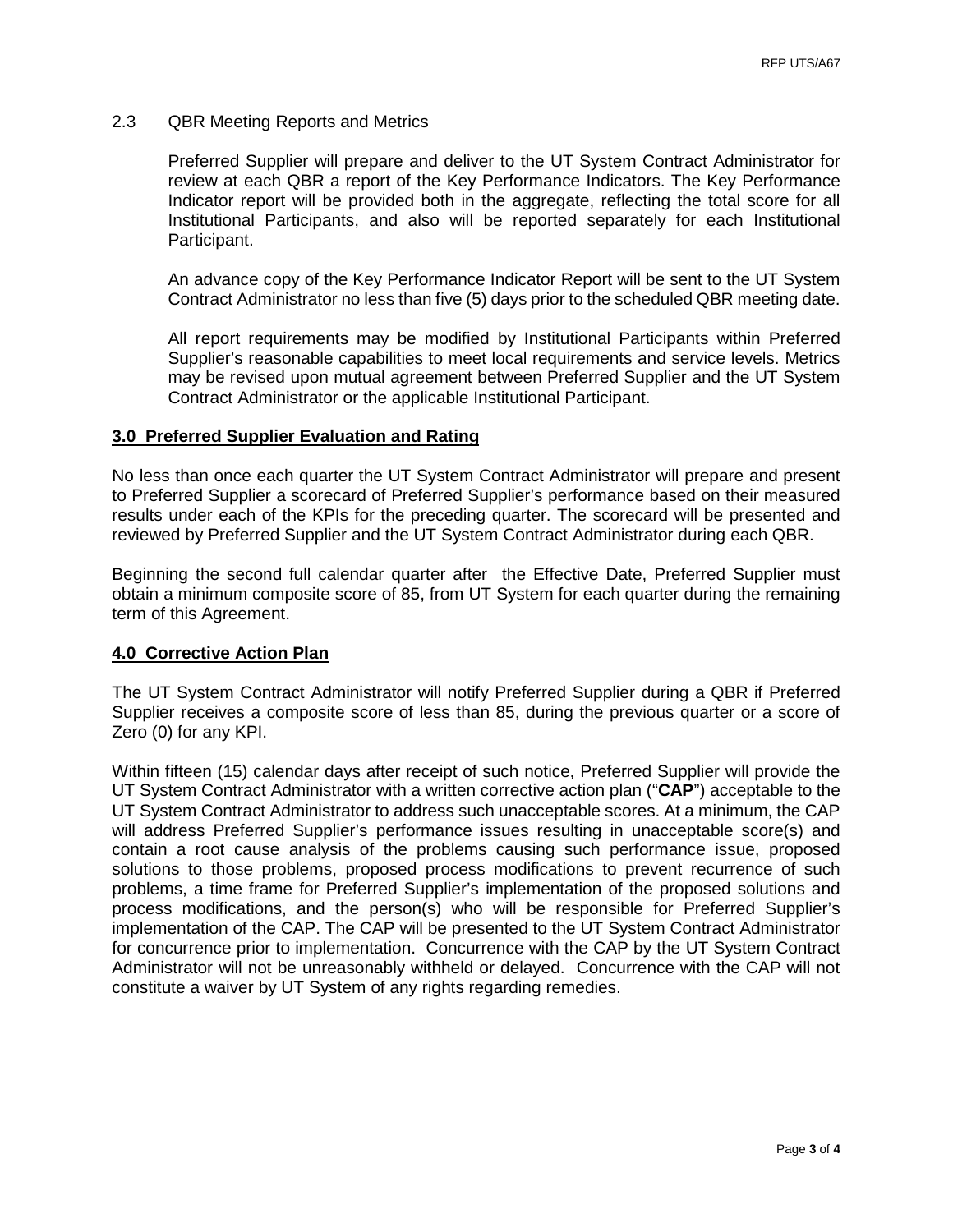2.3 QBR Meeting Reports and Metrics

Preferred Supplier will prepare and deliver to the UT System Contract Administrator for review at each QBR a report of the Key Performance Indicators. The Key Performance Indicator report will be provided both in the aggregate, reflecting the total score for all Institutional Participants, and also will be reported separately for each Institutional Participant.

An advance copy of the Key Performance Indicator Report will be sent to the UT System Contract Administrator no less than five (5) days prior to the scheduled QBR meeting date.

All report requirements may be modified by Institutional Participants within Preferred Supplier's reasonable capabilities to meet local requirements and service levels. Metrics may be revised upon mutual agreement between Preferred Supplier and the UT System Contract Administrator or the applicable Institutional Participant.

## 3.0 Preferred Supplier Evaluation and Rating

No less than once each quarter the UT System Contract Administrator will prepare and present to Preferred Supplier a scorecard of Preferred Supplier's performance based on their measured results under each of the KPIs for the preceding quarter. The scorecard will be presented and reviewed by Preferred Supplier and the UT System Contract Administrator during each QBR.

Beginning the second full calendar quarter after the Effective Date, Preferred Supplier must obtain a minimum composite score of 85, from UT System for each quarter during the remaining term of this Agreement.

## 4.0 Corrective Action Plan

The UT System Contract Administrator will notify Preferred Supplier during a QBR if Preferred Supplier receives a composite score of less than 85, during the previous quarter or a score of Zero (0) for any KPI.

Within fifteen (15) calendar days after receipt of such notice, Preferred Supplier will provide the UT System Contract Administrator with a written corrective action plan ("**CAP**") acceptable to the UT System Contract Administrator to address such unacceptable scores. At a minimum, the CAP will address Preferred Supplier's performance issues resulting in unacceptable score(s) and contain a root cause analysis of the problems causing such performance issue, proposed solutions to those problems, proposed process modifications to prevent recurrence of such problems, a time frame for Preferred Supplier's implementation of the proposed solutions and process modifications, and the person(s) who will be responsible for Preferred Supplier's implementation of the CAP. The CAP will be presented to the UT System Contract Administrator for concurrence prior to implementation. Concurrence with the CAP by the UT System Contract Administrator will not be unreasonably withheld or delayed. Concurrence with the CAP will not constitute a waiver by UT System of any rights regarding remedies.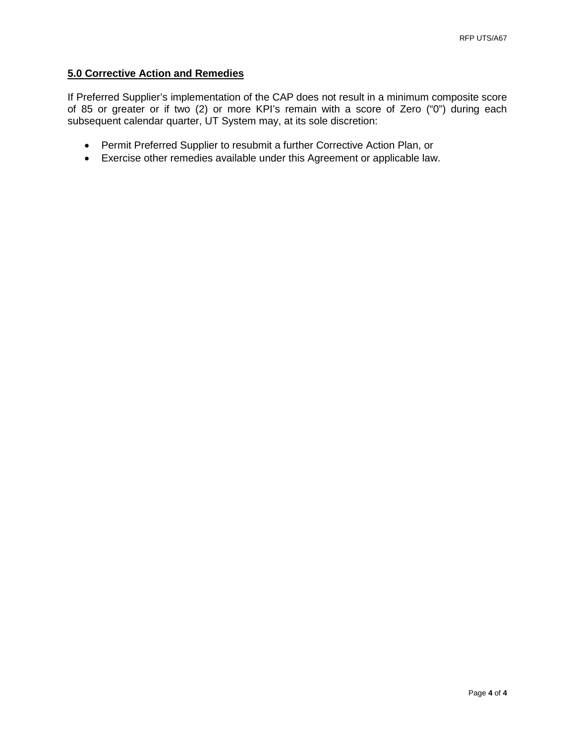## 5.0 Corrective Action and Remedies

If Preferred Supplier's implementation of the CAP does not result in a minimum composite score of 85 or greater or if two (2) or more KPI's remain with a score of Zero ("0") during each subsequent calendar quarter, UT System may, at its sole discretion:

- Permit Preferred Supplier to resubmit a further Corrective Action Plan, or
- Exercise other remedies available under this Agreement or applicable law.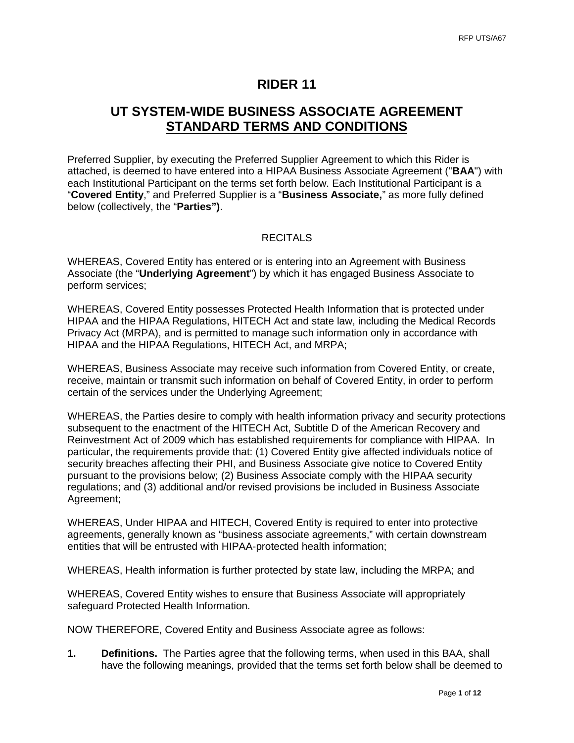# RIDER 11

## UT SYSTEM-WIDE BUSINESS ASSOCIATE AGREEMENT STANDARD TERMS AND CONDITIONS

Preferred Supplier, by executing the Preferred Supplier Agreement to which this Rider is attached, is deemed to have entered into a HIPAA Business Associate Agreement ("**BAA**") with each Institutional Participant on the terms set forth below. Each Institutional Participant is a "**Covered Entity**," and Preferred Supplier is a "**Business Associate,**" as more fully defined below (collectively, the "**Parties")**.

RECITALS

WHEREAS, Covered Entity has entered or is entering into an Agreement with Business Associate (the "**Underlying Agreement**") by which it has engaged Business Associate to perform services;

WHEREAS, Covered Entity possesses Protected Health Information that is protected under HIPAA and the HIPAA Regulations, HITECH Act and state law, including the Medical Records Privacy Act (MRPA), and is permitted to manage such information only in accordance with HIPAA and the HIPAA Regulations, HITECH Act, and MRPA;

WHEREAS, Business Associate may receive such information from Covered Entity, or create, receive, maintain or transmit such information on behalf of Covered Entity, in order to perform certain of the services under the Underlying Agreement;

WHEREAS, the Parties desire to comply with health information privacy and security protections subsequent to the enactment of the HITECH Act, Subtitle D of the American Recovery and Reinvestment Act of 2009 which has established requirements for compliance with HIPAA. In particular, the requirements provide that: (1) Covered Entity give affected individuals notice of security breaches affecting their PHI, and Business Associate give notice to Covered Entity pursuant to the provisions below; (2) Business Associate comply with the HIPAA security regulations; and (3) additional and/or revised provisions be included in Business Associate Agreement;

WHEREAS, Under HIPAA and HITECH, Covered Entity is required to enter into protective agreements, generally known as "business associate agreements," with certain downstream entities that will be entrusted with HIPAA-protected health information;

WHEREAS, Health information is further protected by state law, including the MRPA; and

WHEREAS, Covered Entity wishes to ensure that Business Associate will appropriately safeguard Protected Health Information.

NOW THEREFORE, Covered Entity and Business Associate agree as follows:

**1. Definitions.** The Parties agree that the following terms, when used in this BAA, shall have the following meanings, provided that the terms set forth below shall be deemed to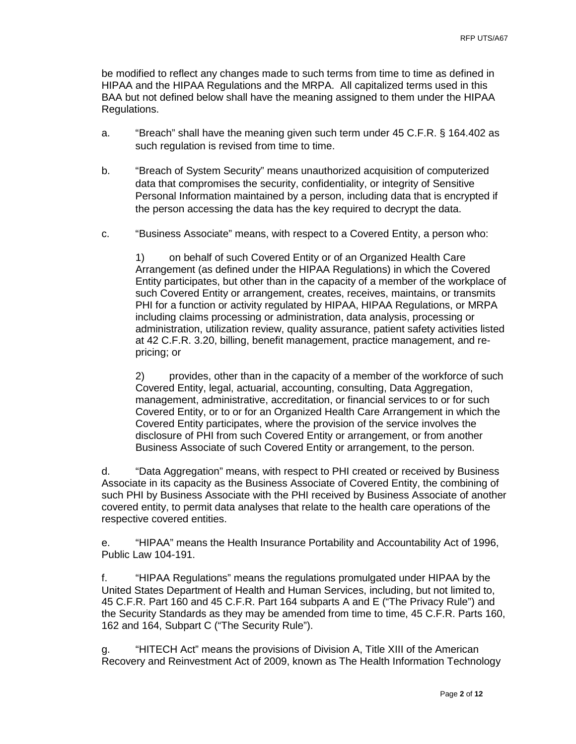be modified to reflect any changes made to such terms from time to time as defined in HIPAA and the HIPAA Regulations and the MRPA. All capitalized terms used in this BAA but not defined below shall have the meaning assigned to them under the HIPAA Regulations.

a. "Breach" shall have the meaning given such term under 45 C.F.R. § 164.402 as such regulation is revised from time to time.

b. "Breach of System Security" means unauthorized acquisition of computerized data that compromises the security, confidentiality, or integrity of Sensitive Personal Information maintained by a person, including data that is encrypted if the person accessing the data has the key required to decrypt the data.

c. "Business Associate" means, with respect to a Covered Entity, a person who:

1) on behalf of such Covered Entity or of an Organized Health Care Arrangement (as defined under the HIPAA Regulations) in which the Covered Entity participates, but other than in the capacity of a member of the workplace of such Covered Entity or arrangement, creates, receives, maintains, or transmits PHI for a function or activity regulated by HIPAA, HIPAA Regulations, or MRPA including claims processing or administration, data analysis, processing or administration, utilization review, quality assurance, patient safety activities listed at 42 C.F.R. 3.20, billing, benefit management, practice management, and re-pricing; or

2) provides, other than in the capacity of a member of the workforce of such Covered Entity, legal, actuarial, accounting, consulting, Data Aggregation, management, administrative, accreditation, or financial services to or for such Covered Entity, or to or for an Organized Health Care Arrangement in which the Covered Entity participates, where the provision of the service involves the disclosure of PHI from such Covered Entity or arrangement, or from another Business Associate of such Covered Entity or arrangement, to the person.

d. "Data Aggregation" means, with respect to PHI created or received by Business Associate in its capacity as the Business Associate of Covered Entity, the combining of such PHI by Business Associate with the PHI received by Business Associate of another covered entity, to permit data analyses that relate to the health care operations of the respective covered entities.

e. "HIPAA" means the Health Insurance Portability and Accountability Act of 1996, Public Law 104-191.

f. "HIPAA Regulations" means the regulations promulgated under HIPAA by the United States Department of Health and Human Services, including, but not limited to, 45 C.F.R. Part 160 and 45 C.F.R. Part 164 subparts A and E ("The Privacy Rule") and the Security Standards as they may be amended from time to time, 45 C.F.R. Parts 160, 162 and 164, Subpart C ("The Security Rule").

g. "HITECH Act" means the provisions of Division A, Title XIII of the American Recovery and Reinvestment Act of 2009, known as The Health Information Technology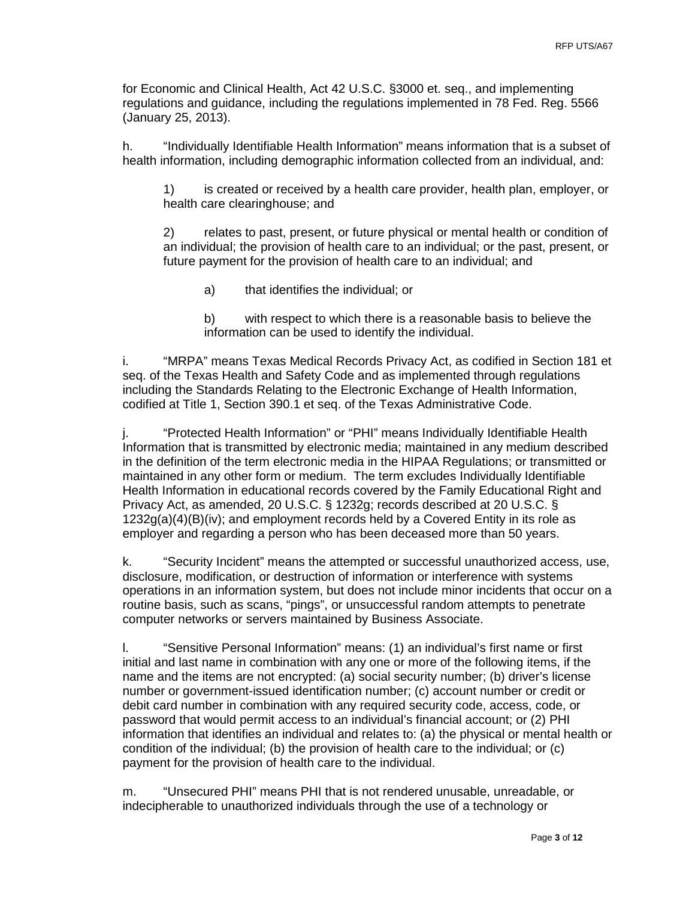for Economic and Clinical Health, Act 42 U.S.C. §3000 et. seq., and implementing regulations and guidance, including the regulations implemented in 78 Fed. Reg. 5566 (January 25, 2013).

h. "Individually Identifiable Health Information" means information that is a subset of health information, including demographic information collected from an individual, and:

1) is created or received by a health care provider, health plan, employer, or health care clearinghouse; and

2) relates to past, present, or future physical or mental health or condition of an individual; the provision of health care to an individual; or the past, present, or future payment for the provision of health care to an individual; and

a) that identifies the individual; or

b) with respect to which there is a reasonable basis to believe the information can be used to identify the individual.

i. "MRPA" means Texas Medical Records Privacy Act, as codified in Section 181 et seq. of the Texas Health and Safety Code and as implemented through regulations including the Standards Relating to the Electronic Exchange of Health Information, codified at Title 1, Section 390.1 et seq. of the Texas Administrative Code.

j. "Protected Health Information" or "PHI" means Individually Identifiable Health Information that is transmitted by electronic media; maintained in any medium described in the definition of the term electronic media in the HIPAA Regulations; or transmitted or maintained in any other form or medium. The term excludes Individually Identifiable Health Information in educational records covered by the Family Educational Right and Privacy Act, as amended, 20 U.S.C. § 1232g; records described at 20 U.S.C. § 1232g(a)(4)(B)(iv); and employment records held by a Covered Entity in its role as employer and regarding a person who has been deceased more than 50 years.

k. "Security Incident" means the attempted or successful unauthorized access, use, disclosure, modification, or destruction of information or interference with systems operations in an information system, but does not include minor incidents that occur on a routine basis, such as scans, "pings", or unsuccessful random attempts to penetrate computer networks or servers maintained by Business Associate.

l. "Sensitive Personal Information" means: (1) an individual's first name or first initial and last name in combination with any one or more of the following items, if the name and the items are not encrypted: (a) social security number; (b) driver's license number or government-issued identification number; (c) account number or credit or debit card number in combination with any required security code, access, code, or password that would permit access to an individual's financial account; or (2) PHI information that identifies an individual and relates to: (a) the physical or mental health or condition of the individual; (b) the provision of health care to the individual; or (c) payment for the provision of health care to the individual.

m. "Unsecured PHI" means PHI that is not rendered unusable, unreadable, or indecipherable to unauthorized individuals through the use of a technology or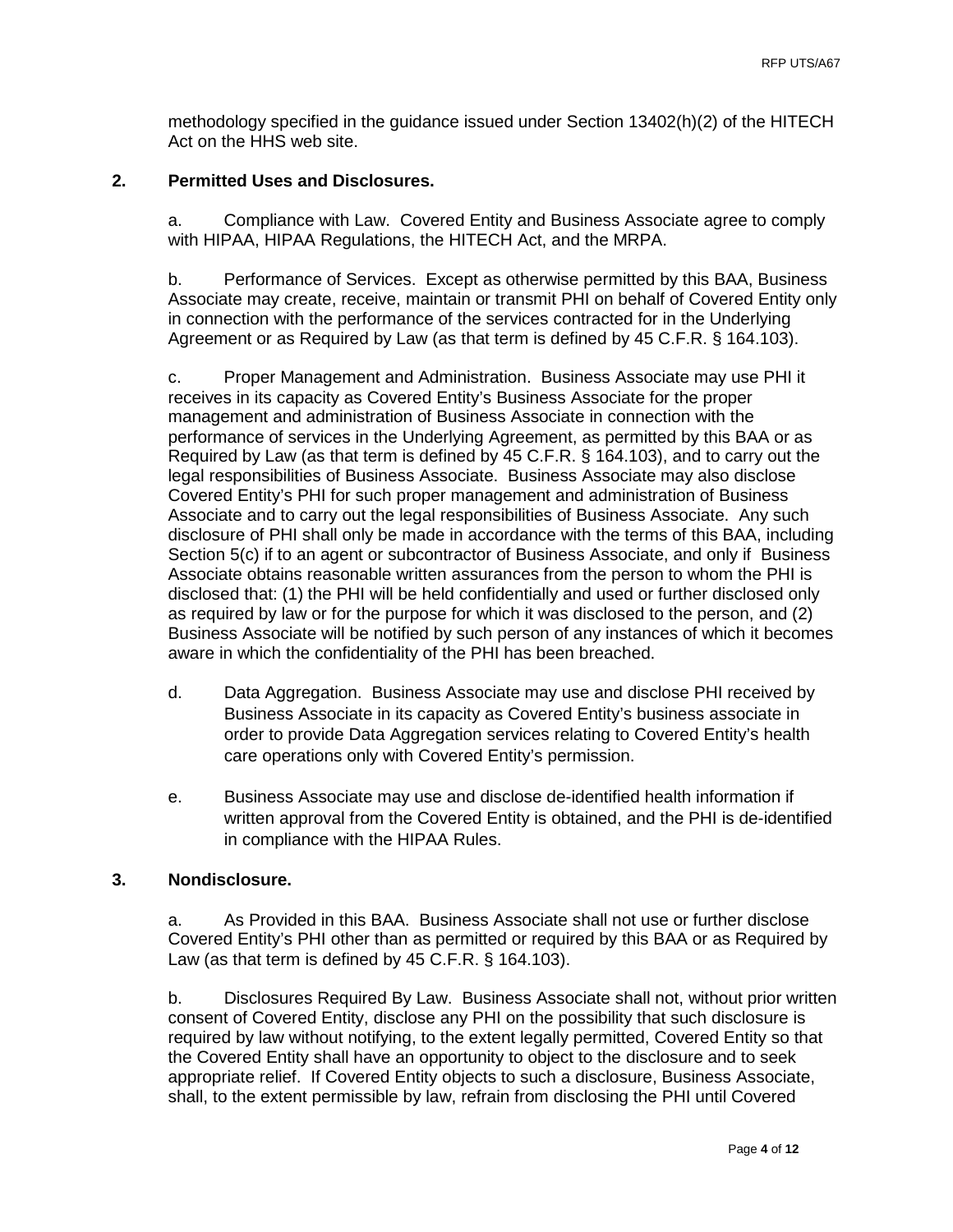methodology specified in the guidance issued under Section 13402(h)(2) of the HITECH Act on the HHS web site.

**2. Permitted Uses and Disclosures.**

a. Compliance with Law. Covered Entity and Business Associate agree to comply with HIPAA, HIPAA Regulations, the HITECH Act, and the MRPA.

b. Performance of Services. Except as otherwise permitted by this BAA, Business Associate may create, receive, maintain or transmit PHI on behalf of Covered Entity only in connection with the performance of the services contracted for in the Underlying Agreement or as Required by Law (as that term is defined by 45 C.F.R. § 164.103).

c. Proper Management and Administration. Business Associate may use PHI it receives in its capacity as Covered Entity's Business Associate for the proper management and administration of Business Associate in connection with the performance of services in the Underlying Agreement, as permitted by this BAA or as Required by Law (as that term is defined by 45 C.F.R. § 164.103), and to carry out the legal responsibilities of Business Associate. Business Associate may also disclose Covered Entity's PHI for such proper management and administration of Business Associate and to carry out the legal responsibilities of Business Associate. Any such disclosure of PHI shall only be made in accordance with the terms of this BAA, including Section 5(c) if to an agent or subcontractor of Business Associate, and only if Business Associate obtains reasonable written assurances from the person to whom the PHI is disclosed that: (1) the PHI will be held confidentially and used or further disclosed only as required by law or for the purpose for which it was disclosed to the person, and (2) Business Associate will be notified by such person of any instances of which it becomes aware in which the confidentiality of the PHI has been breached.

d. Data Aggregation. Business Associate may use and disclose PHI received by Business Associate in its capacity as Covered Entity's business associate in order to provide Data Aggregation services relating to Covered Entity's health care operations only with Covered Entity's permission.

e. Business Associate may use and disclose de-identified health information if written approval from the Covered Entity is obtained, and the PHI is de-identified in compliance with the HIPAA Rules.

**3. Nondisclosure.**

a. As Provided in this BAA. Business Associate shall not use or further disclose Covered Entity's PHI other than as permitted or required by this BAA or as Required by Law (as that term is defined by 45 C.F.R. § 164.103).

b. Disclosures Required By Law. Business Associate shall not, without prior written consent of Covered Entity, disclose any PHI on the possibility that such disclosure is required by law without notifying, to the extent legally permitted, Covered Entity so that the Covered Entity shall have an opportunity to object to the disclosure and to seek appropriate relief. If Covered Entity objects to such a disclosure, Business Associate, shall, to the extent permissible by law, refrain from disclosing the PHI until Covered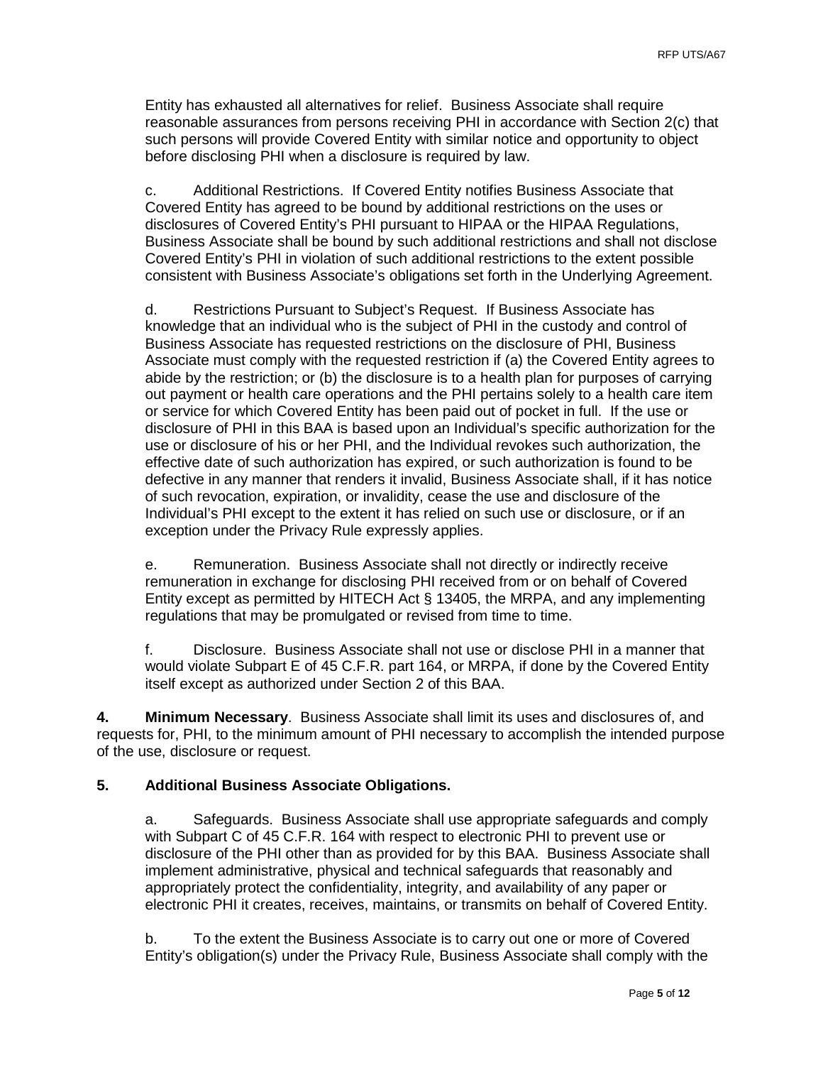Entity has exhausted all alternatives for relief. Business Associate shall require reasonable assurances from persons receiving PHI in accordance with Section 2(c) that such persons will provide Covered Entity with similar notice and opportunity to object before disclosing PHI when a disclosure is required by law.

c. Additional Restrictions. If Covered Entity notifies Business Associate that Covered Entity has agreed to be bound by additional restrictions on the uses or disclosures of Covered Entity's PHI pursuant to HIPAA or the HIPAA Regulations, Business Associate shall be bound by such additional restrictions and shall not disclose Covered Entity's PHI in violation of such additional restrictions to the extent possible consistent with Business Associate's obligations set forth in the Underlying Agreement.

d. Restrictions Pursuant to Subject's Request. If Business Associate has knowledge that an individual who is the subject of PHI in the custody and control of Business Associate has requested restrictions on the disclosure of PHI, Business Associate must comply with the requested restriction if (a) the Covered Entity agrees to abide by the restriction; or (b) the disclosure is to a health plan for purposes of carrying out payment or health care operations and the PHI pertains solely to a health care item or service for which Covered Entity has been paid out of pocket in full. If the use or disclosure of PHI in this BAA is based upon an Individual's specific authorization for the use or disclosure of his or her PHI, and the Individual revokes such authorization, the effective date of such authorization has expired, or such authorization is found to be defective in any manner that renders it invalid, Business Associate shall, if it has notice of such revocation, expiration, or invalidity, cease the use and disclosure of the Individual's PHI except to the extent it has relied on such use or disclosure, or if an exception under the Privacy Rule expressly applies.

e. Remuneration. Business Associate shall not directly or indirectly receive remuneration in exchange for disclosing PHI received from or on behalf of Covered Entity except as permitted by HITECH Act § 13405, the MRPA, and any implementing regulations that may be promulgated or revised from time to time.

f. Disclosure. Business Associate shall not use or disclose PHI in a manner that would violate Subpart E of 45 C.F.R. part 164, or MRPA, if done by the Covered Entity itself except as authorized under Section 2 of this BAA.

**4. Minimum Necessary**. Business Associate shall limit its uses and disclosures of, and requests for, PHI, to the minimum amount of PHI necessary to accomplish the intended purpose of the use, disclosure or request.

**5. Additional Business Associate Obligations.**

a. Safeguards. Business Associate shall use appropriate safeguards and comply with Subpart C of 45 C.F.R. 164 with respect to electronic PHI to prevent use or disclosure of the PHI other than as provided for by this BAA. Business Associate shall implement administrative, physical and technical safeguards that reasonably and appropriately protect the confidentiality, integrity, and availability of any paper or electronic PHI it creates, receives, maintains, or transmits on behalf of Covered Entity.

b. To the extent the Business Associate is to carry out one or more of Covered Entity's obligation(s) under the Privacy Rule, Business Associate shall comply with the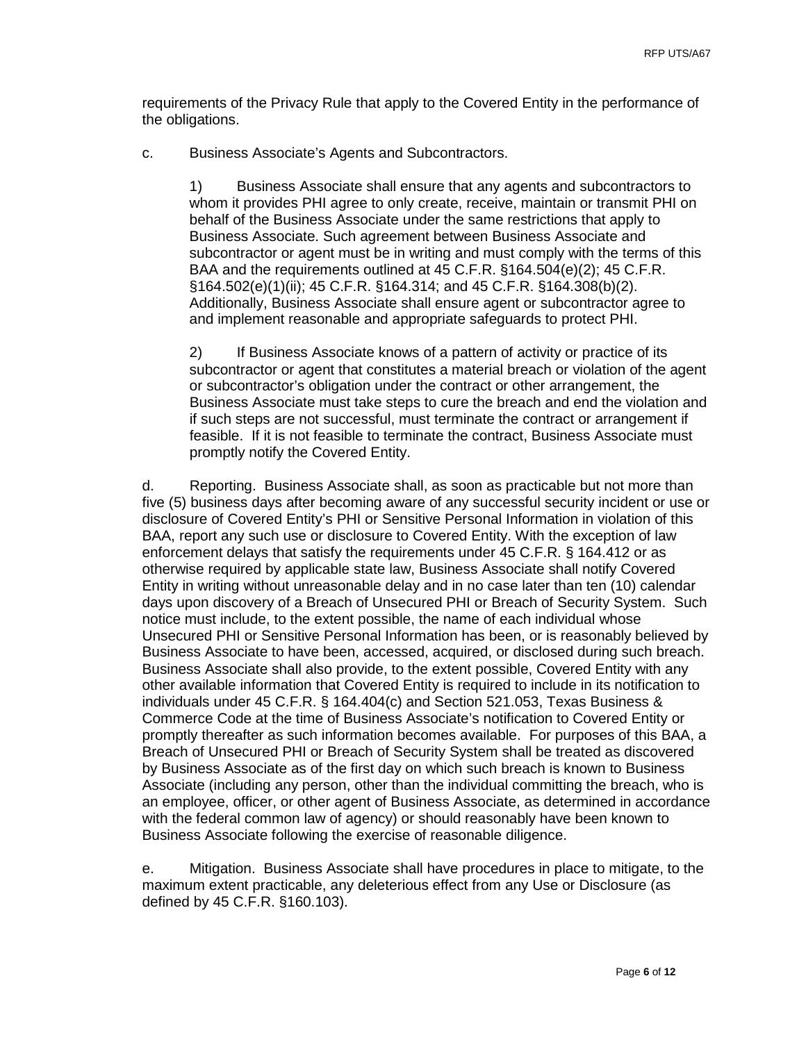requirements of the Privacy Rule that apply to the Covered Entity in the performance of the obligations.

c. Business Associate's Agents and Subcontractors.

1) Business Associate shall ensure that any agents and subcontractors to whom it provides PHI agree to only create, receive, maintain or transmit PHI on behalf of the Business Associate under the same restrictions that apply to Business Associate. Such agreement between Business Associate and subcontractor or agent must be in writing and must comply with the terms of this BAA and the requirements outlined at 45 C.F.R. §164.504(e)(2); 45 C.F.R. §164.502(e)(1)(ii); 45 C.F.R. §164.314; and 45 C.F.R. §164.308(b)(2). Additionally, Business Associate shall ensure agent or subcontractor agree to and implement reasonable and appropriate safeguards to protect PHI.

2) If Business Associate knows of a pattern of activity or practice of its subcontractor or agent that constitutes a material breach or violation of the agent or subcontractor's obligation under the contract or other arrangement, the Business Associate must take steps to cure the breach and end the violation and if such steps are not successful, must terminate the contract or arrangement if feasible. If it is not feasible to terminate the contract, Business Associate must promptly notify the Covered Entity.

d. Reporting. Business Associate shall, as soon as practicable but not more than five (5) business days after becoming aware of any successful security incident or use or disclosure of Covered Entity's PHI or Sensitive Personal Information in violation of this BAA, report any such use or disclosure to Covered Entity. With the exception of law enforcement delays that satisfy the requirements under 45 C.F.R. § 164.412 or as otherwise required by applicable state law, Business Associate shall notify Covered Entity in writing without unreasonable delay and in no case later than ten (10) calendar days upon discovery of a Breach of Unsecured PHI or Breach of Security System. Such notice must include, to the extent possible, the name of each individual whose Unsecured PHI or Sensitive Personal Information has been, or is reasonably believed by Business Associate to have been, accessed, acquired, or disclosed during such breach. Business Associate shall also provide, to the extent possible, Covered Entity with any other available information that Covered Entity is required to include in its notification to individuals under 45 C.F.R. § 164.404(c) and Section 521.053, Texas Business & Commerce Code at the time of Business Associate's notification to Covered Entity or promptly thereafter as such information becomes available. For purposes of this BAA, a Breach of Unsecured PHI or Breach of Security System shall be treated as discovered by Business Associate as of the first day on which such breach is known to Business Associate (including any person, other than the individual committing the breach, who is an employee, officer, or other agent of Business Associate, as determined in accordance with the federal common law of agency) or should reasonably have been known to Business Associate following the exercise of reasonable diligence.

e. Mitigation. Business Associate shall have procedures in place to mitigate, to the maximum extent practicable, any deleterious effect from any Use or Disclosure (as defined by 45 C.F.R. §160.103).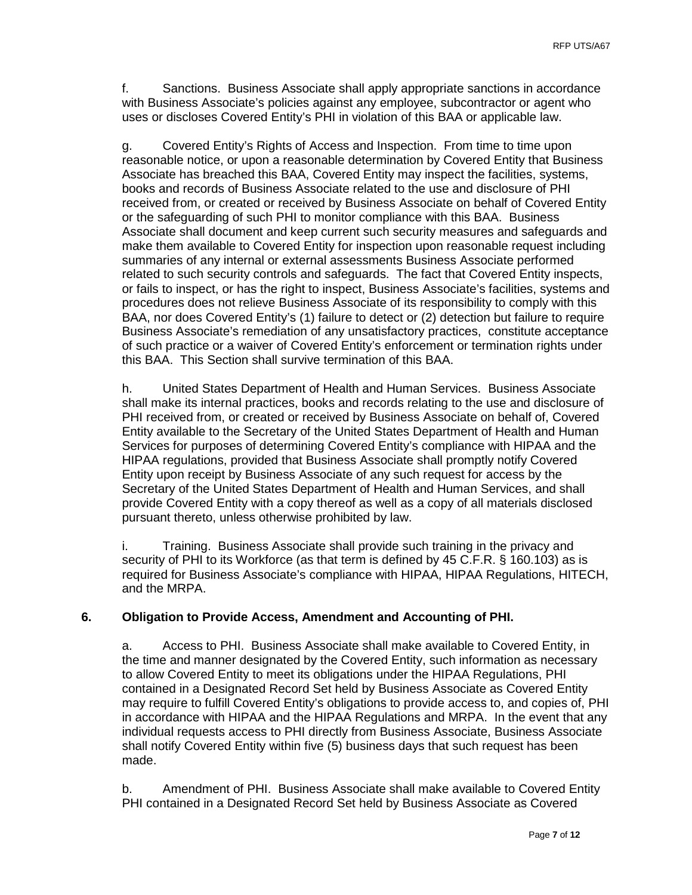f. Sanctions. Business Associate shall apply appropriate sanctions in accordance with Business Associate's policies against any employee, subcontractor or agent who uses or discloses Covered Entity's PHI in violation of this BAA or applicable law.

g. Covered Entity's Rights of Access and Inspection. From time to time upon reasonable notice, or upon a reasonable determination by Covered Entity that Business Associate has breached this BAA, Covered Entity may inspect the facilities, systems, books and records of Business Associate related to the use and disclosure of PHI received from, or created or received by Business Associate on behalf of Covered Entity or the safeguarding of such PHI to monitor compliance with this BAA. Business Associate shall document and keep current such security measures and safeguards and make them available to Covered Entity for inspection upon reasonable request including summaries of any internal or external assessments Business Associate performed related to such security controls and safeguards. The fact that Covered Entity inspects, or fails to inspect, or has the right to inspect, Business Associate's facilities, systems and procedures does not relieve Business Associate of its responsibility to comply with this BAA, nor does Covered Entity's (1) failure to detect or (2) detection but failure to require Business Associate's remediation of any unsatisfactory practices, constitute acceptance of such practice or a waiver of Covered Entity's enforcement or termination rights under this BAA. This Section shall survive termination of this BAA.

h. United States Department of Health and Human Services. Business Associate shall make its internal practices, books and records relating to the use and disclosure of PHI received from, or created or received by Business Associate on behalf of, Covered Entity available to the Secretary of the United States Department of Health and Human Services for purposes of determining Covered Entity's compliance with HIPAA and the HIPAA regulations, provided that Business Associate shall promptly notify Covered Entity upon receipt by Business Associate of any such request for access by the Secretary of the United States Department of Health and Human Services, and shall provide Covered Entity with a copy thereof as well as a copy of all materials disclosed pursuant thereto, unless otherwise prohibited by law.

i. Training. Business Associate shall provide such training in the privacy and security of PHI to its Workforce (as that term is defined by 45 C.F.R. § 160.103) as is required for Business Associate's compliance with HIPAA, HIPAA Regulations, HITECH, and the MRPA.

**6. Obligation to Provide Access, Amendment and Accounting of PHI.**

a. Access to PHI. Business Associate shall make available to Covered Entity, in the time and manner designated by the Covered Entity, such information as necessary to allow Covered Entity to meet its obligations under the HIPAA Regulations, PHI contained in a Designated Record Set held by Business Associate as Covered Entity may require to fulfill Covered Entity's obligations to provide access to, and copies of, PHI in accordance with HIPAA and the HIPAA Regulations and MRPA. In the event that any individual requests access to PHI directly from Business Associate, Business Associate shall notify Covered Entity within five (5) business days that such request has been made.

b. Amendment of PHI. Business Associate shall make available to Covered Entity PHI contained in a Designated Record Set held by Business Associate as Covered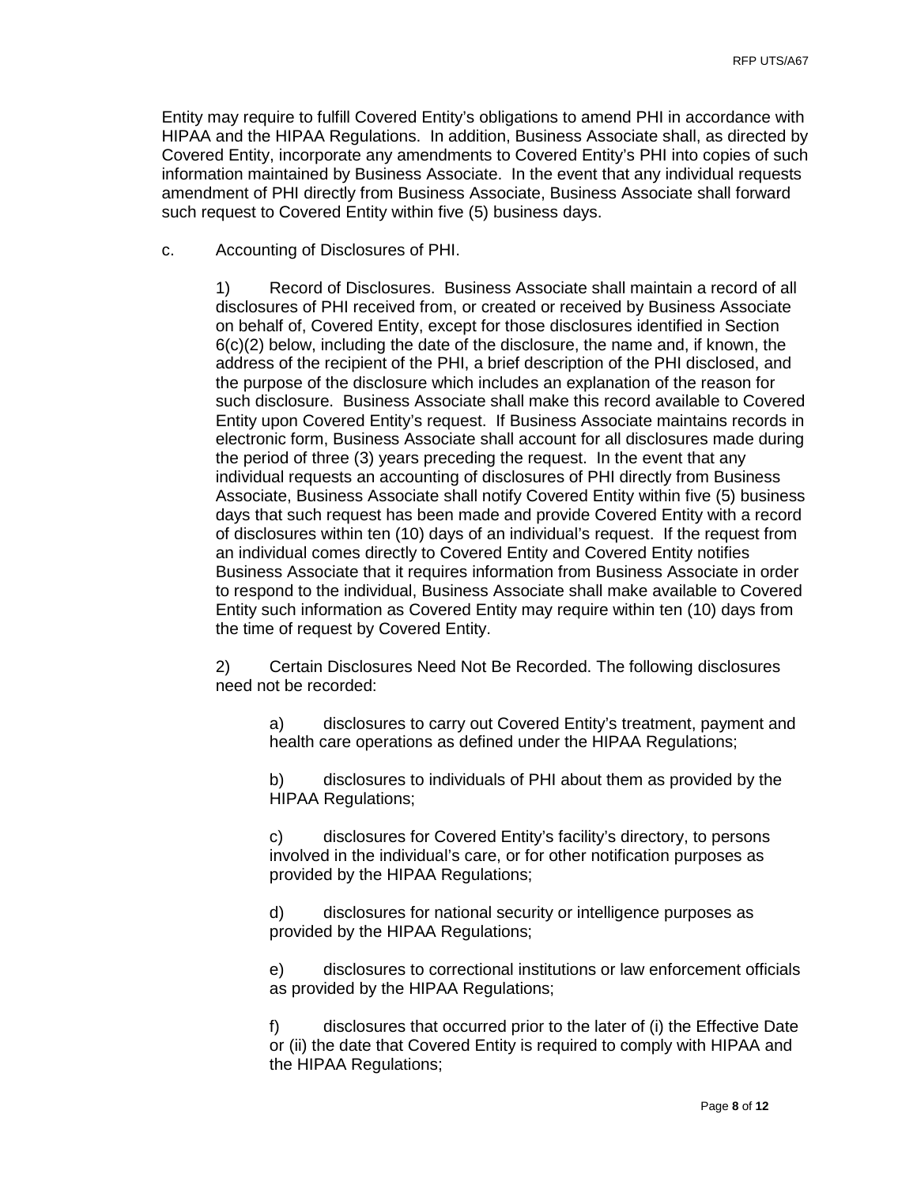Entity may require to fulfill Covered Entity's obligations to amend PHI in accordance with HIPAA and the HIPAA Regulations. In addition, Business Associate shall, as directed by Covered Entity, incorporate any amendments to Covered Entity's PHI into copies of such information maintained by Business Associate. In the event that any individual requests amendment of PHI directly from Business Associate, Business Associate shall forward such request to Covered Entity within five (5) business days.

c. Accounting of Disclosures of PHI.

1) Record of Disclosures. Business Associate shall maintain a record of all disclosures of PHI received from, or created or received by Business Associate on behalf of, Covered Entity, except for those disclosures identified in Section 6(c)(2) below, including the date of the disclosure, the name and, if known, the address of the recipient of the PHI, a brief description of the PHI disclosed, and the purpose of the disclosure which includes an explanation of the reason for such disclosure. Business Associate shall make this record available to Covered Entity upon Covered Entity's request. If Business Associate maintains records in electronic form, Business Associate shall account for all disclosures made during the period of three (3) years preceding the request. In the event that any individual requests an accounting of disclosures of PHI directly from Business Associate, Business Associate shall notify Covered Entity within five (5) business days that such request has been made and provide Covered Entity with a record of disclosures within ten (10) days of an individual's request. If the request from an individual comes directly to Covered Entity and Covered Entity notifies Business Associate that it requires information from Business Associate in order to respond to the individual, Business Associate shall make available to Covered Entity such information as Covered Entity may require within ten (10) days from the time of request by Covered Entity.

2) Certain Disclosures Need Not Be Recorded. The following disclosures need not be recorded:

a) disclosures to carry out Covered Entity's treatment, payment and health care operations as defined under the HIPAA Regulations;

b) disclosures to individuals of PHI about them as provided by the HIPAA Regulations;

c) disclosures for Covered Entity's facility's directory, to persons involved in the individual's care, or for other notification purposes as provided by the HIPAA Regulations;

d) disclosures for national security or intelligence purposes as provided by the HIPAA Regulations;

e) disclosures to correctional institutions or law enforcement officials as provided by the HIPAA Regulations;

f) disclosures that occurred prior to the later of (i) the Effective Date or (ii) the date that Covered Entity is required to comply with HIPAA and the HIPAA Regulations;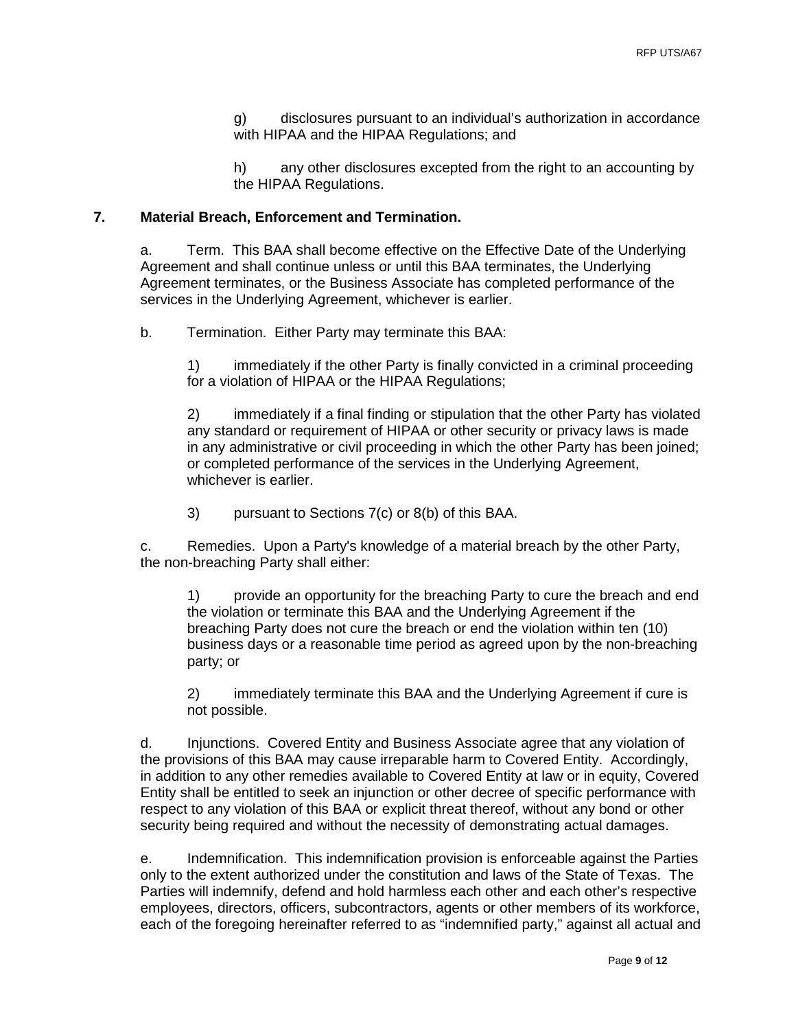g) disclosures pursuant to an individual's authorization in accordance with HIPAA and the HIPAA Regulations; and

h) any other disclosures excepted from the right to an accounting by the HIPAA Regulations.

**7. Material Breach, Enforcement and Termination.**

a. Term. This BAA shall become effective on the Effective Date of the Underlying Agreement and shall continue unless or until this BAA terminates, the Underlying Agreement terminates, or the Business Associate has completed performance of the services in the Underlying Agreement, whichever is earlier.

b. Termination. Either Party may terminate this BAA:

1) immediately if the other Party is finally convicted in a criminal proceeding for a violation of HIPAA or the HIPAA Regulations;

2) immediately if a final finding or stipulation that the other Party has violated any standard or requirement of HIPAA or other security or privacy laws is made in any administrative or civil proceeding in which the other Party has been joined; or completed performance of the services in the Underlying Agreement, whichever is earlier.

3) pursuant to Sections 7(c) or 8(b) of this BAA.

c. Remedies. Upon a Party's knowledge of a material breach by the other Party, the non-breaching Party shall either:

1) provide an opportunity for the breaching Party to cure the breach and end the violation or terminate this BAA and the Underlying Agreement if the breaching Party does not cure the breach or end the violation within ten (10) business days or a reasonable time period as agreed upon by the non-breaching party; or

2) immediately terminate this BAA and the Underlying Agreement if cure is not possible.

d. Injunctions. Covered Entity and Business Associate agree that any violation of the provisions of this BAA may cause irreparable harm to Covered Entity. Accordingly, in addition to any other remedies available to Covered Entity at law or in equity, Covered Entity shall be entitled to seek an injunction or other decree of specific performance with respect to any violation of this BAA or explicit threat thereof, without any bond or other security being required and without the necessity of demonstrating actual damages.

e. Indemnification. This indemnification provision is enforceable against the Parties only to the extent authorized under the constitution and laws of the State of Texas. The Parties will indemnify, defend and hold harmless each other and each other's respective employees, directors, officers, subcontractors, agents or other members of its workforce, each of the foregoing hereinafter referred to as "indemnified party," against all actual and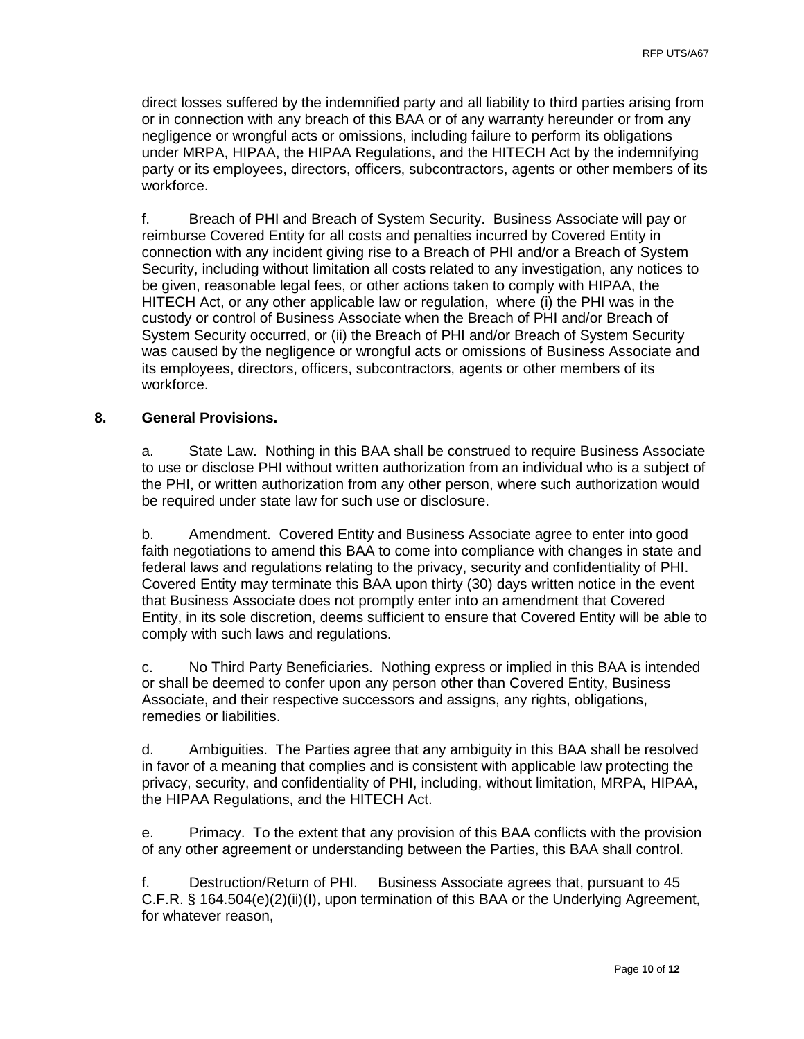direct losses suffered by the indemnified party and all liability to third parties arising from or in connection with any breach of this BAA or of any warranty hereunder or from any negligence or wrongful acts or omissions, including failure to perform its obligations under MRPA, HIPAA, the HIPAA Regulations, and the HITECH Act by the indemnifying party or its employees, directors, officers, subcontractors, agents or other members of its workforce.

f. Breach of PHI and Breach of System Security. Business Associate will pay or reimburse Covered Entity for all costs and penalties incurred by Covered Entity in connection with any incident giving rise to a Breach of PHI and/or a Breach of System Security, including without limitation all costs related to any investigation, any notices to be given, reasonable legal fees, or other actions taken to comply with HIPAA, the HITECH Act, or any other applicable law or regulation, where (i) the PHI was in the custody or control of Business Associate when the Breach of PHI and/or Breach of System Security occurred, or (ii) the Breach of PHI and/or Breach of System Security was caused by the negligence or wrongful acts or omissions of Business Associate and its employees, directors, officers, subcontractors, agents or other members of its workforce.

## 8. General Provisions.

a. State Law. Nothing in this BAA shall be construed to require Business Associate to use or disclose PHI without written authorization from an individual who is a subject of the PHI, or written authorization from any other person, where such authorization would be required under state law for such use or disclosure.

b. Amendment. Covered Entity and Business Associate agree to enter into good faith negotiations to amend this BAA to come into compliance with changes in state and federal laws and regulations relating to the privacy, security and confidentiality of PHI. Covered Entity may terminate this BAA upon thirty (30) days written notice in the event that Business Associate does not promptly enter into an amendment that Covered Entity, in its sole discretion, deems sufficient to ensure that Covered Entity will be able to comply with such laws and regulations.

c. No Third Party Beneficiaries. Nothing express or implied in this BAA is intended or shall be deemed to confer upon any person other than Covered Entity, Business Associate, and their respective successors and assigns, any rights, obligations, remedies or liabilities.

d. Ambiguities. The Parties agree that any ambiguity in this BAA shall be resolved in favor of a meaning that complies and is consistent with applicable law protecting the privacy, security, and confidentiality of PHI, including, without limitation, MRPA, HIPAA, the HIPAA Regulations, and the HITECH Act.

e. Primacy. To the extent that any provision of this BAA conflicts with the provision of any other agreement or understanding between the Parties, this BAA shall control.

f. Destruction/Return of PHI. Business Associate agrees that, pursuant to 45 C.F.R. § 164.504(e)(2)(ii)(I), upon termination of this BAA or the Underlying Agreement, for whatever reason,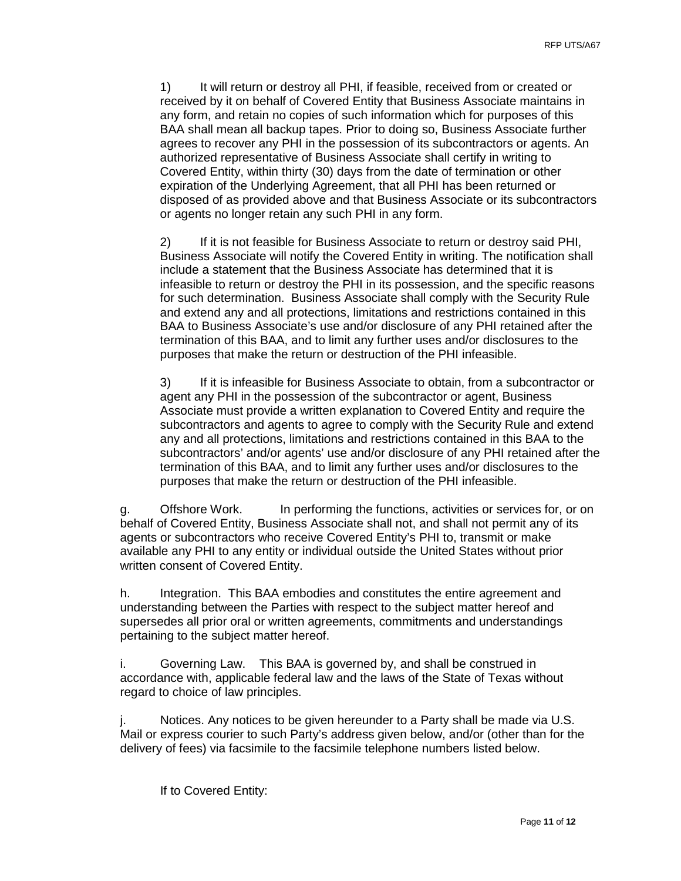1) It will return or destroy all PHI, if feasible, received from or created or received by it on behalf of Covered Entity that Business Associate maintains in any form, and retain no copies of such information which for purposes of this BAA shall mean all backup tapes. Prior to doing so, Business Associate further agrees to recover any PHI in the possession of its subcontractors or agents. An authorized representative of Business Associate shall certify in writing to Covered Entity, within thirty (30) days from the date of termination or other expiration of the Underlying Agreement, that all PHI has been returned or disposed of as provided above and that Business Associate or its subcontractors or agents no longer retain any such PHI in any form.

2) If it is not feasible for Business Associate to return or destroy said PHI, Business Associate will notify the Covered Entity in writing. The notification shall include a statement that the Business Associate has determined that it is infeasible to return or destroy the PHI in its possession, and the specific reasons for such determination. Business Associate shall comply with the Security Rule and extend any and all protections, limitations and restrictions contained in this BAA to Business Associate's use and/or disclosure of any PHI retained after the termination of this BAA, and to limit any further uses and/or disclosures to the purposes that make the return or destruction of the PHI infeasible.

3) If it is infeasible for Business Associate to obtain, from a subcontractor or agent any PHI in the possession of the subcontractor or agent, Business Associate must provide a written explanation to Covered Entity and require the subcontractors and agents to agree to comply with the Security Rule and extend any and all protections, limitations and restrictions contained in this BAA to the subcontractors' and/or agents' use and/or disclosure of any PHI retained after the termination of this BAA, and to limit any further uses and/or disclosures to the purposes that make the return or destruction of the PHI infeasible.

g. Offshore Work. In performing the functions, activities or services for, or on behalf of Covered Entity, Business Associate shall not, and shall not permit any of its agents or subcontractors who receive Covered Entity's PHI to, transmit or make available any PHI to any entity or individual outside the United States without prior written consent of Covered Entity.

h. Integration. This BAA embodies and constitutes the entire agreement and understanding between the Parties with respect to the subject matter hereof and supersedes all prior oral or written agreements, commitments and understandings pertaining to the subject matter hereof.

i. Governing Law. This BAA is governed by, and shall be construed in accordance with, applicable federal law and the laws of the State of Texas without regard to choice of law principles.

j. Notices. Any notices to be given hereunder to a Party shall be made via U.S. Mail or express courier to such Party's address given below, and/or (other than for the delivery of fees) via facsimile to the facsimile telephone numbers listed below.

If to Covered Entity: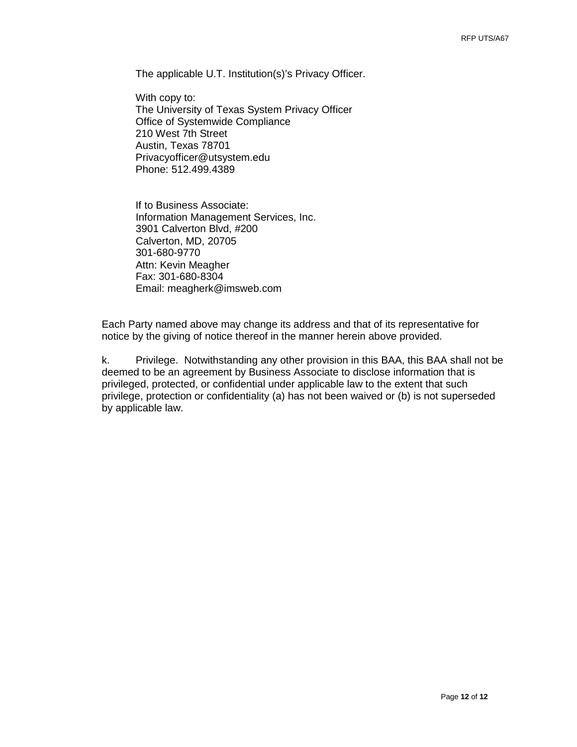The applicable U.T. Institution(s)'s Privacy Officer.

With copy to:
The University of Texas System Privacy Officer
Office of Systemwide Compliance
210 West 7th Street
Austin, Texas 78701
Privacyofficer@utsystem.edu
Phone: 512.499.4389

If to Business Associate:
Information Management Services, Inc.
3901 Calverton Blvd, #200
Calverton, MD, 20705
301-680-9770
Attn: Kevin Meagher
Fax: 301-680-8304
Email: meagherk@imsweb.com

Each Party named above may change its address and that of its representative for notice by the giving of notice thereof in the manner herein above provided.

k. Privilege. Notwithstanding any other provision in this BAA, this BAA shall not be deemed to be an agreement by Business Associate to disclose information that is privileged, protected, or confidential under applicable law to the extent that such privilege, protection or confidentiality (a) has not been waived or (b) is not superseded by applicable law.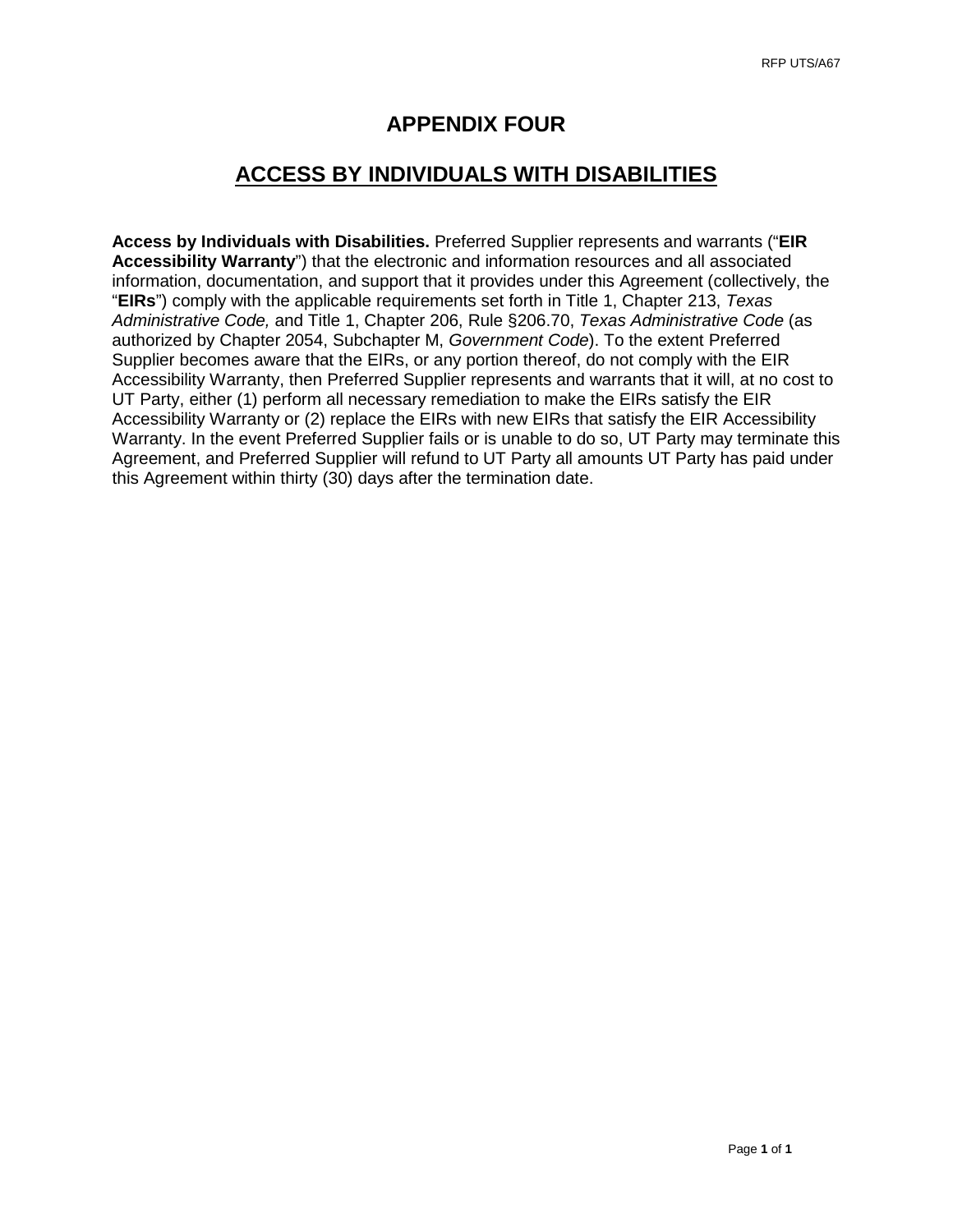# APPENDIX FOUR

## ACCESS BY INDIVIDUALS WITH DISABILITIES

**Access by Individuals with Disabilities.** Preferred Supplier represents and warrants ("**EIR Accessibility Warranty**") that the electronic and information resources and all associated information, documentation, and support that it provides under this Agreement (collectively, the "**EIRs**") comply with the applicable requirements set forth in Title 1, Chapter 213, *Texas Administrative Code,* and Title 1, Chapter 206, Rule §206.70, *Texas Administrative Code* (as authorized by Chapter 2054, Subchapter M, *Government Code*). To the extent Preferred Supplier becomes aware that the EIRs, or any portion thereof, do not comply with the EIR Accessibility Warranty, then Preferred Supplier represents and warrants that it will, at no cost to UT Party, either (1) perform all necessary remediation to make the EIRs satisfy the EIR Accessibility Warranty or (2) replace the EIRs with new EIRs that satisfy the EIR Accessibility Warranty. In the event Preferred Supplier fails or is unable to do so, UT Party may terminate this Agreement, and Preferred Supplier will refund to UT Party all amounts UT Party has paid under this Agreement within thirty (30) days after the termination date.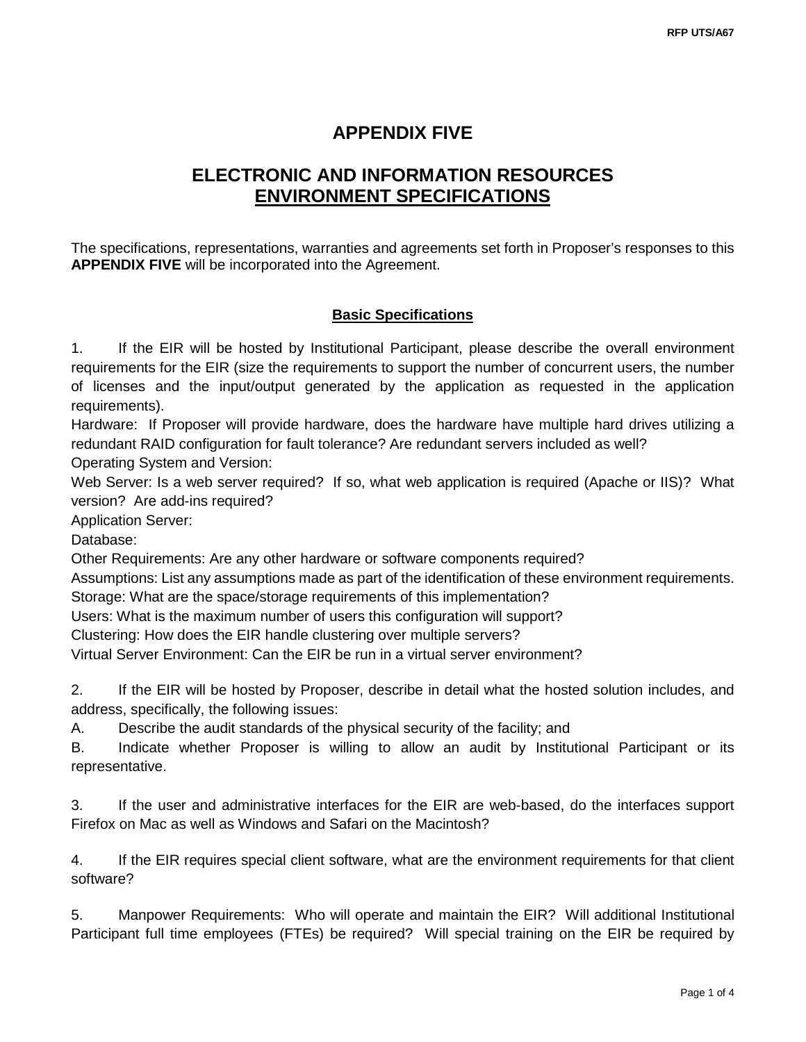# APPENDIX FIVE

## ELECTRONIC AND INFORMATION RESOURCES ENVIRONMENT SPECIFICATIONS

The specifications, representations, warranties and agreements set forth in Proposer's responses to this **APPENDIX FIVE** will be incorporated into the Agreement.

### Basic Specifications

1. If the EIR will be hosted by Institutional Participant, please describe the overall environment requirements for the EIR (size the requirements to support the number of concurrent users, the number of licenses and the input/output generated by the application as requested in the application requirements).

Hardware: If Proposer will provide hardware, does the hardware have multiple hard drives utilizing a redundant RAID configuration for fault tolerance? Are redundant servers included as well?

Operating System and Version:

Web Server: Is a web server required? If so, what web application is required (Apache or IIS)? What version? Are add-ins required?

Application Server:

Database:

Other Requirements: Are any other hardware or software components required?

Assumptions: List any assumptions made as part of the identification of these environment requirements.

Storage: What are the space/storage requirements of this implementation?

Users: What is the maximum number of users this configuration will support?

Clustering: How does the EIR handle clustering over multiple servers?

Virtual Server Environment: Can the EIR be run in a virtual server environment?

2. If the EIR will be hosted by Proposer, describe in detail what the hosted solution includes, and address, specifically, the following issues:

A. Describe the audit standards of the physical security of the facility; and

B. Indicate whether Proposer is willing to allow an audit by Institutional Participant or its representative.

3. If the user and administrative interfaces for the EIR are web-based, do the interfaces support Firefox on Mac as well as Windows and Safari on the Macintosh?

4. If the EIR requires special client software, what are the environment requirements for that client software?

5. Manpower Requirements: Who will operate and maintain the EIR? Will additional Institutional Participant full time employees (FTEs) be required? Will special training on the EIR be required by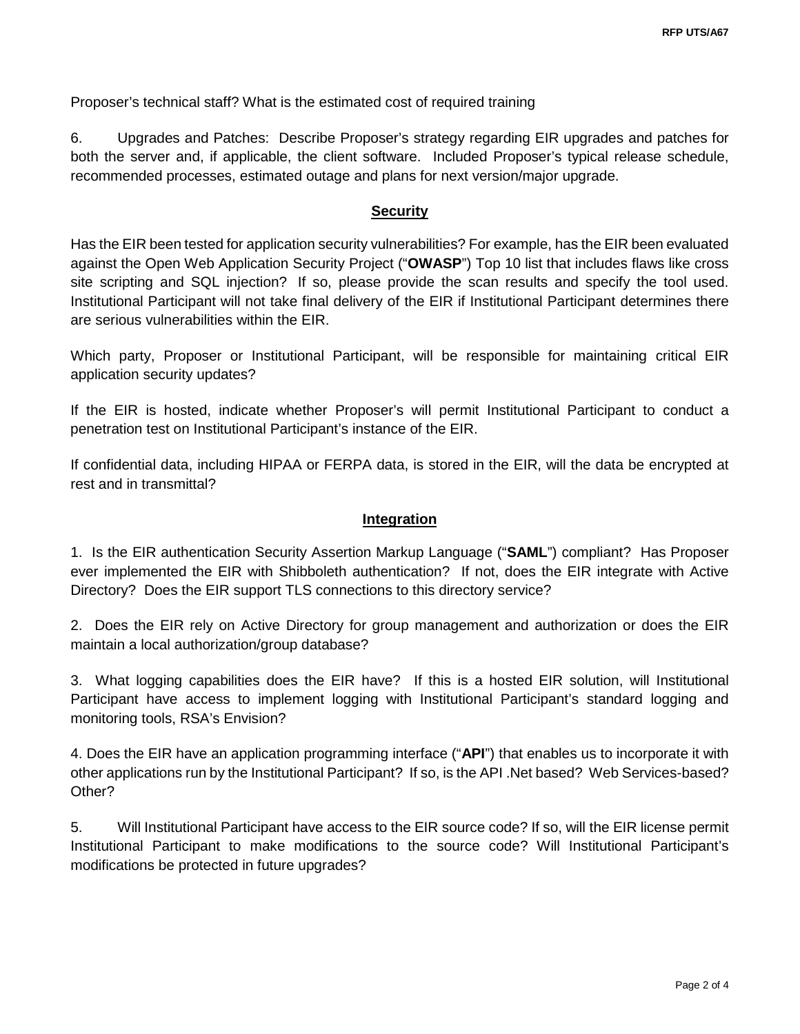Proposer's technical staff? What is the estimated cost of required training

6. Upgrades and Patches: Describe Proposer's strategy regarding EIR upgrades and patches for both the server and, if applicable, the client software. Included Proposer's typical release schedule, recommended processes, estimated outage and plans for next version/major upgrade.

## Security

Has the EIR been tested for application security vulnerabilities? For example, has the EIR been evaluated against the Open Web Application Security Project ("**OWASP**") Top 10 list that includes flaws like cross site scripting and SQL injection? If so, please provide the scan results and specify the tool used. Institutional Participant will not take final delivery of the EIR if Institutional Participant determines there are serious vulnerabilities within the EIR.

Which party, Proposer or Institutional Participant, will be responsible for maintaining critical EIR application security updates?

If the EIR is hosted, indicate whether Proposer's will permit Institutional Participant to conduct a penetration test on Institutional Participant's instance of the EIR.

If confidential data, including HIPAA or FERPA data, is stored in the EIR, will the data be encrypted at rest and in transmittal?

## Integration

1. Is the EIR authentication Security Assertion Markup Language ("**SAML**") compliant? Has Proposer ever implemented the EIR with Shibboleth authentication? If not, does the EIR integrate with Active Directory? Does the EIR support TLS connections to this directory service?

2. Does the EIR rely on Active Directory for group management and authorization or does the EIR maintain a local authorization/group database?

3. What logging capabilities does the EIR have? If this is a hosted EIR solution, will Institutional Participant have access to implement logging with Institutional Participant's standard logging and monitoring tools, RSA's Envision?

4. Does the EIR have an application programming interface ("**API**") that enables us to incorporate it with other applications run by the Institutional Participant? If so, is the API .Net based? Web Services-based? Other?

5. Will Institutional Participant have access to the EIR source code? If so, will the EIR license permit Institutional Participant to make modifications to the source code? Will Institutional Participant's modifications be protected in future upgrades?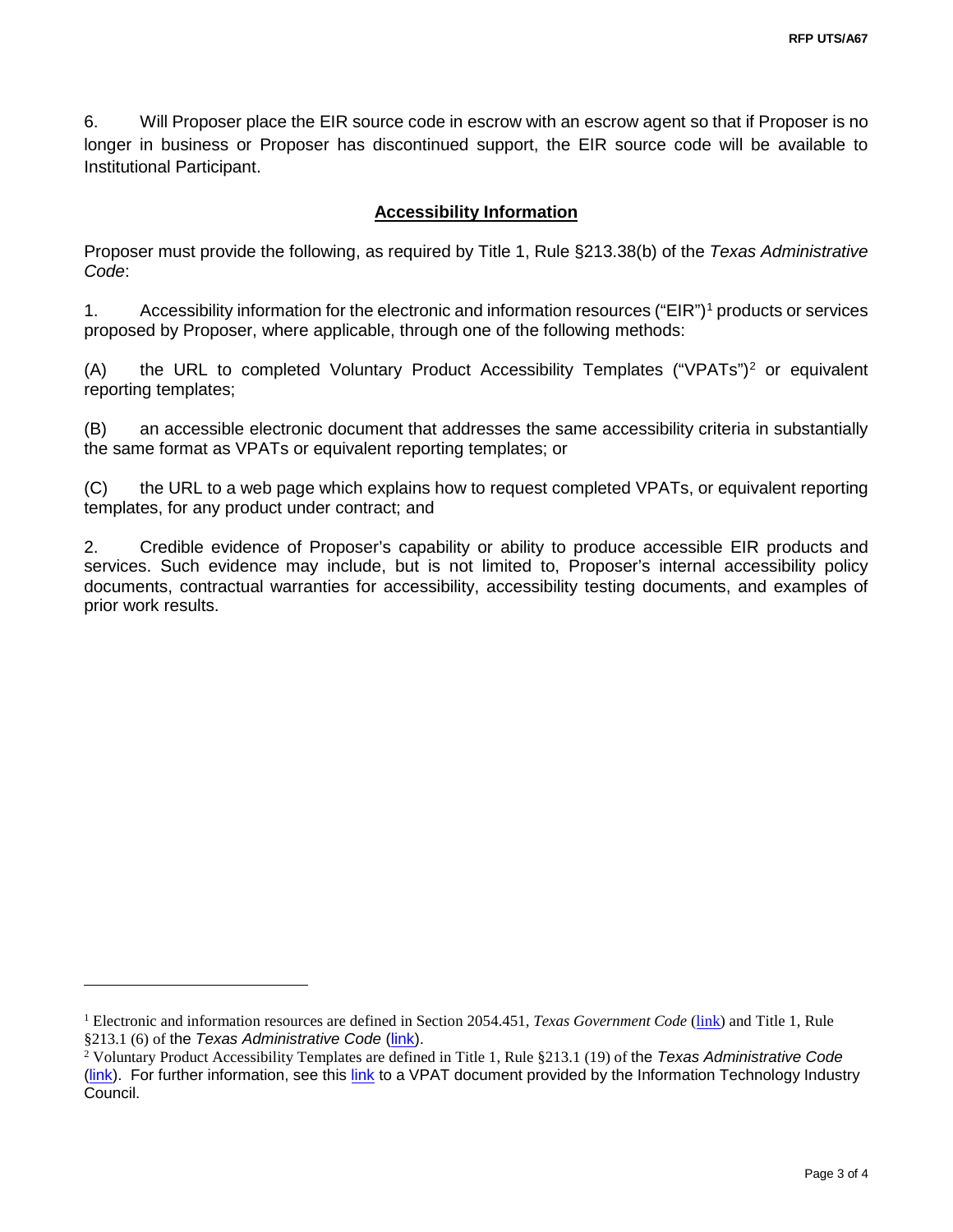6. Will Proposer place the EIR source code in escrow with an escrow agent so that if Proposer is no longer in business or Proposer has discontinued support, the EIR source code will be available to Institutional Participant.

## Accessibility Information

Proposer must provide the following, as required by Title 1, Rule §213.38(b) of the *Texas Administrative Code*:

1. Accessibility information for the electronic and information resources ("EIR")[1] products or services proposed by Proposer, where applicable, through one of the following methods:

(A) the URL to completed Voluntary Product Accessibility Templates ("VPATs")[2] or equivalent reporting templates;

(B) an accessible electronic document that addresses the same accessibility criteria in substantially the same format as VPATs or equivalent reporting templates; or

(C) the URL to a web page which explains how to request completed VPATs, or equivalent reporting templates, for any product under contract; and

2. Credible evidence of Proposer's capability or ability to produce accessible EIR products and services. Such evidence may include, but is not limited to, Proposer's internal accessibility policy documents, contractual warranties for accessibility, accessibility testing documents, and examples of prior work results.

---

[1] Electronic and information resources are defined in Section 2054.451, *Texas Government Code* (link) and Title 1, Rule §213.1 (6) of the *Texas Administrative Code* (link).

[2] Voluntary Product Accessibility Templates are defined in Title 1, Rule §213.1 (19) of the *Texas Administrative Code* (link). For further information, see this link to a VPAT document provided by the Information Technology Industry Council.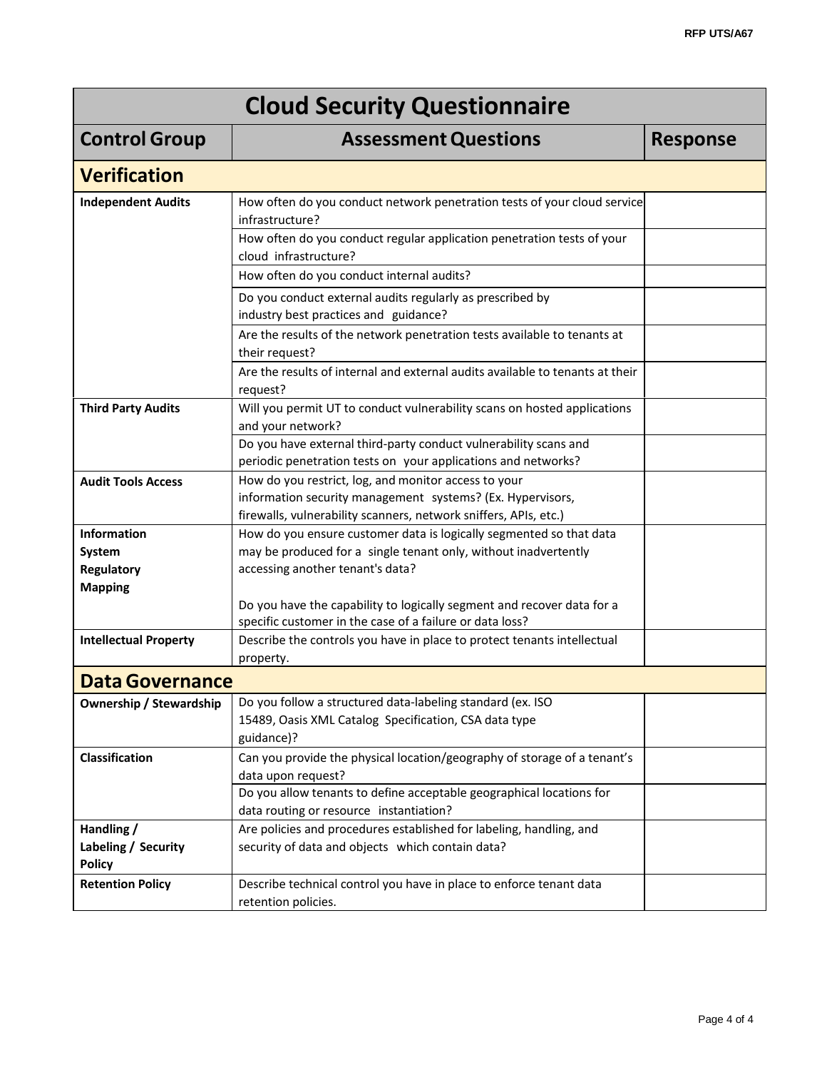| Cloud Security Questionnaire | | |
|---|---|---|
| **Control Group** | **Assessment Questions** | **Response** |
| **Verification** | | |
| **Independent Audits** | How often do you conduct network penetration tests of your cloud service infrastructure? | |
| | How often do you conduct regular application penetration tests of your cloud infrastructure? | |
| | How often do you conduct internal audits? | |
| | Do you conduct external audits regularly as prescribed by industry best practices and guidance? | |
| | Are the results of the network penetration tests available to tenants at their request? | |
| | Are the results of internal and external audits available to tenants at their request? | |
| **Third Party Audits** | Will you permit UT to conduct vulnerability scans on hosted applications and your network? | |
| | Do you have external third-party conduct vulnerability scans and periodic penetration tests on your applications and networks? | |
| **Audit Tools Access** | How do you restrict, log, and monitor access to your information security management systems? (Ex. Hypervisors, firewalls, vulnerability scanners, network sniffers, APIs, etc.) | |
| **Information System Regulatory Mapping** | How do you ensure customer data is logically segmented so that data may be produced for a single tenant only, without inadvertently accessing another tenant's data?<br><br>Do you have the capability to logically segment and recover data for a specific customer in the case of a failure or data loss? | |
| **Intellectual Property** | Describe the controls you have in place to protect tenants intellectual property. | |
| **Data Governance** | | |
| **Ownership / Stewardship** | Do you follow a structured data-labeling standard (ex. ISO 15489, Oasis XML Catalog Specification, CSA data type guidance)? | |
| **Classification** | Can you provide the physical location/geography of storage of a tenant's data upon request? | |
| | Do you allow tenants to define acceptable geographical locations for data routing or resource instantiation? | |
| **Handling / Labeling / Security Policy** | Are policies and procedures established for labeling, handling, and security of data and objects which contain data? | |
| **Retention Policy** | Describe technical control you have in place to enforce tenant data retention policies. | |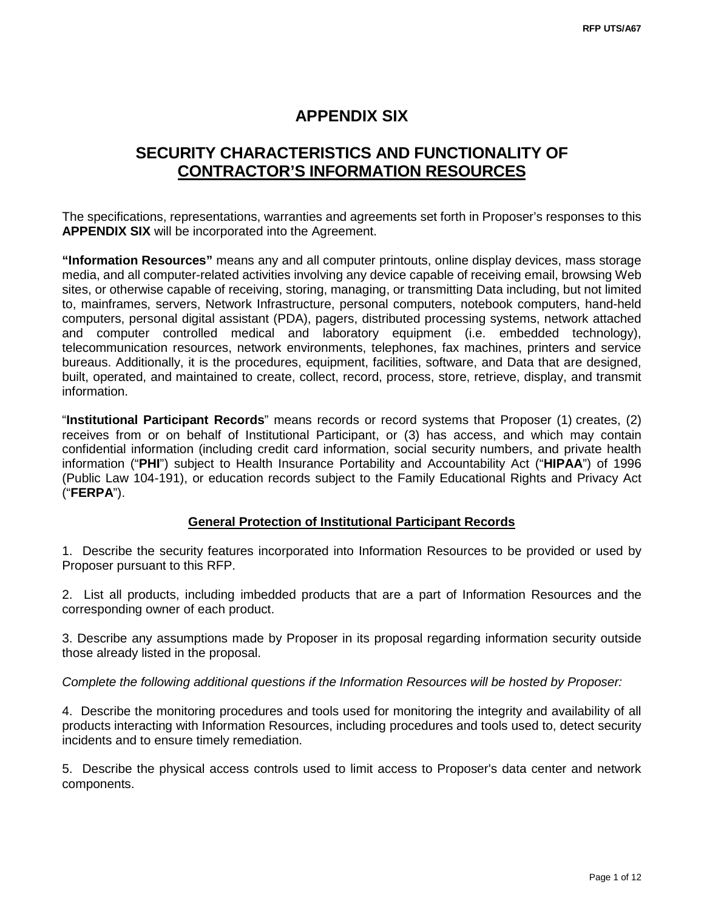# APPENDIX SIX

## SECURITY CHARACTERISTICS AND FUNCTIONALITY OF CONTRACTOR'S INFORMATION RESOURCES

The specifications, representations, warranties and agreements set forth in Proposer's responses to this **APPENDIX SIX** will be incorporated into the Agreement.

**"Information Resources"** means any and all computer printouts, online display devices, mass storage media, and all computer-related activities involving any device capable of receiving email, browsing Web sites, or otherwise capable of receiving, storing, managing, or transmitting Data including, but not limited to, mainframes, servers, Network Infrastructure, personal computers, notebook computers, hand-held computers, personal digital assistant (PDA), pagers, distributed processing systems, network attached and computer controlled medical and laboratory equipment (i.e. embedded technology), telecommunication resources, network environments, telephones, fax machines, printers and service bureaus. Additionally, it is the procedures, equipment, facilities, software, and Data that are designed, built, operated, and maintained to create, collect, record, process, store, retrieve, display, and transmit information.

"**Institutional Participant Records**" means records or record systems that Proposer (1) creates, (2) receives from or on behalf of Institutional Participant, or (3) has access, and which may contain confidential information (including credit card information, social security numbers, and private health information ("**PHI**") subject to Health Insurance Portability and Accountability Act ("**HIPAA**") of 1996 (Public Law 104-191), or education records subject to the Family Educational Rights and Privacy Act ("**FERPA**").

### General Protection of Institutional Participant Records

1. Describe the security features incorporated into Information Resources to be provided or used by Proposer pursuant to this RFP.

2. List all products, including imbedded products that are a part of Information Resources and the corresponding owner of each product.

3. Describe any assumptions made by Proposer in its proposal regarding information security outside those already listed in the proposal.

*Complete the following additional questions if the Information Resources will be hosted by Proposer:*

4. Describe the monitoring procedures and tools used for monitoring the integrity and availability of all products interacting with Information Resources, including procedures and tools used to, detect security incidents and to ensure timely remediation.

5. Describe the physical access controls used to limit access to Proposer's data center and network components.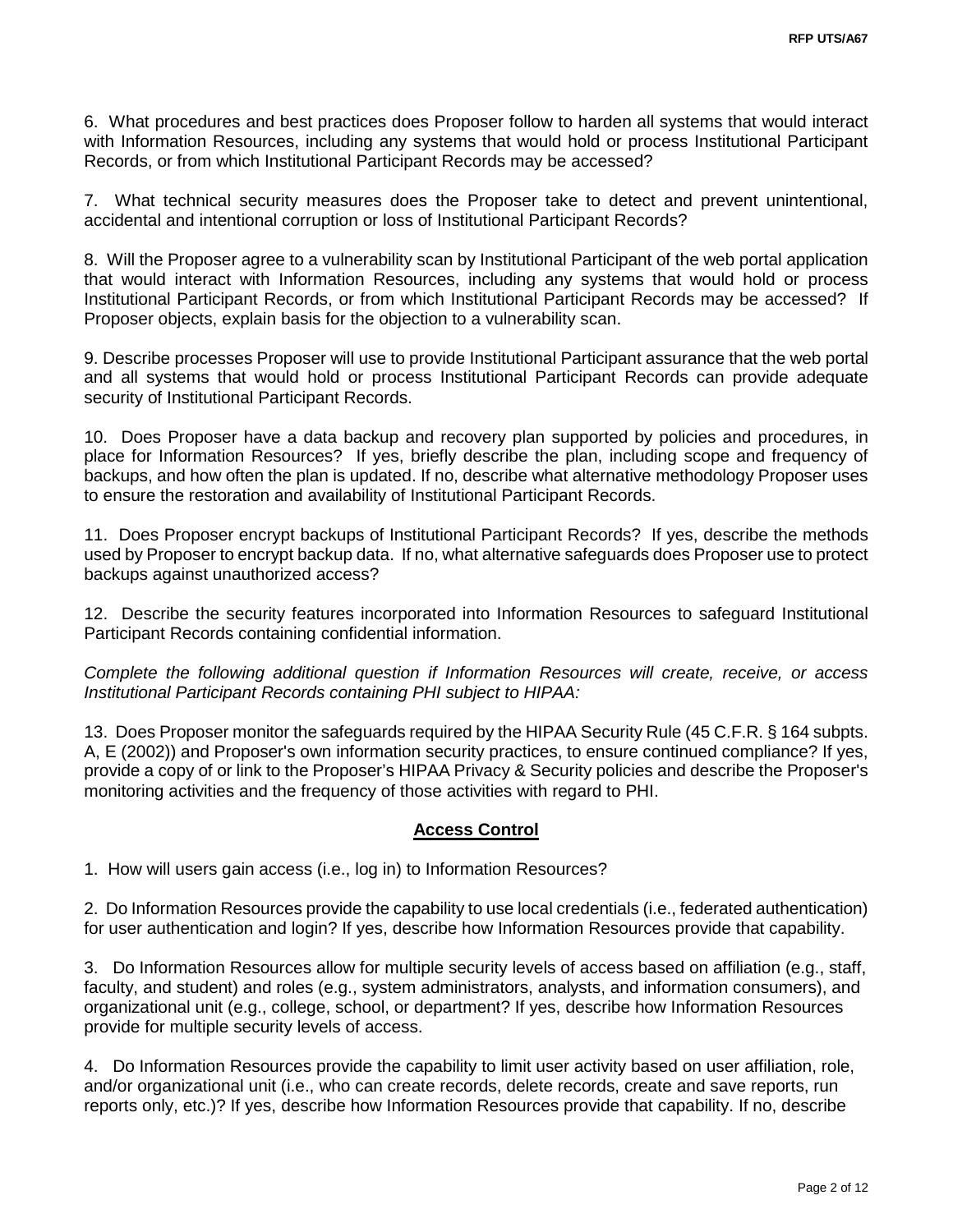6. What procedures and best practices does Proposer follow to harden all systems that would interact with Information Resources, including any systems that would hold or process Institutional Participant Records, or from which Institutional Participant Records may be accessed?

7. What technical security measures does the Proposer take to detect and prevent unintentional, accidental and intentional corruption or loss of Institutional Participant Records?

8. Will the Proposer agree to a vulnerability scan by Institutional Participant of the web portal application that would interact with Information Resources, including any systems that would hold or process Institutional Participant Records, or from which Institutional Participant Records may be accessed? If Proposer objects, explain basis for the objection to a vulnerability scan.

9. Describe processes Proposer will use to provide Institutional Participant assurance that the web portal and all systems that would hold or process Institutional Participant Records can provide adequate security of Institutional Participant Records.

10. Does Proposer have a data backup and recovery plan supported by policies and procedures, in place for Information Resources? If yes, briefly describe the plan, including scope and frequency of backups, and how often the plan is updated. If no, describe what alternative methodology Proposer uses to ensure the restoration and availability of Institutional Participant Records.

11. Does Proposer encrypt backups of Institutional Participant Records? If yes, describe the methods used by Proposer to encrypt backup data. If no, what alternative safeguards does Proposer use to protect backups against unauthorized access?

12. Describe the security features incorporated into Information Resources to safeguard Institutional Participant Records containing confidential information.

*Complete the following additional question if Information Resources will create, receive, or access Institutional Participant Records containing PHI subject to HIPAA:*

13. Does Proposer monitor the safeguards required by the HIPAA Security Rule (45 C.F.R. § 164 subpts. A, E (2002)) and Proposer's own information security practices, to ensure continued compliance? If yes, provide a copy of or link to the Proposer's HIPAA Privacy & Security policies and describe the Proposer's monitoring activities and the frequency of those activities with regard to PHI.

## Access Control

1. How will users gain access (i.e., log in) to Information Resources?

2. Do Information Resources provide the capability to use local credentials (i.e., federated authentication) for user authentication and login? If yes, describe how Information Resources provide that capability.

3. Do Information Resources allow for multiple security levels of access based on affiliation (e.g., staff, faculty, and student) and roles (e.g., system administrators, analysts, and information consumers), and organizational unit (e.g., college, school, or department? If yes, describe how Information Resources provide for multiple security levels of access.

4. Do Information Resources provide the capability to limit user activity based on user affiliation, role, and/or organizational unit (i.e., who can create records, delete records, create and save reports, run reports only, etc.)? If yes, describe how Information Resources provide that capability. If no, describe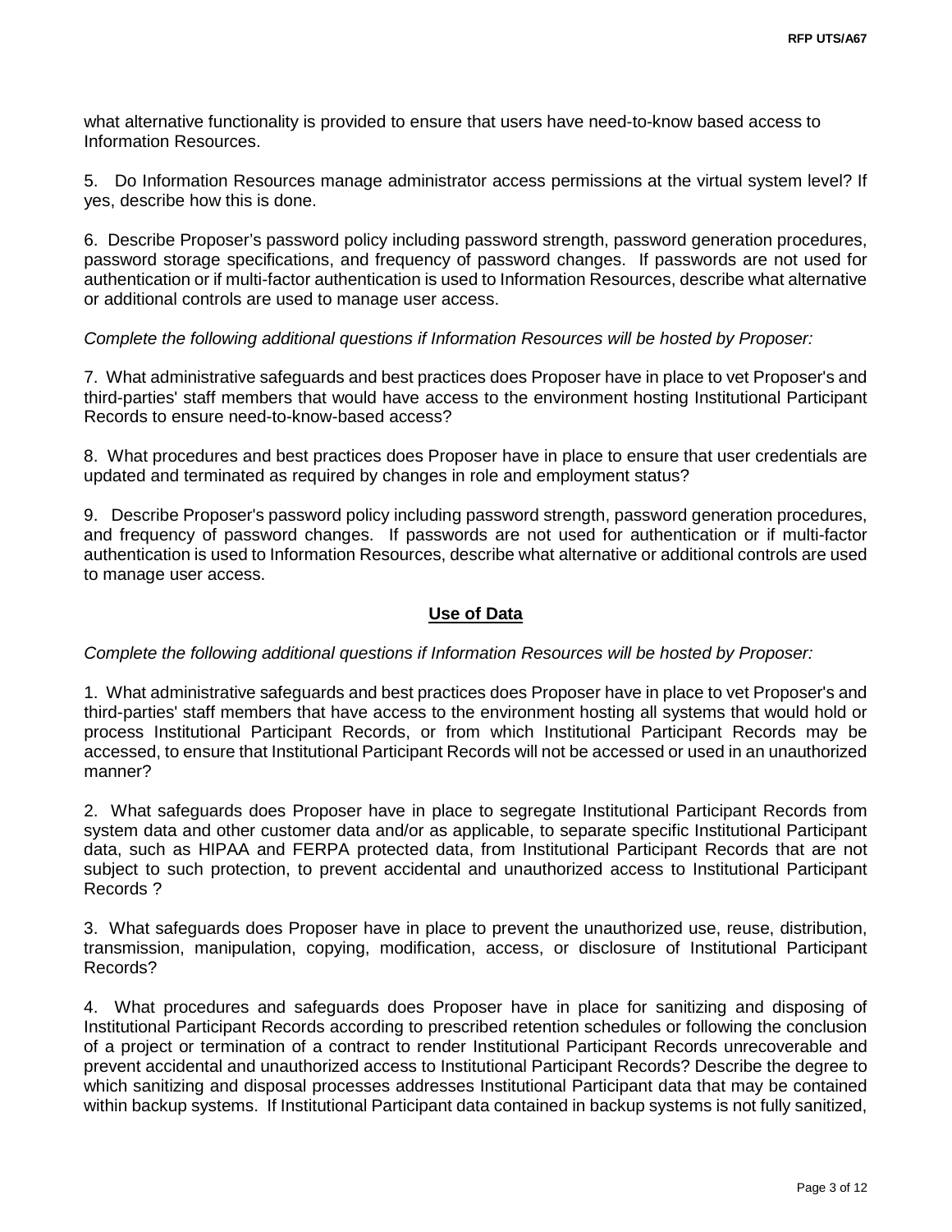what alternative functionality is provided to ensure that users have need-to-know based access to Information Resources.

5. Do Information Resources manage administrator access permissions at the virtual system level? If yes, describe how this is done.

6. Describe Proposer's password policy including password strength, password generation procedures, password storage specifications, and frequency of password changes. If passwords are not used for authentication or if multi-factor authentication is used to Information Resources, describe what alternative or additional controls are used to manage user access.

*Complete the following additional questions if Information Resources will be hosted by Proposer:*

7. What administrative safeguards and best practices does Proposer have in place to vet Proposer's and third-parties' staff members that would have access to the environment hosting Institutional Participant Records to ensure need-to-know-based access?

8. What procedures and best practices does Proposer have in place to ensure that user credentials are updated and terminated as required by changes in role and employment status?

9. Describe Proposer's password policy including password strength, password generation procedures, and frequency of password changes. If passwords are not used for authentication or if multi-factor authentication is used to Information Resources, describe what alternative or additional controls are used to manage user access.

## <u>Use of Data</u>

*Complete the following additional questions if Information Resources will be hosted by Proposer:*

1. What administrative safeguards and best practices does Proposer have in place to vet Proposer's and third-parties' staff members that have access to the environment hosting all systems that would hold or process Institutional Participant Records, or from which Institutional Participant Records may be accessed, to ensure that Institutional Participant Records will not be accessed or used in an unauthorized manner?

2. What safeguards does Proposer have in place to segregate Institutional Participant Records from system data and other customer data and/or as applicable, to separate specific Institutional Participant data, such as HIPAA and FERPA protected data, from Institutional Participant Records that are not subject to such protection, to prevent accidental and unauthorized access to Institutional Participant Records ?

3. What safeguards does Proposer have in place to prevent the unauthorized use, reuse, distribution, transmission, manipulation, copying, modification, access, or disclosure of Institutional Participant Records?

4. What procedures and safeguards does Proposer have in place for sanitizing and disposing of Institutional Participant Records according to prescribed retention schedules or following the conclusion of a project or termination of a contract to render Institutional Participant Records unrecoverable and prevent accidental and unauthorized access to Institutional Participant Records? Describe the degree to which sanitizing and disposal processes addresses Institutional Participant data that may be contained within backup systems. If Institutional Participant data contained in backup systems is not fully sanitized,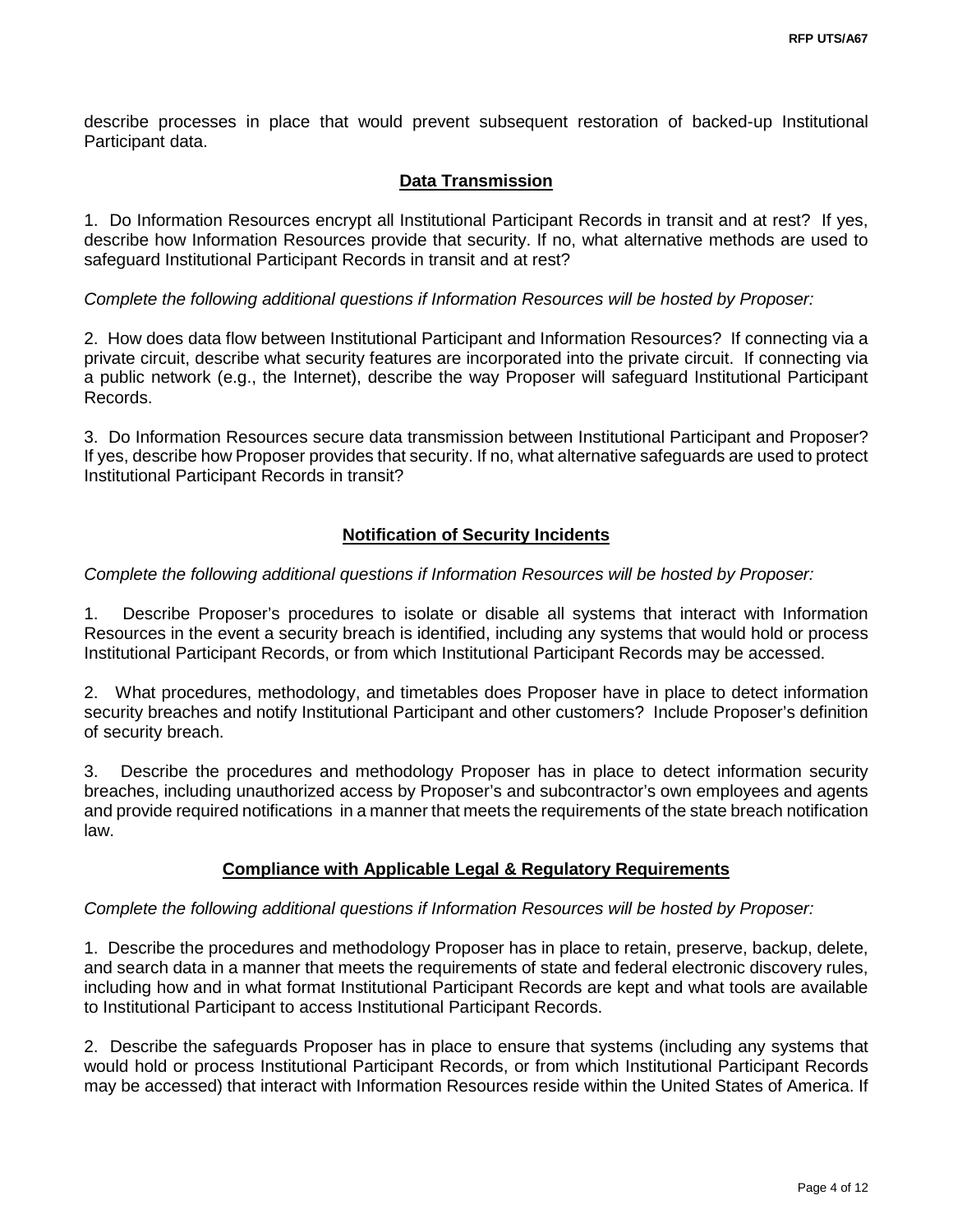describe processes in place that would prevent subsequent restoration of backed-up Institutional Participant data.

## Data Transmission

1. Do Information Resources encrypt all Institutional Participant Records in transit and at rest? If yes, describe how Information Resources provide that security. If no, what alternative methods are used to safeguard Institutional Participant Records in transit and at rest?

*Complete the following additional questions if Information Resources will be hosted by Proposer:*

2. How does data flow between Institutional Participant and Information Resources? If connecting via a private circuit, describe what security features are incorporated into the private circuit. If connecting via a public network (e.g., the Internet), describe the way Proposer will safeguard Institutional Participant Records.

3. Do Information Resources secure data transmission between Institutional Participant and Proposer? If yes, describe how Proposer provides that security. If no, what alternative safeguards are used to protect Institutional Participant Records in transit?

## Notification of Security Incidents

*Complete the following additional questions if Information Resources will be hosted by Proposer:*

1. Describe Proposer's procedures to isolate or disable all systems that interact with Information Resources in the event a security breach is identified, including any systems that would hold or process Institutional Participant Records, or from which Institutional Participant Records may be accessed.

2. What procedures, methodology, and timetables does Proposer have in place to detect information security breaches and notify Institutional Participant and other customers? Include Proposer's definition of security breach.

3. Describe the procedures and methodology Proposer has in place to detect information security breaches, including unauthorized access by Proposer's and subcontractor's own employees and agents and provide required notifications in a manner that meets the requirements of the state breach notification law.

## Compliance with Applicable Legal & Regulatory Requirements

*Complete the following additional questions if Information Resources will be hosted by Proposer:*

1. Describe the procedures and methodology Proposer has in place to retain, preserve, backup, delete, and search data in a manner that meets the requirements of state and federal electronic discovery rules, including how and in what format Institutional Participant Records are kept and what tools are available to Institutional Participant to access Institutional Participant Records.

2. Describe the safeguards Proposer has in place to ensure that systems (including any systems that would hold or process Institutional Participant Records, or from which Institutional Participant Records may be accessed) that interact with Information Resources reside within the United States of America. If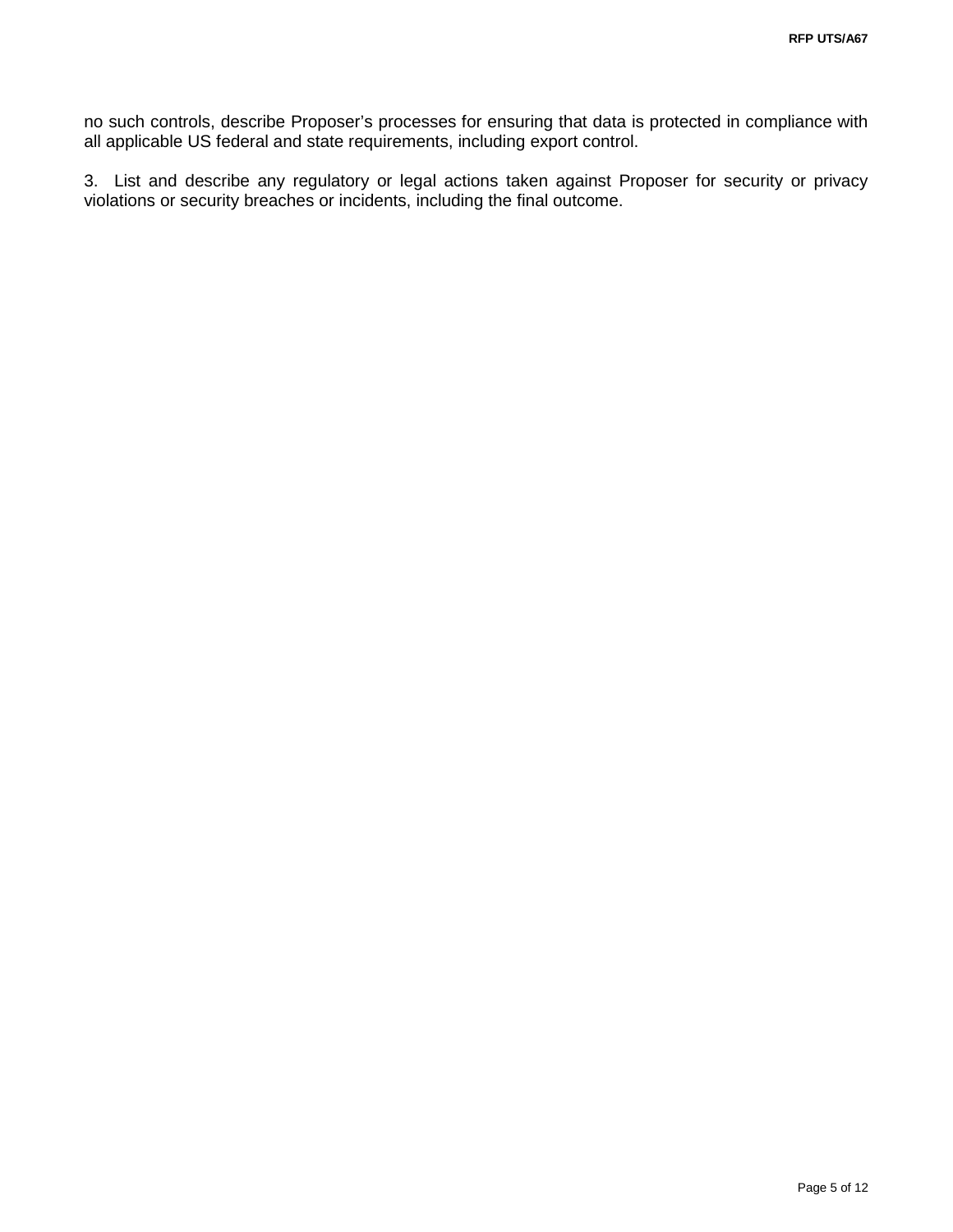no such controls, describe Proposer's processes for ensuring that data is protected in compliance with all applicable US federal and state requirements, including export control.

3. List and describe any regulatory or legal actions taken against Proposer for security or privacy violations or security breaches or incidents, including the final outcome.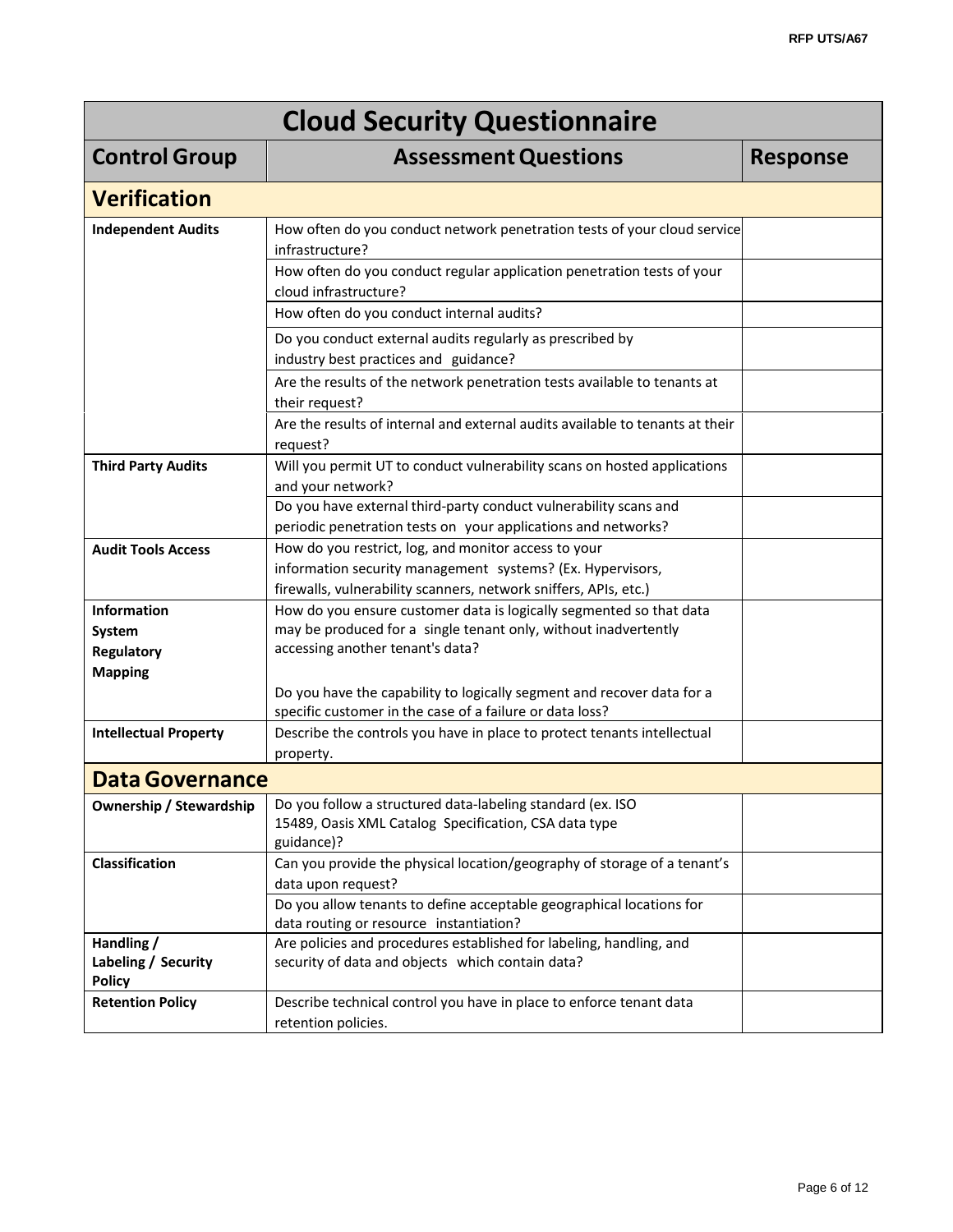| Cloud Security Questionnaire | | |
|---|---|---|
| **Control Group** | **Assessment Questions** | **Response** |
| **Verification** | | |
| **Independent Audits** | How often do you conduct network penetration tests of your cloud service infrastructure? | |
| | How often do you conduct regular application penetration tests of your cloud infrastructure? | |
| | How often do you conduct internal audits? | |
| | Do you conduct external audits regularly as prescribed by industry best practices and guidance? | |
| | Are the results of the network penetration tests available to tenants at their request? | |
| | Are the results of internal and external audits available to tenants at their request? | |
| **Third Party Audits** | Will you permit UT to conduct vulnerability scans on hosted applications and your network? | |
| | Do you have external third-party conduct vulnerability scans and periodic penetration tests on your applications and networks? | |
| **Audit Tools Access** | How do you restrict, log, and monitor access to your information security management systems? (Ex. Hypervisors, firewalls, vulnerability scanners, network sniffers, APIs, etc.) | |
| **Information System Regulatory Mapping** | How do you ensure customer data is logically segmented so that data may be produced for a single tenant only, without inadvertently accessing another tenant's data?<br><br>Do you have the capability to logically segment and recover data for a specific customer in the case of a failure or data loss? | |
| **Intellectual Property** | Describe the controls you have in place to protect tenants intellectual property. | |
| **Data Governance** | | |
| **Ownership / Stewardship** | Do you follow a structured data-labeling standard (ex. ISO 15489, Oasis XML Catalog Specification, CSA data type guidance)? | |
| **Classification** | Can you provide the physical location/geography of storage of a tenant's data upon request? | |
| | Do you allow tenants to define acceptable geographical locations for data routing or resource instantiation? | |
| **Handling / Labeling / Security Policy** | Are policies and procedures established for labeling, handling, and security of data and objects which contain data? | |
| **Retention Policy** | Describe technical control you have in place to enforce tenant data retention policies. | |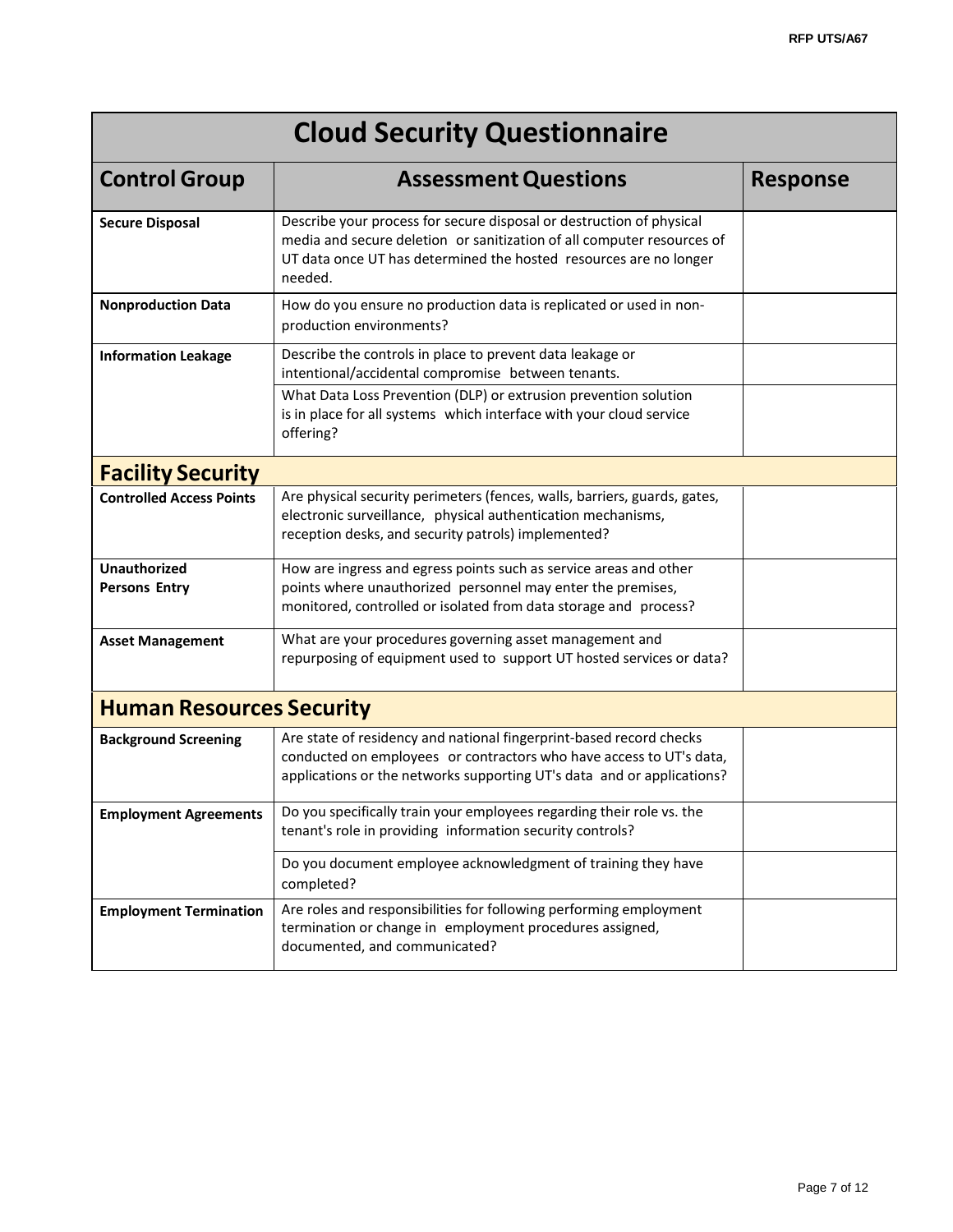| Cloud Security Questionnaire | | |
|---|---|---|
| **Control Group** | **Assessment Questions** | **Response** |
| **Secure Disposal** | Describe your process for secure disposal or destruction of physical media and secure deletion or sanitization of all computer resources of UT data once UT has determined the hosted resources are no longer needed. | |
| **Nonproduction Data** | How do you ensure no production data is replicated or used in non-production environments? | |
| **Information Leakage** | Describe the controls in place to prevent data leakage or intentional/accidental compromise between tenants. | |
| | What Data Loss Prevention (DLP) or extrusion prevention solution is in place for all systems which interface with your cloud service offering? | |
| **Facility Security** | | |
| **Controlled Access Points** | Are physical security perimeters (fences, walls, barriers, guards, gates, electronic surveillance, physical authentication mechanisms, reception desks, and security patrols) implemented? | |
| **Unauthorized Persons Entry** | How are ingress and egress points such as service areas and other points where unauthorized personnel may enter the premises, monitored, controlled or isolated from data storage and process? | |
| **Asset Management** | What are your procedures governing asset management and repurposing of equipment used to support UT hosted services or data? | |
| **Human Resources Security** | | |
| **Background Screening** | Are state of residency and national fingerprint-based record checks conducted on employees or contractors who have access to UT's data, applications or the networks supporting UT's data and or applications? | |
| **Employment Agreements** | Do you specifically train your employees regarding their role vs. the tenant's role in providing information security controls? | |
| | Do you document employee acknowledgment of training they have completed? | |
| **Employment Termination** | Are roles and responsibilities for following performing employment termination or change in employment procedures assigned, documented, and communicated? | |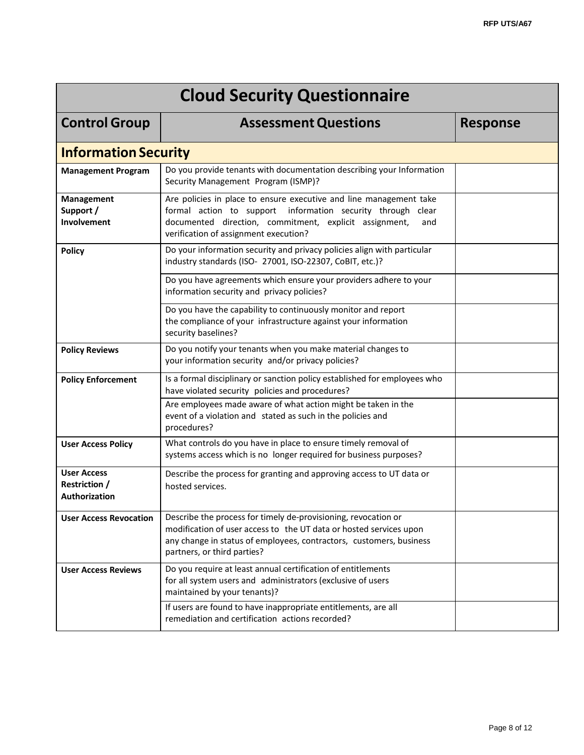| Cloud Security Questionnaire | | |
|---|---|---|
| **Control Group** | **Assessment Questions** | **Response** |
| **Information Security** | | |
| **Management Program** | Do you provide tenants with documentation describing your Information Security Management Program (ISMP)? | |
| **Management Support / Involvement** | Are policies in place to ensure executive and line management take formal action to support information security through clear documented direction, commitment, explicit assignment, and verification of assignment execution? | |
| **Policy** | Do your information security and privacy policies align with particular industry standards (ISO- 27001, ISO-22307, CoBIT, etc.)? | |
| | Do you have agreements which ensure your providers adhere to your information security and privacy policies? | |
| | Do you have the capability to continuously monitor and report the compliance of your infrastructure against your information security baselines? | |
| **Policy Reviews** | Do you notify your tenants when you make material changes to your information security and/or privacy policies? | |
| **Policy Enforcement** | Is a formal disciplinary or sanction policy established for employees who have violated security policies and procedures? | |
| | Are employees made aware of what action might be taken in the event of a violation and stated as such in the policies and procedures? | |
| **User Access Policy** | What controls do you have in place to ensure timely removal of systems access which is no longer required for business purposes? | |
| **User Access Restriction / Authorization** | Describe the process for granting and approving access to UT data or hosted services. | |
| **User Access Revocation** | Describe the process for timely de-provisioning, revocation or modification of user access to the UT data or hosted services upon any change in status of employees, contractors, customers, business partners, or third parties? | |
| **User Access Reviews** | Do you require at least annual certification of entitlements for all system users and administrators (exclusive of users maintained by your tenants)? | |
| | If users are found to have inappropriate entitlements, are all remediation and certification actions recorded? | |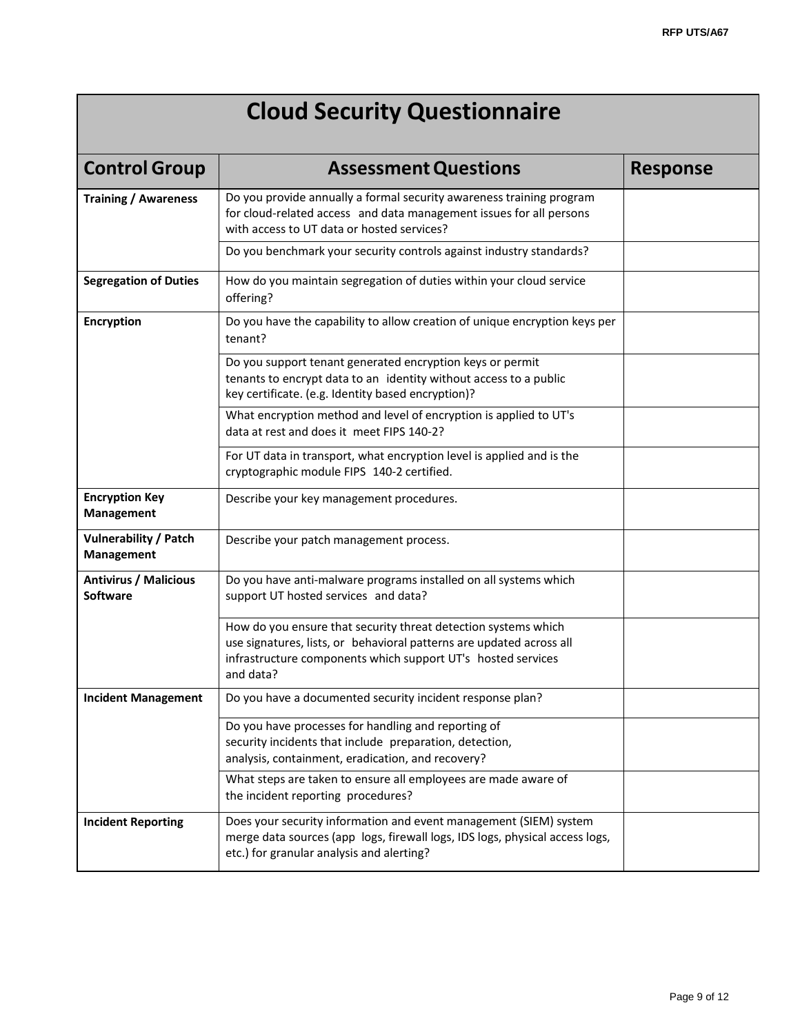## Cloud Security Questionnaire

| Control Group | Assessment Questions | Response |
|---|---|---|
| **Training / Awareness** | Do you provide annually a formal security awareness training program for cloud-related access and data management issues for all persons with access to UT data or hosted services? | |
| | Do you benchmark your security controls against industry standards? | |
| **Segregation of Duties** | How do you maintain segregation of duties within your cloud service offering? | |
| **Encryption** | Do you have the capability to allow creation of unique encryption keys per tenant? | |
| | Do you support tenant generated encryption keys or permit tenants to encrypt data to an identity without access to a public key certificate. (e.g. Identity based encryption)? | |
| | What encryption method and level of encryption is applied to UT's data at rest and does it meet FIPS 140-2? | |
| | For UT data in transport, what encryption level is applied and is the cryptographic module FIPS 140-2 certified. | |
| **Encryption Key Management** | Describe your key management procedures. | |
| **Vulnerability / Patch Management** | Describe your patch management process. | |
| **Antivirus / Malicious Software** | Do you have anti-malware programs installed on all systems which support UT hosted services and data? | |
| | How do you ensure that security threat detection systems which use signatures, lists, or behavioral patterns are updated across all infrastructure components which support UT's hosted services and data? | |
| **Incident Management** | Do you have a documented security incident response plan? | |
| | Do you have processes for handling and reporting of security incidents that include preparation, detection, analysis, containment, eradication, and recovery? | |
| | What steps are taken to ensure all employees are made aware of the incident reporting procedures? | |
| **Incident Reporting** | Does your security information and event management (SIEM) system merge data sources (app logs, firewall logs, IDS logs, physical access logs, etc.) for granular analysis and alerting? | |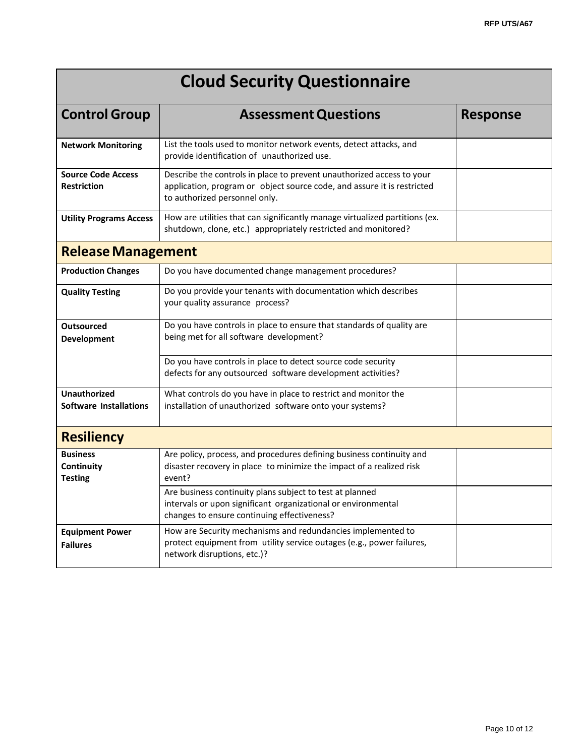| Cloud Security Questionnaire | | |
|---|---|---|
| **Control Group** | **Assessment Questions** | **Response** |
| **Network Monitoring** | List the tools used to monitor network events, detect attacks, and provide identification of unauthorized use. | |
| **Source Code Access Restriction** | Describe the controls in place to prevent unauthorized access to your application, program or object source code, and assure it is restricted to authorized personnel only. | |
| **Utility Programs Access** | How are utilities that can significantly manage virtualized partitions (ex. shutdown, clone, etc.) appropriately restricted and monitored? | |
| **Release Management** | | |
| **Production Changes** | Do you have documented change management procedures? | |
| **Quality Testing** | Do you provide your tenants with documentation which describes your quality assurance process? | |
| **Outsourced Development** | Do you have controls in place to ensure that standards of quality are being met for all software development? | |
| | Do you have controls in place to detect source code security defects for any outsourced software development activities? | |
| **Unauthorized Software Installations** | What controls do you have in place to restrict and monitor the installation of unauthorized software onto your systems? | |
| **Resiliency** | | |
| **Business Continuity Testing** | Are policy, process, and procedures defining business continuity and disaster recovery in place to minimize the impact of a realized risk event? | |
| | Are business continuity plans subject to test at planned intervals or upon significant organizational or environmental changes to ensure continuing effectiveness? | |
| **Equipment Power Failures** | How are Security mechanisms and redundancies implemented to protect equipment from utility service outages (e.g., power failures, network disruptions, etc.)? | |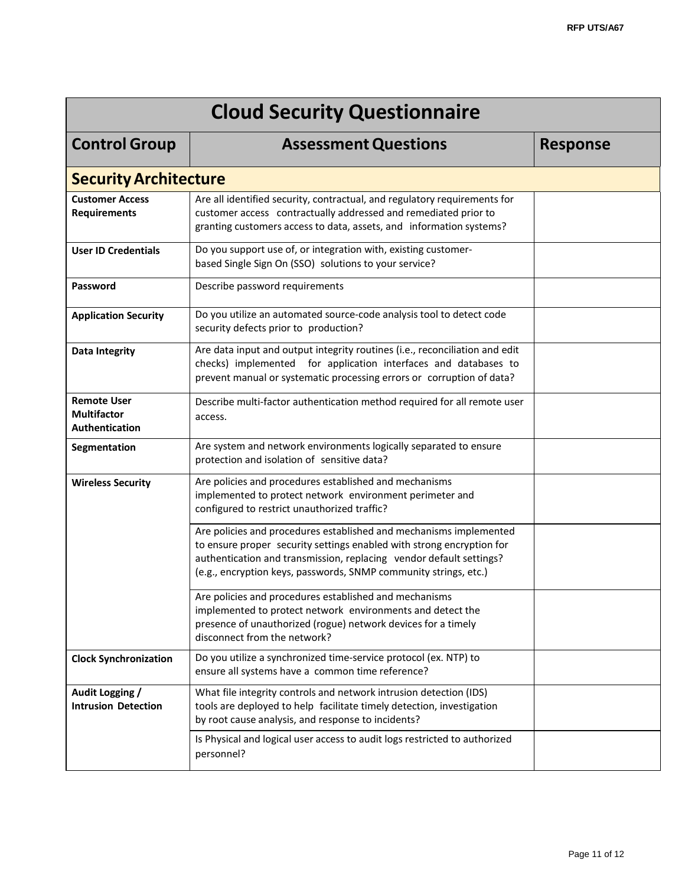| Cloud Security Questionnaire | | |
|---|---|---|
| **Control Group** | **Assessment Questions** | **Response** |
| **Security Architecture** | | |
| **Customer Access Requirements** | Are all identified security, contractual, and regulatory requirements for customer access contractually addressed and remediated prior to granting customers access to data, assets, and information systems? | |
| **User ID Credentials** | Do you support use of, or integration with, existing customer-based Single Sign On (SSO) solutions to your service? | |
| **Password** | Describe password requirements | |
| **Application Security** | Do you utilize an automated source-code analysis tool to detect code security defects prior to production? | |
| **Data Integrity** | Are data input and output integrity routines (i.e., reconciliation and edit checks) implemented for application interfaces and databases to prevent manual or systematic processing errors or corruption of data? | |
| **Remote User Multifactor Authentication** | Describe multi-factor authentication method required for all remote user access. | |
| **Segmentation** | Are system and network environments logically separated to ensure protection and isolation of sensitive data? | |
| **Wireless Security** | Are policies and procedures established and mechanisms implemented to protect network environment perimeter and configured to restrict unauthorized traffic? | |
| | Are policies and procedures established and mechanisms implemented to ensure proper security settings enabled with strong encryption for authentication and transmission, replacing vendor default settings? (e.g., encryption keys, passwords, SNMP community strings, etc.) | |
| | Are policies and procedures established and mechanisms implemented to protect network environments and detect the presence of unauthorized (rogue) network devices for a timely disconnect from the network? | |
| **Clock Synchronization** | Do you utilize a synchronized time-service protocol (ex. NTP) to ensure all systems have a common time reference? | |
| **Audit Logging / Intrusion Detection** | What file integrity controls and network intrusion detection (IDS) tools are deployed to help facilitate timely detection, investigation by root cause analysis, and response to incidents? | |
| | Is Physical and logical user access to audit logs restricted to authorized personnel? | |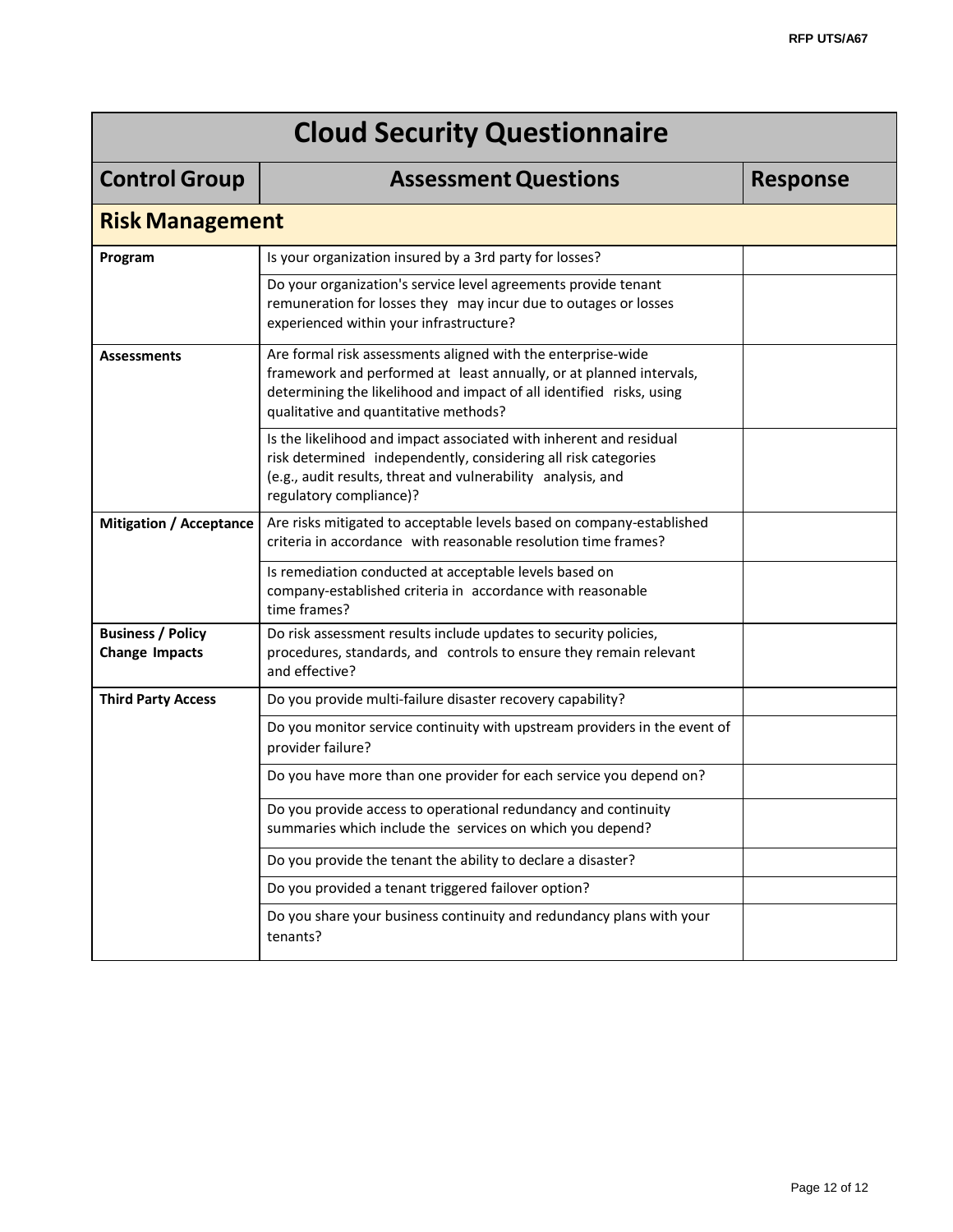| Cloud Security Questionnaire | | |
|---|---|---|
| **Control Group** | **Assessment Questions** | **Response** |
| **Risk Management** | | |
| **Program** | Is your organization insured by a 3rd party for losses? | |
| | Do your organization's service level agreements provide tenant remuneration for losses they may incur due to outages or losses experienced within your infrastructure? | |
| **Assessments** | Are formal risk assessments aligned with the enterprise-wide framework and performed at least annually, or at planned intervals, determining the likelihood and impact of all identified risks, using qualitative and quantitative methods? | |
| | Is the likelihood and impact associated with inherent and residual risk determined independently, considering all risk categories (e.g., audit results, threat and vulnerability analysis, and regulatory compliance)? | |
| **Mitigation / Acceptance** | Are risks mitigated to acceptable levels based on company-established criteria in accordance with reasonable resolution time frames? | |
| | Is remediation conducted at acceptable levels based on company-established criteria in accordance with reasonable time frames? | |
| **Business / Policy Change Impacts** | Do risk assessment results include updates to security policies, procedures, standards, and controls to ensure they remain relevant and effective? | |
| **Third Party Access** | Do you provide multi-failure disaster recovery capability? | |
| | Do you monitor service continuity with upstream providers in the event of provider failure? | |
| | Do you have more than one provider for each service you depend on? | |
| | Do you provide access to operational redundancy and continuity summaries which include the services on which you depend? | |
| | Do you provide the tenant the ability to declare a disaster? | |
| | Do you provided a tenant triggered failover option? | |
| | Do you share your business continuity and redundancy plans with your tenants? | |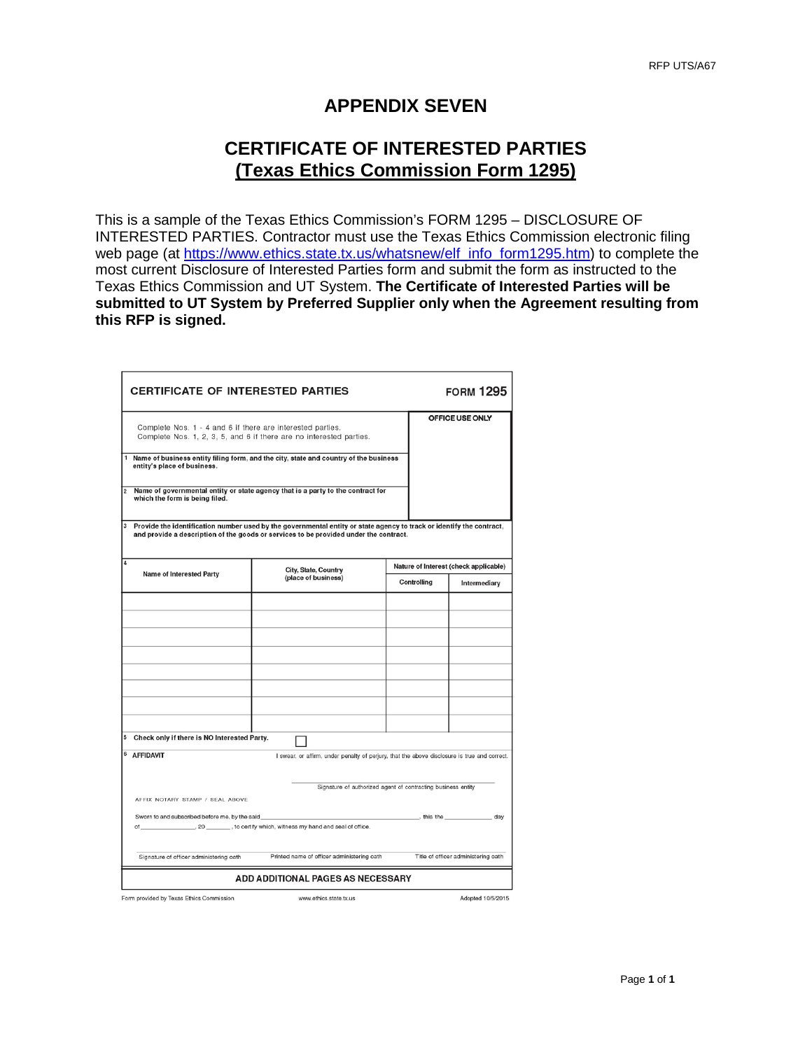# APPENDIX SEVEN

## CERTIFICATE OF INTERESTED PARTIES (Texas Ethics Commission Form 1295)

This is a sample of the Texas Ethics Commission's FORM 1295 – DISCLOSURE OF INTERESTED PARTIES. Contractor must use the Texas Ethics Commission electronic filing web page (at https://www.ethics.state.tx.us/whatsnew/elf_info_form1295.htm) to complete the most current Disclosure of Interested Parties form and submit the form as instructed to the Texas Ethics Commission and UT System. **The Certificate of Interested Parties will be submitted to UT System by Preferred Supplier only when the Agreement resulting from this RFP is signed.**

**CERTIFICATE OF INTERESTED PARTIES** — **FORM 1295**

Complete Nos. 1 - 4 and 6 if there are interested parties.
Complete Nos. 1, 2, 3, 5, and 6 if there are no interested parties.

**OFFICE USE ONLY**

1 **Name of business entity filing form, and the city, state and country of the business entity's place of business.**

2 **Name of governmental entity or state agency that is a party to the contract for which the form is being filed.**

3 **Provide the identification number used by the governmental entity or state agency to track or identify the contract, and provide a description of the goods or services to be provided under the contract.**

4

| Name of Interested Party | City, State, Country (place of business) | Nature of Interest (check applicable) | |
|---|---|---|---|
| | | Controlling | Intermediary |
| | | | |
| | | | |
| | | | |
| | | | |
| | | | |
| | | | |
| | | | |
| | | | |

5 **Check only if there is NO Interested Party.** ☐

6 **AFFIDAVIT**

I swear, or affirm, under penalty of perjury, that the above disclosure is true and correct.

_______________________________________________
Signature of authorized agent of contracting business entity

AFFIX NOTARY STAMP / SEAL ABOVE

Sworn to and subscribed before me, by the said ______________________________, this the __________ day of ______________, 20 ______, to certify which, witness my hand and seal of office.

Signature of officer administering oath — Printed name of officer administering oath — Title of officer administering oath

**ADD ADDITIONAL PAGES AS NECESSARY**

Form provided by Texas Ethics Commission — www.ethics.state.tx.us — Adopted 10/5/2015